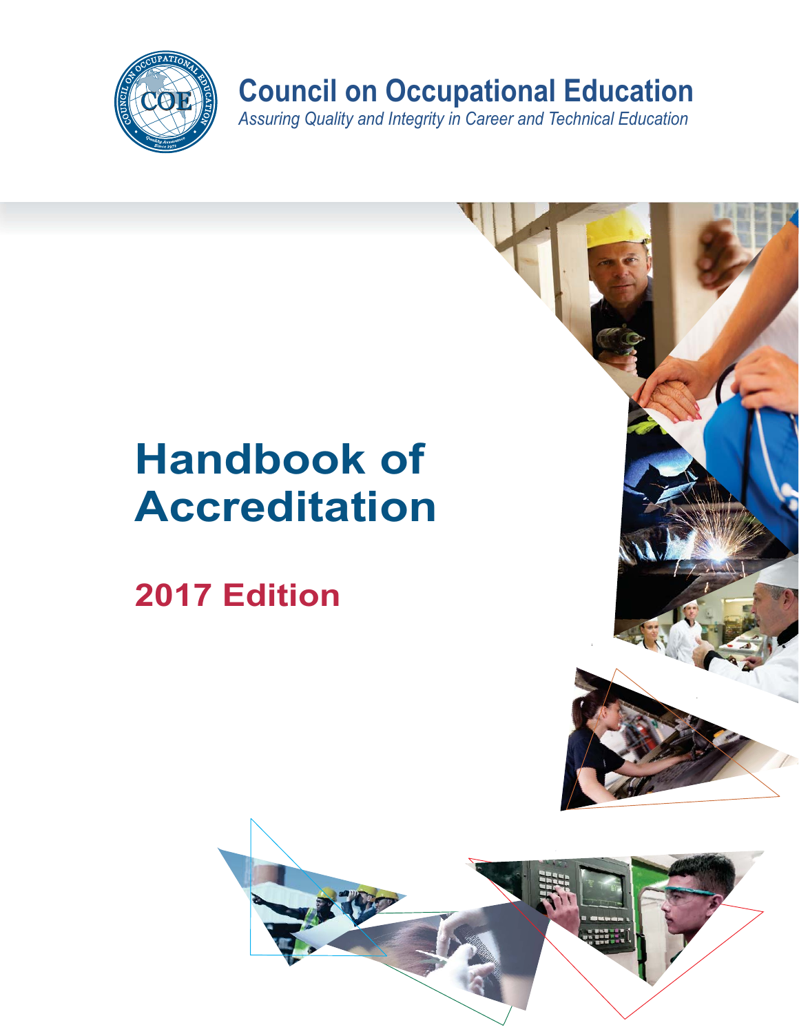# Council on Occupational Education

*Assuring Quality and Integrity in Career and Technical Education*

# Handbook of Accreditation

## 2017 Edition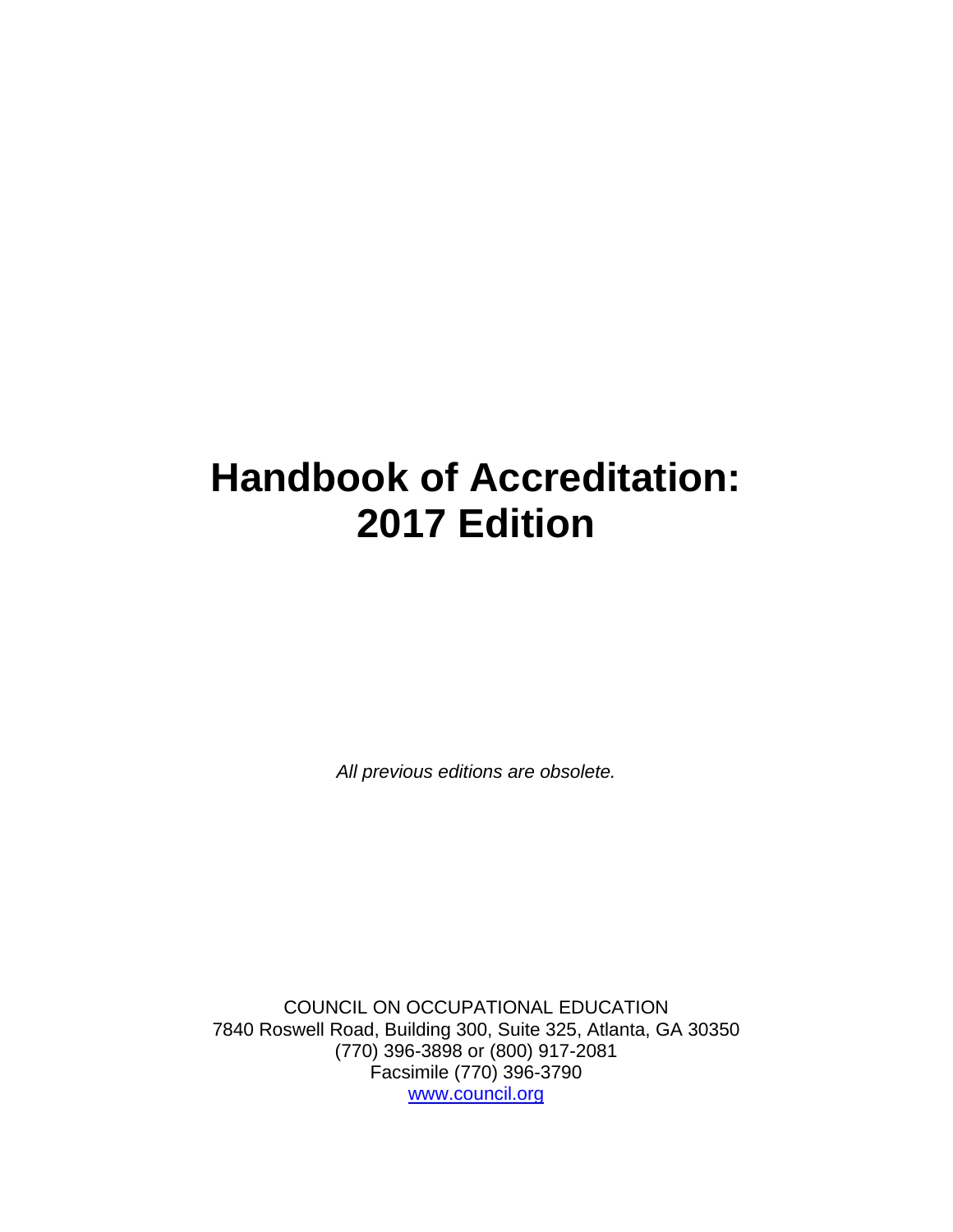# Handbook of Accreditation: 2017 Edition

*All previous editions are obsolete.*

COUNCIL ON OCCUPATIONAL EDUCATION
7840 Roswell Road, Building 300, Suite 325, Atlanta, GA 30350
(770) 396-3898 or (800) 917-2081
Facsimile (770) 396-3790
www.council.org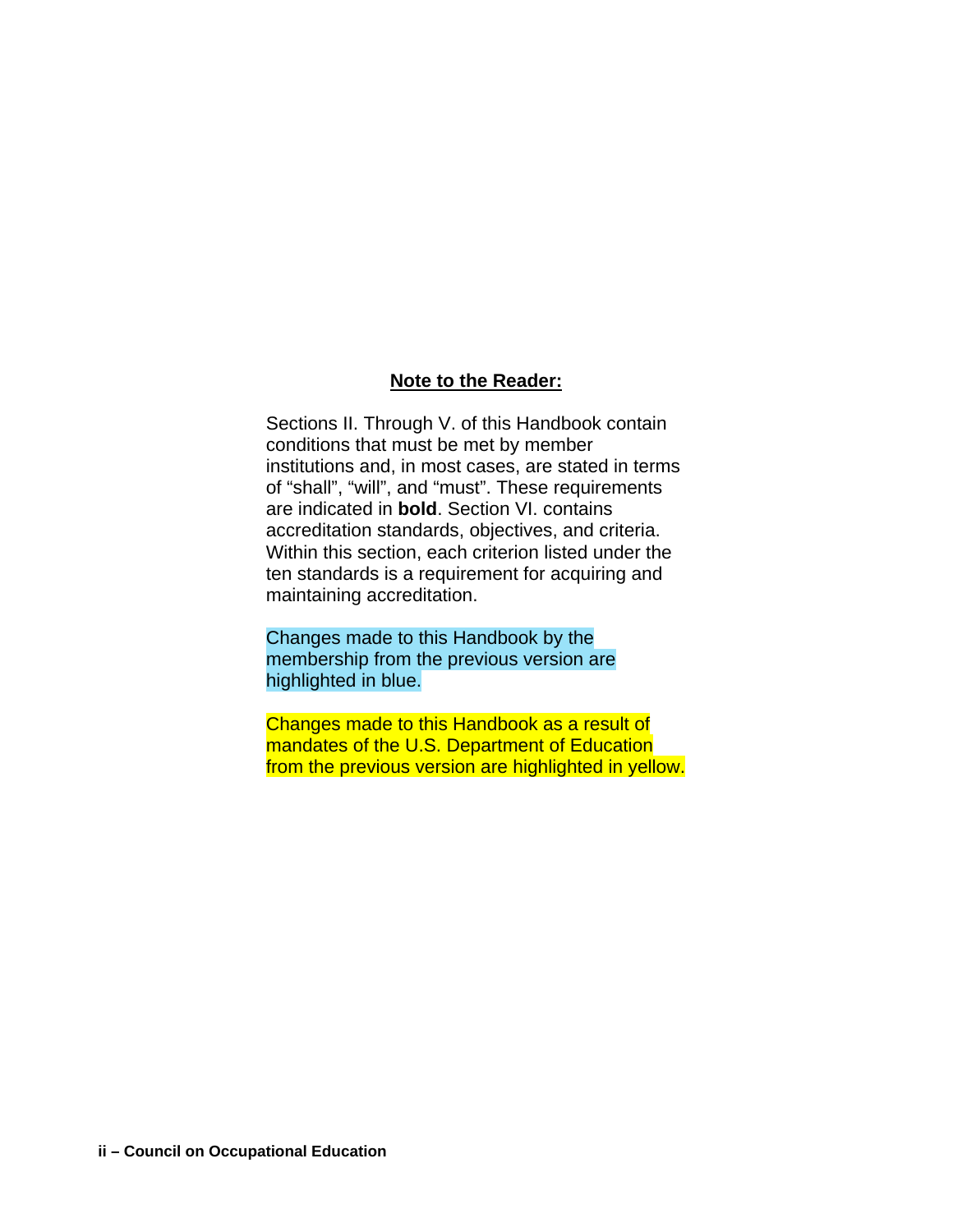**Note to the Reader:**

Sections II. Through V. of this Handbook contain conditions that must be met by member institutions and, in most cases, are stated in terms of “shall”, “will”, and “must”. These requirements are indicated in **bold**. Section VI. contains accreditation standards, objectives, and criteria. Within this section, each criterion listed under the ten standards is a requirement for acquiring and maintaining accreditation.

Changes made to this Handbook by the membership from the previous version are highlighted in blue.

Changes made to this Handbook as a result of mandates of the U.S. Department of Education from the previous version are highlighted in yellow.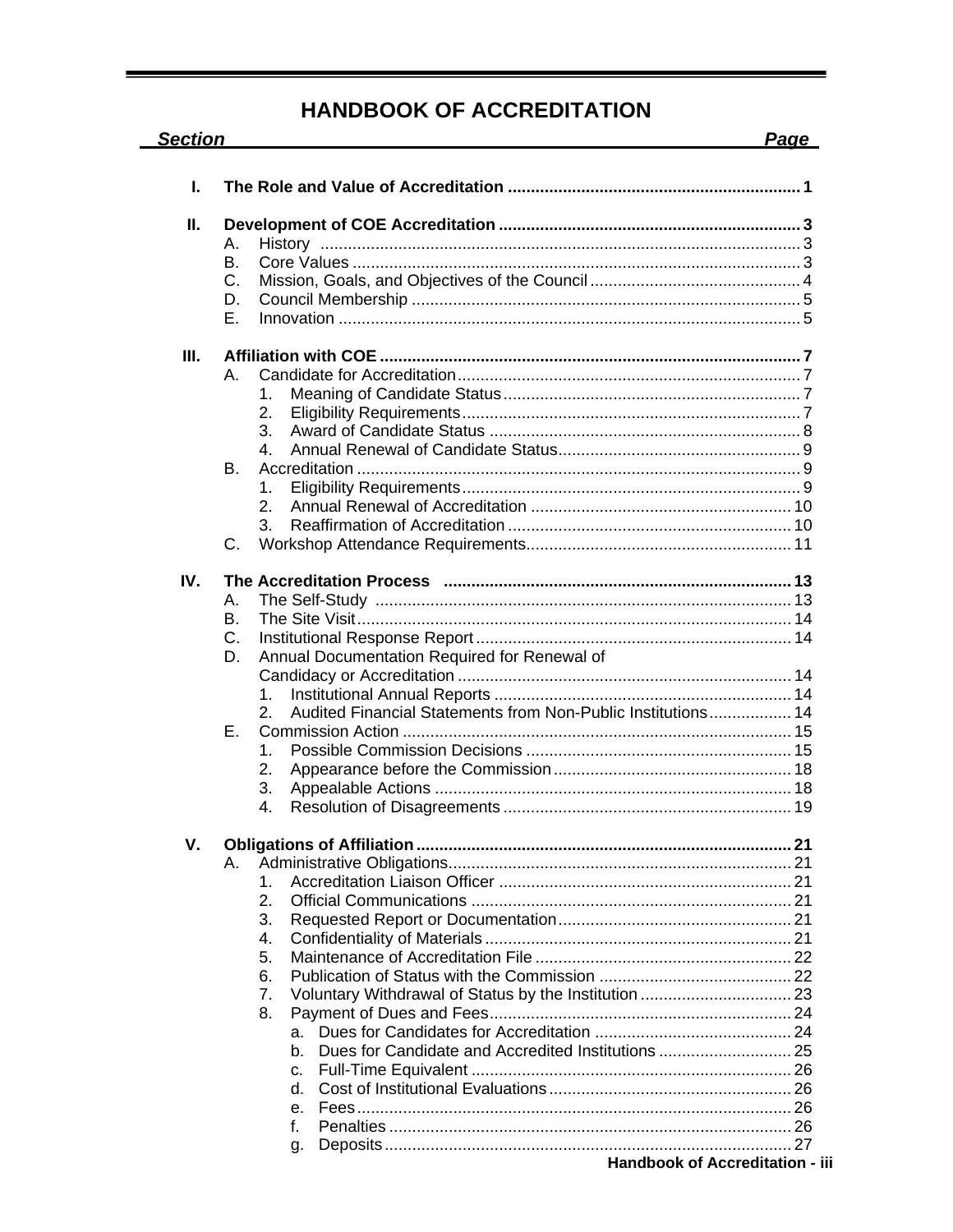# HANDBOOK OF ACCREDITATION

| Section | | Page |
|---|---|---|
| I. | The Role and Value of Accreditation | 1 |
| II. | Development of COE Accreditation | 3 |
| | A. History | 3 |
| | B. Core Values | 3 |
| | C. Mission, Goals, and Objectives of the Council | 4 |
| | D. Council Membership | 5 |
| | E. Innovation | 5 |
| III. | Affiliation with COE | 7 |
| | A. Candidate for Accreditation | 7 |
| | 1. Meaning of Candidate Status | 7 |
| | 2. Eligibility Requirements | 7 |
| | 3. Award of Candidate Status | 8 |
| | 4. Annual Renewal of Candidate Status | 9 |
| | B. Accreditation | 9 |
| | 1. Eligibility Requirements | 9 |
| | 2. Annual Renewal of Accreditation | 10 |
| | 3. Reaffirmation of Accreditation | 10 |
| | C. Workshop Attendance Requirements | 11 |
| IV. | The Accreditation Process | 13 |
| | A. The Self-Study | 13 |
| | B. The Site Visit | 14 |
| | C. Institutional Response Report | 14 |
| | D. Annual Documentation Required for Renewal of Candidacy or Accreditation | 14 |
| | 1. Institutional Annual Reports | 14 |
| | 2. Audited Financial Statements from Non-Public Institutions | 14 |
| | E. Commission Action | 15 |
| | 1. Possible Commission Decisions | 15 |
| | 2. Appearance before the Commission | 18 |
| | 3. Appealable Actions | 18 |
| | 4. Resolution of Disagreements | 19 |
| V. | Obligations of Affiliation | 21 |
| | A. Administrative Obligations | 21 |
| | 1. Accreditation Liaison Officer | 21 |
| | 2. Official Communications | 21 |
| | 3. Requested Report or Documentation | 21 |
| | 4. Confidentiality of Materials | 21 |
| | 5. Maintenance of Accreditation File | 22 |
| | 6. Publication of Status with the Commission | 22 |
| | 7. Voluntary Withdrawal of Status by the Institution | 23 |
| | 8. Payment of Dues and Fees | 24 |
| | a. Dues for Candidates for Accreditation | 24 |
| | b. Dues for Candidate and Accredited Institutions | 25 |
| | c. Full-Time Equivalent | 26 |
| | d. Cost of Institutional Evaluations | 26 |
| | e. Fees | 26 |
| | f. Penalties | 26 |
| | g. Deposits | 27 |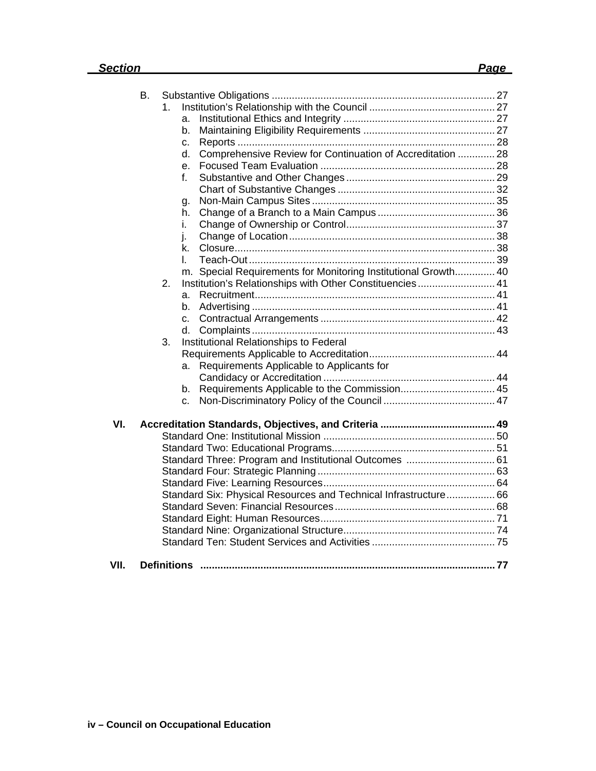| Section | Page |
|---|---|
| B. Substantive Obligations | 27 |
| 1. Institution's Relationship with the Council | 27 |
| a. Institutional Ethics and Integrity | 27 |
| b. Maintaining Eligibility Requirements | 27 |
| c. Reports | 28 |
| d. Comprehensive Review for Continuation of Accreditation | 28 |
| e. Focused Team Evaluation | 28 |
| f. Substantive and Other Changes | 29 |
| Chart of Substantive Changes | 32 |
| g. Non-Main Campus Sites | 35 |
| h. Change of a Branch to a Main Campus | 36 |
| i. Change of Ownership or Control | 37 |
| j. Change of Location | 38 |
| k. Closure | 38 |
| l. Teach-Out | 39 |
| m. Special Requirements for Monitoring Institutional Growth | 40 |
| 2. Institution's Relationships with Other Constituencies | 41 |
| a. Recruitment | 41 |
| b. Advertising | 41 |
| c. Contractual Arrangements | 42 |
| d. Complaints | 43 |
| 3. Institutional Relationships to Federal Requirements Applicable to Accreditation | 44 |
| a. Requirements Applicable to Applicants for Candidacy or Accreditation | 44 |
| b. Requirements Applicable to the Commission | 45 |
| c. Non-Discriminatory Policy of the Council | 47 |
| **VI. Accreditation Standards, Objectives, and Criteria** | **49** |
| Standard One: Institutional Mission | 50 |
| Standard Two: Educational Programs | 51 |
| Standard Three: Program and Institutional Outcomes | 61 |
| Standard Four: Strategic Planning | 63 |
| Standard Five: Learning Resources | 64 |
| Standard Six: Physical Resources and Technical Infrastructure | 66 |
| Standard Seven: Financial Resources | 68 |
| Standard Eight: Human Resources | 71 |
| Standard Nine: Organizational Structure | 74 |
| Standard Ten: Student Services and Activities | 75 |
| **VII. Definitions** | **77** |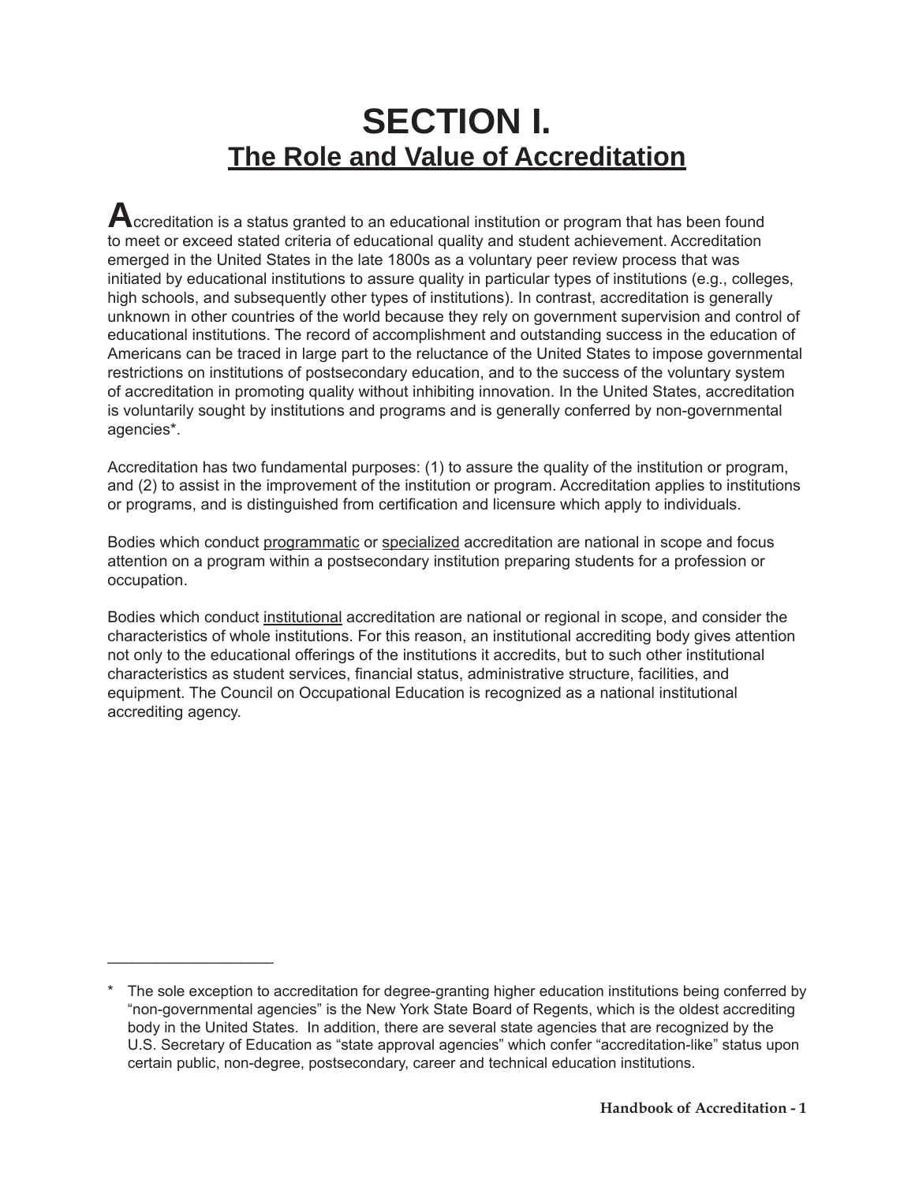# SECTION I.

## The Role and Value of Accreditation

Accreditation is a status granted to an educational institution or program that has been found to meet or exceed stated criteria of educational quality and student achievement. Accreditation emerged in the United States in the late 1800s as a voluntary peer review process that was initiated by educational institutions to assure quality in particular types of institutions (e.g., colleges, high schools, and subsequently other types of institutions). In contrast, accreditation is generally unknown in other countries of the world because they rely on government supervision and control of educational institutions. The record of accomplishment and outstanding success in the education of Americans can be traced in large part to the reluctance of the United States to impose governmental restrictions on institutions of postsecondary education, and to the success of the voluntary system of accreditation in promoting quality without inhibiting innovation. In the United States, accreditation is voluntarily sought by institutions and programs and is generally conferred by non-governmental agencies*.

Accreditation has two fundamental purposes: (1) to assure the quality of the institution or program, and (2) to assist in the improvement of the institution or program. Accreditation applies to institutions or programs, and is distinguished from certification and licensure which apply to individuals.

Bodies which conduct <u>programmatic</u> or <u>specialized</u> accreditation are national in scope and focus attention on a program within a postsecondary institution preparing students for a profession or occupation.

Bodies which conduct <u>institutional</u> accreditation are national or regional in scope, and consider the characteristics of whole institutions. For this reason, an institutional accrediting body gives attention not only to the educational offerings of the institutions it accredits, but to such other institutional characteristics as student services, financial status, administrative structure, facilities, and equipment. The Council on Occupational Education is recognized as a national institutional accrediting agency.

---

* The sole exception to accreditation for degree-granting higher education institutions being conferred by "non-governmental agencies" is the New York State Board of Regents, which is the oldest accrediting body in the United States. In addition, there are several state agencies that are recognized by the U.S. Secretary of Education as "state approval agencies" which confer "accreditation-like" status upon certain public, non-degree, postsecondary, career and technical education institutions.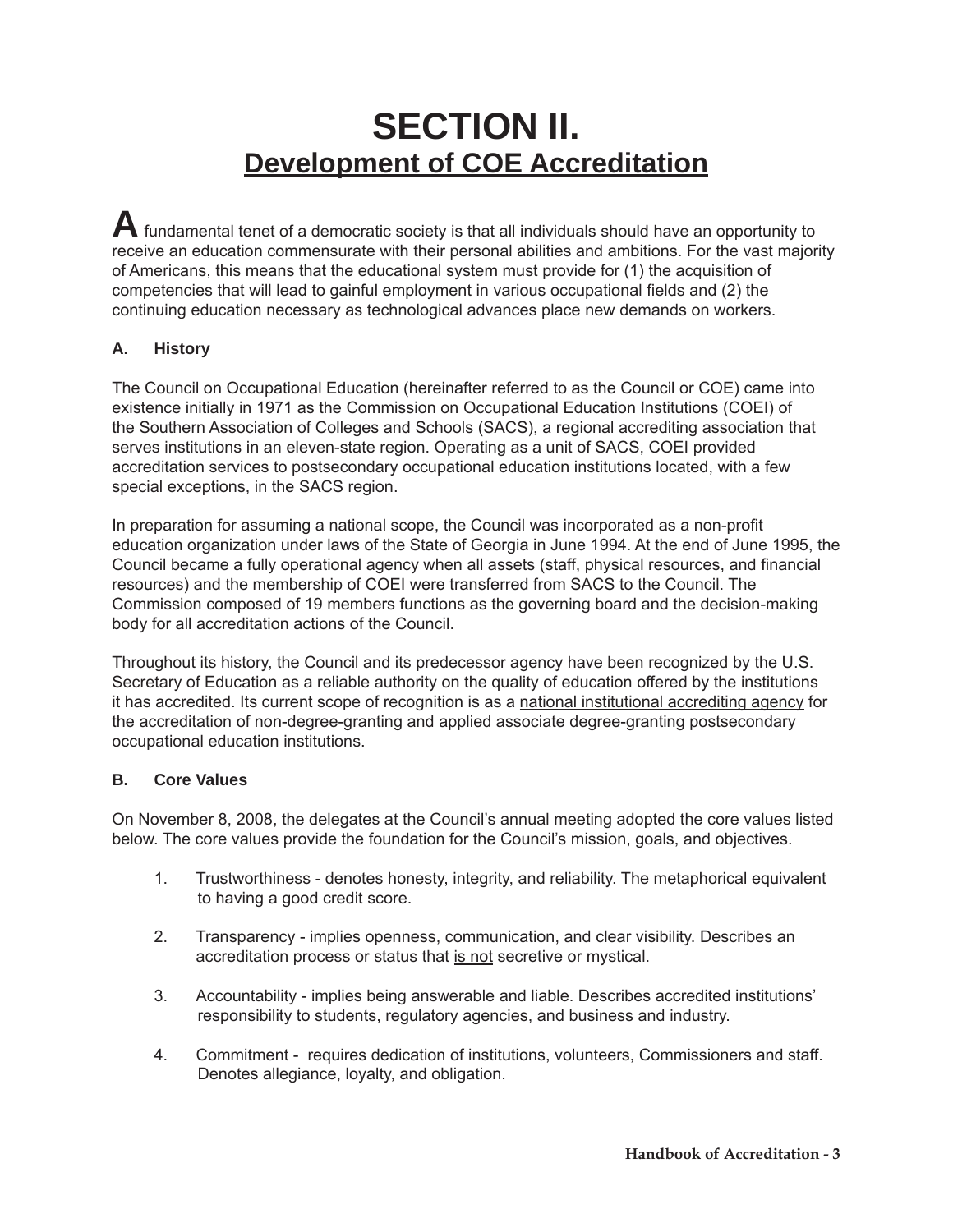# SECTION II.
## Development of COE Accreditation

**A** fundamental tenet of a democratic society is that all individuals should have an opportunity to receive an education commensurate with their personal abilities and ambitions. For the vast majority of Americans, this means that the educational system must provide for (1) the acquisition of competencies that will lead to gainful employment in various occupational fields and (2) the continuing education necessary as technological advances place new demands on workers.

### A. History

The Council on Occupational Education (hereinafter referred to as the Council or COE) came into existence initially in 1971 as the Commission on Occupational Education Institutions (COEI) of the Southern Association of Colleges and Schools (SACS), a regional accrediting association that serves institutions in an eleven-state region. Operating as a unit of SACS, COEI provided accreditation services to postsecondary occupational education institutions located, with a few special exceptions, in the SACS region.

In preparation for assuming a national scope, the Council was incorporated as a non-profit education organization under laws of the State of Georgia in June 1994. At the end of June 1995, the Council became a fully operational agency when all assets (staff, physical resources, and financial resources) and the membership of COEI were transferred from SACS to the Council. The Commission composed of 19 members functions as the governing board and the decision-making body for all accreditation actions of the Council.

Throughout its history, the Council and its predecessor agency have been recognized by the U.S. Secretary of Education as a reliable authority on the quality of education offered by the institutions it has accredited. Its current scope of recognition is as a national institutional accrediting agency for the accreditation of non-degree-granting and applied associate degree-granting postsecondary occupational education institutions.

### B. Core Values

On November 8, 2008, the delegates at the Council's annual meeting adopted the core values listed below. The core values provide the foundation for the Council's mission, goals, and objectives.

1. Trustworthiness - denotes honesty, integrity, and reliability. The metaphorical equivalent to having a good credit score.

2. Transparency - implies openness, communication, and clear visibility. Describes an accreditation process or status that is not secretive or mystical.

3. Accountability - implies being answerable and liable. Describes accredited institutions' responsibility to students, regulatory agencies, and business and industry.

4. Commitment - requires dedication of institutions, volunteers, Commissioners and staff. Denotes allegiance, loyalty, and obligation.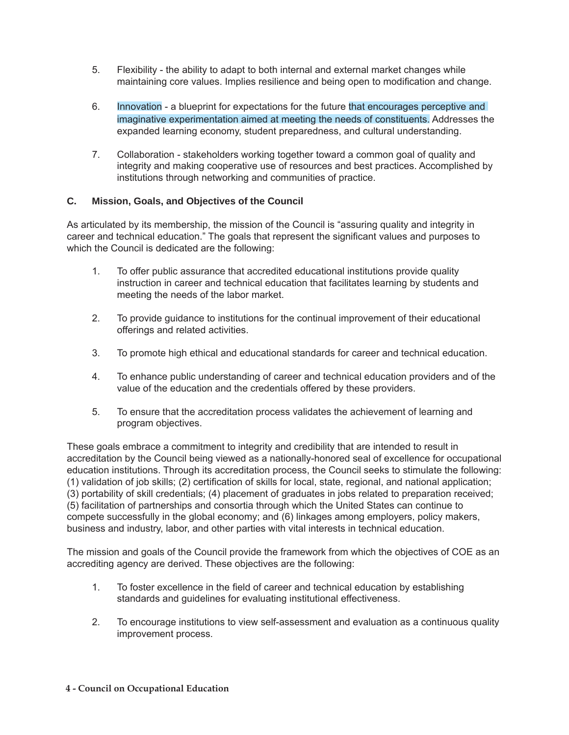5. Flexibility - the ability to adapt to both internal and external market changes while maintaining core values. Implies resilience and being open to modification and change.

6. Innovation - a blueprint for expectations for the future that encourages perceptive and imaginative experimentation aimed at meeting the needs of constituents. Addresses the expanded learning economy, student preparedness, and cultural understanding.

7. Collaboration - stakeholders working together toward a common goal of quality and integrity and making cooperative use of resources and best practices. Accomplished by institutions through networking and communities of practice.

### C. Mission, Goals, and Objectives of the Council

As articulated by its membership, the mission of the Council is "assuring quality and integrity in career and technical education." The goals that represent the significant values and purposes to which the Council is dedicated are the following:

1. To offer public assurance that accredited educational institutions provide quality instruction in career and technical education that facilitates learning by students and meeting the needs of the labor market.

2. To provide guidance to institutions for the continual improvement of their educational offerings and related activities.

3. To promote high ethical and educational standards for career and technical education.

4. To enhance public understanding of career and technical education providers and of the value of the education and the credentials offered by these providers.

5. To ensure that the accreditation process validates the achievement of learning and program objectives.

These goals embrace a commitment to integrity and credibility that are intended to result in accreditation by the Council being viewed as a nationally-honored seal of excellence for occupational education institutions. Through its accreditation process, the Council seeks to stimulate the following: (1) validation of job skills; (2) certification of skills for local, state, regional, and national application; (3) portability of skill credentials; (4) placement of graduates in jobs related to preparation received; (5) facilitation of partnerships and consortia through which the United States can continue to compete successfully in the global economy; and (6) linkages among employers, policy makers, business and industry, labor, and other parties with vital interests in technical education.

The mission and goals of the Council provide the framework from which the objectives of COE as an accrediting agency are derived. These objectives are the following:

1. To foster excellence in the field of career and technical education by establishing standards and guidelines for evaluating institutional effectiveness.

2. To encourage institutions to view self-assessment and evaluation as a continuous quality improvement process.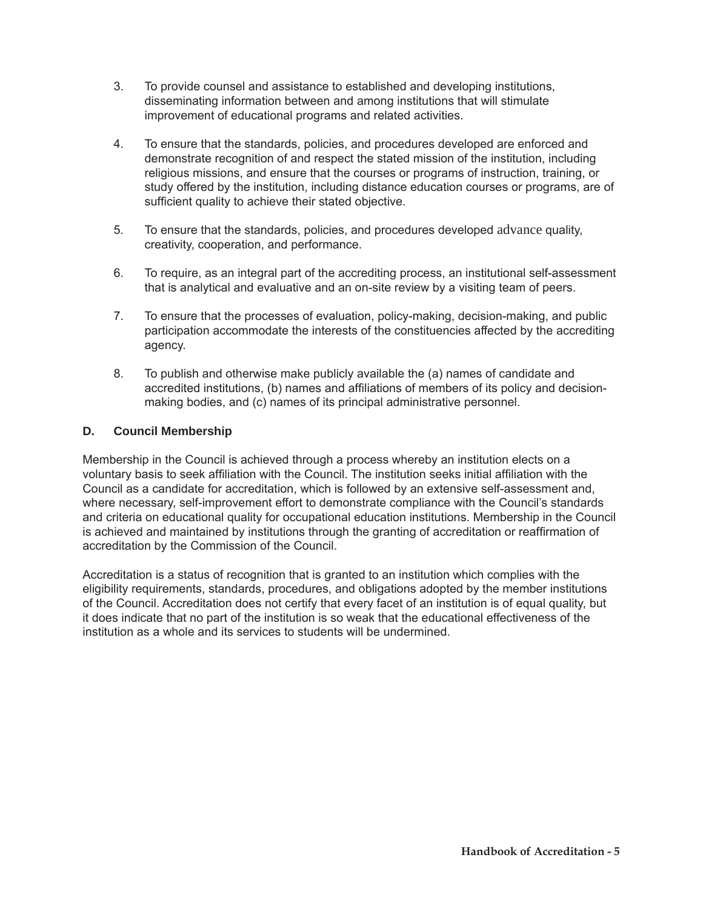3. To provide counsel and assistance to established and developing institutions, disseminating information between and among institutions that will stimulate improvement of educational programs and related activities.

4. To ensure that the standards, policies, and procedures developed are enforced and demonstrate recognition of and respect the stated mission of the institution, including religious missions, and ensure that the courses or programs of instruction, training, or study offered by the institution, including distance education courses or programs, are of sufficient quality to achieve their stated objective.

5. To ensure that the standards, policies, and procedures developed advance quality, creativity, cooperation, and performance.

6. To require, as an integral part of the accrediting process, an institutional self-assessment that is analytical and evaluative and an on-site review by a visiting team of peers.

7. To ensure that the processes of evaluation, policy-making, decision-making, and public participation accommodate the interests of the constituencies affected by the accrediting agency.

8. To publish and otherwise make publicly available the (a) names of candidate and accredited institutions, (b) names and affiliations of members of its policy and decision-making bodies, and (c) names of its principal administrative personnel.

### D. Council Membership

Membership in the Council is achieved through a process whereby an institution elects on a voluntary basis to seek affiliation with the Council. The institution seeks initial affiliation with the Council as a candidate for accreditation, which is followed by an extensive self-assessment and, where necessary, self-improvement effort to demonstrate compliance with the Council's standards and criteria on educational quality for occupational education institutions. Membership in the Council is achieved and maintained by institutions through the granting of accreditation or reaffirmation of accreditation by the Commission of the Council.

Accreditation is a status of recognition that is granted to an institution which complies with the eligibility requirements, standards, procedures, and obligations adopted by the member institutions of the Council. Accreditation does not certify that every facet of an institution is of equal quality, but it does indicate that no part of the institution is so weak that the educational effectiveness of the institution as a whole and its services to students will be undermined.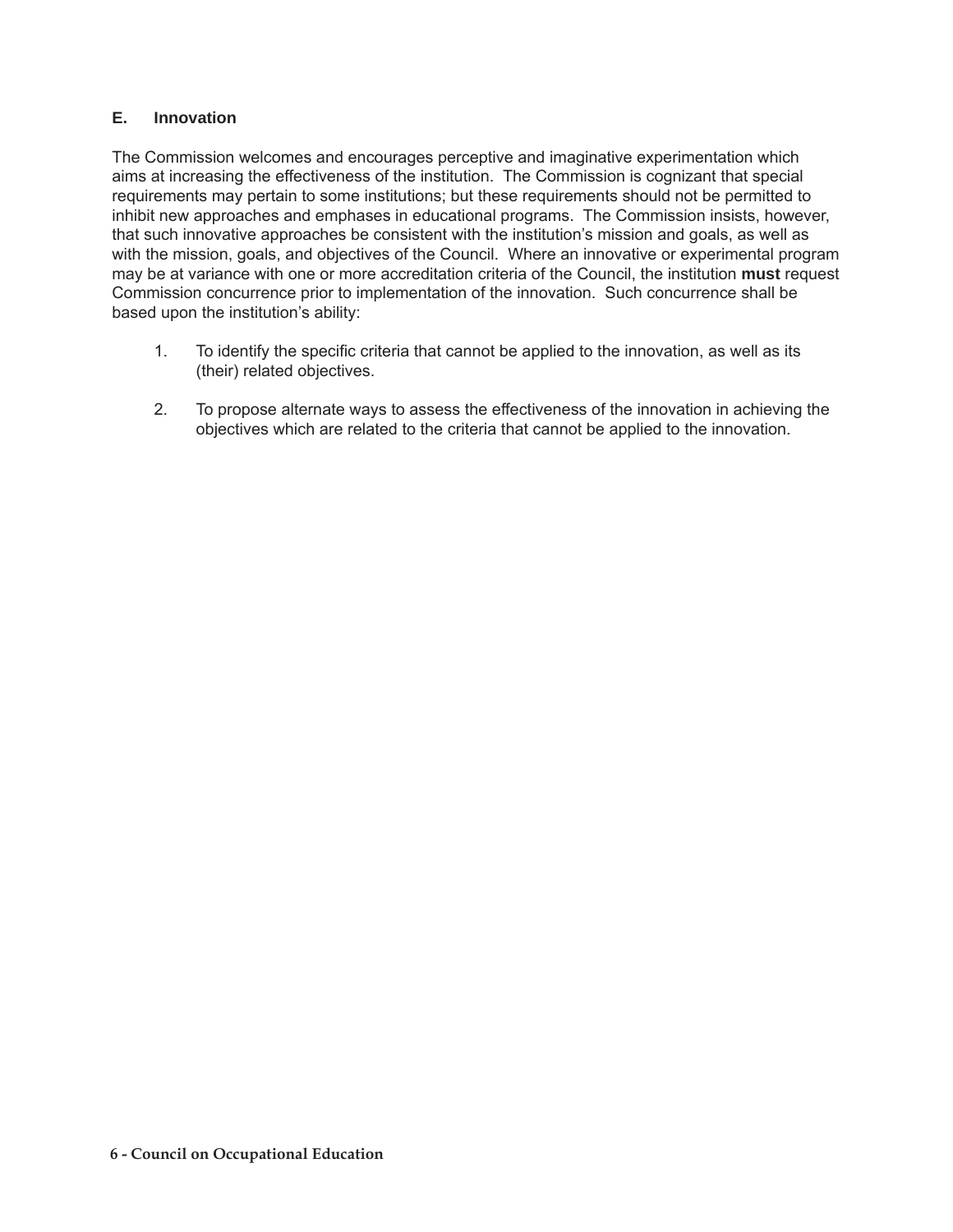## E. Innovation

The Commission welcomes and encourages perceptive and imaginative experimentation which aims at increasing the effectiveness of the institution. The Commission is cognizant that special requirements may pertain to some institutions; but these requirements should not be permitted to inhibit new approaches and emphases in educational programs. The Commission insists, however, that such innovative approaches be consistent with the institution's mission and goals, as well as with the mission, goals, and objectives of the Council. Where an innovative or experimental program may be at variance with one or more accreditation criteria of the Council, the institution **must** request Commission concurrence prior to implementation of the innovation. Such concurrence shall be based upon the institution's ability:

1. To identify the specific criteria that cannot be applied to the innovation, as well as its (their) related objectives.

2. To propose alternate ways to assess the effectiveness of the innovation in achieving the objectives which are related to the criteria that cannot be applied to the innovation.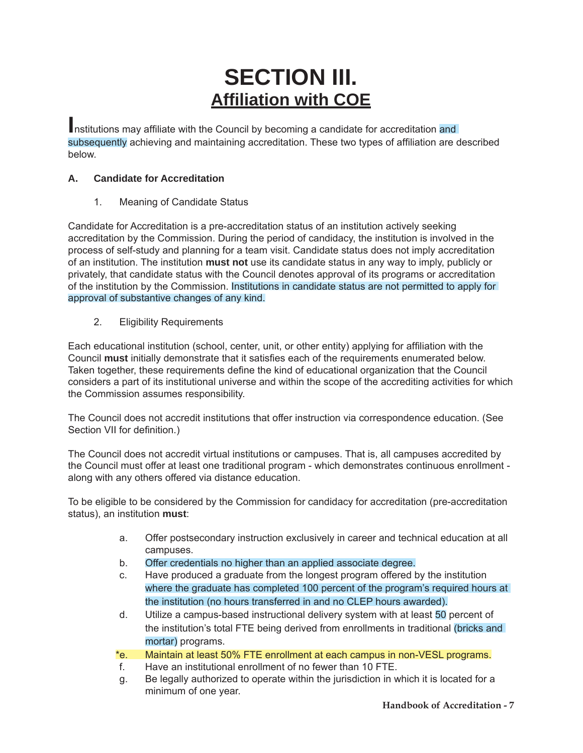# SECTION III.

## Affiliation with COE

Institutions may affiliate with the Council by becoming a candidate for accreditation and subsequently achieving and maintaining accreditation. These two types of affiliation are described below.

### A. Candidate for Accreditation

1. Meaning of Candidate Status

Candidate for Accreditation is a pre-accreditation status of an institution actively seeking accreditation by the Commission. During the period of candidacy, the institution is involved in the process of self-study and planning for a team visit. Candidate status does not imply accreditation of an institution. The institution **must not** use its candidate status in any way to imply, publicly or privately, that candidate status with the Council denotes approval of its programs or accreditation of the institution by the Commission. Institutions in candidate status are not permitted to apply for approval of substantive changes of any kind.

2. Eligibility Requirements

Each educational institution (school, center, unit, or other entity) applying for affiliation with the Council **must** initially demonstrate that it satisfies each of the requirements enumerated below. Taken together, these requirements define the kind of educational organization that the Council considers a part of its institutional universe and within the scope of the accrediting activities for which the Commission assumes responsibility.

The Council does not accredit institutions that offer instruction via correspondence education. (See Section VII for definition.)

The Council does not accredit virtual institutions or campuses. That is, all campuses accredited by the Council must offer at least one traditional program - which demonstrates continuous enrollment - along with any others offered via distance education.

To be eligible to be considered by the Commission for candidacy for accreditation (pre-accreditation status), an institution **must**:

a. Offer postsecondary instruction exclusively in career and technical education at all campuses.
b. Offer credentials no higher than an applied associate degree.
c. Have produced a graduate from the longest program offered by the institution where the graduate has completed 100 percent of the program's required hours at the institution (no hours transferred in and no CLEP hours awarded).
d. Utilize a campus-based instructional delivery system with at least 50 percent of the institution's total FTE being derived from enrollments in traditional (bricks and mortar) programs.
*e. Maintain at least 50% FTE enrollment at each campus in non-VESL programs.
f. Have an institutional enrollment of no fewer than 10 FTE.
g. Be legally authorized to operate within the jurisdiction in which it is located for a minimum of one year.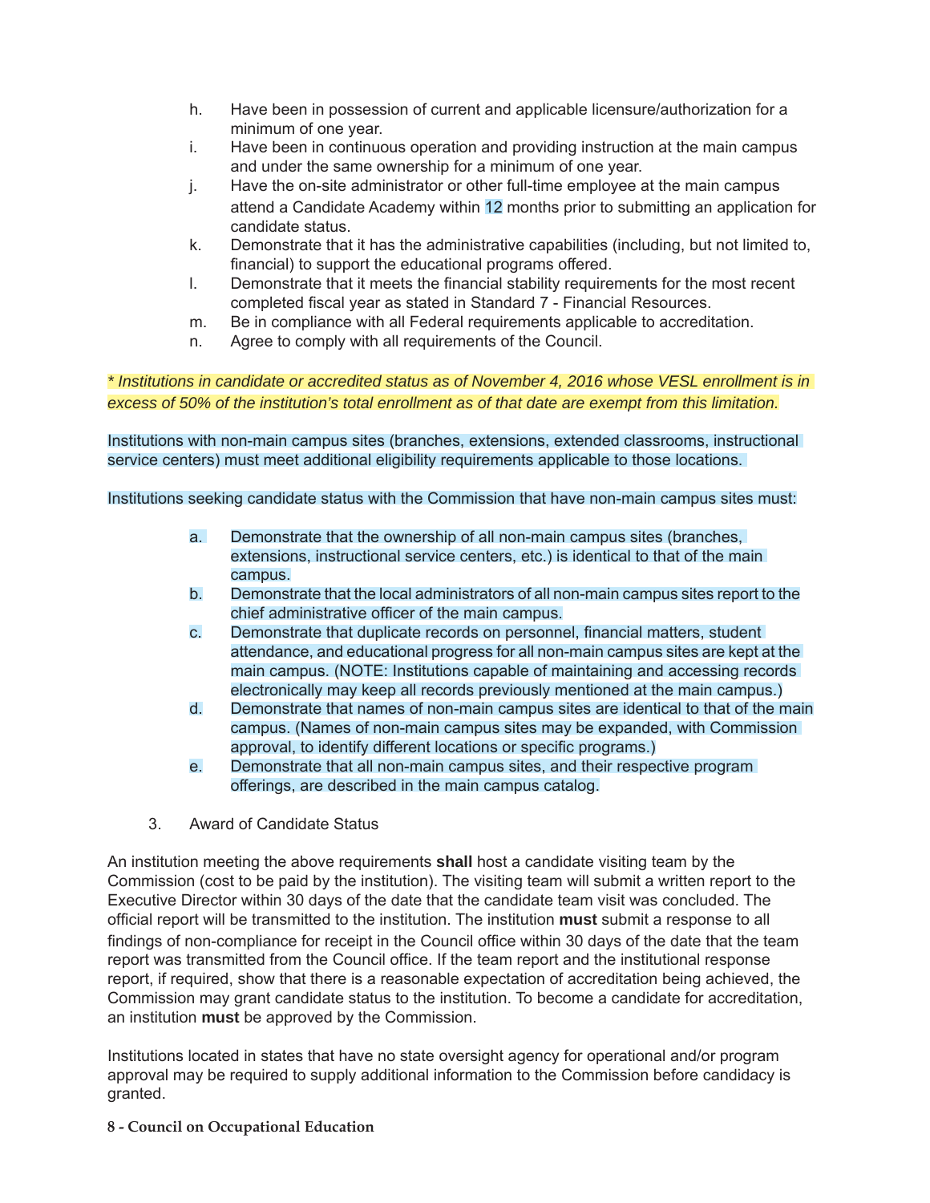h. Have been in possession of current and applicable licensure/authorization for a minimum of one year.

i. Have been in continuous operation and providing instruction at the main campus and under the same ownership for a minimum of one year.

j. Have the on-site administrator or other full-time employee at the main campus attend a Candidate Academy within 12 months prior to submitting an application for candidate status.

k. Demonstrate that it has the administrative capabilities (including, but not limited to, financial) to support the educational programs offered.

l. Demonstrate that it meets the financial stability requirements for the most recent completed fiscal year as stated in Standard 7 - Financial Resources.

m. Be in compliance with all Federal requirements applicable to accreditation.

n. Agree to comply with all requirements of the Council.

*\* Institutions in candidate or accredited status as of November 4, 2016 whose VESL enrollment is in excess of 50% of the institution's total enrollment as of that date are exempt from this limitation.*

Institutions with non-main campus sites (branches, extensions, extended classrooms, instructional service centers) must meet additional eligibility requirements applicable to those locations.

Institutions seeking candidate status with the Commission that have non-main campus sites must:

a. Demonstrate that the ownership of all non-main campus sites (branches, extensions, instructional service centers, etc.) is identical to that of the main campus.

b. Demonstrate that the local administrators of all non-main campus sites report to the chief administrative officer of the main campus.

c. Demonstrate that duplicate records on personnel, financial matters, student attendance, and educational progress for all non-main campus sites are kept at the main campus. (NOTE: Institutions capable of maintaining and accessing records electronically may keep all records previously mentioned at the main campus.)

d. Demonstrate that names of non-main campus sites are identical to that of the main campus. (Names of non-main campus sites may be expanded, with Commission approval, to identify different locations or specific programs.)

e. Demonstrate that all non-main campus sites, and their respective program offerings, are described in the main campus catalog.

3. Award of Candidate Status

An institution meeting the above requirements **shall** host a candidate visiting team by the Commission (cost to be paid by the institution). The visiting team will submit a written report to the Executive Director within 30 days of the date that the candidate team visit was concluded. The official report will be transmitted to the institution. The institution **must** submit a response to all findings of non-compliance for receipt in the Council office within 30 days of the date that the team report was transmitted from the Council office. If the team report and the institutional response report, if required, show that there is a reasonable expectation of accreditation being achieved, the Commission may grant candidate status to the institution. To become a candidate for accreditation, an institution **must** be approved by the Commission.

Institutions located in states that have no state oversight agency for operational and/or program approval may be required to supply additional information to the Commission before candidacy is granted.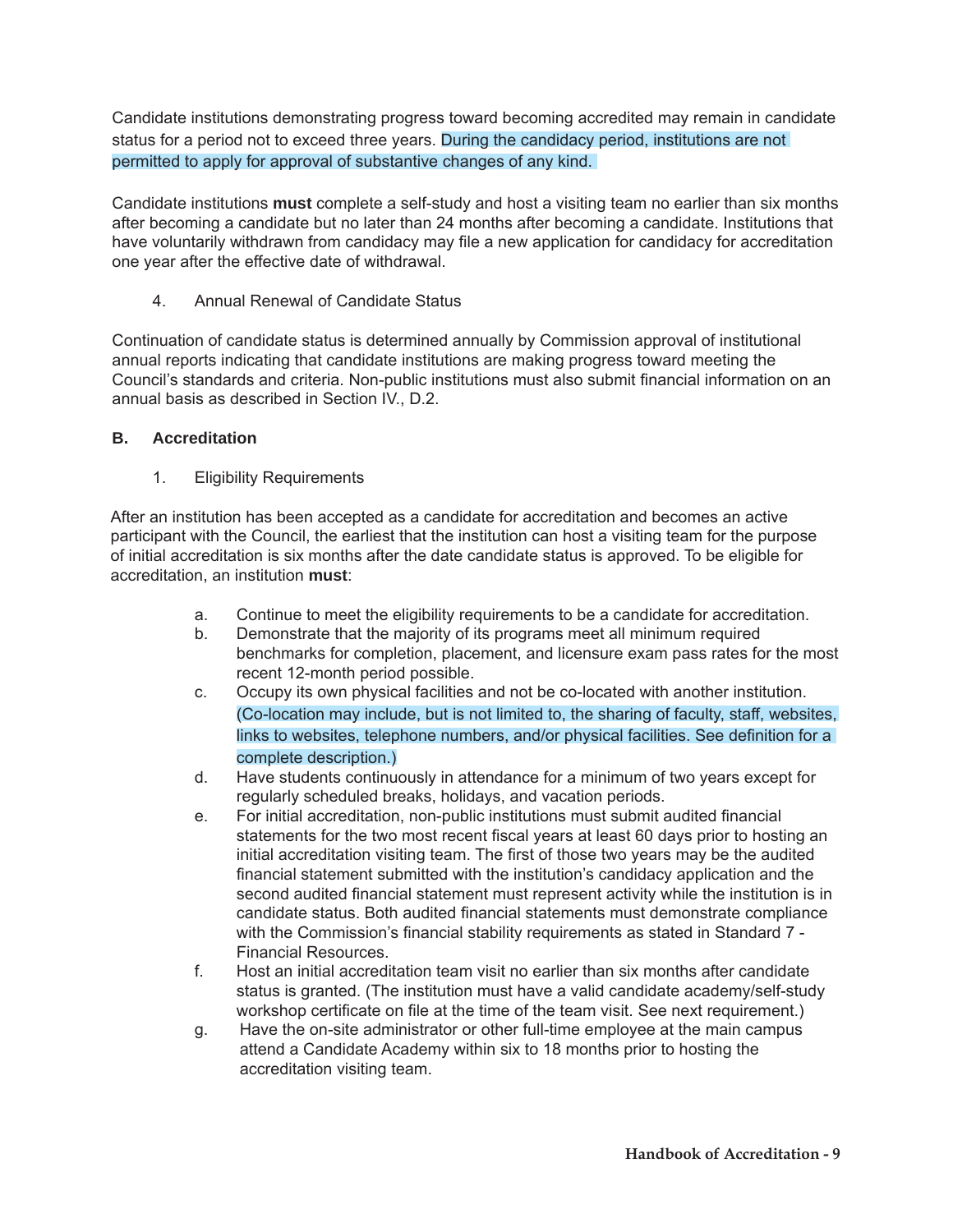Candidate institutions demonstrating progress toward becoming accredited may remain in candidate status for a period not to exceed three years. During the candidacy period, institutions are not permitted to apply for approval of substantive changes of any kind.

Candidate institutions **must** complete a self-study and host a visiting team no earlier than six months after becoming a candidate but no later than 24 months after becoming a candidate. Institutions that have voluntarily withdrawn from candidacy may file a new application for candidacy for accreditation one year after the effective date of withdrawal.

4. Annual Renewal of Candidate Status

Continuation of candidate status is determined annually by Commission approval of institutional annual reports indicating that candidate institutions are making progress toward meeting the Council's standards and criteria. Non-public institutions must also submit financial information on an annual basis as described in Section IV., D.2.

### B. Accreditation

1. Eligibility Requirements

After an institution has been accepted as a candidate for accreditation and becomes an active participant with the Council, the earliest that the institution can host a visiting team for the purpose of initial accreditation is six months after the date candidate status is approved. To be eligible for accreditation, an institution **must**:

a. Continue to meet the eligibility requirements to be a candidate for accreditation.
b. Demonstrate that the majority of its programs meet all minimum required benchmarks for completion, placement, and licensure exam pass rates for the most recent 12-month period possible.
c. Occupy its own physical facilities and not be co-located with another institution. (Co-location may include, but is not limited to, the sharing of faculty, staff, websites, links to websites, telephone numbers, and/or physical facilities. See definition for a complete description.)
d. Have students continuously in attendance for a minimum of two years except for regularly scheduled breaks, holidays, and vacation periods.
e. For initial accreditation, non-public institutions must submit audited financial statements for the two most recent fiscal years at least 60 days prior to hosting an initial accreditation visiting team. The first of those two years may be the audited financial statement submitted with the institution's candidacy application and the second audited financial statement must represent activity while the institution is in candidate status. Both audited financial statements must demonstrate compliance with the Commission's financial stability requirements as stated in Standard 7 - Financial Resources.
f. Host an initial accreditation team visit no earlier than six months after candidate status is granted. (The institution must have a valid candidate academy/self-study workshop certificate on file at the time of the team visit. See next requirement.)
g. Have the on-site administrator or other full-time employee at the main campus attend a Candidate Academy within six to 18 months prior to hosting the accreditation visiting team.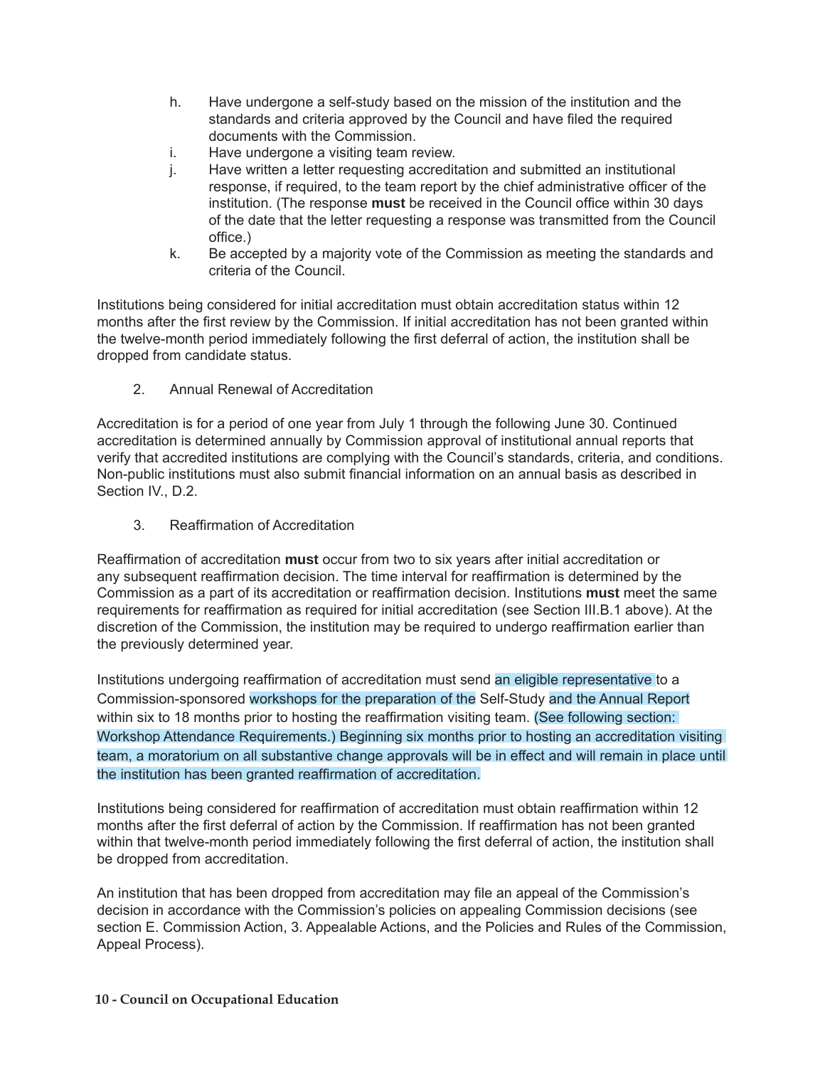h. Have undergone a self-study based on the mission of the institution and the standards and criteria approved by the Council and have filed the required documents with the Commission.
i. Have undergone a visiting team review.
j. Have written a letter requesting accreditation and submitted an institutional response, if required, to the team report by the chief administrative officer of the institution. (The response **must** be received in the Council office within 30 days of the date that the letter requesting a response was transmitted from the Council office.)
k. Be accepted by a majority vote of the Commission as meeting the standards and criteria of the Council.

Institutions being considered for initial accreditation must obtain accreditation status within 12 months after the first review by the Commission. If initial accreditation has not been granted within the twelve-month period immediately following the first deferral of action, the institution shall be dropped from candidate status.

2. Annual Renewal of Accreditation

Accreditation is for a period of one year from July 1 through the following June 30. Continued accreditation is determined annually by Commission approval of institutional annual reports that verify that accredited institutions are complying with the Council's standards, criteria, and conditions. Non-public institutions must also submit financial information on an annual basis as described in Section IV., D.2.

3. Reaffirmation of Accreditation

Reaffirmation of accreditation **must** occur from two to six years after initial accreditation or any subsequent reaffirmation decision. The time interval for reaffirmation is determined by the Commission as a part of its accreditation or reaffirmation decision. Institutions **must** meet the same requirements for reaffirmation as required for initial accreditation (see Section III.B.1 above). At the discretion of the Commission, the institution may be required to undergo reaffirmation earlier than the previously determined year.

Institutions undergoing reaffirmation of accreditation must send an eligible representative to a Commission-sponsored workshops for the preparation of the Self-Study and the Annual Report within six to 18 months prior to hosting the reaffirmation visiting team. (See following section: Workshop Attendance Requirements.) Beginning six months prior to hosting an accreditation visiting team, a moratorium on all substantive change approvals will be in effect and will remain in place until the institution has been granted reaffirmation of accreditation.

Institutions being considered for reaffirmation of accreditation must obtain reaffirmation within 12 months after the first deferral of action by the Commission. If reaffirmation has not been granted within that twelve-month period immediately following the first deferral of action, the institution shall be dropped from accreditation.

An institution that has been dropped from accreditation may file an appeal of the Commission's decision in accordance with the Commission's policies on appealing Commission decisions (see section E. Commission Action, 3. Appealable Actions, and the Policies and Rules of the Commission, Appeal Process).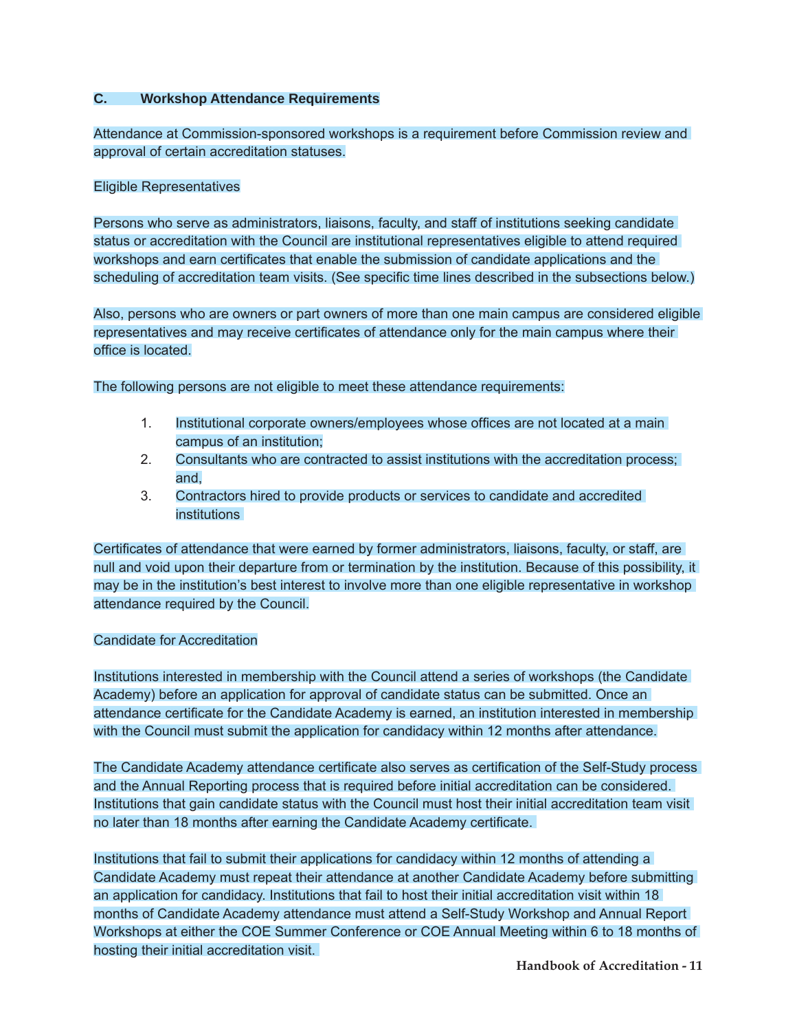## C. Workshop Attendance Requirements

Attendance at Commission-sponsored workshops is a requirement before Commission review and approval of certain accreditation statuses.

### Eligible Representatives

Persons who serve as administrators, liaisons, faculty, and staff of institutions seeking candidate status or accreditation with the Council are institutional representatives eligible to attend required workshops and earn certificates that enable the submission of candidate applications and the scheduling of accreditation team visits. (See specific time lines described in the subsections below.)

Also, persons who are owners or part owners of more than one main campus are considered eligible representatives and may receive certificates of attendance only for the main campus where their office is located.

The following persons are not eligible to meet these attendance requirements:

1. Institutional corporate owners/employees whose offices are not located at a main campus of an institution;
2. Consultants who are contracted to assist institutions with the accreditation process; and,
3. Contractors hired to provide products or services to candidate and accredited institutions

Certificates of attendance that were earned by former administrators, liaisons, faculty, or staff, are null and void upon their departure from or termination by the institution. Because of this possibility, it may be in the institution's best interest to involve more than one eligible representative in workshop attendance required by the Council.

### Candidate for Accreditation

Institutions interested in membership with the Council attend a series of workshops (the Candidate Academy) before an application for approval of candidate status can be submitted. Once an attendance certificate for the Candidate Academy is earned, an institution interested in membership with the Council must submit the application for candidacy within 12 months after attendance.

The Candidate Academy attendance certificate also serves as certification of the Self-Study process and the Annual Reporting process that is required before initial accreditation can be considered. Institutions that gain candidate status with the Council must host their initial accreditation team visit no later than 18 months after earning the Candidate Academy certificate.

Institutions that fail to submit their applications for candidacy within 12 months of attending a Candidate Academy must repeat their attendance at another Candidate Academy before submitting an application for candidacy. Institutions that fail to host their initial accreditation visit within 18 months of Candidate Academy attendance must attend a Self-Study Workshop and Annual Report Workshops at either the COE Summer Conference or COE Annual Meeting within 6 to 18 months of hosting their initial accreditation visit.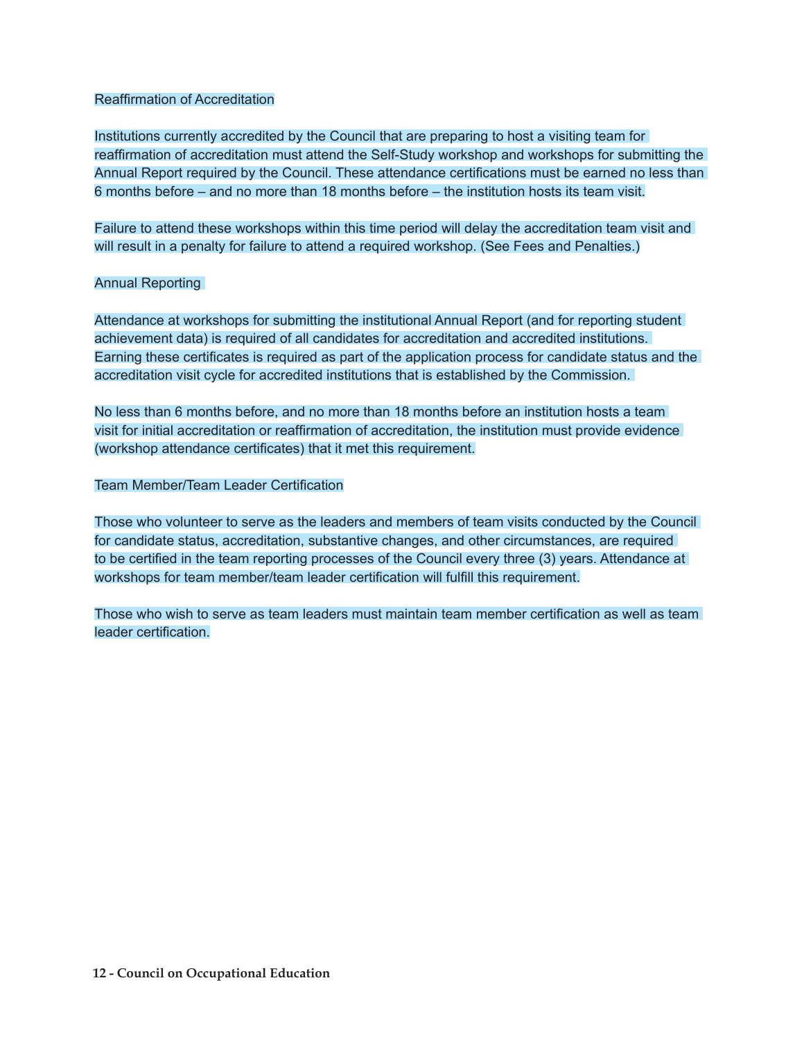## Reaffirmation of Accreditation

Institutions currently accredited by the Council that are preparing to host a visiting team for reaffirmation of accreditation must attend the Self-Study workshop and workshops for submitting the Annual Report required by the Council. These attendance certifications must be earned no less than 6 months before – and no more than 18 months before – the institution hosts its team visit.

Failure to attend these workshops within this time period will delay the accreditation team visit and will result in a penalty for failure to attend a required workshop. (See Fees and Penalties.)

## Annual Reporting

Attendance at workshops for submitting the institutional Annual Report (and for reporting student achievement data) is required of all candidates for accreditation and accredited institutions. Earning these certificates is required as part of the application process for candidate status and the accreditation visit cycle for accredited institutions that is established by the Commission.

No less than 6 months before, and no more than 18 months before an institution hosts a team visit for initial accreditation or reaffirmation of accreditation, the institution must provide evidence (workshop attendance certificates) that it met this requirement.

## Team Member/Team Leader Certification

Those who volunteer to serve as the leaders and members of team visits conducted by the Council for candidate status, accreditation, substantive changes, and other circumstances, are required to be certified in the team reporting processes of the Council every three (3) years. Attendance at workshops for team member/team leader certification will fulfill this requirement.

Those who wish to serve as team leaders must maintain team member certification as well as team leader certification.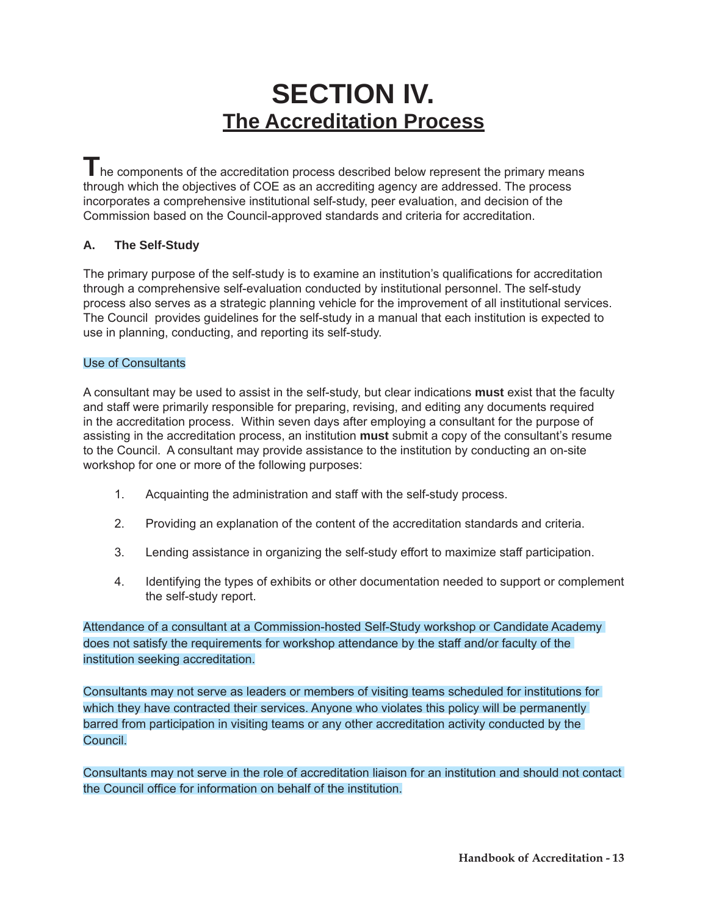# SECTION IV.

## The Accreditation Process

The components of the accreditation process described below represent the primary means through which the objectives of COE as an accrediting agency are addressed. The process incorporates a comprehensive institutional self-study, peer evaluation, and decision of the Commission based on the Council-approved standards and criteria for accreditation.

### A. The Self-Study

The primary purpose of the self-study is to examine an institution's qualifications for accreditation through a comprehensive self-evaluation conducted by institutional personnel. The self-study process also serves as a strategic planning vehicle for the improvement of all institutional services. The Council provides guidelines for the self-study in a manual that each institution is expected to use in planning, conducting, and reporting its self-study.

Use of Consultants

A consultant may be used to assist in the self-study, but clear indications **must** exist that the faculty and staff were primarily responsible for preparing, revising, and editing any documents required in the accreditation process. Within seven days after employing a consultant for the purpose of assisting in the accreditation process, an institution **must** submit a copy of the consultant's resume to the Council. A consultant may provide assistance to the institution by conducting an on-site workshop for one or more of the following purposes:

1. Acquainting the administration and staff with the self-study process.
2. Providing an explanation of the content of the accreditation standards and criteria.
3. Lending assistance in organizing the self-study effort to maximize staff participation.
4. Identifying the types of exhibits or other documentation needed to support or complement the self-study report.

Attendance of a consultant at a Commission-hosted Self-Study workshop or Candidate Academy does not satisfy the requirements for workshop attendance by the staff and/or faculty of the institution seeking accreditation.

Consultants may not serve as leaders or members of visiting teams scheduled for institutions for which they have contracted their services. Anyone who violates this policy will be permanently barred from participation in visiting teams or any other accreditation activity conducted by the Council.

Consultants may not serve in the role of accreditation liaison for an institution and should not contact the Council office for information on behalf of the institution.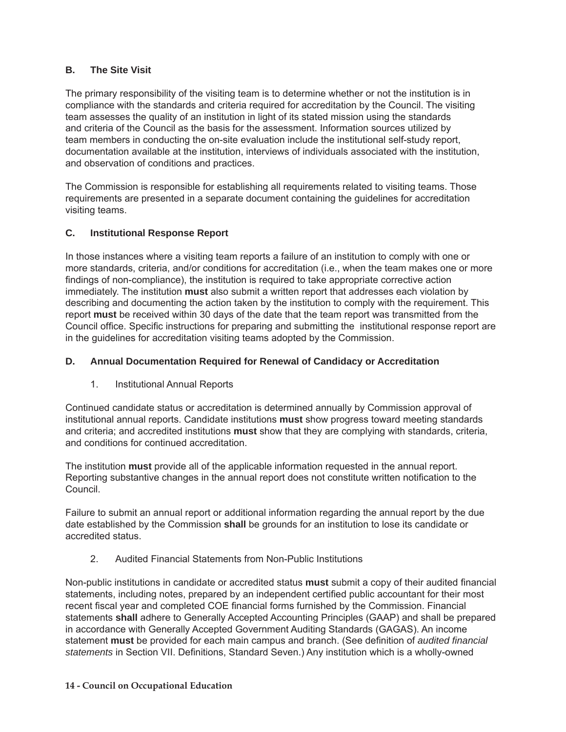### B. The Site Visit

The primary responsibility of the visiting team is to determine whether or not the institution is in compliance with the standards and criteria required for accreditation by the Council. The visiting team assesses the quality of an institution in light of its stated mission using the standards and criteria of the Council as the basis for the assessment. Information sources utilized by team members in conducting the on-site evaluation include the institutional self-study report, documentation available at the institution, interviews of individuals associated with the institution, and observation of conditions and practices.

The Commission is responsible for establishing all requirements related to visiting teams. Those requirements are presented in a separate document containing the guidelines for accreditation visiting teams.

### C. Institutional Response Report

In those instances where a visiting team reports a failure of an institution to comply with one or more standards, criteria, and/or conditions for accreditation (i.e., when the team makes one or more findings of non-compliance), the institution is required to take appropriate corrective action immediately. The institution **must** also submit a written report that addresses each violation by describing and documenting the action taken by the institution to comply with the requirement. This report **must** be received within 30 days of the date that the team report was transmitted from the Council office. Specific instructions for preparing and submitting the institutional response report are in the guidelines for accreditation visiting teams adopted by the Commission.

### D. Annual Documentation Required for Renewal of Candidacy or Accreditation

1. Institutional Annual Reports

Continued candidate status or accreditation is determined annually by Commission approval of institutional annual reports. Candidate institutions **must** show progress toward meeting standards and criteria; and accredited institutions **must** show that they are complying with standards, criteria, and conditions for continued accreditation.

The institution **must** provide all of the applicable information requested in the annual report. Reporting substantive changes in the annual report does not constitute written notification to the Council.

Failure to submit an annual report or additional information regarding the annual report by the due date established by the Commission **shall** be grounds for an institution to lose its candidate or accredited status.

2. Audited Financial Statements from Non-Public Institutions

Non-public institutions in candidate or accredited status **must** submit a copy of their audited financial statements, including notes, prepared by an independent certified public accountant for their most recent fiscal year and completed COE financial forms furnished by the Commission. Financial statements **shall** adhere to Generally Accepted Accounting Principles (GAAP) and shall be prepared in accordance with Generally Accepted Government Auditing Standards (GAGAS). An income statement **must** be provided for each main campus and branch. (See definition of *audited financial statements* in Section VII. Definitions, Standard Seven.) Any institution which is a wholly-owned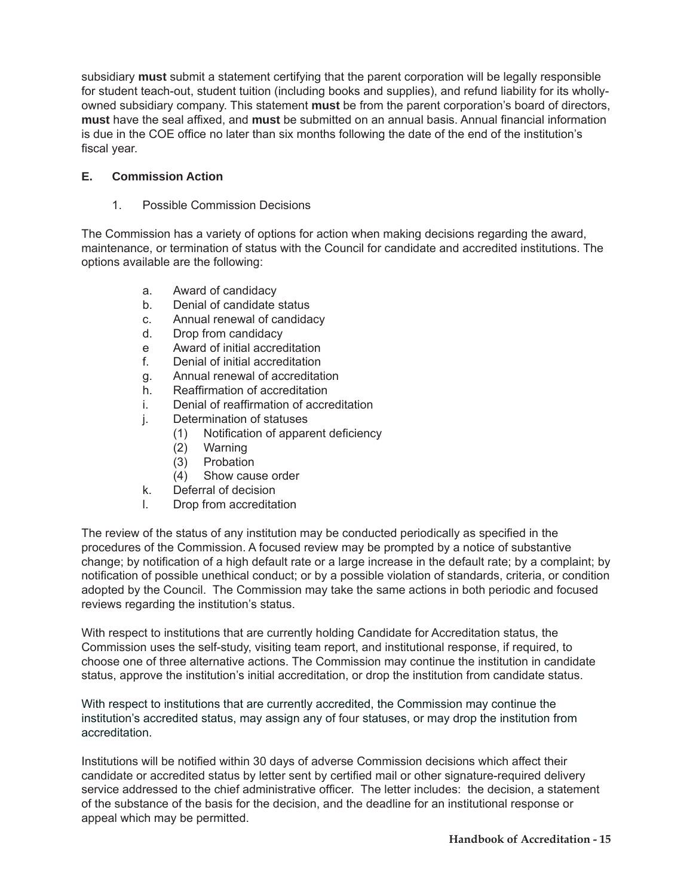subsidiary **must** submit a statement certifying that the parent corporation will be legally responsible for student teach-out, student tuition (including books and supplies), and refund liability for its wholly-owned subsidiary company. This statement **must** be from the parent corporation's board of directors, **must** have the seal affixed, and **must** be submitted on an annual basis. Annual financial information is due in the COE office no later than six months following the date of the end of the institution's fiscal year.

## E. Commission Action

### 1. Possible Commission Decisions

The Commission has a variety of options for action when making decisions regarding the award, maintenance, or termination of status with the Council for candidate and accredited institutions. The options available are the following:

- a. Award of candidacy
- b. Denial of candidate status
- c. Annual renewal of candidacy
- d. Drop from candidacy
- e Award of initial accreditation
- f. Denial of initial accreditation
- g. Annual renewal of accreditation
- h. Reaffirmation of accreditation
- i. Denial of reaffirmation of accreditation
- j. Determination of statuses
  - (1) Notification of apparent deficiency
  - (2) Warning
  - (3) Probation
  - (4) Show cause order
- k. Deferral of decision
- l. Drop from accreditation

The review of the status of any institution may be conducted periodically as specified in the procedures of the Commission. A focused review may be prompted by a notice of substantive change; by notification of a high default rate or a large increase in the default rate; by a complaint; by notification of possible unethical conduct; or by a possible violation of standards, criteria, or condition adopted by the Council. The Commission may take the same actions in both periodic and focused reviews regarding the institution's status.

With respect to institutions that are currently holding Candidate for Accreditation status, the Commission uses the self-study, visiting team report, and institutional response, if required, to choose one of three alternative actions. The Commission may continue the institution in candidate status, approve the institution's initial accreditation, or drop the institution from candidate status.

With respect to institutions that are currently accredited, the Commission may continue the institution's accredited status, may assign any of four statuses, or may drop the institution from accreditation.

Institutions will be notified within 30 days of adverse Commission decisions which affect their candidate or accredited status by letter sent by certified mail or other signature-required delivery service addressed to the chief administrative officer. The letter includes: the decision, a statement of the substance of the basis for the decision, and the deadline for an institutional response or appeal which may be permitted.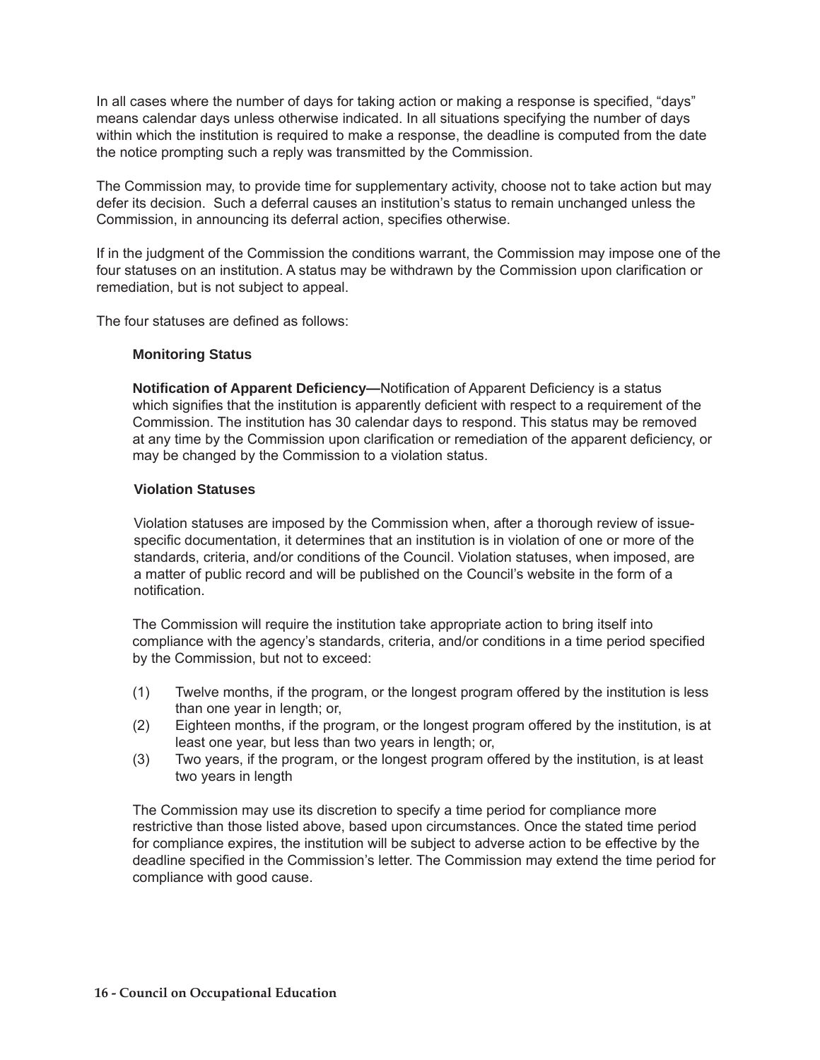In all cases where the number of days for taking action or making a response is specified, "days" means calendar days unless otherwise indicated. In all situations specifying the number of days within which the institution is required to make a response, the deadline is computed from the date the notice prompting such a reply was transmitted by the Commission.

The Commission may, to provide time for supplementary activity, choose not to take action but may defer its decision. Such a deferral causes an institution's status to remain unchanged unless the Commission, in announcing its deferral action, specifies otherwise.

If in the judgment of the Commission the conditions warrant, the Commission may impose one of the four statuses on an institution. A status may be withdrawn by the Commission upon clarification or remediation, but is not subject to appeal.

The four statuses are defined as follows:

#### Monitoring Status

**Notification of Apparent Deficiency—**Notification of Apparent Deficiency is a status which signifies that the institution is apparently deficient with respect to a requirement of the Commission. The institution has 30 calendar days to respond. This status may be removed at any time by the Commission upon clarification or remediation of the apparent deficiency, or may be changed by the Commission to a violation status.

#### Violation Statuses

Violation statuses are imposed by the Commission when, after a thorough review of issue-specific documentation, it determines that an institution is in violation of one or more of the standards, criteria, and/or conditions of the Council. Violation statuses, when imposed, are a matter of public record and will be published on the Council's website in the form of a notification.

The Commission will require the institution take appropriate action to bring itself into compliance with the agency's standards, criteria, and/or conditions in a time period specified by the Commission, but not to exceed:

(1) Twelve months, if the program, or the longest program offered by the institution is less than one year in length; or,

(2) Eighteen months, if the program, or the longest program offered by the institution, is at least one year, but less than two years in length; or,

(3) Two years, if the program, or the longest program offered by the institution, is at least two years in length

The Commission may use its discretion to specify a time period for compliance more restrictive than those listed above, based upon circumstances. Once the stated time period for compliance expires, the institution will be subject to adverse action to be effective by the deadline specified in the Commission's letter. The Commission may extend the time period for compliance with good cause.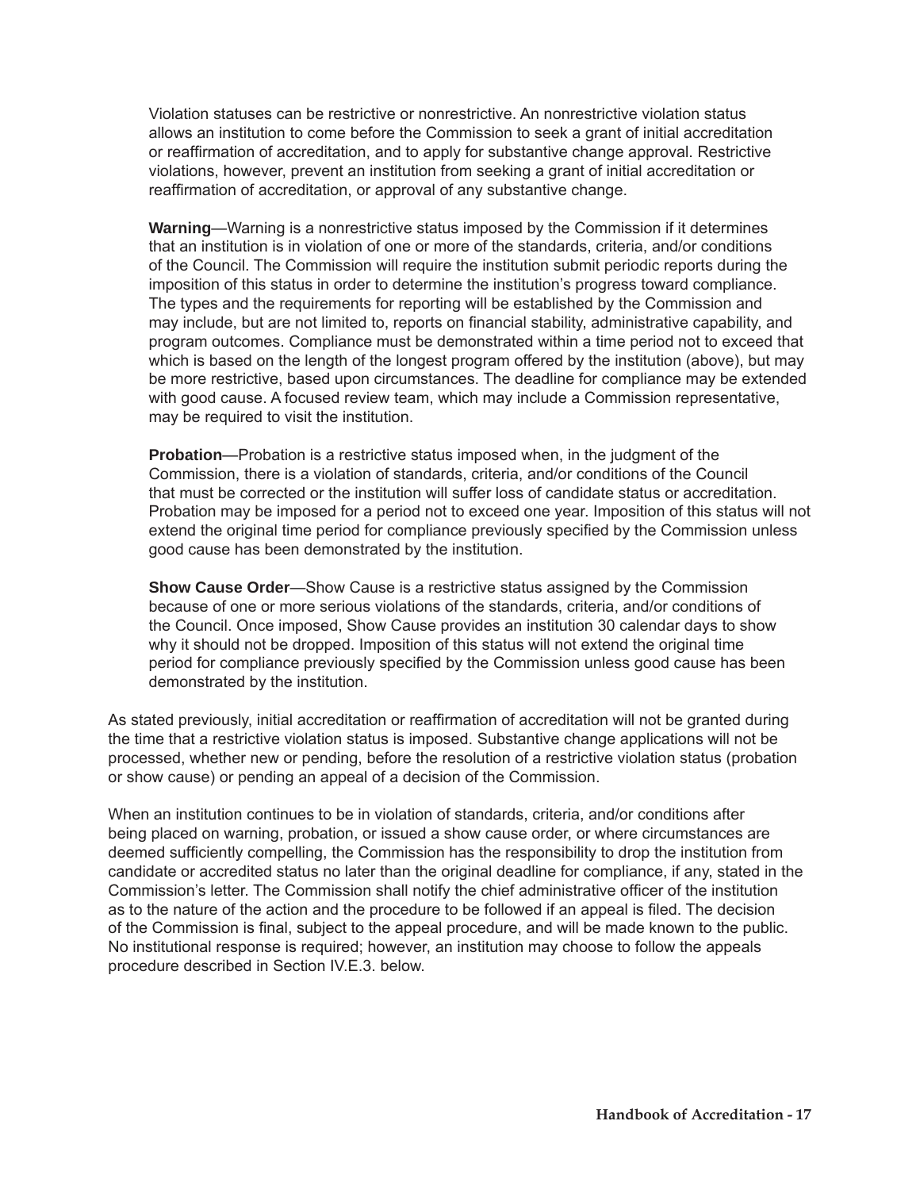Violation statuses can be restrictive or nonrestrictive. An nonrestrictive violation status allows an institution to come before the Commission to seek a grant of initial accreditation or reaffirmation of accreditation, and to apply for substantive change approval. Restrictive violations, however, prevent an institution from seeking a grant of initial accreditation or reaffirmation of accreditation, or approval of any substantive change.

**Warning**—Warning is a nonrestrictive status imposed by the Commission if it determines that an institution is in violation of one or more of the standards, criteria, and/or conditions of the Council. The Commission will require the institution submit periodic reports during the imposition of this status in order to determine the institution's progress toward compliance. The types and the requirements for reporting will be established by the Commission and may include, but are not limited to, reports on financial stability, administrative capability, and program outcomes. Compliance must be demonstrated within a time period not to exceed that which is based on the length of the longest program offered by the institution (above), but may be more restrictive, based upon circumstances. The deadline for compliance may be extended with good cause. A focused review team, which may include a Commission representative, may be required to visit the institution.

**Probation**—Probation is a restrictive status imposed when, in the judgment of the Commission, there is a violation of standards, criteria, and/or conditions of the Council that must be corrected or the institution will suffer loss of candidate status or accreditation. Probation may be imposed for a period not to exceed one year. Imposition of this status will not extend the original time period for compliance previously specified by the Commission unless good cause has been demonstrated by the institution.

**Show Cause Order**—Show Cause is a restrictive status assigned by the Commission because of one or more serious violations of the standards, criteria, and/or conditions of the Council. Once imposed, Show Cause provides an institution 30 calendar days to show why it should not be dropped. Imposition of this status will not extend the original time period for compliance previously specified by the Commission unless good cause has been demonstrated by the institution.

As stated previously, initial accreditation or reaffirmation of accreditation will not be granted during the time that a restrictive violation status is imposed. Substantive change applications will not be processed, whether new or pending, before the resolution of a restrictive violation status (probation or show cause) or pending an appeal of a decision of the Commission.

When an institution continues to be in violation of standards, criteria, and/or conditions after being placed on warning, probation, or issued a show cause order, or where circumstances are deemed sufficiently compelling, the Commission has the responsibility to drop the institution from candidate or accredited status no later than the original deadline for compliance, if any, stated in the Commission's letter. The Commission shall notify the chief administrative officer of the institution as to the nature of the action and the procedure to be followed if an appeal is filed. The decision of the Commission is final, subject to the appeal procedure, and will be made known to the public. No institutional response is required; however, an institution may choose to follow the appeals procedure described in Section IV.E.3. below.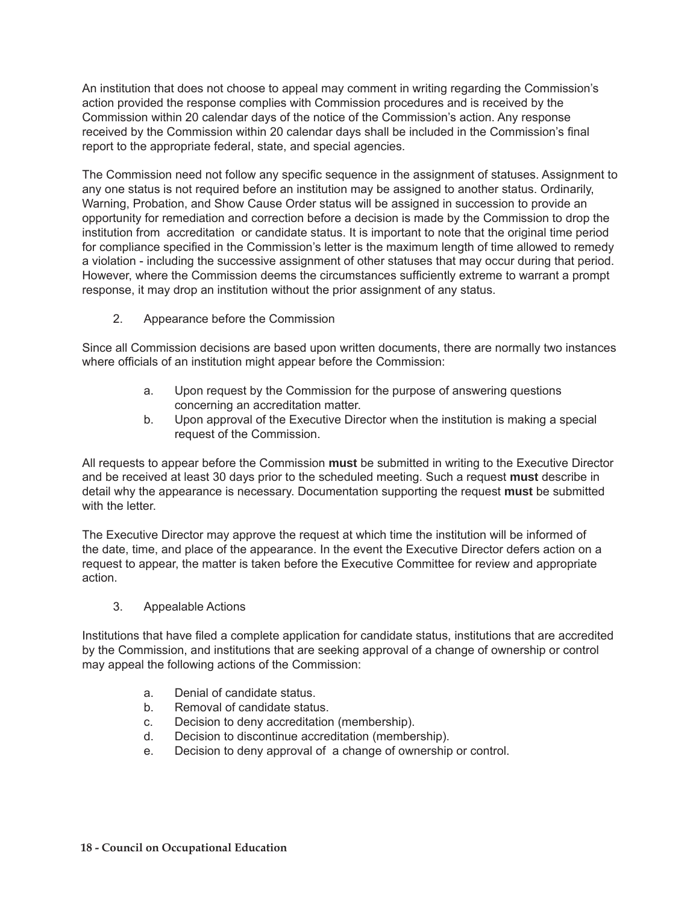An institution that does not choose to appeal may comment in writing regarding the Commission's action provided the response complies with Commission procedures and is received by the Commission within 20 calendar days of the notice of the Commission's action. Any response received by the Commission within 20 calendar days shall be included in the Commission's final report to the appropriate federal, state, and special agencies.

The Commission need not follow any specific sequence in the assignment of statuses. Assignment to any one status is not required before an institution may be assigned to another status. Ordinarily, Warning, Probation, and Show Cause Order status will be assigned in succession to provide an opportunity for remediation and correction before a decision is made by the Commission to drop the institution from accreditation or candidate status. It is important to note that the original time period for compliance specified in the Commission's letter is the maximum length of time allowed to remedy a violation - including the successive assignment of other statuses that may occur during that period. However, where the Commission deems the circumstances sufficiently extreme to warrant a prompt response, it may drop an institution without the prior assignment of any status.

2. Appearance before the Commission

Since all Commission decisions are based upon written documents, there are normally two instances where officials of an institution might appear before the Commission:

a. Upon request by the Commission for the purpose of answering questions concerning an accreditation matter.
b. Upon approval of the Executive Director when the institution is making a special request of the Commission.

All requests to appear before the Commission **must** be submitted in writing to the Executive Director and be received at least 30 days prior to the scheduled meeting. Such a request **must** describe in detail why the appearance is necessary. Documentation supporting the request **must** be submitted with the letter.

The Executive Director may approve the request at which time the institution will be informed of the date, time, and place of the appearance. In the event the Executive Director defers action on a request to appear, the matter is taken before the Executive Committee for review and appropriate action.

3. Appealable Actions

Institutions that have filed a complete application for candidate status, institutions that are accredited by the Commission, and institutions that are seeking approval of a change of ownership or control may appeal the following actions of the Commission:

a. Denial of candidate status.
b. Removal of candidate status.
c. Decision to deny accreditation (membership).
d. Decision to discontinue accreditation (membership).
e. Decision to deny approval of a change of ownership or control.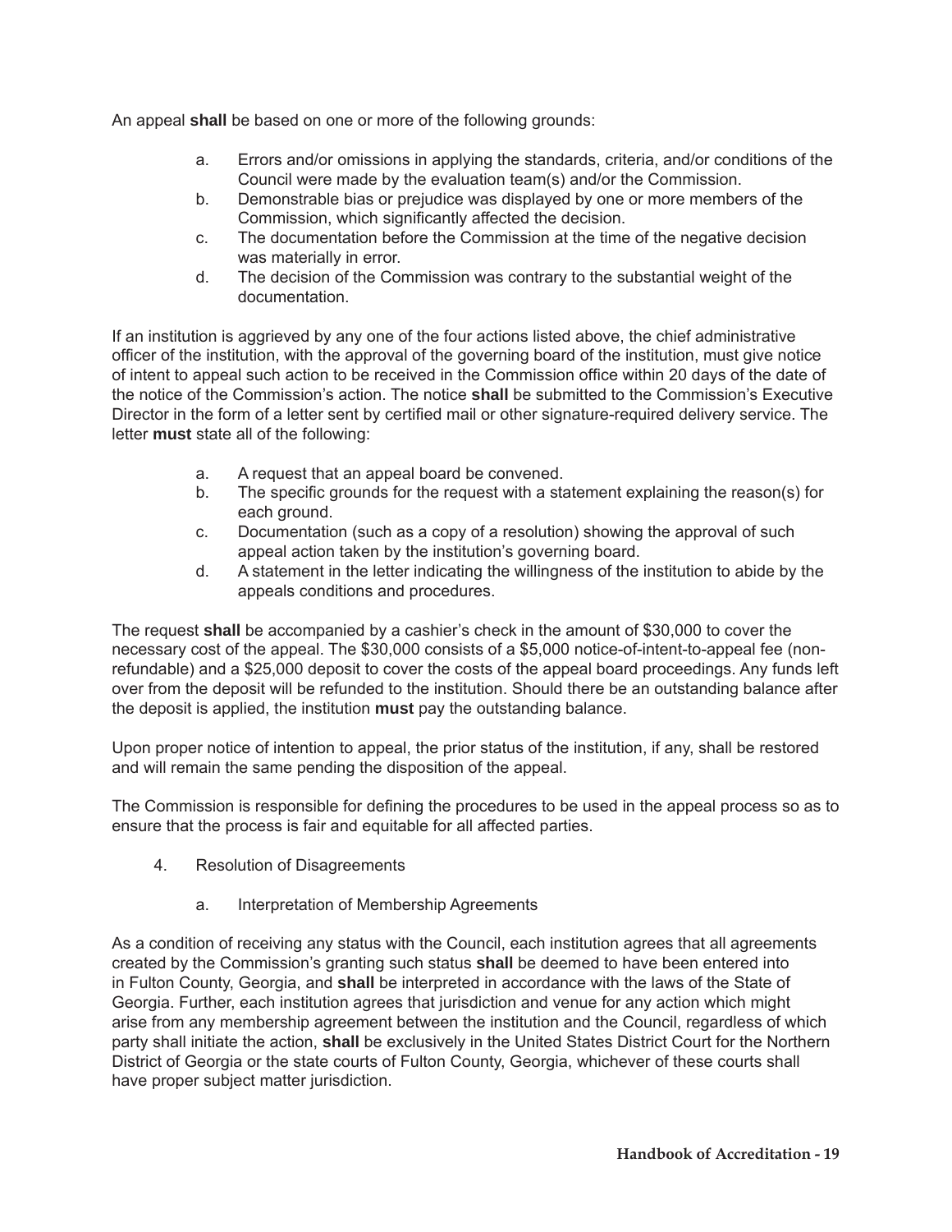An appeal **shall** be based on one or more of the following grounds:

a. Errors and/or omissions in applying the standards, criteria, and/or conditions of the Council were made by the evaluation team(s) and/or the Commission.
b. Demonstrable bias or prejudice was displayed by one or more members of the Commission, which significantly affected the decision.
c. The documentation before the Commission at the time of the negative decision was materially in error.
d. The decision of the Commission was contrary to the substantial weight of the documentation.

If an institution is aggrieved by any one of the four actions listed above, the chief administrative officer of the institution, with the approval of the governing board of the institution, must give notice of intent to appeal such action to be received in the Commission office within 20 days of the date of the notice of the Commission's action. The notice **shall** be submitted to the Commission's Executive Director in the form of a letter sent by certified mail or other signature-required delivery service. The letter **must** state all of the following:

a. A request that an appeal board be convened.
b. The specific grounds for the request with a statement explaining the reason(s) for each ground.
c. Documentation (such as a copy of a resolution) showing the approval of such appeal action taken by the institution's governing board.
d. A statement in the letter indicating the willingness of the institution to abide by the appeals conditions and procedures.

The request **shall** be accompanied by a cashier's check in the amount of $30,000 to cover the necessary cost of the appeal. The $30,000 consists of a $5,000 notice-of-intent-to-appeal fee (non-refundable) and a $25,000 deposit to cover the costs of the appeal board proceedings. Any funds left over from the deposit will be refunded to the institution. Should there be an outstanding balance after the deposit is applied, the institution **must** pay the outstanding balance.

Upon proper notice of intention to appeal, the prior status of the institution, if any, shall be restored and will remain the same pending the disposition of the appeal.

The Commission is responsible for defining the procedures to be used in the appeal process so as to ensure that the process is fair and equitable for all affected parties.

4. Resolution of Disagreements

a. Interpretation of Membership Agreements

As a condition of receiving any status with the Council, each institution agrees that all agreements created by the Commission's granting such status **shall** be deemed to have been entered into in Fulton County, Georgia, and **shall** be interpreted in accordance with the laws of the State of Georgia. Further, each institution agrees that jurisdiction and venue for any action which might arise from any membership agreement between the institution and the Council, regardless of which party shall initiate the action, **shall** be exclusively in the United States District Court for the Northern District of Georgia or the state courts of Fulton County, Georgia, whichever of these courts shall have proper subject matter jurisdiction.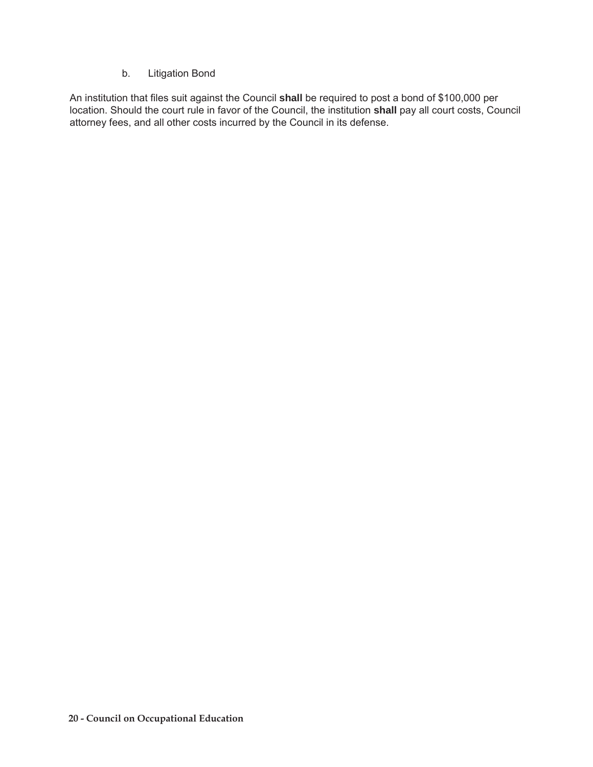b. Litigation Bond

An institution that files suit against the Council **shall** be required to post a bond of $100,000 per location. Should the court rule in favor of the Council, the institution **shall** pay all court costs, Council attorney fees, and all other costs incurred by the Council in its defense.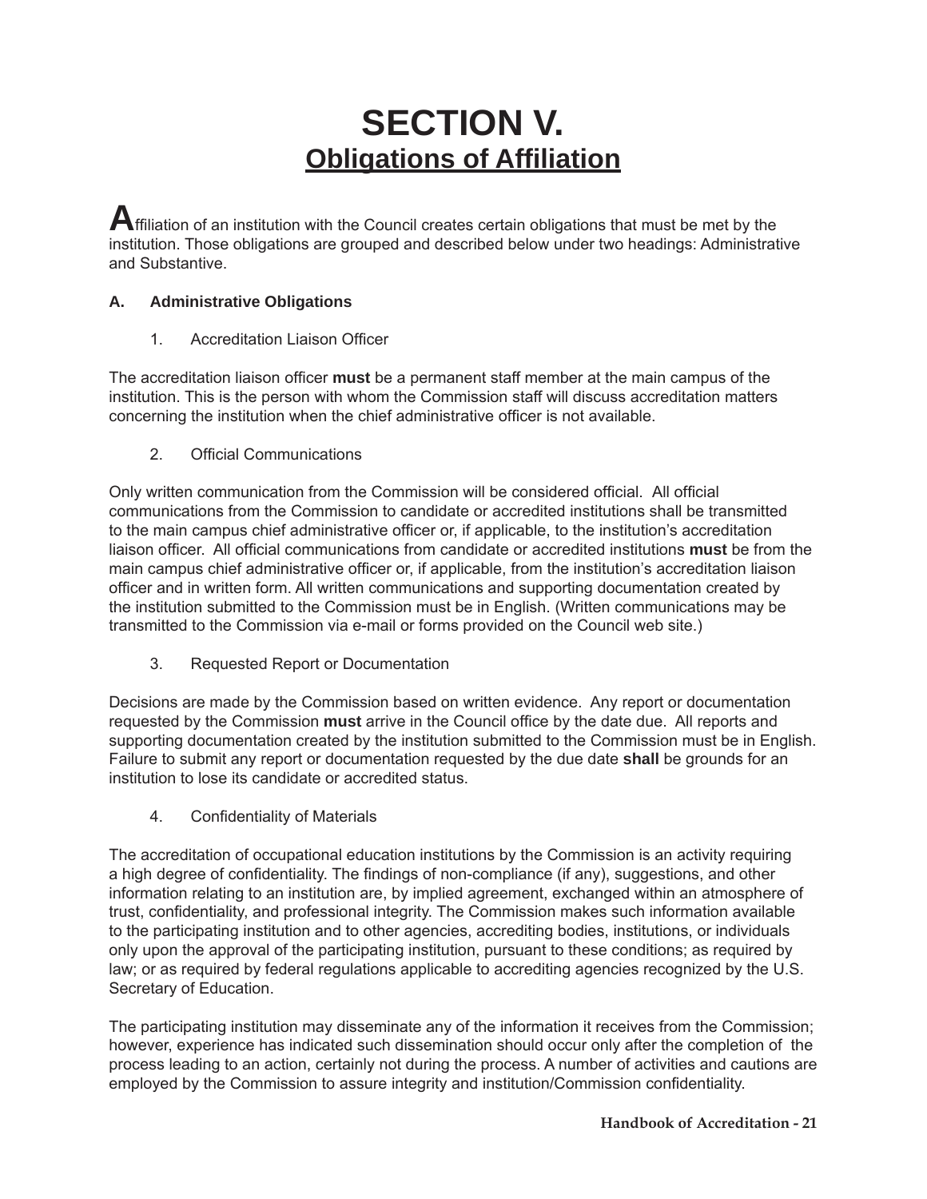# SECTION V.
## Obligations of Affiliation

Affiliation of an institution with the Council creates certain obligations that must be met by the institution. Those obligations are grouped and described below under two headings: Administrative and Substantive.

### A. Administrative Obligations

1. Accreditation Liaison Officer

The accreditation liaison officer **must** be a permanent staff member at the main campus of the institution. This is the person with whom the Commission staff will discuss accreditation matters concerning the institution when the chief administrative officer is not available.

2. Official Communications

Only written communication from the Commission will be considered official. All official communications from the Commission to candidate or accredited institutions shall be transmitted to the main campus chief administrative officer or, if applicable, to the institution's accreditation liaison officer. All official communications from candidate or accredited institutions **must** be from the main campus chief administrative officer or, if applicable, from the institution's accreditation liaison officer and in written form. All written communications and supporting documentation created by the institution submitted to the Commission must be in English. (Written communications may be transmitted to the Commission via e-mail or forms provided on the Council web site.)

3. Requested Report or Documentation

Decisions are made by the Commission based on written evidence. Any report or documentation requested by the Commission **must** arrive in the Council office by the date due. All reports and supporting documentation created by the institution submitted to the Commission must be in English. Failure to submit any report or documentation requested by the due date **shall** be grounds for an institution to lose its candidate or accredited status.

4. Confidentiality of Materials

The accreditation of occupational education institutions by the Commission is an activity requiring a high degree of confidentiality. The findings of non-compliance (if any), suggestions, and other information relating to an institution are, by implied agreement, exchanged within an atmosphere of trust, confidentiality, and professional integrity. The Commission makes such information available to the participating institution and to other agencies, accrediting bodies, institutions, or individuals only upon the approval of the participating institution, pursuant to these conditions; as required by law; or as required by federal regulations applicable to accrediting agencies recognized by the U.S. Secretary of Education.

The participating institution may disseminate any of the information it receives from the Commission; however, experience has indicated such dissemination should occur only after the completion of the process leading to an action, certainly not during the process. A number of activities and cautions are employed by the Commission to assure integrity and institution/Commission confidentiality.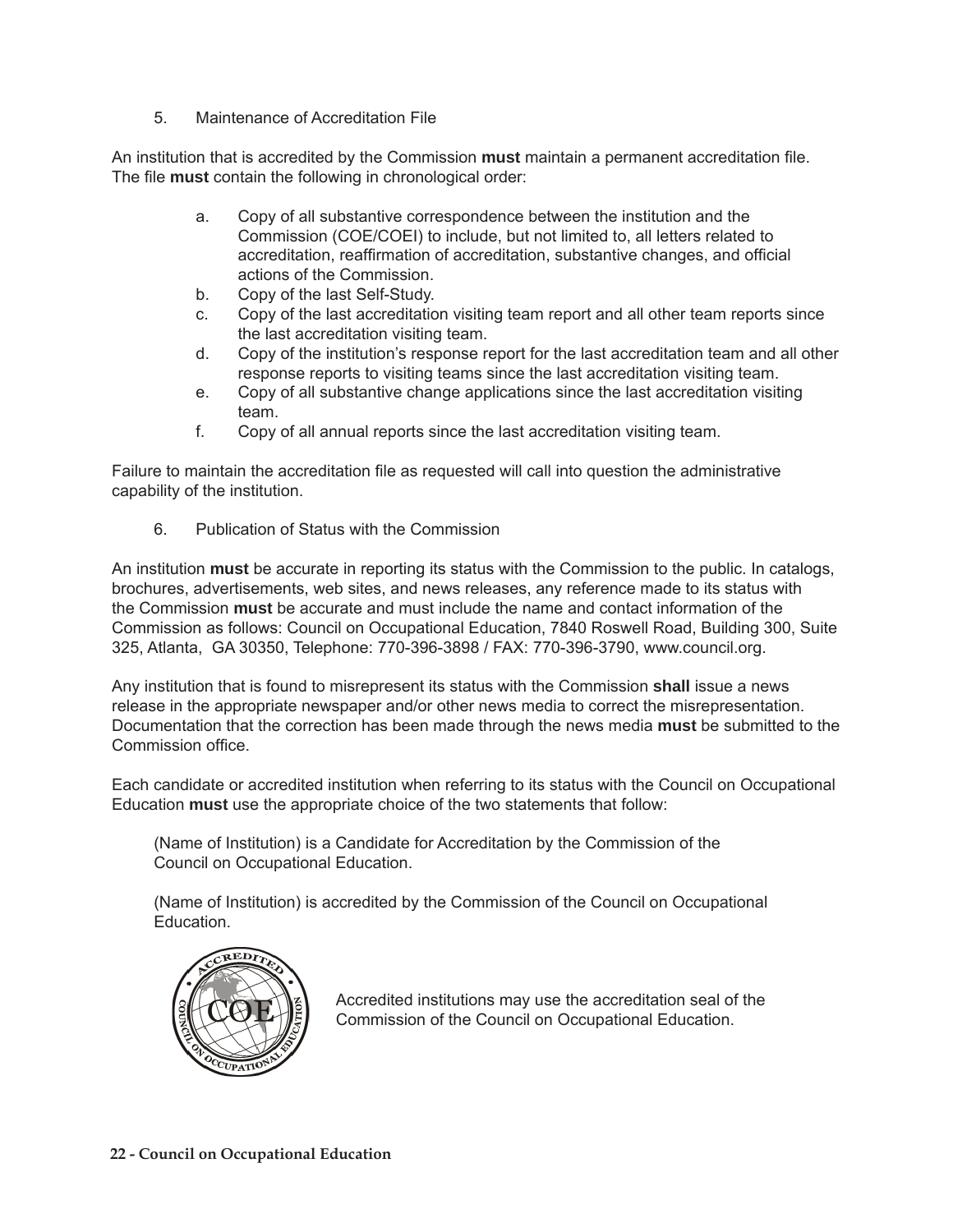5. Maintenance of Accreditation File

An institution that is accredited by the Commission **must** maintain a permanent accreditation file. The file **must** contain the following in chronological order:

a. Copy of all substantive correspondence between the institution and the Commission (COE/COEI) to include, but not limited to, all letters related to accreditation, reaffirmation of accreditation, substantive changes, and official actions of the Commission.
b. Copy of the last Self-Study.
c. Copy of the last accreditation visiting team report and all other team reports since the last accreditation visiting team.
d. Copy of the institution's response report for the last accreditation team and all other response reports to visiting teams since the last accreditation visiting team.
e. Copy of all substantive change applications since the last accreditation visiting team.
f. Copy of all annual reports since the last accreditation visiting team.

Failure to maintain the accreditation file as requested will call into question the administrative capability of the institution.

6. Publication of Status with the Commission

An institution **must** be accurate in reporting its status with the Commission to the public. In catalogs, brochures, advertisements, web sites, and news releases, any reference made to its status with the Commission **must** be accurate and must include the name and contact information of the Commission as follows: Council on Occupational Education, 7840 Roswell Road, Building 300, Suite 325, Atlanta, GA 30350, Telephone: 770-396-3898 / FAX: 770-396-3790, www.council.org.

Any institution that is found to misrepresent its status with the Commission **shall** issue a news release in the appropriate newspaper and/or other news media to correct the misrepresentation. Documentation that the correction has been made through the news media **must** be submitted to the Commission office.

Each candidate or accredited institution when referring to its status with the Council on Occupational Education **must** use the appropriate choice of the two statements that follow:

(Name of Institution) is a Candidate for Accreditation by the Commission of the Council on Occupational Education.

(Name of Institution) is accredited by the Commission of the Council on Occupational Education.

Accredited institutions may use the accreditation seal of the Commission of the Council on Occupational Education.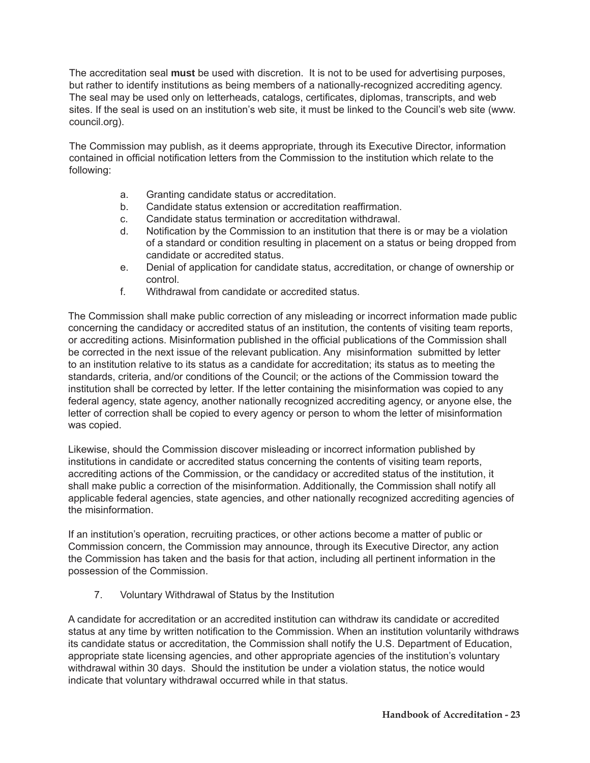The accreditation seal **must** be used with discretion. It is not to be used for advertising purposes, but rather to identify institutions as being members of a nationally-recognized accrediting agency. The seal may be used only on letterheads, catalogs, certificates, diplomas, transcripts, and web sites. If the seal is used on an institution's web site, it must be linked to the Council's web site (www.council.org).

The Commission may publish, as it deems appropriate, through its Executive Director, information contained in official notification letters from the Commission to the institution which relate to the following:

a. Granting candidate status or accreditation.
b. Candidate status extension or accreditation reaffirmation.
c. Candidate status termination or accreditation withdrawal.
d. Notification by the Commission to an institution that there is or may be a violation of a standard or condition resulting in placement on a status or being dropped from candidate or accredited status.
e. Denial of application for candidate status, accreditation, or change of ownership or control.
f. Withdrawal from candidate or accredited status.

The Commission shall make public correction of any misleading or incorrect information made public concerning the candidacy or accredited status of an institution, the contents of visiting team reports, or accrediting actions. Misinformation published in the official publications of the Commission shall be corrected in the next issue of the relevant publication. Any misinformation submitted by letter to an institution relative to its status as a candidate for accreditation; its status as to meeting the standards, criteria, and/or conditions of the Council; or the actions of the Commission toward the institution shall be corrected by letter. If the letter containing the misinformation was copied to any federal agency, state agency, another nationally recognized accrediting agency, or anyone else, the letter of correction shall be copied to every agency or person to whom the letter of misinformation was copied.

Likewise, should the Commission discover misleading or incorrect information published by institutions in candidate or accredited status concerning the contents of visiting team reports, accrediting actions of the Commission, or the candidacy or accredited status of the institution, it shall make public a correction of the misinformation. Additionally, the Commission shall notify all applicable federal agencies, state agencies, and other nationally recognized accrediting agencies of the misinformation.

If an institution's operation, recruiting practices, or other actions become a matter of public or Commission concern, the Commission may announce, through its Executive Director, any action the Commission has taken and the basis for that action, including all pertinent information in the possession of the Commission.

7. Voluntary Withdrawal of Status by the Institution

A candidate for accreditation or an accredited institution can withdraw its candidate or accredited status at any time by written notification to the Commission. When an institution voluntarily withdraws its candidate status or accreditation, the Commission shall notify the U.S. Department of Education, appropriate state licensing agencies, and other appropriate agencies of the institution's voluntary withdrawal within 30 days. Should the institution be under a violation status, the notice would indicate that voluntary withdrawal occurred while in that status.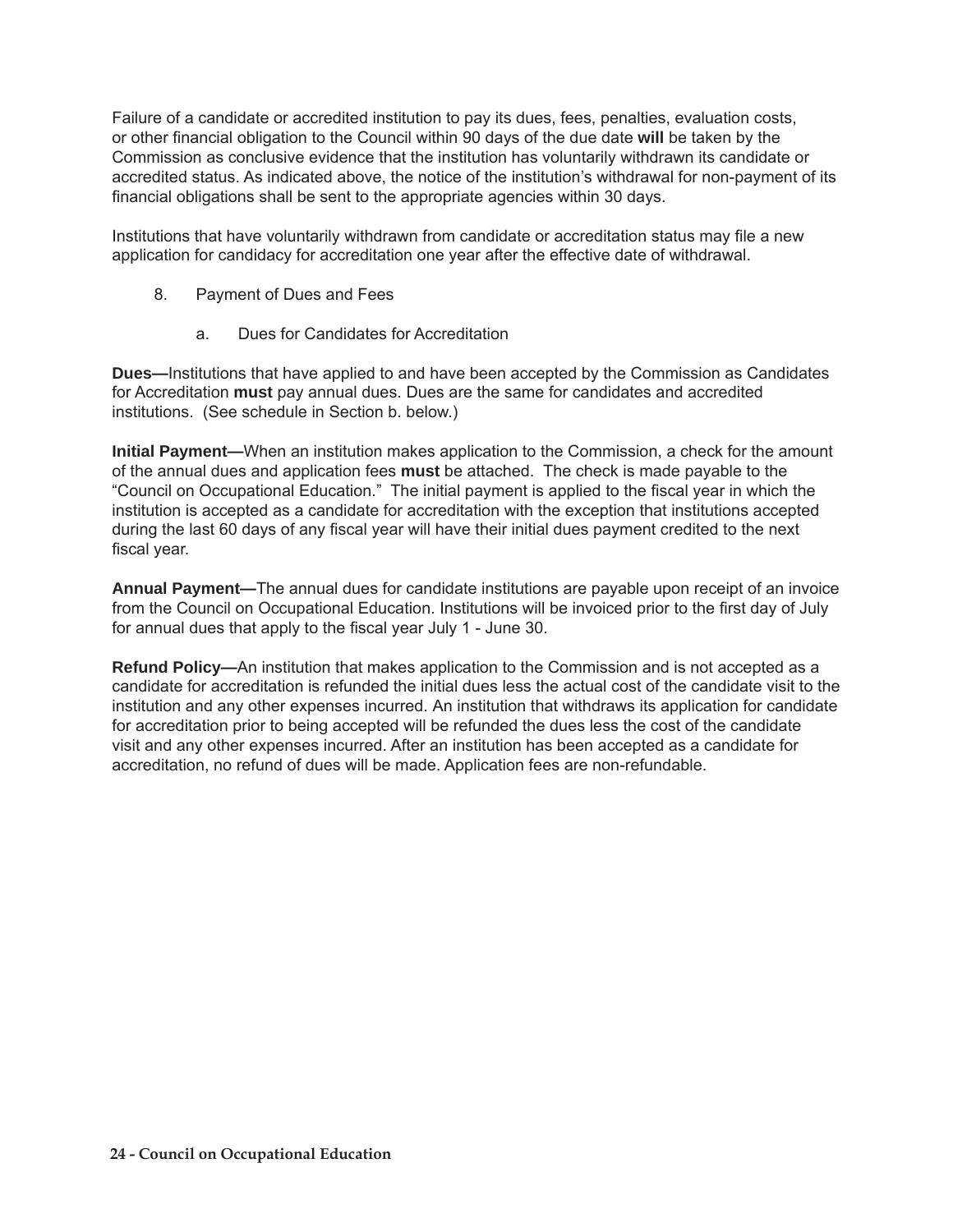Failure of a candidate or accredited institution to pay its dues, fees, penalties, evaluation costs, or other financial obligation to the Council within 90 days of the due date **will** be taken by the Commission as conclusive evidence that the institution has voluntarily withdrawn its candidate or accredited status. As indicated above, the notice of the institution's withdrawal for non-payment of its financial obligations shall be sent to the appropriate agencies within 30 days.

Institutions that have voluntarily withdrawn from candidate or accreditation status may file a new application for candidacy for accreditation one year after the effective date of withdrawal.

8. Payment of Dues and Fees

   a. Dues for Candidates for Accreditation

**Dues—**Institutions that have applied to and have been accepted by the Commission as Candidates for Accreditation **must** pay annual dues. Dues are the same for candidates and accredited institutions. (See schedule in Section b. below.)

**Initial Payment—**When an institution makes application to the Commission, a check for the amount of the annual dues and application fees **must** be attached. The check is made payable to the "Council on Occupational Education." The initial payment is applied to the fiscal year in which the institution is accepted as a candidate for accreditation with the exception that institutions accepted during the last 60 days of any fiscal year will have their initial dues payment credited to the next fiscal year.

**Annual Payment—**The annual dues for candidate institutions are payable upon receipt of an invoice from the Council on Occupational Education. Institutions will be invoiced prior to the first day of July for annual dues that apply to the fiscal year July 1 - June 30.

**Refund Policy—**An institution that makes application to the Commission and is not accepted as a candidate for accreditation is refunded the initial dues less the actual cost of the candidate visit to the institution and any other expenses incurred. An institution that withdraws its application for candidate for accreditation prior to being accepted will be refunded the dues less the cost of the candidate visit and any other expenses incurred. After an institution has been accepted as a candidate for accreditation, no refund of dues will be made. Application fees are non-refundable.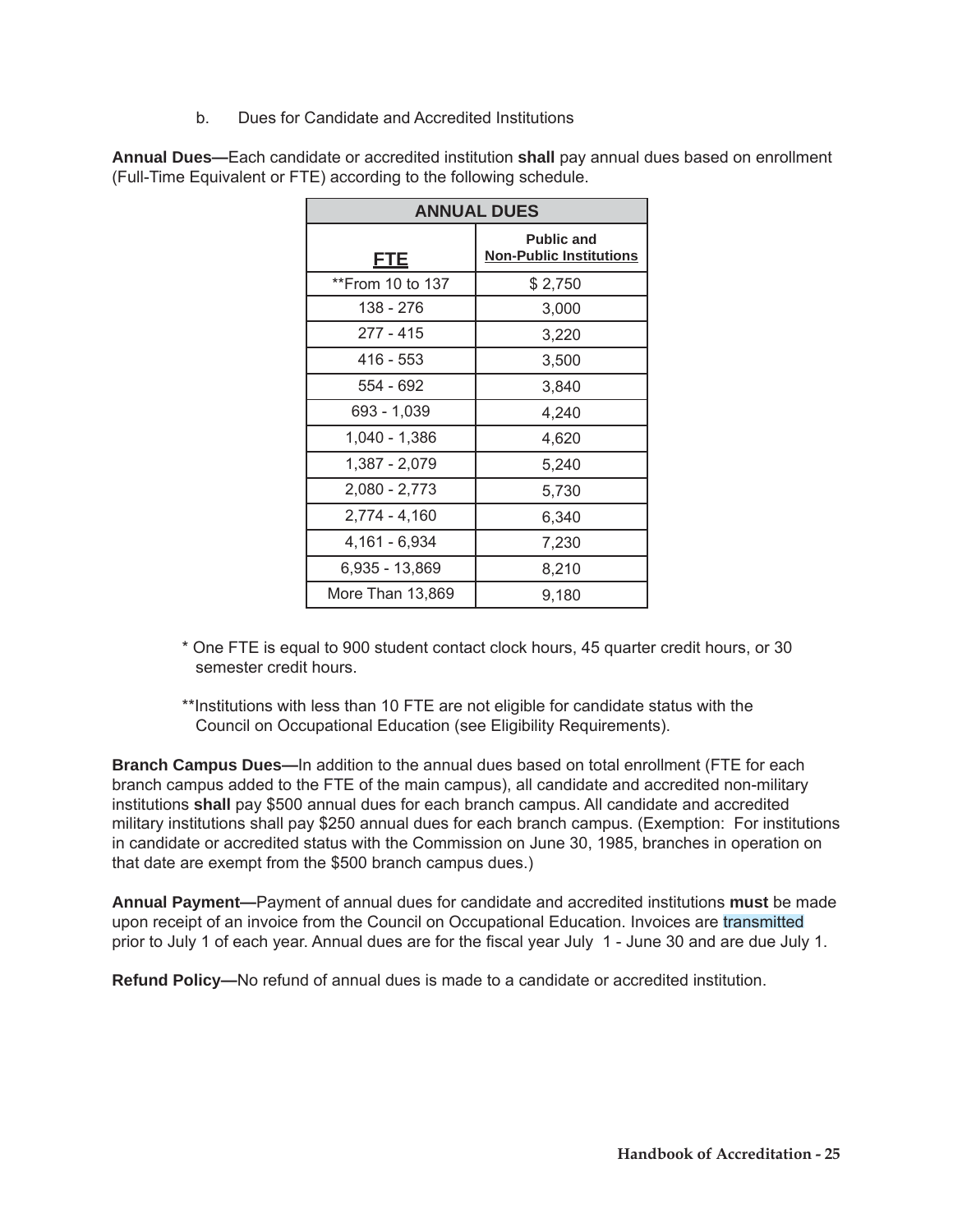b. Dues for Candidate and Accredited Institutions

**Annual Dues—**Each candidate or accredited institution **shall** pay annual dues based on enrollment (Full-Time Equivalent or FTE) according to the following schedule.

| ANNUAL DUES | |
|---|---|
| **FTE** | **Public and Non-Public Institutions** |
| **From 10 to 137 | $ 2,750 |
| 138 - 276 | 3,000 |
| 277 - 415 | 3,220 |
| 416 - 553 | 3,500 |
| 554 - 692 | 3,840 |
| 693 - 1,039 | 4,240 |
| 1,040 - 1,386 | 4,620 |
| 1,387 - 2,079 | 5,240 |
| 2,080 - 2,773 | 5,730 |
| 2,774 - 4,160 | 6,340 |
| 4,161 - 6,934 | 7,230 |
| 6,935 - 13,869 | 8,210 |
| More Than 13,869 | 9,180 |

* One FTE is equal to 900 student contact clock hours, 45 quarter credit hours, or 30 semester credit hours.

**Institutions with less than 10 FTE are not eligible for candidate status with the Council on Occupational Education (see Eligibility Requirements).

**Branch Campus Dues—**In addition to the annual dues based on total enrollment (FTE for each branch campus added to the FTE of the main campus), all candidate and accredited non-military institutions **shall** pay $500 annual dues for each branch campus. All candidate and accredited military institutions shall pay $250 annual dues for each branch campus. (Exemption: For institutions in candidate or accredited status with the Commission on June 30, 1985, branches in operation on that date are exempt from the $500 branch campus dues.)

**Annual Payment—**Payment of annual dues for candidate and accredited institutions **must** be made upon receipt of an invoice from the Council on Occupational Education. Invoices are transmitted prior to July 1 of each year. Annual dues are for the fiscal year July 1 - June 30 and are due July 1.

**Refund Policy—**No refund of annual dues is made to a candidate or accredited institution.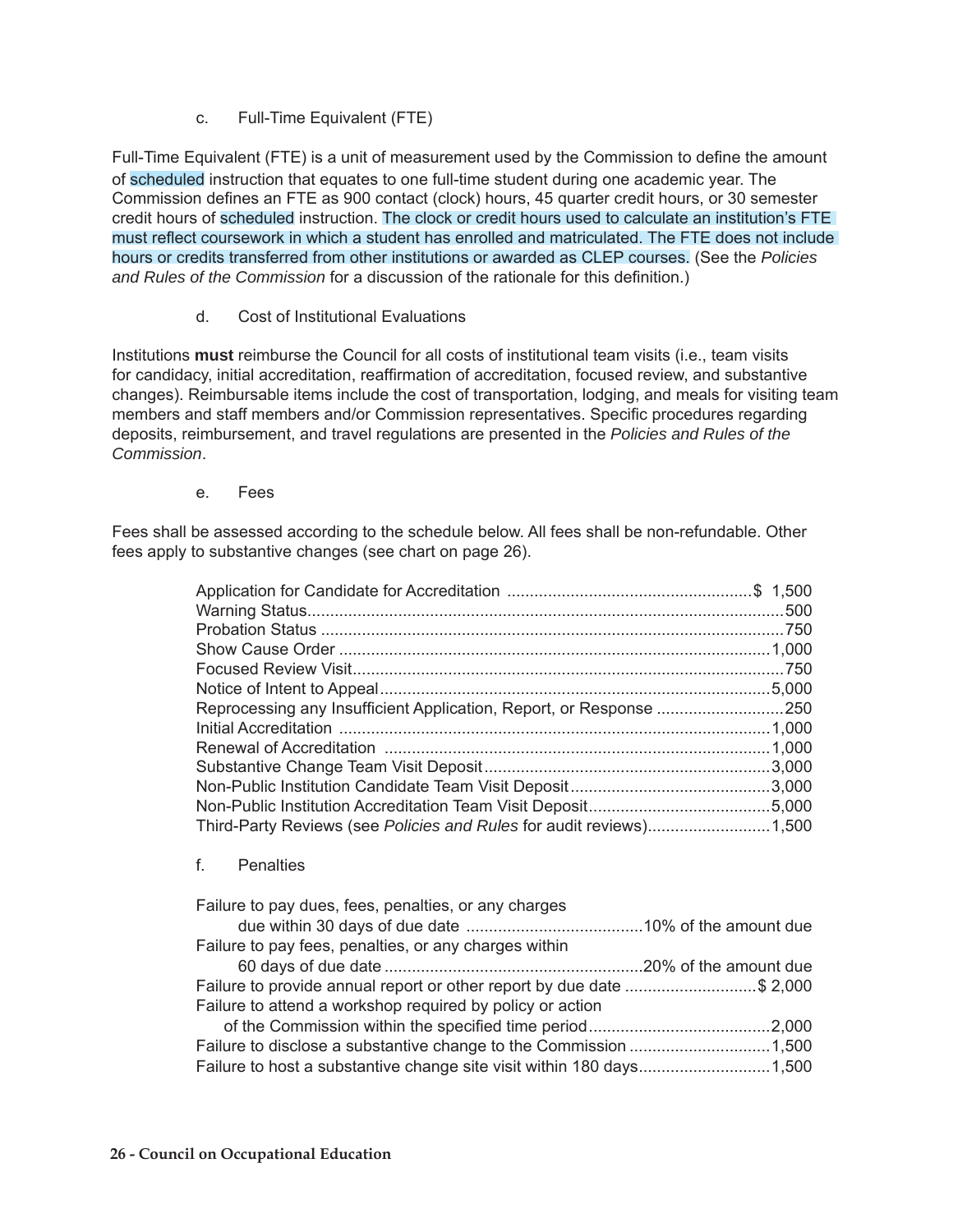### c. Full-Time Equivalent (FTE)

Full-Time Equivalent (FTE) is a unit of measurement used by the Commission to define the amount of scheduled instruction that equates to one full-time student during one academic year. The Commission defines an FTE as 900 contact (clock) hours, 45 quarter credit hours, or 30 semester credit hours of scheduled instruction. The clock or credit hours used to calculate an institution's FTE must reflect coursework in which a student has enrolled and matriculated. The FTE does not include hours or credits transferred from other institutions or awarded as CLEP courses. (See the *Policies and Rules of the Commission* for a discussion of the rationale for this definition.)

### d. Cost of Institutional Evaluations

Institutions **must** reimburse the Council for all costs of institutional team visits (i.e., team visits for candidacy, initial accreditation, reaffirmation of accreditation, focused review, and substantive changes). Reimbursable items include the cost of transportation, lodging, and meals for visiting team members and staff members and/or Commission representatives. Specific procedures regarding deposits, reimbursement, and travel regulations are presented in the *Policies and Rules of the Commission*.

### e. Fees

Fees shall be assessed according to the schedule below. All fees shall be non-refundable. Other fees apply to substantive changes (see chart on page 26).

| | |
|---|---|
| Application for Candidate for Accreditation | $ 1,500 |
| Warning Status | 500 |
| Probation Status | 750 |
| Show Cause Order | 1,000 |
| Focused Review Visit | 750 |
| Notice of Intent to Appeal | 5,000 |
| Reprocessing any Insufficient Application, Report, or Response | 250 |
| Initial Accreditation | 1,000 |
| Renewal of Accreditation | 1,000 |
| Substantive Change Team Visit Deposit | 3,000 |
| Non-Public Institution Candidate Team Visit Deposit | 3,000 |
| Non-Public Institution Accreditation Team Visit Deposit | 5,000 |
| Third-Party Reviews (see *Policies and Rules* for audit reviews) | 1,500 |

### f. Penalties

| | |
|---|---|
| Failure to pay dues, fees, penalties, or any charges due within 30 days of due date | 10% of the amount due |
| Failure to pay fees, penalties, or any charges within 60 days of due date | 20% of the amount due |
| Failure to provide annual report or other report by due date | $ 2,000 |
| Failure to attend a workshop required by policy or action of the Commission within the specified time period | 2,000 |
| Failure to disclose a substantive change to the Commission | 1,500 |
| Failure to host a substantive change site visit within 180 days | 1,500 |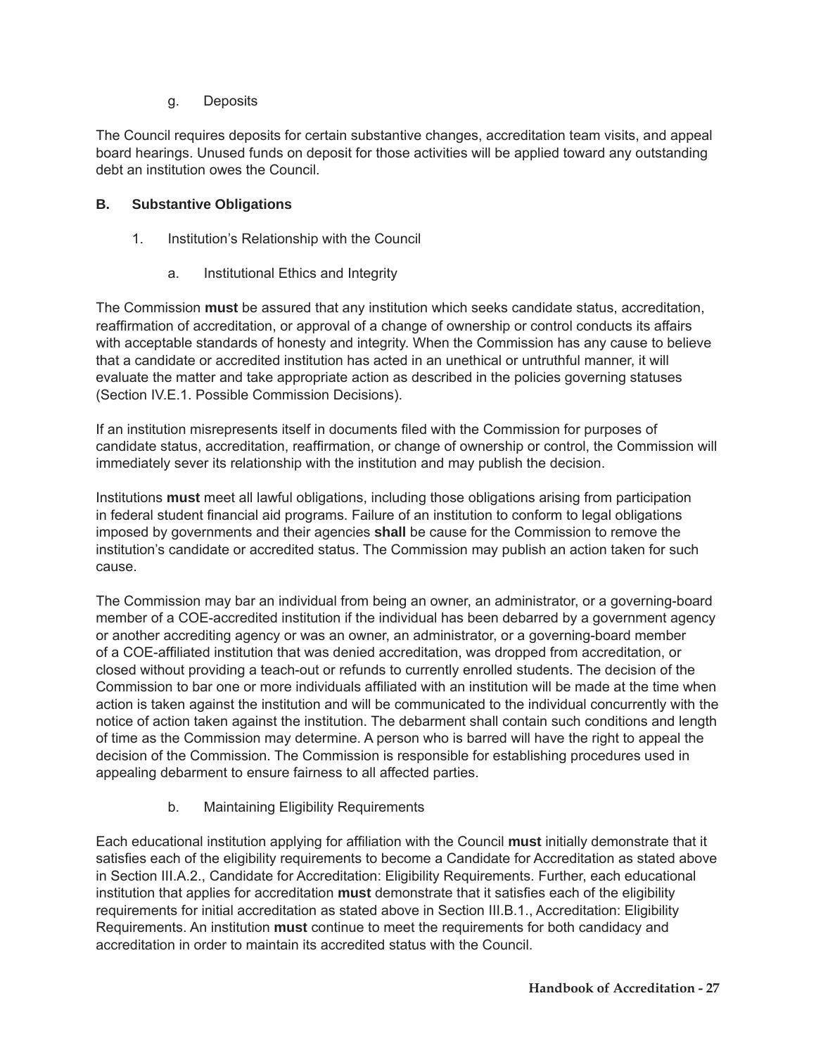#### g. Deposits

The Council requires deposits for certain substantive changes, accreditation team visits, and appeal board hearings. Unused funds on deposit for those activities will be applied toward any outstanding debt an institution owes the Council.

## B. Substantive Obligations

### 1. Institution's Relationship with the Council

#### a. Institutional Ethics and Integrity

The Commission **must** be assured that any institution which seeks candidate status, accreditation, reaffirmation of accreditation, or approval of a change of ownership or control conducts its affairs with acceptable standards of honesty and integrity. When the Commission has any cause to believe that a candidate or accredited institution has acted in an unethical or untruthful manner, it will evaluate the matter and take appropriate action as described in the policies governing statuses (Section IV.E.1. Possible Commission Decisions).

If an institution misrepresents itself in documents filed with the Commission for purposes of candidate status, accreditation, reaffirmation, or change of ownership or control, the Commission will immediately sever its relationship with the institution and may publish the decision.

Institutions **must** meet all lawful obligations, including those obligations arising from participation in federal student financial aid programs. Failure of an institution to conform to legal obligations imposed by governments and their agencies **shall** be cause for the Commission to remove the institution's candidate or accredited status. The Commission may publish an action taken for such cause.

The Commission may bar an individual from being an owner, an administrator, or a governing-board member of a COE-accredited institution if the individual has been debarred by a government agency or another accrediting agency or was an owner, an administrator, or a governing-board member of a COE-affiliated institution that was denied accreditation, was dropped from accreditation, or closed without providing a teach-out or refunds to currently enrolled students. The decision of the Commission to bar one or more individuals affiliated with an institution will be made at the time when action is taken against the institution and will be communicated to the individual concurrently with the notice of action taken against the institution. The debarment shall contain such conditions and length of time as the Commission may determine. A person who is barred will have the right to appeal the decision of the Commission. The Commission is responsible for establishing procedures used in appealing debarment to ensure fairness to all affected parties.

#### b. Maintaining Eligibility Requirements

Each educational institution applying for affiliation with the Council **must** initially demonstrate that it satisfies each of the eligibility requirements to become a Candidate for Accreditation as stated above in Section III.A.2., Candidate for Accreditation: Eligibility Requirements. Further, each educational institution that applies for accreditation **must** demonstrate that it satisfies each of the eligibility requirements for initial accreditation as stated above in Section III.B.1., Accreditation: Eligibility Requirements. An institution **must** continue to meet the requirements for both candidacy and accreditation in order to maintain its accredited status with the Council.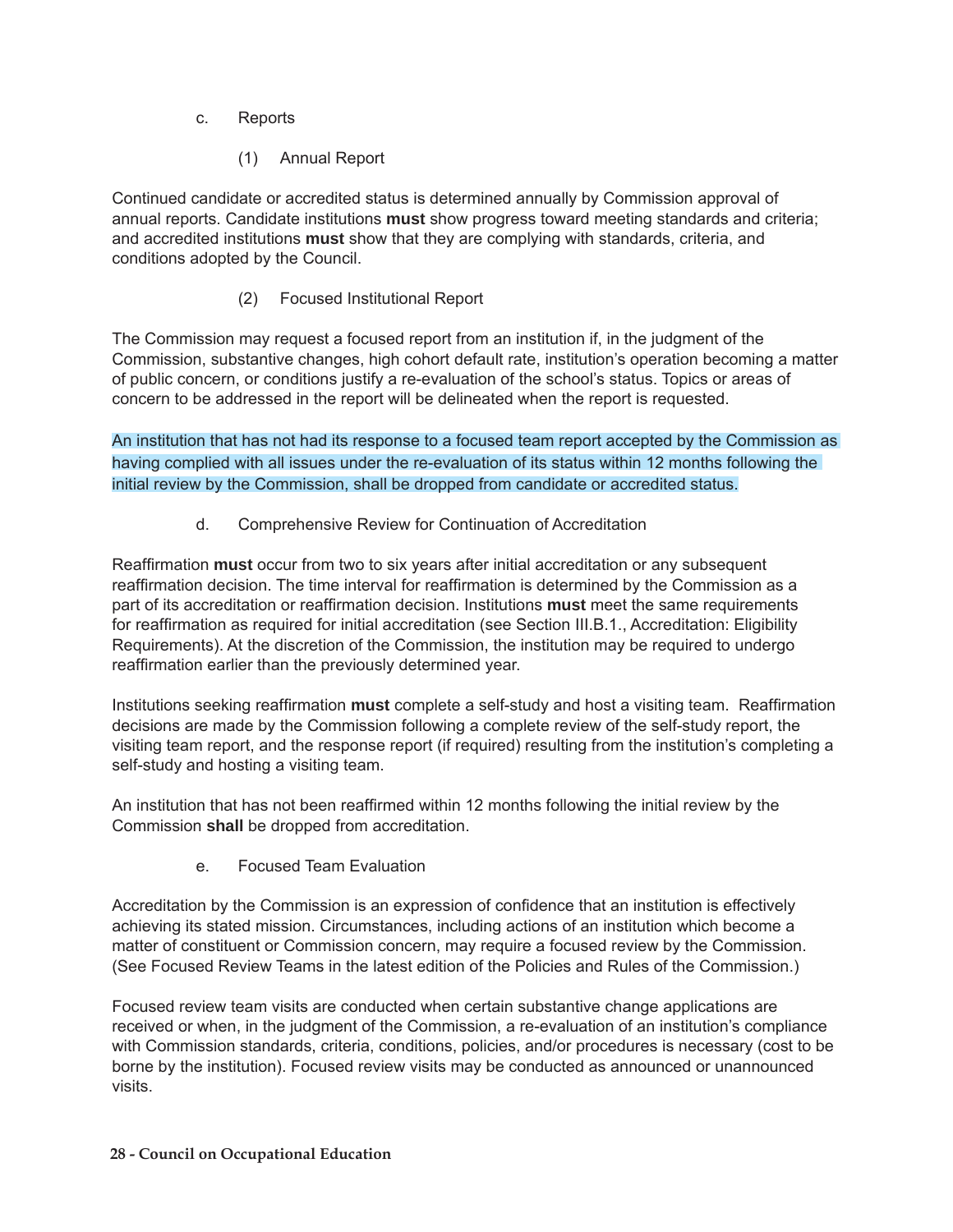c. Reports

(1) Annual Report

Continued candidate or accredited status is determined annually by Commission approval of annual reports. Candidate institutions **must** show progress toward meeting standards and criteria; and accredited institutions **must** show that they are complying with standards, criteria, and conditions adopted by the Council.

(2) Focused Institutional Report

The Commission may request a focused report from an institution if, in the judgment of the Commission, substantive changes, high cohort default rate, institution's operation becoming a matter of public concern, or conditions justify a re-evaluation of the school's status. Topics or areas of concern to be addressed in the report will be delineated when the report is requested.

An institution that has not had its response to a focused team report accepted by the Commission as having complied with all issues under the re-evaluation of its status within 12 months following the initial review by the Commission, shall be dropped from candidate or accredited status.

d. Comprehensive Review for Continuation of Accreditation

Reaffirmation **must** occur from two to six years after initial accreditation or any subsequent reaffirmation decision. The time interval for reaffirmation is determined by the Commission as a part of its accreditation or reaffirmation decision. Institutions **must** meet the same requirements for reaffirmation as required for initial accreditation (see Section III.B.1., Accreditation: Eligibility Requirements). At the discretion of the Commission, the institution may be required to undergo reaffirmation earlier than the previously determined year.

Institutions seeking reaffirmation **must** complete a self-study and host a visiting team. Reaffirmation decisions are made by the Commission following a complete review of the self-study report, the visiting team report, and the response report (if required) resulting from the institution's completing a self-study and hosting a visiting team.

An institution that has not been reaffirmed within 12 months following the initial review by the Commission **shall** be dropped from accreditation.

e. Focused Team Evaluation

Accreditation by the Commission is an expression of confidence that an institution is effectively achieving its stated mission. Circumstances, including actions of an institution which become a matter of constituent or Commission concern, may require a focused review by the Commission. (See Focused Review Teams in the latest edition of the Policies and Rules of the Commission.)

Focused review team visits are conducted when certain substantive change applications are received or when, in the judgment of the Commission, a re-evaluation of an institution's compliance with Commission standards, criteria, conditions, policies, and/or procedures is necessary (cost to be borne by the institution). Focused review visits may be conducted as announced or unannounced visits.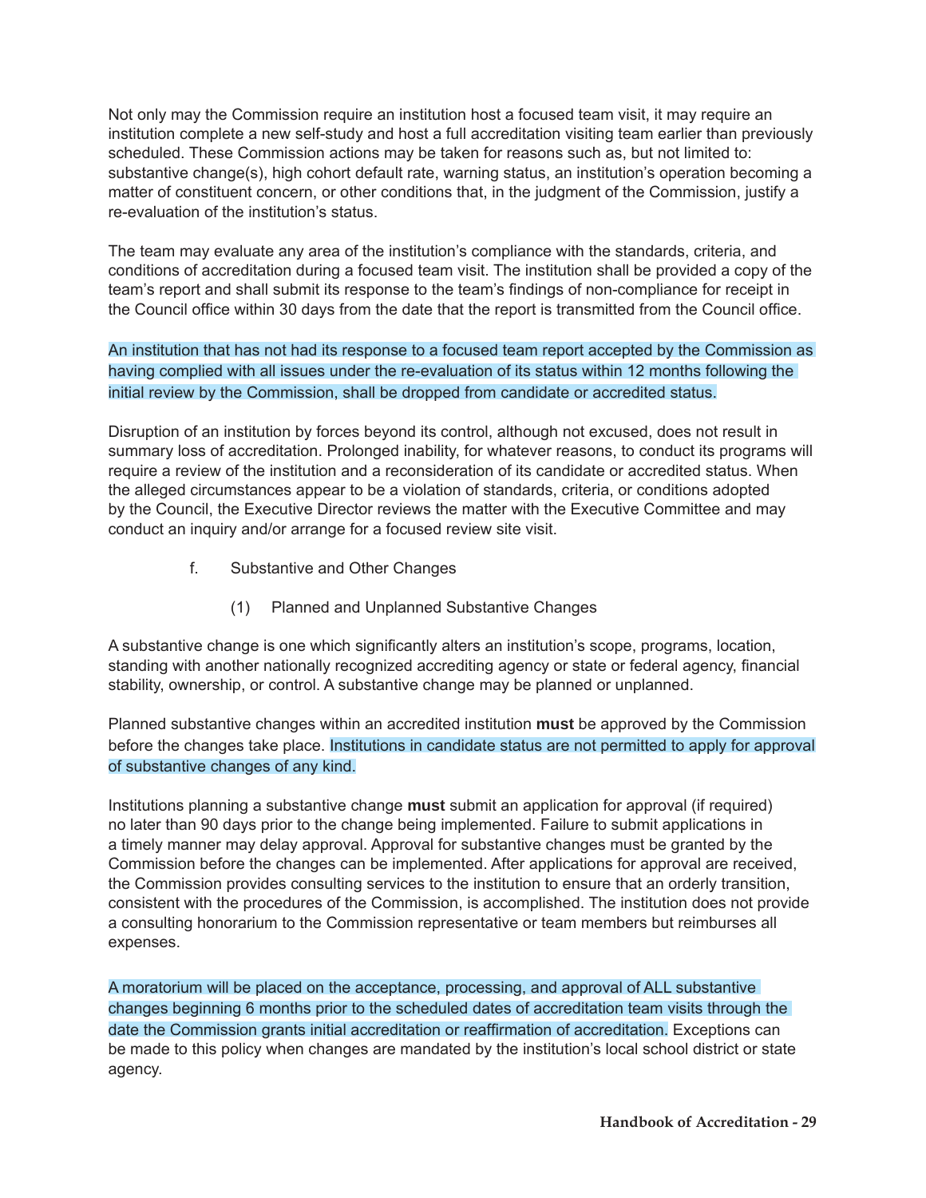Not only may the Commission require an institution host a focused team visit, it may require an institution complete a new self-study and host a full accreditation visiting team earlier than previously scheduled. These Commission actions may be taken for reasons such as, but not limited to: substantive change(s), high cohort default rate, warning status, an institution's operation becoming a matter of constituent concern, or other conditions that, in the judgment of the Commission, justify a re-evaluation of the institution's status.

The team may evaluate any area of the institution's compliance with the standards, criteria, and conditions of accreditation during a focused team visit. The institution shall be provided a copy of the team's report and shall submit its response to the team's findings of non-compliance for receipt in the Council office within 30 days from the date that the report is transmitted from the Council office.

An institution that has not had its response to a focused team report accepted by the Commission as having complied with all issues under the re-evaluation of its status within 12 months following the initial review by the Commission, shall be dropped from candidate or accredited status.

Disruption of an institution by forces beyond its control, although not excused, does not result in summary loss of accreditation. Prolonged inability, for whatever reasons, to conduct its programs will require a review of the institution and a reconsideration of its candidate or accredited status. When the alleged circumstances appear to be a violation of standards, criteria, or conditions adopted by the Council, the Executive Director reviews the matter with the Executive Committee and may conduct an inquiry and/or arrange for a focused review site visit.

f. Substantive and Other Changes

(1) Planned and Unplanned Substantive Changes

A substantive change is one which significantly alters an institution's scope, programs, location, standing with another nationally recognized accrediting agency or state or federal agency, financial stability, ownership, or control. A substantive change may be planned or unplanned.

Planned substantive changes within an accredited institution **must** be approved by the Commission before the changes take place. Institutions in candidate status are not permitted to apply for approval of substantive changes of any kind.

Institutions planning a substantive change **must** submit an application for approval (if required) no later than 90 days prior to the change being implemented. Failure to submit applications in a timely manner may delay approval. Approval for substantive changes must be granted by the Commission before the changes can be implemented. After applications for approval are received, the Commission provides consulting services to the institution to ensure that an orderly transition, consistent with the procedures of the Commission, is accomplished. The institution does not provide a consulting honorarium to the Commission representative or team members but reimburses all expenses.

A moratorium will be placed on the acceptance, processing, and approval of ALL substantive changes beginning 6 months prior to the scheduled dates of accreditation team visits through the date the Commission grants initial accreditation or reaffirmation of accreditation. Exceptions can be made to this policy when changes are mandated by the institution's local school district or state agency.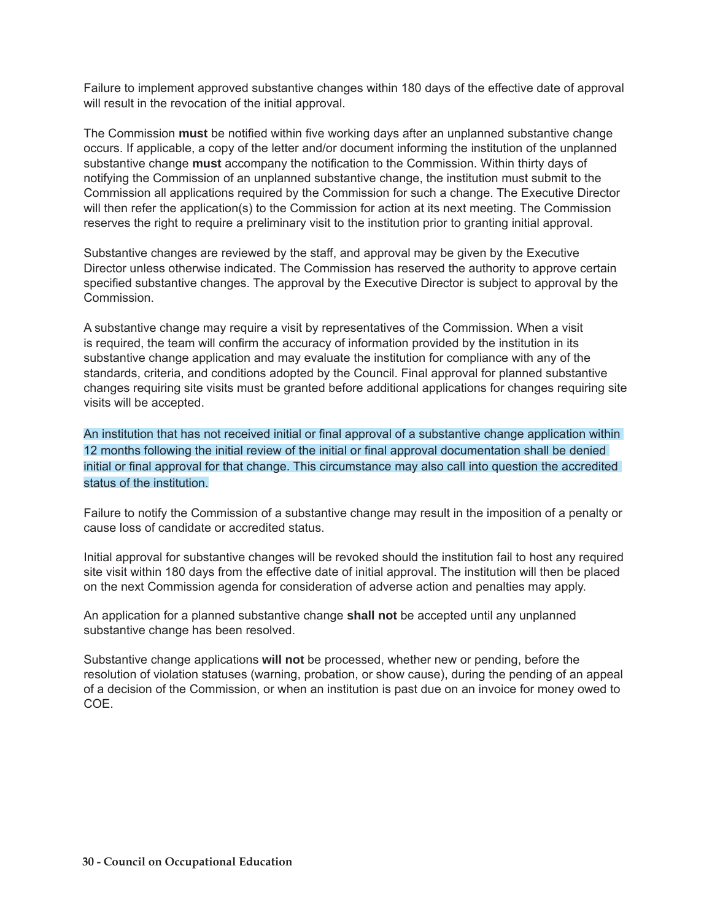Failure to implement approved substantive changes within 180 days of the effective date of approval will result in the revocation of the initial approval.

The Commission **must** be notified within five working days after an unplanned substantive change occurs. If applicable, a copy of the letter and/or document informing the institution of the unplanned substantive change **must** accompany the notification to the Commission. Within thirty days of notifying the Commission of an unplanned substantive change, the institution must submit to the Commission all applications required by the Commission for such a change. The Executive Director will then refer the application(s) to the Commission for action at its next meeting. The Commission reserves the right to require a preliminary visit to the institution prior to granting initial approval.

Substantive changes are reviewed by the staff, and approval may be given by the Executive Director unless otherwise indicated. The Commission has reserved the authority to approve certain specified substantive changes. The approval by the Executive Director is subject to approval by the Commission.

A substantive change may require a visit by representatives of the Commission. When a visit is required, the team will confirm the accuracy of information provided by the institution in its substantive change application and may evaluate the institution for compliance with any of the standards, criteria, and conditions adopted by the Council. Final approval for planned substantive changes requiring site visits must be granted before additional applications for changes requiring site visits will be accepted.

An institution that has not received initial or final approval of a substantive change application within 12 months following the initial review of the initial or final approval documentation shall be denied initial or final approval for that change. This circumstance may also call into question the accredited status of the institution.

Failure to notify the Commission of a substantive change may result in the imposition of a penalty or cause loss of candidate or accredited status.

Initial approval for substantive changes will be revoked should the institution fail to host any required site visit within 180 days from the effective date of initial approval. The institution will then be placed on the next Commission agenda for consideration of adverse action and penalties may apply.

An application for a planned substantive change **shall not** be accepted until any unplanned substantive change has been resolved.

Substantive change applications **will not** be processed, whether new or pending, before the resolution of violation statuses (warning, probation, or show cause), during the pending of an appeal of a decision of the Commission, or when an institution is past due on an invoice for money owed to COE.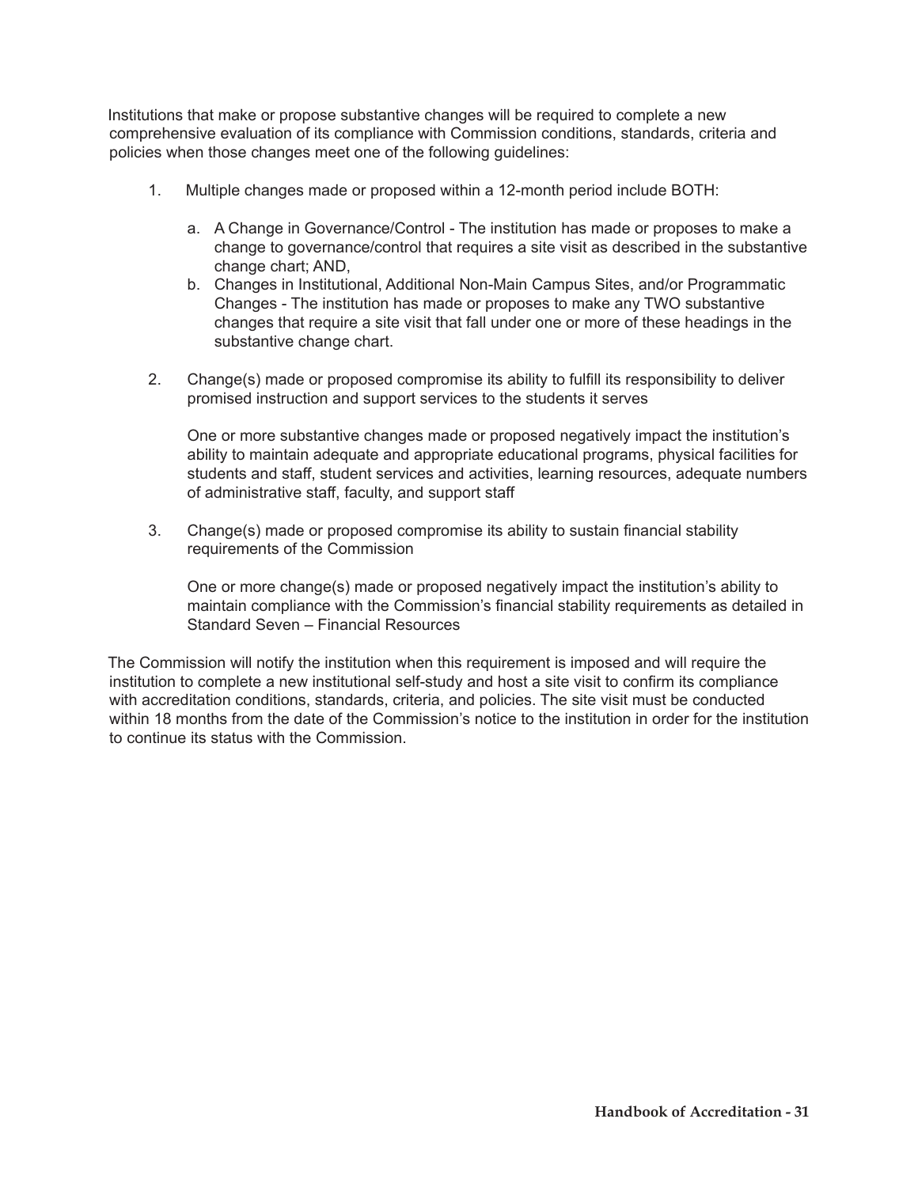Institutions that make or propose substantive changes will be required to complete a new comprehensive evaluation of its compliance with Commission conditions, standards, criteria and policies when those changes meet one of the following guidelines:

1. Multiple changes made or proposed within a 12-month period include BOTH:

   a. A Change in Governance/Control - The institution has made or proposes to make a change to governance/control that requires a site visit as described in the substantive change chart; AND,
   b. Changes in Institutional, Additional Non-Main Campus Sites, and/or Programmatic Changes - The institution has made or proposes to make any TWO substantive changes that require a site visit that fall under one or more of these headings in the substantive change chart.

2. Change(s) made or proposed compromise its ability to fulfill its responsibility to deliver promised instruction and support services to the students it serves

   One or more substantive changes made or proposed negatively impact the institution's ability to maintain adequate and appropriate educational programs, physical facilities for students and staff, student services and activities, learning resources, adequate numbers of administrative staff, faculty, and support staff

3. Change(s) made or proposed compromise its ability to sustain financial stability requirements of the Commission

   One or more change(s) made or proposed negatively impact the institution's ability to maintain compliance with the Commission's financial stability requirements as detailed in Standard Seven – Financial Resources

The Commission will notify the institution when this requirement is imposed and will require the institution to complete a new institutional self-study and host a site visit to confirm its compliance with accreditation conditions, standards, criteria, and policies. The site visit must be conducted within 18 months from the date of the Commission's notice to the institution in order for the institution to continue its status with the Commission.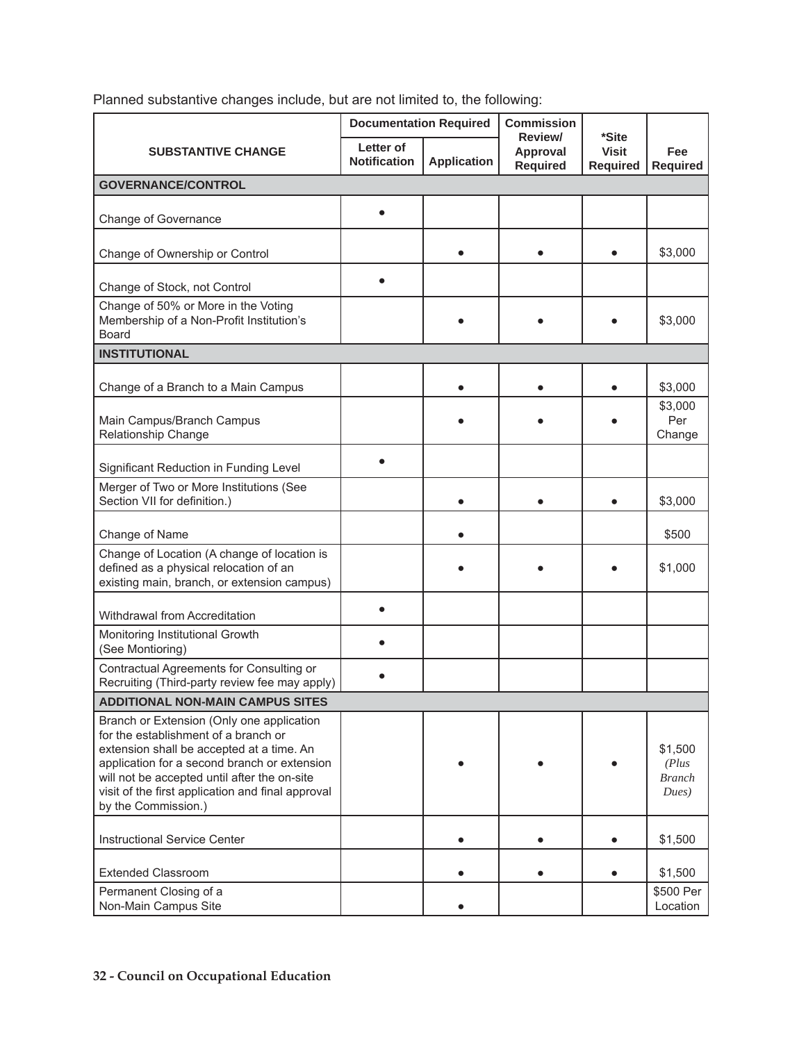Planned substantive changes include, but are not limited to, the following:

| SUBSTANTIVE CHANGE | Documentation Required | | Commission Review/ Approval Required | *Site Visit Required | Fee Required |
|---|---|---|---|---|---|
| | Letter of Notification | Application | | | |
| **GOVERNANCE/CONTROL** | | | | | |
| Change of Governance | ● | | | | |
| Change of Ownership or Control | | ● | ● | ● | $3,000 |
| Change of Stock, not Control | ● | | | | |
| Change of 50% or More in the Voting Membership of a Non-Profit Institution's Board | | ● | ● | ● | $3,000 |
| **INSTITUTIONAL** | | | | | |
| Change of a Branch to a Main Campus | | ● | ● | ● | $3,000 |
| Main Campus/Branch Campus Relationship Change | | ● | ● | ● | $3,000 Per Change |
| Significant Reduction in Funding Level | ● | | | | |
| Merger of Two or More Institutions (See Section VII for definition.) | | ● | ● | ● | $3,000 |
| Change of Name | | ● | | | $500 |
| Change of Location (A change of location is defined as a physical relocation of an existing main, branch, or extension campus) | | ● | ● | ● | $1,000 |
| Withdrawal from Accreditation | ● | | | | |
| Monitoring Institutional Growth (See Montioring) | ● | | | | |
| Contractual Agreements for Consulting or Recruiting (Third-party review fee may apply) | ● | | | | |
| **ADDITIONAL NON-MAIN CAMPUS SITES** | | | | | |
| Branch or Extension (Only one application for the establishment of a branch or extension shall be accepted at a time. An application for a second branch or extension will not be accepted until after the on-site visit of the first application and final approval by the Commission.) | | ● | ● | ● | $1,500 *(Plus Branch Dues)* |
| Instructional Service Center | | ● | ● | ● | $1,500 |
| Extended Classroom | | ● | ● | ● | $1,500 |
| Permanent Closing of a Non-Main Campus Site | | ● | | | $500 Per Location |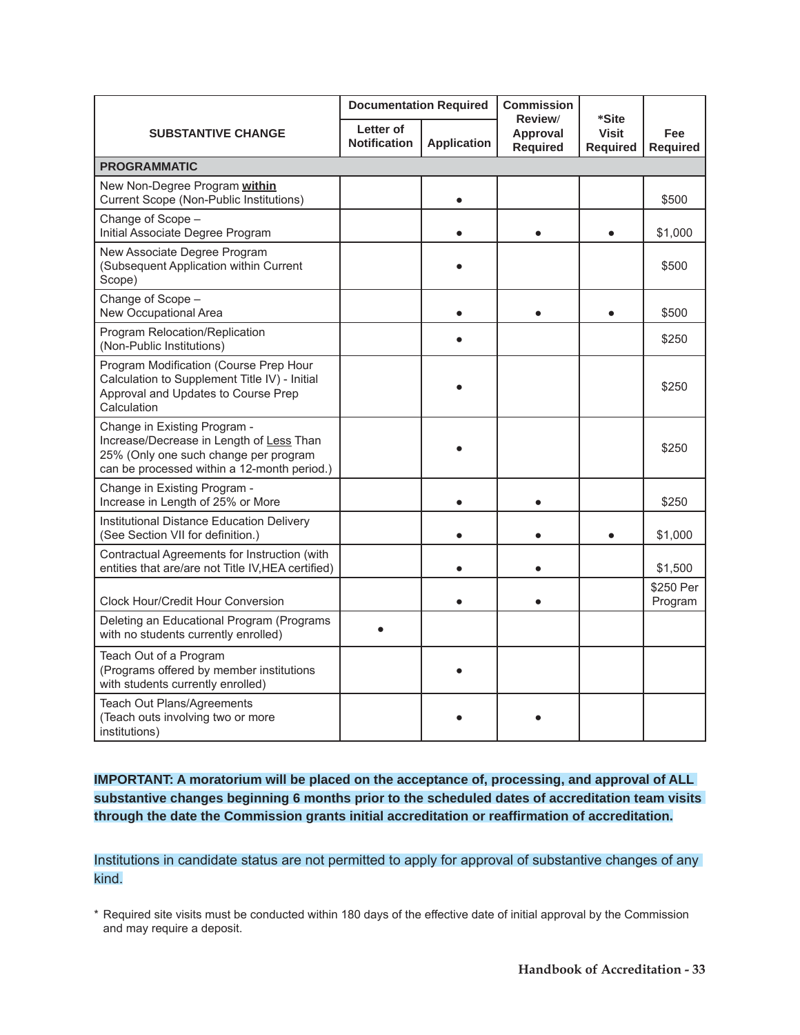| SUBSTANTIVE CHANGE | Documentation Required | | Commission Review/ Approval Required | *Site Visit Required | Fee Required |
|---|---|---|---|---|---|
| | Letter of Notification | Application | | | |
| **PROGRAMMATIC** | | | | | |
| New Non-Degree Program **within** Current Scope (Non-Public Institutions) | | ● | | | $500 |
| Change of Scope – Initial Associate Degree Program | | ● | ● | ● | $1,000 |
| New Associate Degree Program (Subsequent Application within Current Scope) | | ● | | | $500 |
| Change of Scope – New Occupational Area | | ● | ● | ● | $500 |
| Program Relocation/Replication (Non-Public Institutions) | | ● | | | $250 |
| Program Modification (Course Prep Hour Calculation to Supplement Title IV) - Initial Approval and Updates to Course Prep Calculation | | ● | | | $250 |
| Change in Existing Program - Increase/Decrease in Length of Less Than 25% (Only one such change per program can be processed within a 12-month period.) | | ● | | | $250 |
| Change in Existing Program - Increase in Length of 25% or More | | ● | ● | | $250 |
| Institutional Distance Education Delivery (See Section VII for definition.) | | ● | ● | ● | $1,000 |
| Contractual Agreements for Instruction (with entities that are/are not Title IV,HEA certified) | | ● | ● | | $1,500 |
| Clock Hour/Credit Hour Conversion | | ● | ● | | $250 Per Program |
| Deleting an Educational Program (Programs with no students currently enrolled) | ● | | | | |
| Teach Out of a Program (Programs offered by member institutions with students currently enrolled) | | ● | | | |
| Teach Out Plans/Agreements (Teach outs involving two or more institutions) | | ● | ● | | |

**IMPORTANT: A moratorium will be placed on the acceptance of, processing, and approval of ALL substantive changes beginning 6 months prior to the scheduled dates of accreditation team visits through the date the Commission grants initial accreditation or reaffirmation of accreditation.**

Institutions in candidate status are not permitted to apply for approval of substantive changes of any kind.

* Required site visits must be conducted within 180 days of the effective date of initial approval by the Commission and may require a deposit.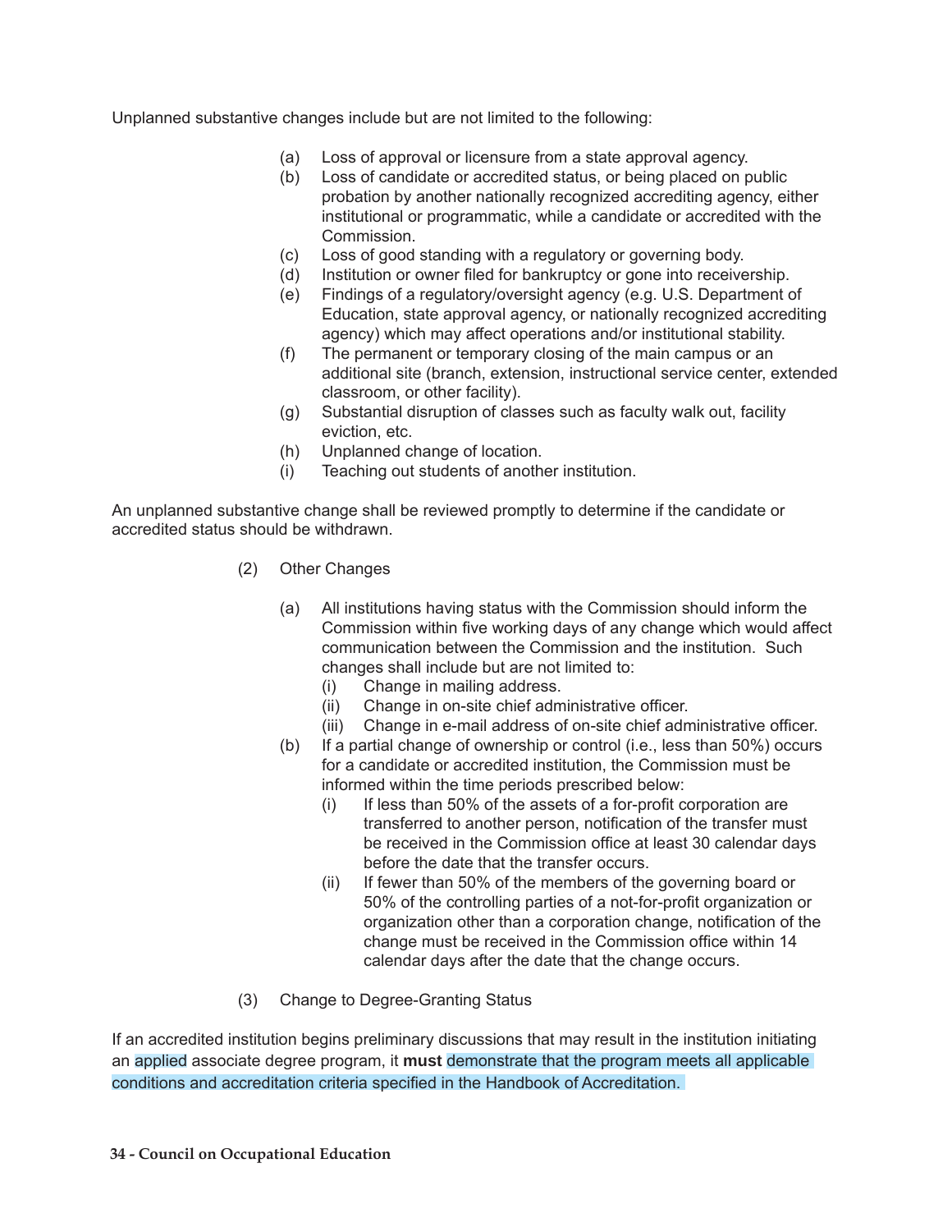Unplanned substantive changes include but are not limited to the following:

(a) Loss of approval or licensure from a state approval agency.
(b) Loss of candidate or accredited status, or being placed on public probation by another nationally recognized accrediting agency, either institutional or programmatic, while a candidate or accredited with the Commission.
(c) Loss of good standing with a regulatory or governing body.
(d) Institution or owner filed for bankruptcy or gone into receivership.
(e) Findings of a regulatory/oversight agency (e.g. U.S. Department of Education, state approval agency, or nationally recognized accrediting agency) which may affect operations and/or institutional stability.
(f) The permanent or temporary closing of the main campus or an additional site (branch, extension, instructional service center, extended classroom, or other facility).
(g) Substantial disruption of classes such as faculty walk out, facility eviction, etc.
(h) Unplanned change of location.
(i) Teaching out students of another institution.

An unplanned substantive change shall be reviewed promptly to determine if the candidate or accredited status should be withdrawn.

(2) Other Changes

(a) All institutions having status with the Commission should inform the Commission within five working days of any change which would affect communication between the Commission and the institution. Such changes shall include but are not limited to:
   (i) Change in mailing address.
   (ii) Change in on-site chief administrative officer.
   (iii) Change in e-mail address of on-site chief administrative officer.
(b) If a partial change of ownership or control (i.e., less than 50%) occurs for a candidate or accredited institution, the Commission must be informed within the time periods prescribed below:
   (i) If less than 50% of the assets of a for-profit corporation are transferred to another person, notification of the transfer must be received in the Commission office at least 30 calendar days before the date that the transfer occurs.
   (ii) If fewer than 50% of the members of the governing board or 50% of the controlling parties of a not-for-profit organization or organization other than a corporation change, notification of the change must be received in the Commission office within 14 calendar days after the date that the change occurs.

(3) Change to Degree-Granting Status

If an accredited institution begins preliminary discussions that may result in the institution initiating an applied associate degree program, it **must** demonstrate that the program meets all applicable conditions and accreditation criteria specified in the Handbook of Accreditation.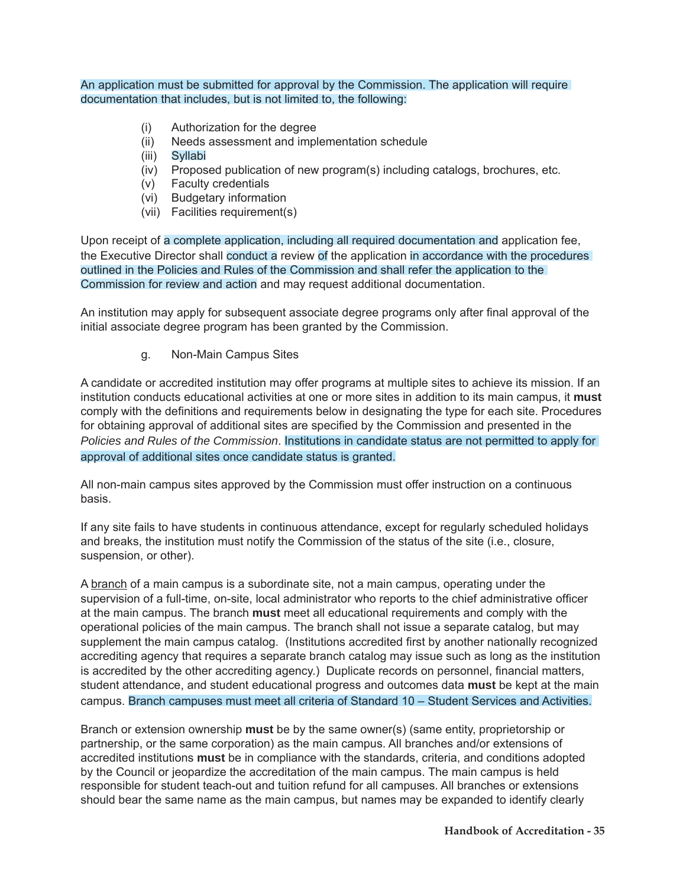An application must be submitted for approval by the Commission. The application will require documentation that includes, but is not limited to, the following:

(i) Authorization for the degree
(ii) Needs assessment and implementation schedule
(iii) Syllabi
(iv) Proposed publication of new program(s) including catalogs, brochures, etc.
(v) Faculty credentials
(vi) Budgetary information
(vii) Facilities requirement(s)

Upon receipt of a complete application, including all required documentation and application fee, the Executive Director shall conduct a review of the application in accordance with the procedures outlined in the Policies and Rules of the Commission and shall refer the application to the Commission for review and action and may request additional documentation.

An institution may apply for subsequent associate degree programs only after final approval of the initial associate degree program has been granted by the Commission.

g. Non-Main Campus Sites

A candidate or accredited institution may offer programs at multiple sites to achieve its mission. If an institution conducts educational activities at one or more sites in addition to its main campus, it **must** comply with the definitions and requirements below in designating the type for each site. Procedures for obtaining approval of additional sites are specified by the Commission and presented in the *Policies and Rules of the Commission*. Institutions in candidate status are not permitted to apply for approval of additional sites once candidate status is granted.

All non-main campus sites approved by the Commission must offer instruction on a continuous basis.

If any site fails to have students in continuous attendance, except for regularly scheduled holidays and breaks, the institution must notify the Commission of the status of the site (i.e., closure, suspension, or other).

A branch of a main campus is a subordinate site, not a main campus, operating under the supervision of a full-time, on-site, local administrator who reports to the chief administrative officer at the main campus. The branch **must** meet all educational requirements and comply with the operational policies of the main campus. The branch shall not issue a separate catalog, but may supplement the main campus catalog. (Institutions accredited first by another nationally recognized accrediting agency that requires a separate branch catalog may issue such as long as the institution is accredited by the other accrediting agency.) Duplicate records on personnel, financial matters, student attendance, and student educational progress and outcomes data **must** be kept at the main campus. Branch campuses must meet all criteria of Standard 10 – Student Services and Activities.

Branch or extension ownership **must** be by the same owner(s) (same entity, proprietorship or partnership, or the same corporation) as the main campus. All branches and/or extensions of accredited institutions **must** be in compliance with the standards, criteria, and conditions adopted by the Council or jeopardize the accreditation of the main campus. The main campus is held responsible for student teach-out and tuition refund for all campuses. All branches or extensions should bear the same name as the main campus, but names may be expanded to identify clearly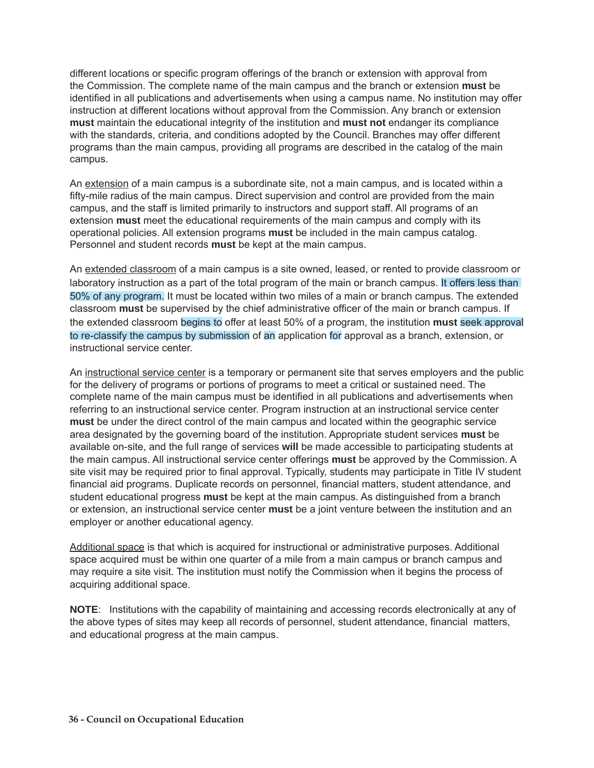different locations or specific program offerings of the branch or extension with approval from the Commission. The complete name of the main campus and the branch or extension **must** be identified in all publications and advertisements when using a campus name. No institution may offer instruction at different locations without approval from the Commission. Any branch or extension **must** maintain the educational integrity of the institution and **must not** endanger its compliance with the standards, criteria, and conditions adopted by the Council. Branches may offer different programs than the main campus, providing all programs are described in the catalog of the main campus.

An extension of a main campus is a subordinate site, not a main campus, and is located within a fifty-mile radius of the main campus. Direct supervision and control are provided from the main campus, and the staff is limited primarily to instructors and support staff. All programs of an extension **must** meet the educational requirements of the main campus and comply with its operational policies. All extension programs **must** be included in the main campus catalog. Personnel and student records **must** be kept at the main campus.

An extended classroom of a main campus is a site owned, leased, or rented to provide classroom or laboratory instruction as a part of the total program of the main or branch campus. It offers less than 50% of any program. It must be located within two miles of a main or branch campus. The extended classroom **must** be supervised by the chief administrative officer of the main or branch campus. If the extended classroom begins to offer at least 50% of a program, the institution **must** seek approval to re-classify the campus by submission of an application for approval as a branch, extension, or instructional service center.

An instructional service center is a temporary or permanent site that serves employers and the public for the delivery of programs or portions of programs to meet a critical or sustained need. The complete name of the main campus must be identified in all publications and advertisements when referring to an instructional service center. Program instruction at an instructional service center **must** be under the direct control of the main campus and located within the geographic service area designated by the governing board of the institution. Appropriate student services **must** be available on-site, and the full range of services **will** be made accessible to participating students at the main campus. All instructional service center offerings **must** be approved by the Commission. A site visit may be required prior to final approval. Typically, students may participate in Title IV student financial aid programs. Duplicate records on personnel, financial matters, student attendance, and student educational progress **must** be kept at the main campus. As distinguished from a branch or extension, an instructional service center **must** be a joint venture between the institution and an employer or another educational agency.

Additional space is that which is acquired for instructional or administrative purposes. Additional space acquired must be within one quarter of a mile from a main campus or branch campus and may require a site visit. The institution must notify the Commission when it begins the process of acquiring additional space.

**NOTE**: Institutions with the capability of maintaining and accessing records electronically at any of the above types of sites may keep all records of personnel, student attendance, financial matters, and educational progress at the main campus.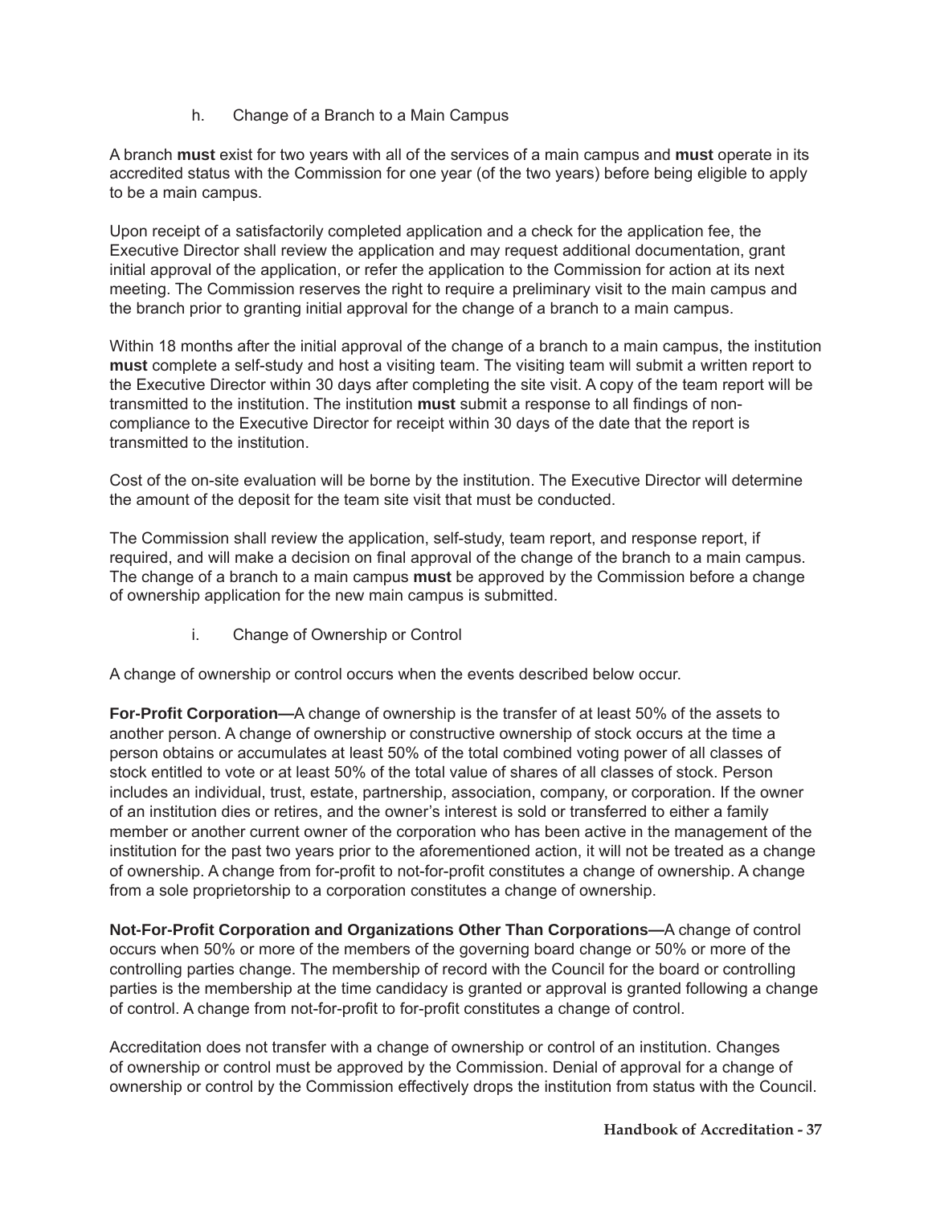### h. Change of a Branch to a Main Campus

A branch **must** exist for two years with all of the services of a main campus and **must** operate in its accredited status with the Commission for one year (of the two years) before being eligible to apply to be a main campus.

Upon receipt of a satisfactorily completed application and a check for the application fee, the Executive Director shall review the application and may request additional documentation, grant initial approval of the application, or refer the application to the Commission for action at its next meeting. The Commission reserves the right to require a preliminary visit to the main campus and the branch prior to granting initial approval for the change of a branch to a main campus.

Within 18 months after the initial approval of the change of a branch to a main campus, the institution **must** complete a self-study and host a visiting team. The visiting team will submit a written report to the Executive Director within 30 days after completing the site visit. A copy of the team report will be transmitted to the institution. The institution **must** submit a response to all findings of non-compliance to the Executive Director for receipt within 30 days of the date that the report is transmitted to the institution.

Cost of the on-site evaluation will be borne by the institution. The Executive Director will determine the amount of the deposit for the team site visit that must be conducted.

The Commission shall review the application, self-study, team report, and response report, if required, and will make a decision on final approval of the change of the branch to a main campus. The change of a branch to a main campus **must** be approved by the Commission before a change of ownership application for the new main campus is submitted.

### i. Change of Ownership or Control

A change of ownership or control occurs when the events described below occur.

**For-Profit Corporation—**A change of ownership is the transfer of at least 50% of the assets to another person. A change of ownership or constructive ownership of stock occurs at the time a person obtains or accumulates at least 50% of the total combined voting power of all classes of stock entitled to vote or at least 50% of the total value of shares of all classes of stock. Person includes an individual, trust, estate, partnership, association, company, or corporation. If the owner of an institution dies or retires, and the owner's interest is sold or transferred to either a family member or another current owner of the corporation who has been active in the management of the institution for the past two years prior to the aforementioned action, it will not be treated as a change of ownership. A change from for-profit to not-for-profit constitutes a change of ownership. A change from a sole proprietorship to a corporation constitutes a change of ownership.

**Not-For-Profit Corporation and Organizations Other Than Corporations—**A change of control occurs when 50% or more of the members of the governing board change or 50% or more of the controlling parties change. The membership of record with the Council for the board or controlling parties is the membership at the time candidacy is granted or approval is granted following a change of control. A change from not-for-profit to for-profit constitutes a change of control.

Accreditation does not transfer with a change of ownership or control of an institution. Changes of ownership or control must be approved by the Commission. Denial of approval for a change of ownership or control by the Commission effectively drops the institution from status with the Council.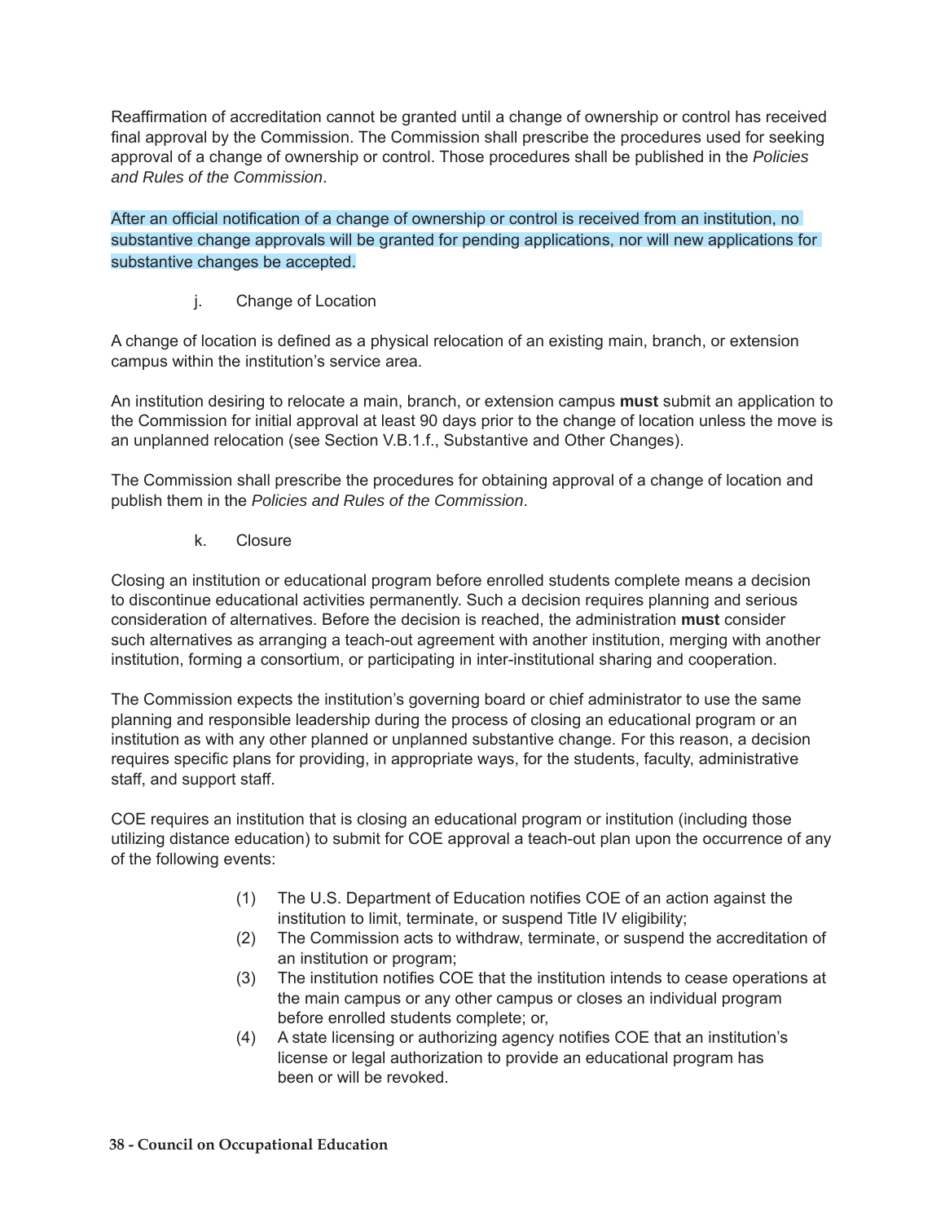Reaffirmation of accreditation cannot be granted until a change of ownership or control has received final approval by the Commission. The Commission shall prescribe the procedures used for seeking approval of a change of ownership or control. Those procedures shall be published in the *Policies and Rules of the Commission*.

After an official notification of a change of ownership or control is received from an institution, no substantive change approvals will be granted for pending applications, nor will new applications for substantive changes be accepted.

j. Change of Location

A change of location is defined as a physical relocation of an existing main, branch, or extension campus within the institution's service area.

An institution desiring to relocate a main, branch, or extension campus **must** submit an application to the Commission for initial approval at least 90 days prior to the change of location unless the move is an unplanned relocation (see Section V.B.1.f., Substantive and Other Changes).

The Commission shall prescribe the procedures for obtaining approval of a change of location and publish them in the *Policies and Rules of the Commission*.

k. Closure

Closing an institution or educational program before enrolled students complete means a decision to discontinue educational activities permanently. Such a decision requires planning and serious consideration of alternatives. Before the decision is reached, the administration **must** consider such alternatives as arranging a teach-out agreement with another institution, merging with another institution, forming a consortium, or participating in inter-institutional sharing and cooperation.

The Commission expects the institution's governing board or chief administrator to use the same planning and responsible leadership during the process of closing an educational program or an institution as with any other planned or unplanned substantive change. For this reason, a decision requires specific plans for providing, in appropriate ways, for the students, faculty, administrative staff, and support staff.

COE requires an institution that is closing an educational program or institution (including those utilizing distance education) to submit for COE approval a teach-out plan upon the occurrence of any of the following events:

(1) The U.S. Department of Education notifies COE of an action against the institution to limit, terminate, or suspend Title IV eligibility;
(2) The Commission acts to withdraw, terminate, or suspend the accreditation of an institution or program;
(3) The institution notifies COE that the institution intends to cease operations at the main campus or any other campus or closes an individual program before enrolled students complete; or,
(4) A state licensing or authorizing agency notifies COE that an institution's license or legal authorization to provide an educational program has been or will be revoked.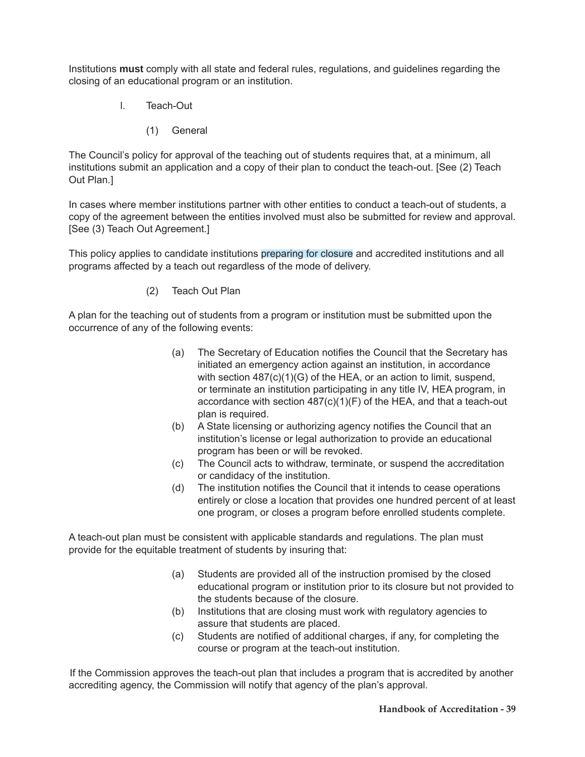Institutions **must** comply with all state and federal rules, regulations, and guidelines regarding the closing of an educational program or an institution.

### I. Teach-Out

#### (1) General

The Council's policy for approval of the teaching out of students requires that, at a minimum, all institutions submit an application and a copy of their plan to conduct the teach-out. [See (2) Teach Out Plan.]

In cases where member institutions partner with other entities to conduct a teach-out of students, a copy of the agreement between the entities involved must also be submitted for review and approval. [See (3) Teach Out Agreement.]

This policy applies to candidate institutions preparing for closure and accredited institutions and all programs affected by a teach out regardless of the mode of delivery.

#### (2) Teach Out Plan

A plan for the teaching out of students from a program or institution must be submitted upon the occurrence of any of the following events:

(a) The Secretary of Education notifies the Council that the Secretary has initiated an emergency action against an institution, in accordance with section 487(c)(1)(G) of the HEA, or an action to limit, suspend, or terminate an institution participating in any title IV, HEA program, in accordance with section 487(c)(1)(F) of the HEA, and that a teach-out plan is required.

(b) A State licensing or authorizing agency notifies the Council that an institution's license or legal authorization to provide an educational program has been or will be revoked.

(c) The Council acts to withdraw, terminate, or suspend the accreditation or candidacy of the institution.

(d) The institution notifies the Council that it intends to cease operations entirely or close a location that provides one hundred percent of at least one program, or closes a program before enrolled students complete.

A teach-out plan must be consistent with applicable standards and regulations. The plan must provide for the equitable treatment of students by insuring that:

(a) Students are provided all of the instruction promised by the closed educational program or institution prior to its closure but not provided to the students because of the closure.

(b) Institutions that are closing must work with regulatory agencies to assure that students are placed.

(c) Students are notified of additional charges, if any, for completing the course or program at the teach-out institution.

If the Commission approves the teach-out plan that includes a program that is accredited by another accrediting agency, the Commission will notify that agency of the plan's approval.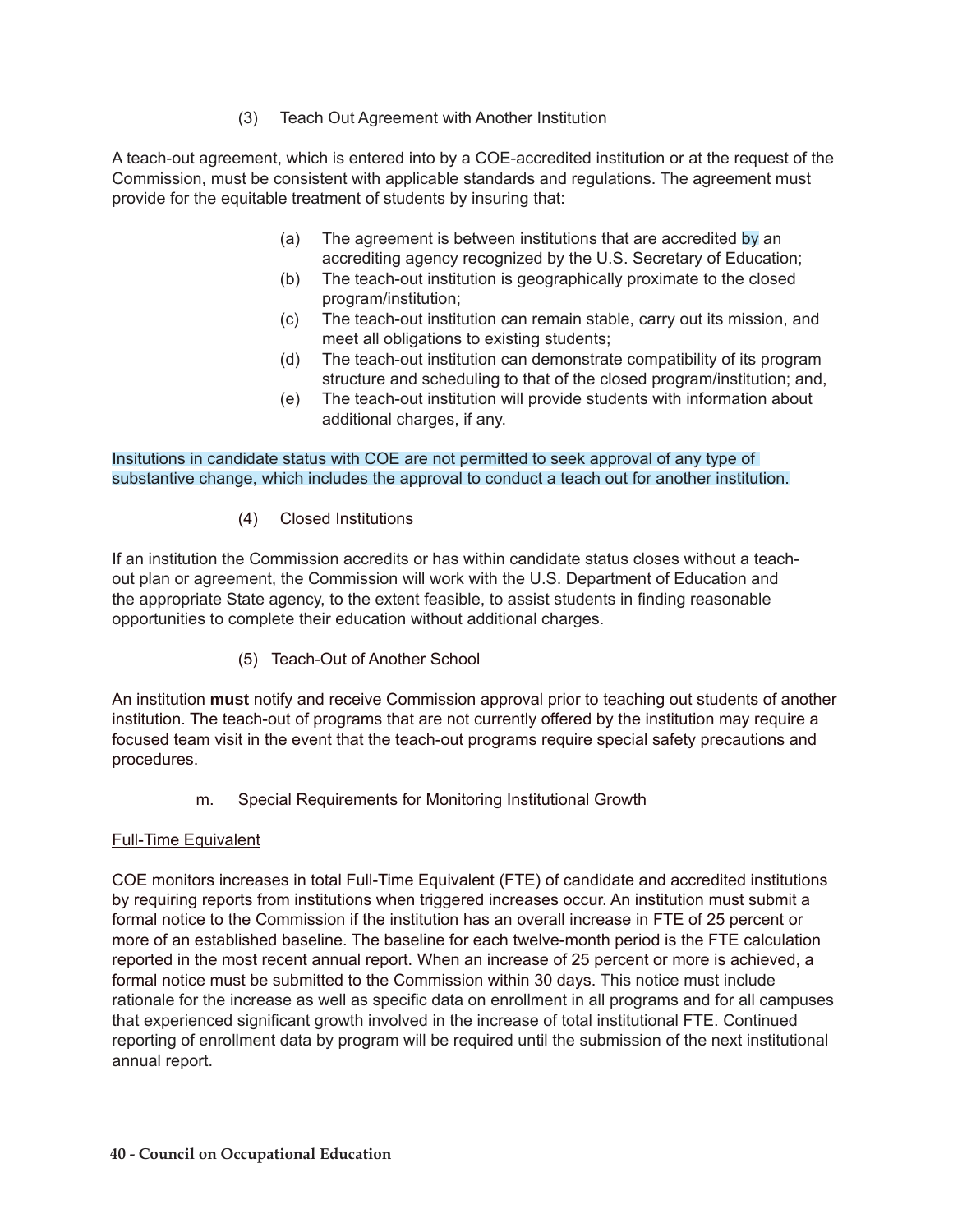(3) Teach Out Agreement with Another Institution

A teach-out agreement, which is entered into by a COE-accredited institution or at the request of the Commission, must be consistent with applicable standards and regulations. The agreement must provide for the equitable treatment of students by insuring that:

(a) The agreement is between institutions that are accredited by an accrediting agency recognized by the U.S. Secretary of Education;
(b) The teach-out institution is geographically proximate to the closed program/institution;
(c) The teach-out institution can remain stable, carry out its mission, and meet all obligations to existing students;
(d) The teach-out institution can demonstrate compatibility of its program structure and scheduling to that of the closed program/institution; and,
(e) The teach-out institution will provide students with information about additional charges, if any.

Insitutions in candidate status with COE are not permitted to seek approval of any type of substantive change, which includes the approval to conduct a teach out for another institution.

(4) Closed Institutions

If an institution the Commission accredits or has within candidate status closes without a teach-out plan or agreement, the Commission will work with the U.S. Department of Education and the appropriate State agency, to the extent feasible, to assist students in finding reasonable opportunities to complete their education without additional charges.

(5) Teach-Out of Another School

An institution **must** notify and receive Commission approval prior to teaching out students of another institution. The teach-out of programs that are not currently offered by the institution may require a focused team visit in the event that the teach-out programs require special safety precautions and procedures.

m. Special Requirements for Monitoring Institutional Growth

Full-Time Equivalent

COE monitors increases in total Full-Time Equivalent (FTE) of candidate and accredited institutions by requiring reports from institutions when triggered increases occur. An institution must submit a formal notice to the Commission if the institution has an overall increase in FTE of 25 percent or more of an established baseline. The baseline for each twelve-month period is the FTE calculation reported in the most recent annual report. When an increase of 25 percent or more is achieved, a formal notice must be submitted to the Commission within 30 days. This notice must include rationale for the increase as well as specific data on enrollment in all programs and for all campuses that experienced significant growth involved in the increase of total institutional FTE. Continued reporting of enrollment data by program will be required until the submission of the next institutional annual report.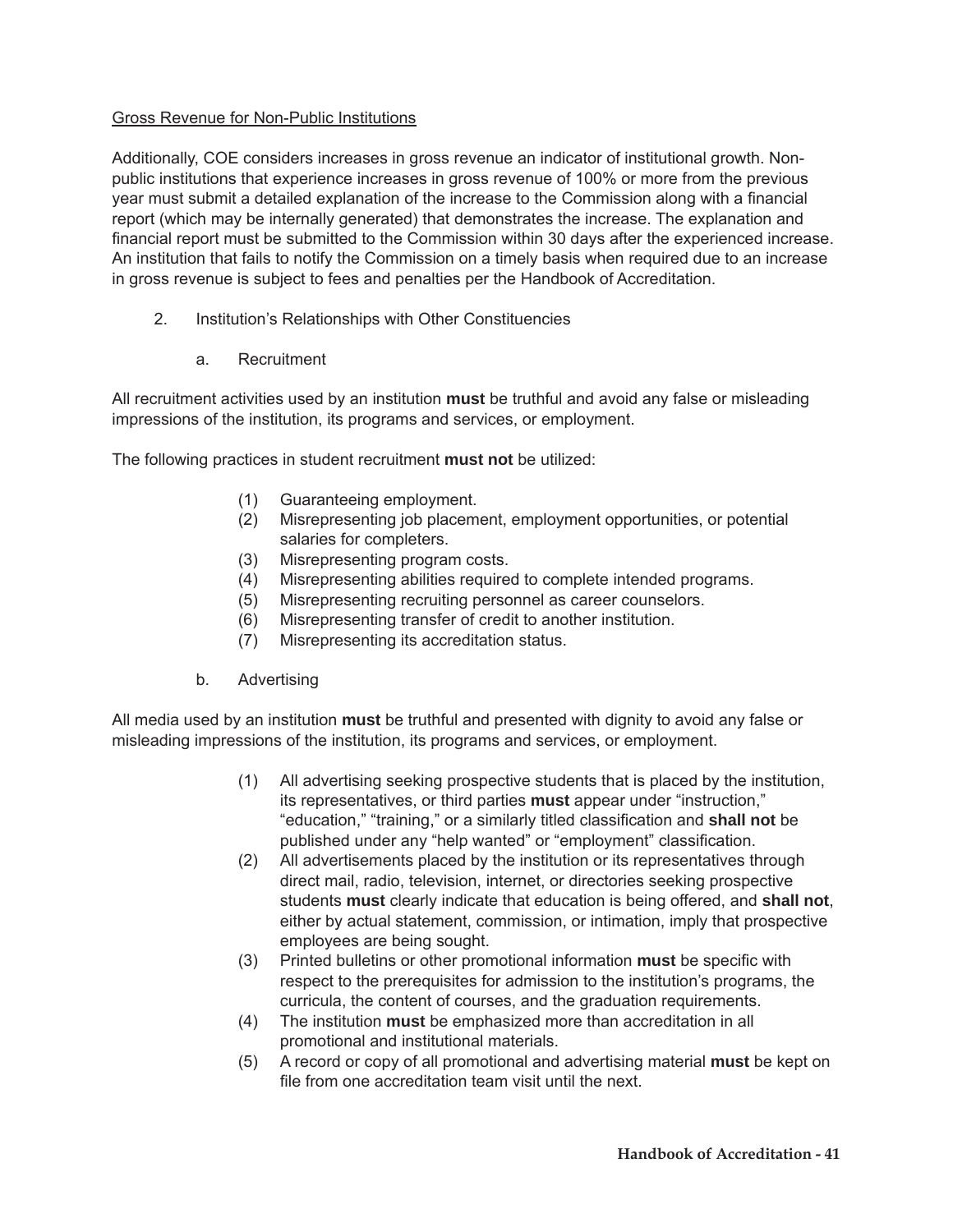Gross Revenue for Non-Public Institutions

Additionally, COE considers increases in gross revenue an indicator of institutional growth. Non-public institutions that experience increases in gross revenue of 100% or more from the previous year must submit a detailed explanation of the increase to the Commission along with a financial report (which may be internally generated) that demonstrates the increase. The explanation and financial report must be submitted to the Commission within 30 days after the experienced increase. An institution that fails to notify the Commission on a timely basis when required due to an increase in gross revenue is subject to fees and penalties per the Handbook of Accreditation.

2. Institution's Relationships with Other Constituencies

a. Recruitment

All recruitment activities used by an institution **must** be truthful and avoid any false or misleading impressions of the institution, its programs and services, or employment.

The following practices in student recruitment **must not** be utilized:

(1) Guaranteeing employment.
(2) Misrepresenting job placement, employment opportunities, or potential salaries for completers.
(3) Misrepresenting program costs.
(4) Misrepresenting abilities required to complete intended programs.
(5) Misrepresenting recruiting personnel as career counselors.
(6) Misrepresenting transfer of credit to another institution.
(7) Misrepresenting its accreditation status.

b. Advertising

All media used by an institution **must** be truthful and presented with dignity to avoid any false or misleading impressions of the institution, its programs and services, or employment.

(1) All advertising seeking prospective students that is placed by the institution, its representatives, or third parties **must** appear under "instruction," "education," "training," or a similarly titled classification and **shall not** be published under any "help wanted" or "employment" classification.
(2) All advertisements placed by the institution or its representatives through direct mail, radio, television, internet, or directories seeking prospective students **must** clearly indicate that education is being offered, and **shall not**, either by actual statement, commission, or intimation, imply that prospective employees are being sought.
(3) Printed bulletins or other promotional information **must** be specific with respect to the prerequisites for admission to the institution's programs, the curricula, the content of courses, and the graduation requirements.
(4) The institution **must** be emphasized more than accreditation in all promotional and institutional materials.
(5) A record or copy of all promotional and advertising material **must** be kept on file from one accreditation team visit until the next.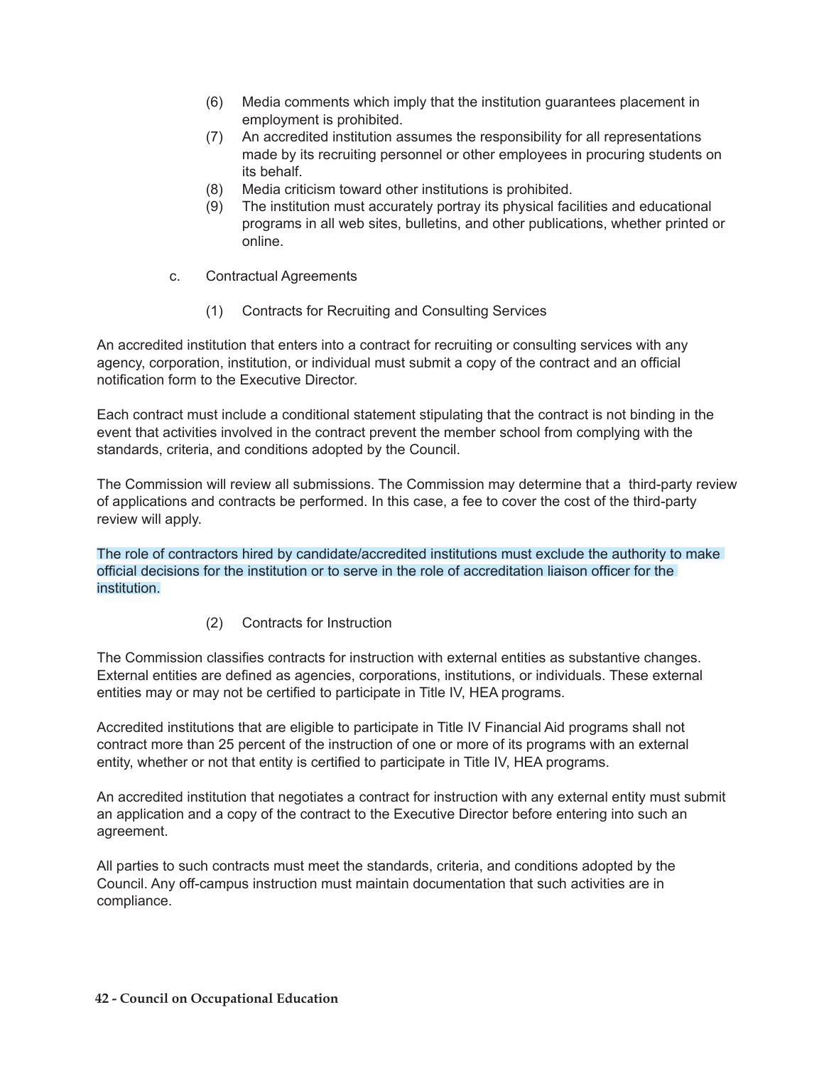(6) Media comments which imply that the institution guarantees placement in employment is prohibited.

(7) An accredited institution assumes the responsibility for all representations made by its recruiting personnel or other employees in procuring students on its behalf.

(8) Media criticism toward other institutions is prohibited.

(9) The institution must accurately portray its physical facilities and educational programs in all web sites, bulletins, and other publications, whether printed or online.

c. Contractual Agreements

(1) Contracts for Recruiting and Consulting Services

An accredited institution that enters into a contract for recruiting or consulting services with any agency, corporation, institution, or individual must submit a copy of the contract and an official notification form to the Executive Director.

Each contract must include a conditional statement stipulating that the contract is not binding in the event that activities involved in the contract prevent the member school from complying with the standards, criteria, and conditions adopted by the Council.

The Commission will review all submissions. The Commission may determine that a third-party review of applications and contracts be performed. In this case, a fee to cover the cost of the third-party review will apply.

The role of contractors hired by candidate/accredited institutions must exclude the authority to make official decisions for the institution or to serve in the role of accreditation liaison officer for the institution.

(2) Contracts for Instruction

The Commission classifies contracts for instruction with external entities as substantive changes. External entities are defined as agencies, corporations, institutions, or individuals. These external entities may or may not be certified to participate in Title IV, HEA programs.

Accredited institutions that are eligible to participate in Title IV Financial Aid programs shall not contract more than 25 percent of the instruction of one or more of its programs with an external entity, whether or not that entity is certified to participate in Title IV, HEA programs.

An accredited institution that negotiates a contract for instruction with any external entity must submit an application and a copy of the contract to the Executive Director before entering into such an agreement.

All parties to such contracts must meet the standards, criteria, and conditions adopted by the Council. Any off-campus instruction must maintain documentation that such activities are in compliance.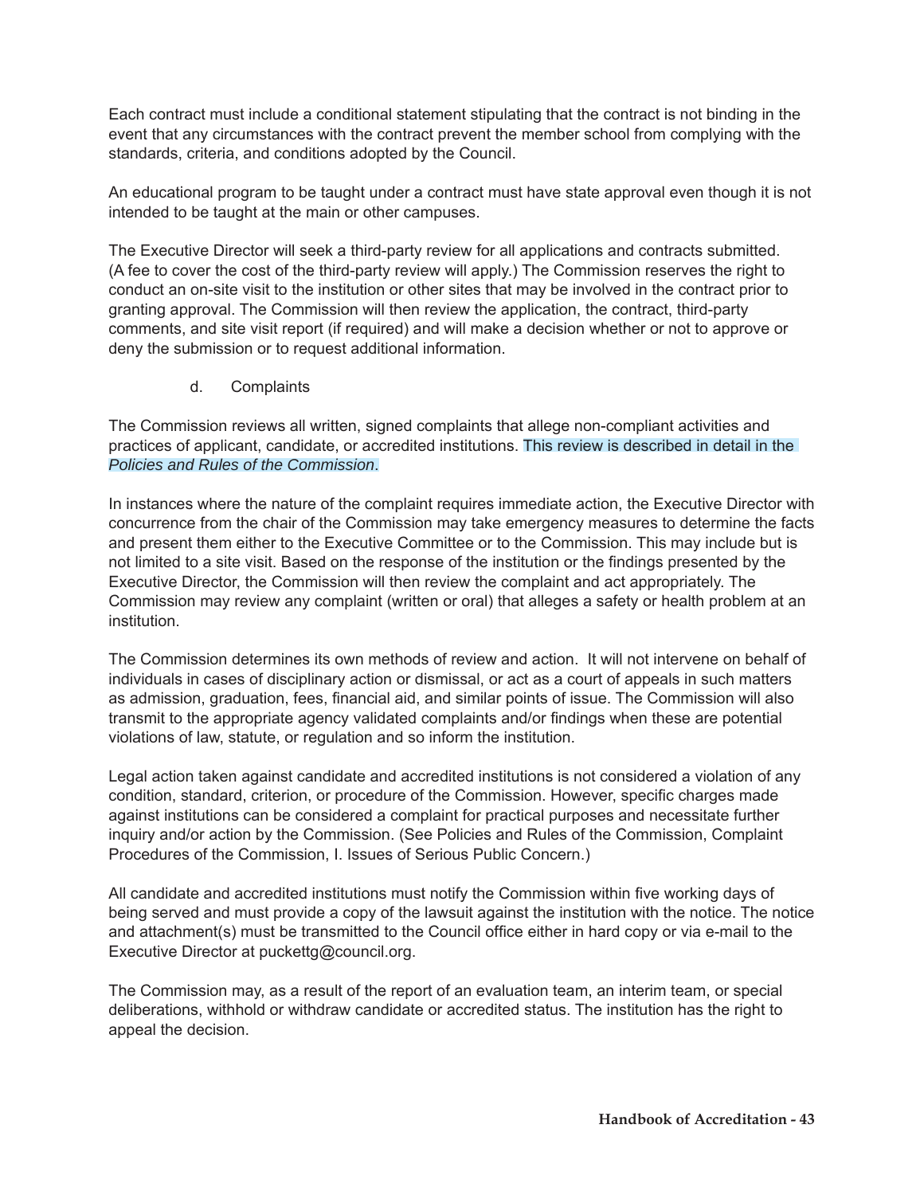Each contract must include a conditional statement stipulating that the contract is not binding in the event that any circumstances with the contract prevent the member school from complying with the standards, criteria, and conditions adopted by the Council.

An educational program to be taught under a contract must have state approval even though it is not intended to be taught at the main or other campuses.

The Executive Director will seek a third-party review for all applications and contracts submitted. (A fee to cover the cost of the third-party review will apply.) The Commission reserves the right to conduct an on-site visit to the institution or other sites that may be involved in the contract prior to granting approval. The Commission will then review the application, the contract, third-party comments, and site visit report (if required) and will make a decision whether or not to approve or deny the submission or to request additional information.

d. Complaints

The Commission reviews all written, signed complaints that allege non-compliant activities and practices of applicant, candidate, or accredited institutions. This review is described in detail in the *Policies and Rules of the Commission*.

In instances where the nature of the complaint requires immediate action, the Executive Director with concurrence from the chair of the Commission may take emergency measures to determine the facts and present them either to the Executive Committee or to the Commission. This may include but is not limited to a site visit. Based on the response of the institution or the findings presented by the Executive Director, the Commission will then review the complaint and act appropriately. The Commission may review any complaint (written or oral) that alleges a safety or health problem at an institution.

The Commission determines its own methods of review and action. It will not intervene on behalf of individuals in cases of disciplinary action or dismissal, or act as a court of appeals in such matters as admission, graduation, fees, financial aid, and similar points of issue. The Commission will also transmit to the appropriate agency validated complaints and/or findings when these are potential violations of law, statute, or regulation and so inform the institution.

Legal action taken against candidate and accredited institutions is not considered a violation of any condition, standard, criterion, or procedure of the Commission. However, specific charges made against institutions can be considered a complaint for practical purposes and necessitate further inquiry and/or action by the Commission. (See Policies and Rules of the Commission, Complaint Procedures of the Commission, I. Issues of Serious Public Concern.)

All candidate and accredited institutions must notify the Commission within five working days of being served and must provide a copy of the lawsuit against the institution with the notice. The notice and attachment(s) must be transmitted to the Council office either in hard copy or via e-mail to the Executive Director at puckettg@council.org.

The Commission may, as a result of the report of an evaluation team, an interim team, or special deliberations, withhold or withdraw candidate or accredited status. The institution has the right to appeal the decision.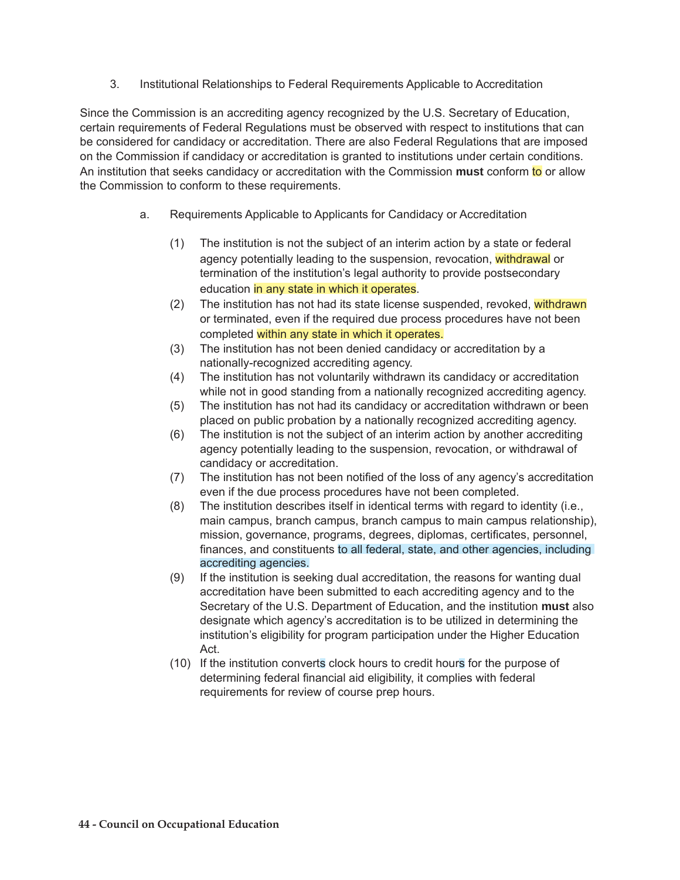3. Institutional Relationships to Federal Requirements Applicable to Accreditation

Since the Commission is an accrediting agency recognized by the U.S. Secretary of Education, certain requirements of Federal Regulations must be observed with respect to institutions that can be considered for candidacy or accreditation. There are also Federal Regulations that are imposed on the Commission if candidacy or accreditation is granted to institutions under certain conditions. An institution that seeks candidacy or accreditation with the Commission **must** conform to or allow the Commission to conform to these requirements.

a. Requirements Applicable to Applicants for Candidacy or Accreditation

(1) The institution is not the subject of an interim action by a state or federal agency potentially leading to the suspension, revocation, withdrawal or termination of the institution's legal authority to provide postsecondary education in any state in which it operates.

(2) The institution has not had its state license suspended, revoked, withdrawn or terminated, even if the required due process procedures have not been completed within any state in which it operates.

(3) The institution has not been denied candidacy or accreditation by a nationally-recognized accrediting agency.

(4) The institution has not voluntarily withdrawn its candidacy or accreditation while not in good standing from a nationally recognized accrediting agency.

(5) The institution has not had its candidacy or accreditation withdrawn or been placed on public probation by a nationally recognized accrediting agency.

(6) The institution is not the subject of an interim action by another accrediting agency potentially leading to the suspension, revocation, or withdrawal of candidacy or accreditation.

(7) The institution has not been notified of the loss of any agency's accreditation even if the due process procedures have not been completed.

(8) The institution describes itself in identical terms with regard to identity (i.e., main campus, branch campus, branch campus to main campus relationship), mission, governance, programs, degrees, diplomas, certificates, personnel, finances, and constituents to all federal, state, and other agencies, including accrediting agencies.

(9) If the institution is seeking dual accreditation, the reasons for wanting dual accreditation have been submitted to each accrediting agency and to the Secretary of the U.S. Department of Education, and the institution **must** also designate which agency's accreditation is to be utilized in determining the institution's eligibility for program participation under the Higher Education Act.

(10) If the institution converts clock hours to credit hours for the purpose of determining federal financial aid eligibility, it complies with federal requirements for review of course prep hours.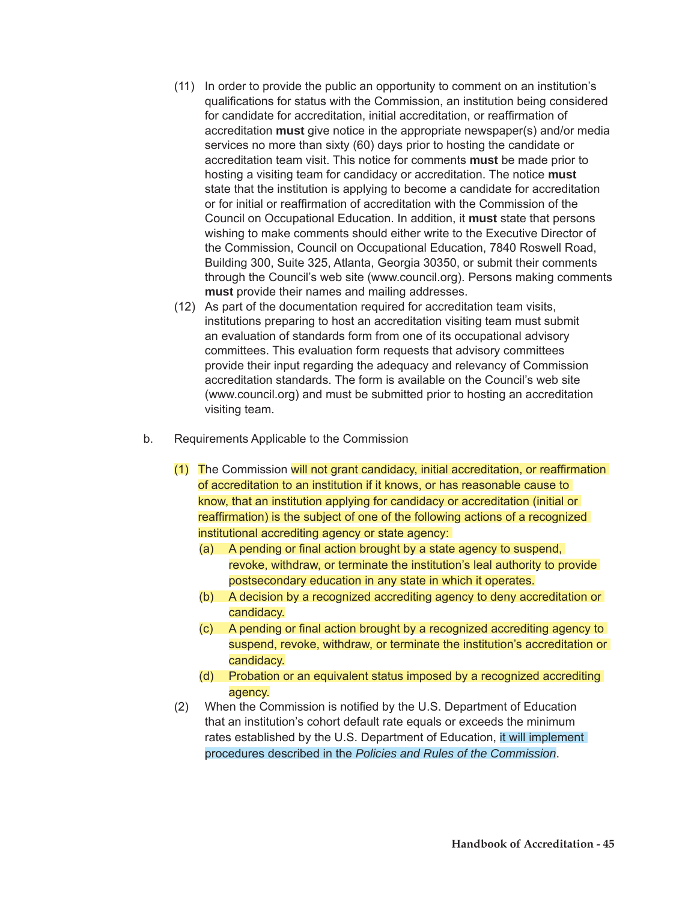(11) In order to provide the public an opportunity to comment on an institution's qualifications for status with the Commission, an institution being considered for candidate for accreditation, initial accreditation, or reaffirmation of accreditation **must** give notice in the appropriate newspaper(s) and/or media services no more than sixty (60) days prior to hosting the candidate or accreditation team visit. This notice for comments **must** be made prior to hosting a visiting team for candidacy or accreditation. The notice **must** state that the institution is applying to become a candidate for accreditation or for initial or reaffirmation of accreditation with the Commission of the Council on Occupational Education. In addition, it **must** state that persons wishing to make comments should either write to the Executive Director of the Commission, Council on Occupational Education, 7840 Roswell Road, Building 300, Suite 325, Atlanta, Georgia 30350, or submit their comments through the Council's web site (www.council.org). Persons making comments **must** provide their names and mailing addresses.

(12) As part of the documentation required for accreditation team visits, institutions preparing to host an accreditation visiting team must submit an evaluation of standards form from one of its occupational advisory committees. This evaluation form requests that advisory committees provide their input regarding the adequacy and relevancy of Commission accreditation standards. The form is available on the Council's web site (www.council.org) and must be submitted prior to hosting an accreditation visiting team.

b. Requirements Applicable to the Commission

(1) The Commission will not grant candidacy, initial accreditation, or reaffirmation of accreditation to an institution if it knows, or has reasonable cause to know, that an institution applying for candidacy or accreditation (initial or reaffirmation) is the subject of one of the following actions of a recognized institutional accrediting agency or state agency:

(a) A pending or final action brought by a state agency to suspend, revoke, withdraw, or terminate the institution's leal authority to provide postsecondary education in any state in which it operates.

(b) A decision by a recognized accrediting agency to deny accreditation or candidacy.

(c) A pending or final action brought by a recognized accrediting agency to suspend, revoke, withdraw, or terminate the institution's accreditation or candidacy.

(d) Probation or an equivalent status imposed by a recognized accrediting agency.

(2) When the Commission is notified by the U.S. Department of Education that an institution's cohort default rate equals or exceeds the minimum rates established by the U.S. Department of Education, it will implement procedures described in the *Policies and Rules of the Commission*.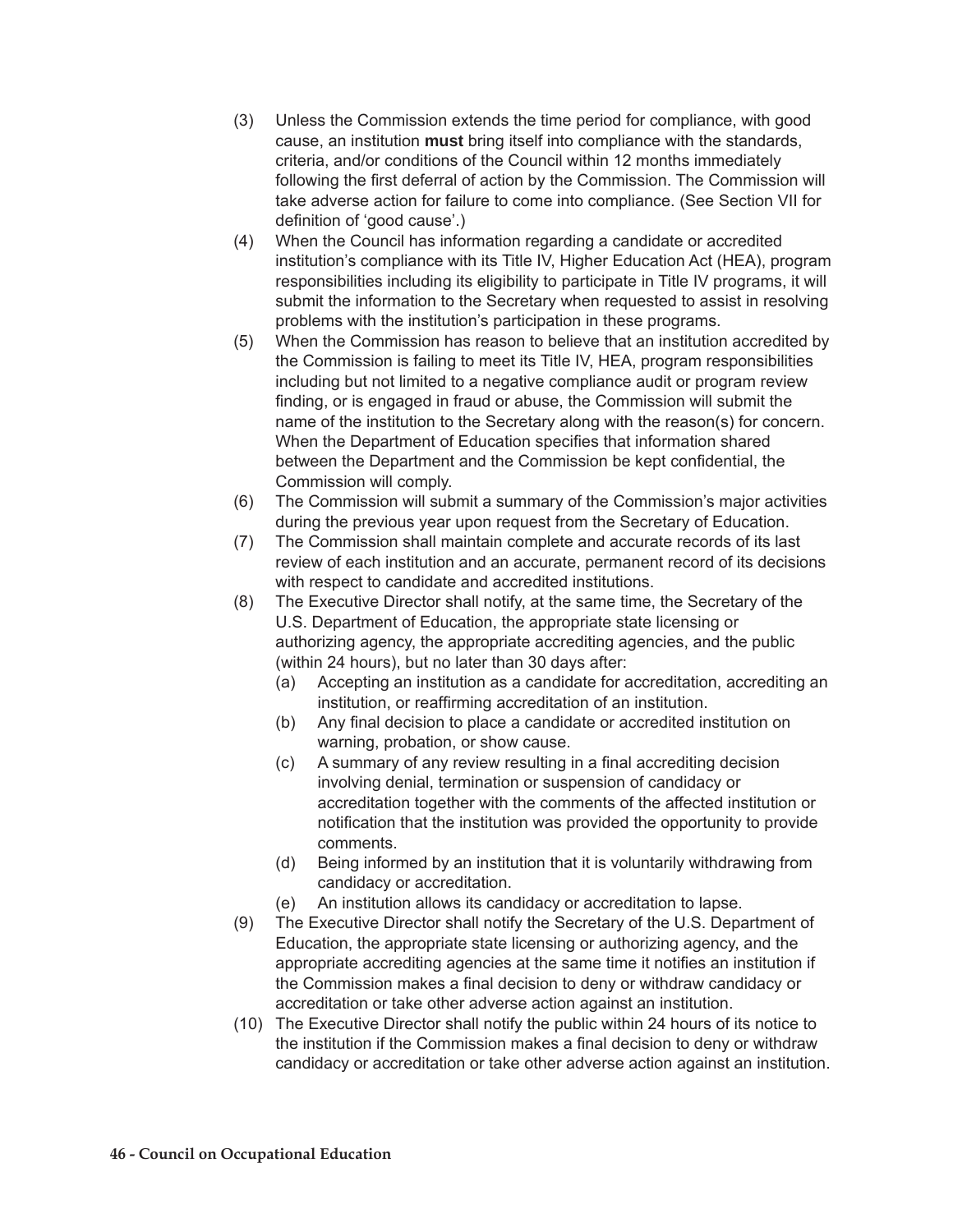(3) Unless the Commission extends the time period for compliance, with good cause, an institution **must** bring itself into compliance with the standards, criteria, and/or conditions of the Council within 12 months immediately following the first deferral of action by the Commission. The Commission will take adverse action for failure to come into compliance. (See Section VII for definition of 'good cause'.)

(4) When the Council has information regarding a candidate or accredited institution's compliance with its Title IV, Higher Education Act (HEA), program responsibilities including its eligibility to participate in Title IV programs, it will submit the information to the Secretary when requested to assist in resolving problems with the institution's participation in these programs.

(5) When the Commission has reason to believe that an institution accredited by the Commission is failing to meet its Title IV, HEA, program responsibilities including but not limited to a negative compliance audit or program review finding, or is engaged in fraud or abuse, the Commission will submit the name of the institution to the Secretary along with the reason(s) for concern. When the Department of Education specifies that information shared between the Department and the Commission be kept confidential, the Commission will comply.

(6) The Commission will submit a summary of the Commission's major activities during the previous year upon request from the Secretary of Education.

(7) The Commission shall maintain complete and accurate records of its last review of each institution and an accurate, permanent record of its decisions with respect to candidate and accredited institutions.

(8) The Executive Director shall notify, at the same time, the Secretary of the U.S. Department of Education, the appropriate state licensing or authorizing agency, the appropriate accrediting agencies, and the public (within 24 hours), but no later than 30 days after:
   (a) Accepting an institution as a candidate for accreditation, accrediting an institution, or reaffirming accreditation of an institution.
   (b) Any final decision to place a candidate or accredited institution on warning, probation, or show cause.
   (c) A summary of any review resulting in a final accrediting decision involving denial, termination or suspension of candidacy or accreditation together with the comments of the affected institution or notification that the institution was provided the opportunity to provide comments.
   (d) Being informed by an institution that it is voluntarily withdrawing from candidacy or accreditation.
   (e) An institution allows its candidacy or accreditation to lapse.

(9) The Executive Director shall notify the Secretary of the U.S. Department of Education, the appropriate state licensing or authorizing agency, and the appropriate accrediting agencies at the same time it notifies an institution if the Commission makes a final decision to deny or withdraw candidacy or accreditation or take other adverse action against an institution.

(10) The Executive Director shall notify the public within 24 hours of its notice to the institution if the Commission makes a final decision to deny or withdraw candidacy or accreditation or take other adverse action against an institution.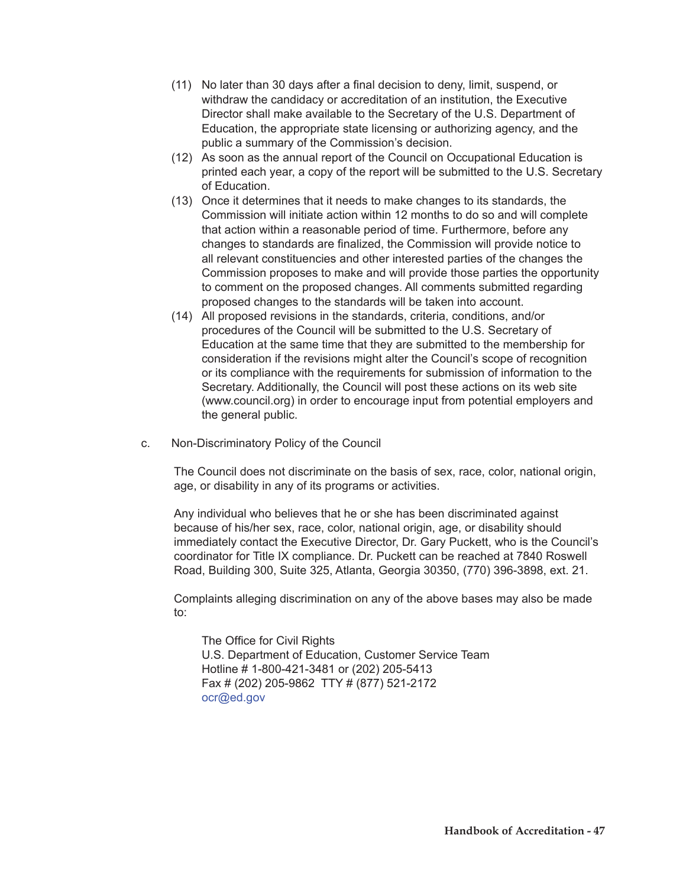(11) No later than 30 days after a final decision to deny, limit, suspend, or withdraw the candidacy or accreditation of an institution, the Executive Director shall make available to the Secretary of the U.S. Department of Education, the appropriate state licensing or authorizing agency, and the public a summary of the Commission's decision.

(12) As soon as the annual report of the Council on Occupational Education is printed each year, a copy of the report will be submitted to the U.S. Secretary of Education.

(13) Once it determines that it needs to make changes to its standards, the Commission will initiate action within 12 months to do so and will complete that action within a reasonable period of time. Furthermore, before any changes to standards are finalized, the Commission will provide notice to all relevant constituencies and other interested parties of the changes the Commission proposes to make and will provide those parties the opportunity to comment on the proposed changes. All comments submitted regarding proposed changes to the standards will be taken into account.

(14) All proposed revisions in the standards, criteria, conditions, and/or procedures of the Council will be submitted to the U.S. Secretary of Education at the same time that they are submitted to the membership for consideration if the revisions might alter the Council's scope of recognition or its compliance with the requirements for submission of information to the Secretary. Additionally, the Council will post these actions on its web site (www.council.org) in order to encourage input from potential employers and the general public.

c. Non-Discriminatory Policy of the Council

The Council does not discriminate on the basis of sex, race, color, national origin, age, or disability in any of its programs or activities.

Any individual who believes that he or she has been discriminated against because of his/her sex, race, color, national origin, age, or disability should immediately contact the Executive Director, Dr. Gary Puckett, who is the Council's coordinator for Title IX compliance. Dr. Puckett can be reached at 7840 Roswell Road, Building 300, Suite 325, Atlanta, Georgia 30350, (770) 396-3898, ext. 21.

Complaints alleging discrimination on any of the above bases may also be made to:

The Office for Civil Rights
U.S. Department of Education, Customer Service Team
Hotline # 1-800-421-3481 or (202) 205-5413
Fax # (202) 205-9862 TTY # (877) 521-2172
ocr@ed.gov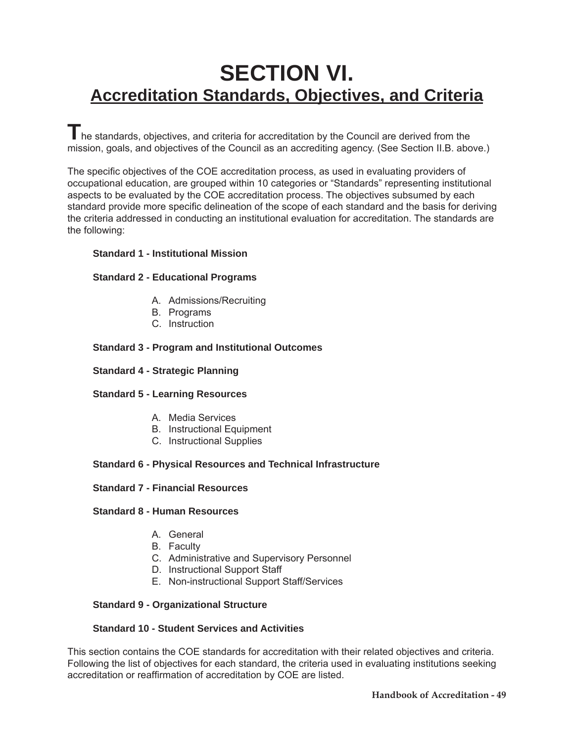# SECTION VI.

## Accreditation Standards, Objectives, and Criteria

The standards, objectives, and criteria for accreditation by the Council are derived from the mission, goals, and objectives of the Council as an accrediting agency. (See Section II.B. above.)

The specific objectives of the COE accreditation process, as used in evaluating providers of occupational education, are grouped within 10 categories or "Standards" representing institutional aspects to be evaluated by the COE accreditation process. The objectives subsumed by each standard provide more specific delineation of the scope of each standard and the basis for deriving the criteria addressed in conducting an institutional evaluation for accreditation. The standards are the following:

**Standard 1 - Institutional Mission**

**Standard 2 - Educational Programs**

A. Admissions/Recruiting
B. Programs
C. Instruction

**Standard 3 - Program and Institutional Outcomes**

**Standard 4 - Strategic Planning**

**Standard 5 - Learning Resources**

A. Media Services
B. Instructional Equipment
C. Instructional Supplies

**Standard 6 - Physical Resources and Technical Infrastructure**

**Standard 7 - Financial Resources**

**Standard 8 - Human Resources**

A. General
B. Faculty
C. Administrative and Supervisory Personnel
D. Instructional Support Staff
E. Non-instructional Support Staff/Services

**Standard 9 - Organizational Structure**

**Standard 10 - Student Services and Activities**

This section contains the COE standards for accreditation with their related objectives and criteria. Following the list of objectives for each standard, the criteria used in evaluating institutions seeking accreditation or reaffirmation of accreditation by COE are listed.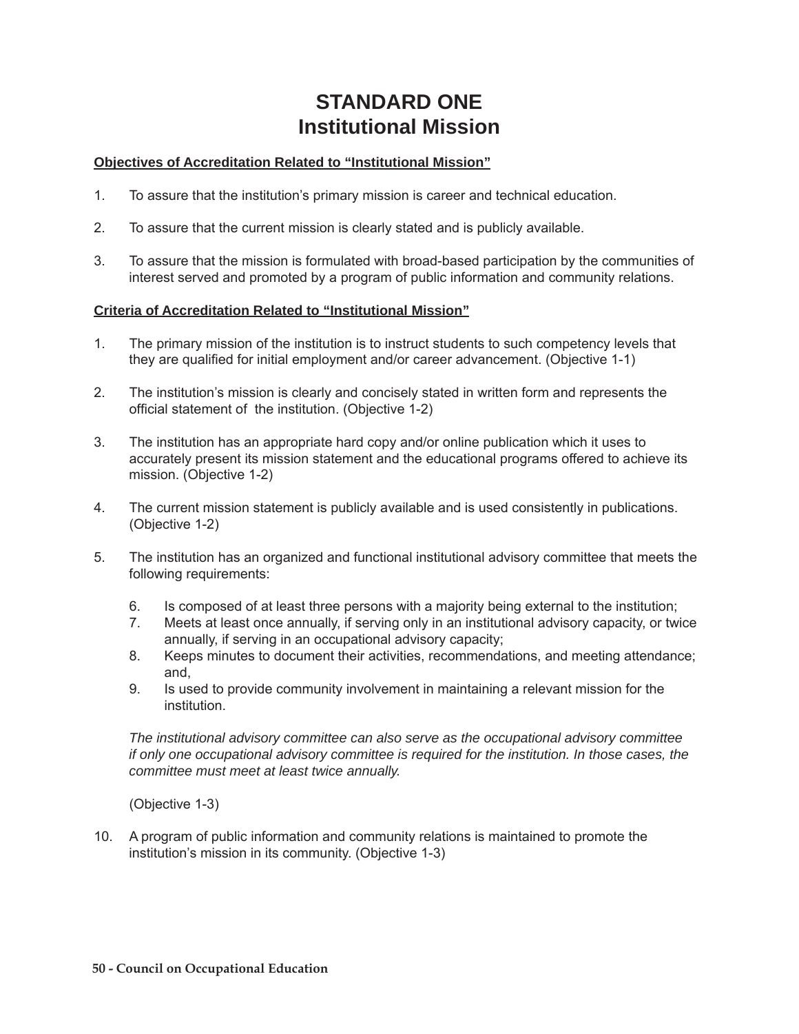# STANDARD ONE
# Institutional Mission

**Objectives of Accreditation Related to "Institutional Mission"**

1. To assure that the institution's primary mission is career and technical education.

2. To assure that the current mission is clearly stated and is publicly available.

3. To assure that the mission is formulated with broad-based participation by the communities of interest served and promoted by a program of public information and community relations.

**Criteria of Accreditation Related to "Institutional Mission"**

1. The primary mission of the institution is to instruct students to such competency levels that they are qualified for initial employment and/or career advancement. (Objective 1-1)

2. The institution's mission is clearly and concisely stated in written form and represents the official statement of the institution. (Objective 1-2)

3. The institution has an appropriate hard copy and/or online publication which it uses to accurately present its mission statement and the educational programs offered to achieve its mission. (Objective 1-2)

4. The current mission statement is publicly available and is used consistently in publications. (Objective 1-2)

5. The institution has an organized and functional institutional advisory committee that meets the following requirements:

   6. Is composed of at least three persons with a majority being external to the institution;
   7. Meets at least once annually, if serving only in an institutional advisory capacity, or twice annually, if serving in an occupational advisory capacity;
   8. Keeps minutes to document their activities, recommendations, and meeting attendance; and,
   9. Is used to provide community involvement in maintaining a relevant mission for the institution.

   *The institutional advisory committee can also serve as the occupational advisory committee if only one occupational advisory committee is required for the institution. In those cases, the committee must meet at least twice annually.*

   (Objective 1-3)

10. A program of public information and community relations is maintained to promote the institution's mission in its community. (Objective 1-3)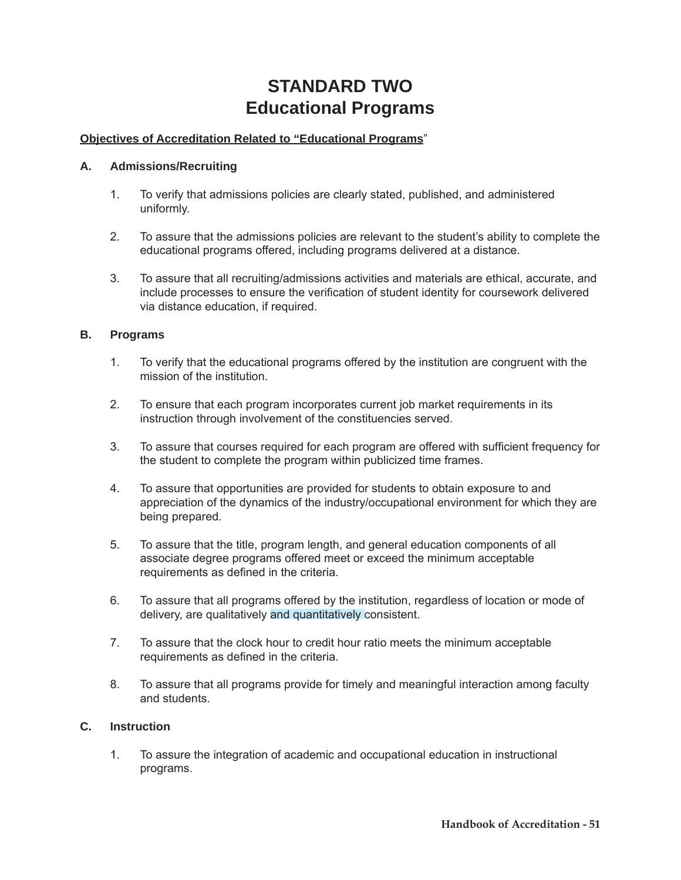# STANDARD TWO
# Educational Programs

**Objectives of Accreditation Related to "Educational Programs"**

**A. Admissions/Recruiting**

1. To verify that admissions policies are clearly stated, published, and administered uniformly.

2. To assure that the admissions policies are relevant to the student's ability to complete the educational programs offered, including programs delivered at a distance.

3. To assure that all recruiting/admissions activities and materials are ethical, accurate, and include processes to ensure the verification of student identity for coursework delivered via distance education, if required.

**B. Programs**

1. To verify that the educational programs offered by the institution are congruent with the mission of the institution.

2. To ensure that each program incorporates current job market requirements in its instruction through involvement of the constituencies served.

3. To assure that courses required for each program are offered with sufficient frequency for the student to complete the program within publicized time frames.

4. To assure that opportunities are provided for students to obtain exposure to and appreciation of the dynamics of the industry/occupational environment for which they are being prepared.

5. To assure that the title, program length, and general education components of all associate degree programs offered meet or exceed the minimum acceptable requirements as defined in the criteria.

6. To assure that all programs offered by the institution, regardless of location or mode of delivery, are qualitatively and quantitatively consistent.

7. To assure that the clock hour to credit hour ratio meets the minimum acceptable requirements as defined in the criteria.

8. To assure that all programs provide for timely and meaningful interaction among faculty and students.

**C. Instruction**

1. To assure the integration of academic and occupational education in instructional programs.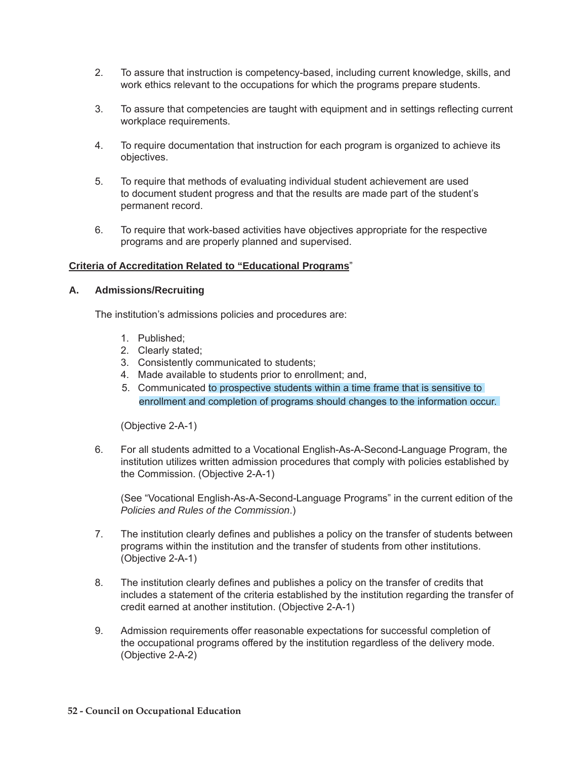2. To assure that instruction is competency-based, including current knowledge, skills, and work ethics relevant to the occupations for which the programs prepare students.

3. To assure that competencies are taught with equipment and in settings reflecting current workplace requirements.

4. To require documentation that instruction for each program is organized to achieve its objectives.

5. To require that methods of evaluating individual student achievement are used to document student progress and that the results are made part of the student's permanent record.

6. To require that work-based activities have objectives appropriate for the respective programs and are properly planned and supervised.

**Criteria of Accreditation Related to "Educational Programs"**

**A. Admissions/Recruiting**

The institution's admissions policies and procedures are:

1. Published;
2. Clearly stated;
3. Consistently communicated to students;
4. Made available to students prior to enrollment; and,
5. Communicated to prospective students within a time frame that is sensitive to enrollment and completion of programs should changes to the information occur.

(Objective 2-A-1)

6. For all students admitted to a Vocational English-As-A-Second-Language Program, the institution utilizes written admission procedures that comply with policies established by the Commission. (Objective 2-A-1)

   (See "Vocational English-As-A-Second-Language Programs" in the current edition of the *Policies and Rules of the Commission*.)

7. The institution clearly defines and publishes a policy on the transfer of students between programs within the institution and the transfer of students from other institutions. (Objective 2-A-1)

8. The institution clearly defines and publishes a policy on the transfer of credits that includes a statement of the criteria established by the institution regarding the transfer of credit earned at another institution. (Objective 2-A-1)

9. Admission requirements offer reasonable expectations for successful completion of the occupational programs offered by the institution regardless of the delivery mode. (Objective 2-A-2)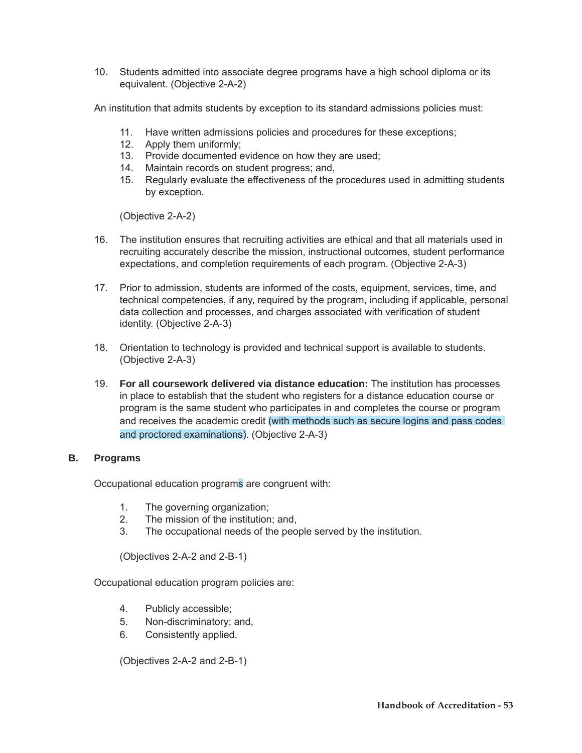10. Students admitted into associate degree programs have a high school diploma or its equivalent. (Objective 2-A-2)

An institution that admits students by exception to its standard admissions policies must:

11. Have written admissions policies and procedures for these exceptions;
12. Apply them uniformly;
13. Provide documented evidence on how they are used;
14. Maintain records on student progress; and,
15. Regularly evaluate the effectiveness of the procedures used in admitting students by exception.

(Objective 2-A-2)

16. The institution ensures that recruiting activities are ethical and that all materials used in recruiting accurately describe the mission, instructional outcomes, student performance expectations, and completion requirements of each program. (Objective 2-A-3)

17. Prior to admission, students are informed of the costs, equipment, services, time, and technical competencies, if any, required by the program, including if applicable, personal data collection and processes, and charges associated with verification of student identity. (Objective 2-A-3)

18. Orientation to technology is provided and technical support is available to students. (Objective 2-A-3)

19. **For all coursework delivered via distance education:** The institution has processes in place to establish that the student who registers for a distance education course or program is the same student who participates in and completes the course or program and receives the academic credit (with methods such as secure logins and pass codes and proctored examinations). (Objective 2-A-3)

## B. Programs

Occupational education programs are congruent with:

1. The governing organization;
2. The mission of the institution; and,
3. The occupational needs of the people served by the institution.

(Objectives 2-A-2 and 2-B-1)

Occupational education program policies are:

4. Publicly accessible;
5. Non-discriminatory; and,
6. Consistently applied.

(Objectives 2-A-2 and 2-B-1)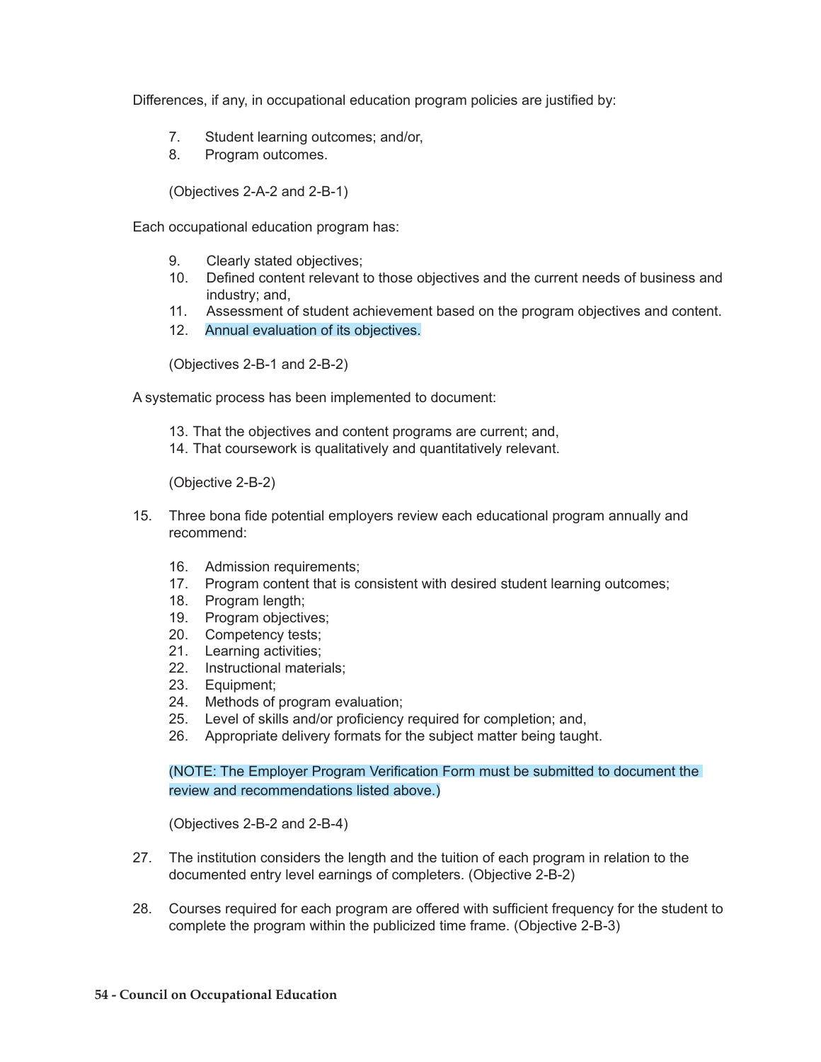Differences, if any, in occupational education program policies are justified by:

7. Student learning outcomes; and/or,
8. Program outcomes.

(Objectives 2-A-2 and 2-B-1)

Each occupational education program has:

9. Clearly stated objectives;
10. Defined content relevant to those objectives and the current needs of business and industry; and,
11. Assessment of student achievement based on the program objectives and content.
12. Annual evaluation of its objectives.

(Objectives 2-B-1 and 2-B-2)

A systematic process has been implemented to document:

13. That the objectives and content programs are current; and,
14. That coursework is qualitatively and quantitatively relevant.

(Objective 2-B-2)

15. Three bona fide potential employers review each educational program annually and recommend:

 16. Admission requirements;
 17. Program content that is consistent with desired student learning outcomes;
 18. Program length;
 19. Program objectives;
 20. Competency tests;
 21. Learning activities;
 22. Instructional materials;
 23. Equipment;
 24. Methods of program evaluation;
 25. Level of skills and/or proficiency required for completion; and,
 26. Appropriate delivery formats for the subject matter being taught.

 (NOTE: The Employer Program Verification Form must be submitted to document the review and recommendations listed above.)

 (Objectives 2-B-2 and 2-B-4)

27. The institution considers the length and the tuition of each program in relation to the documented entry level earnings of completers. (Objective 2-B-2)

28. Courses required for each program are offered with sufficient frequency for the student to complete the program within the publicized time frame. (Objective 2-B-3)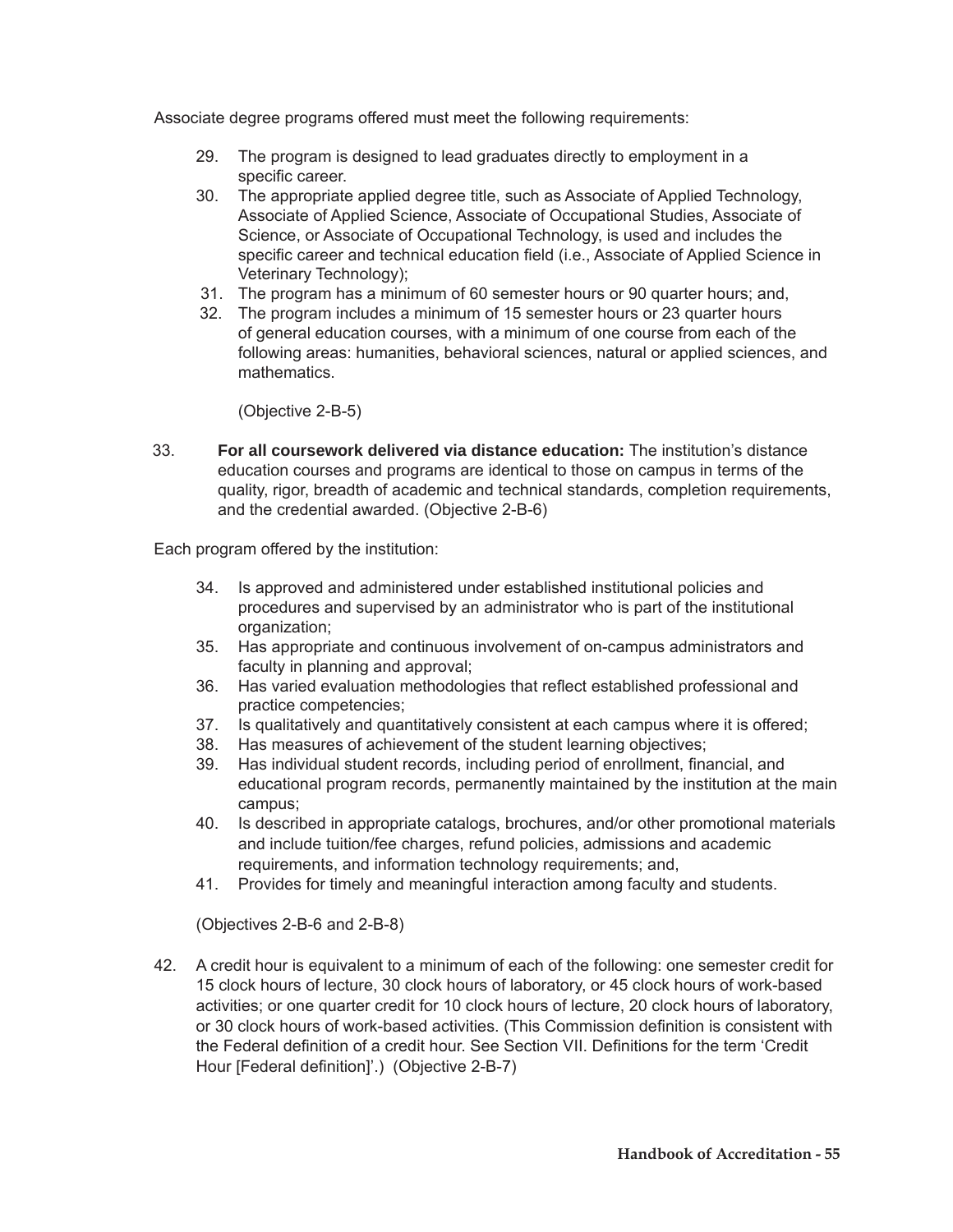Associate degree programs offered must meet the following requirements:

29. The program is designed to lead graduates directly to employment in a specific career.
30. The appropriate applied degree title, such as Associate of Applied Technology, Associate of Applied Science, Associate of Occupational Studies, Associate of Science, or Associate of Occupational Technology, is used and includes the specific career and technical education field (i.e., Associate of Applied Science in Veterinary Technology);
31. The program has a minimum of 60 semester hours or 90 quarter hours; and,
32. The program includes a minimum of 15 semester hours or 23 quarter hours of general education courses, with a minimum of one course from each of the following areas: humanities, behavioral sciences, natural or applied sciences, and mathematics.

    (Objective 2-B-5)

33. **For all coursework delivered via distance education:** The institution's distance education courses and programs are identical to those on campus in terms of the quality, rigor, breadth of academic and technical standards, completion requirements, and the credential awarded. (Objective 2-B-6)

Each program offered by the institution:

34. Is approved and administered under established institutional policies and procedures and supervised by an administrator who is part of the institutional organization;
35. Has appropriate and continuous involvement of on-campus administrators and faculty in planning and approval;
36. Has varied evaluation methodologies that reflect established professional and practice competencies;
37. Is qualitatively and quantitatively consistent at each campus where it is offered;
38. Has measures of achievement of the student learning objectives;
39. Has individual student records, including period of enrollment, financial, and educational program records, permanently maintained by the institution at the main campus;
40. Is described in appropriate catalogs, brochures, and/or other promotional materials and include tuition/fee charges, refund policies, admissions and academic requirements, and information technology requirements; and,
41. Provides for timely and meaningful interaction among faculty and students.

    (Objectives 2-B-6 and 2-B-8)

42. A credit hour is equivalent to a minimum of each of the following: one semester credit for 15 clock hours of lecture, 30 clock hours of laboratory, or 45 clock hours of work-based activities; or one quarter credit for 10 clock hours of lecture, 20 clock hours of laboratory, or 30 clock hours of work-based activities. (This Commission definition is consistent with the Federal definition of a credit hour. See Section VII. Definitions for the term 'Credit Hour [Federal definition]'.) (Objective 2-B-7)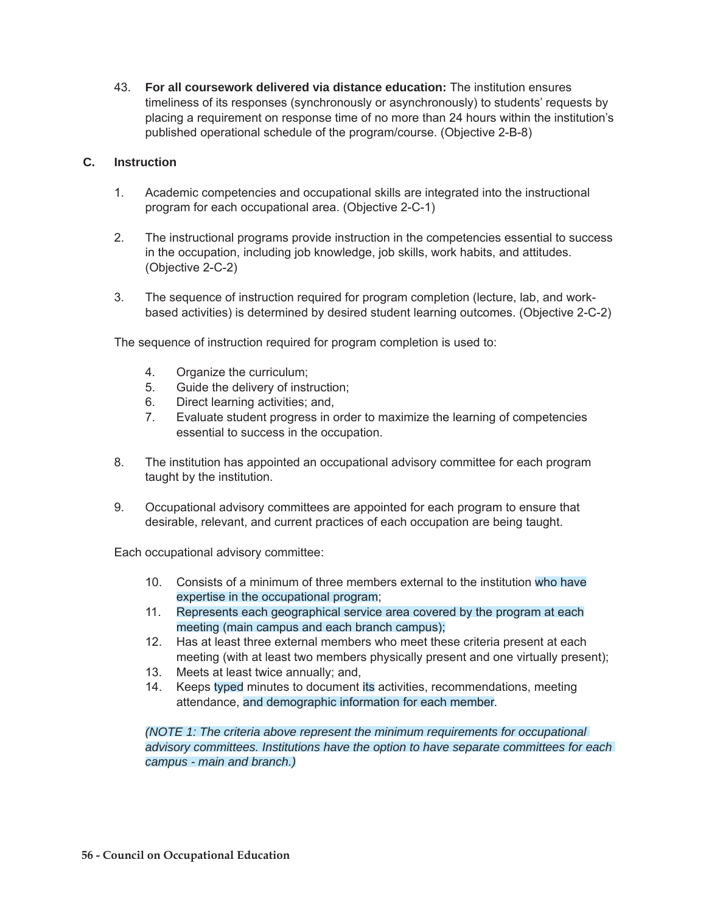43. **For all coursework delivered via distance education:** The institution ensures timeliness of its responses (synchronously or asynchronously) to students' requests by placing a requirement on response time of no more than 24 hours within the institution's published operational schedule of the program/course. (Objective 2-B-8)

## C. Instruction

1. Academic competencies and occupational skills are integrated into the instructional program for each occupational area. (Objective 2-C-1)

2. The instructional programs provide instruction in the competencies essential to success in the occupation, including job knowledge, job skills, work habits, and attitudes. (Objective 2-C-2)

3. The sequence of instruction required for program completion (lecture, lab, and work-based activities) is determined by desired student learning outcomes. (Objective 2-C-2)

The sequence of instruction required for program completion is used to:

4. Organize the curriculum;
5. Guide the delivery of instruction;
6. Direct learning activities; and,
7. Evaluate student progress in order to maximize the learning of competencies essential to success in the occupation.

8. The institution has appointed an occupational advisory committee for each program taught by the institution.

9. Occupational advisory committees are appointed for each program to ensure that desirable, relevant, and current practices of each occupation are being taught.

Each occupational advisory committee:

10. Consists of a minimum of three members external to the institution who have expertise in the occupational program;
11. Represents each geographical service area covered by the program at each meeting (main campus and each branch campus);
12. Has at least three external members who meet these criteria present at each meeting (with at least two members physically present and one virtually present);
13. Meets at least twice annually; and,
14. Keeps typed minutes to document its activities, recommendations, meeting attendance, and demographic information for each member.

*(NOTE 1: The criteria above represent the minimum requirements for occupational advisory committees. Institutions have the option to have separate committees for each campus - main and branch.)*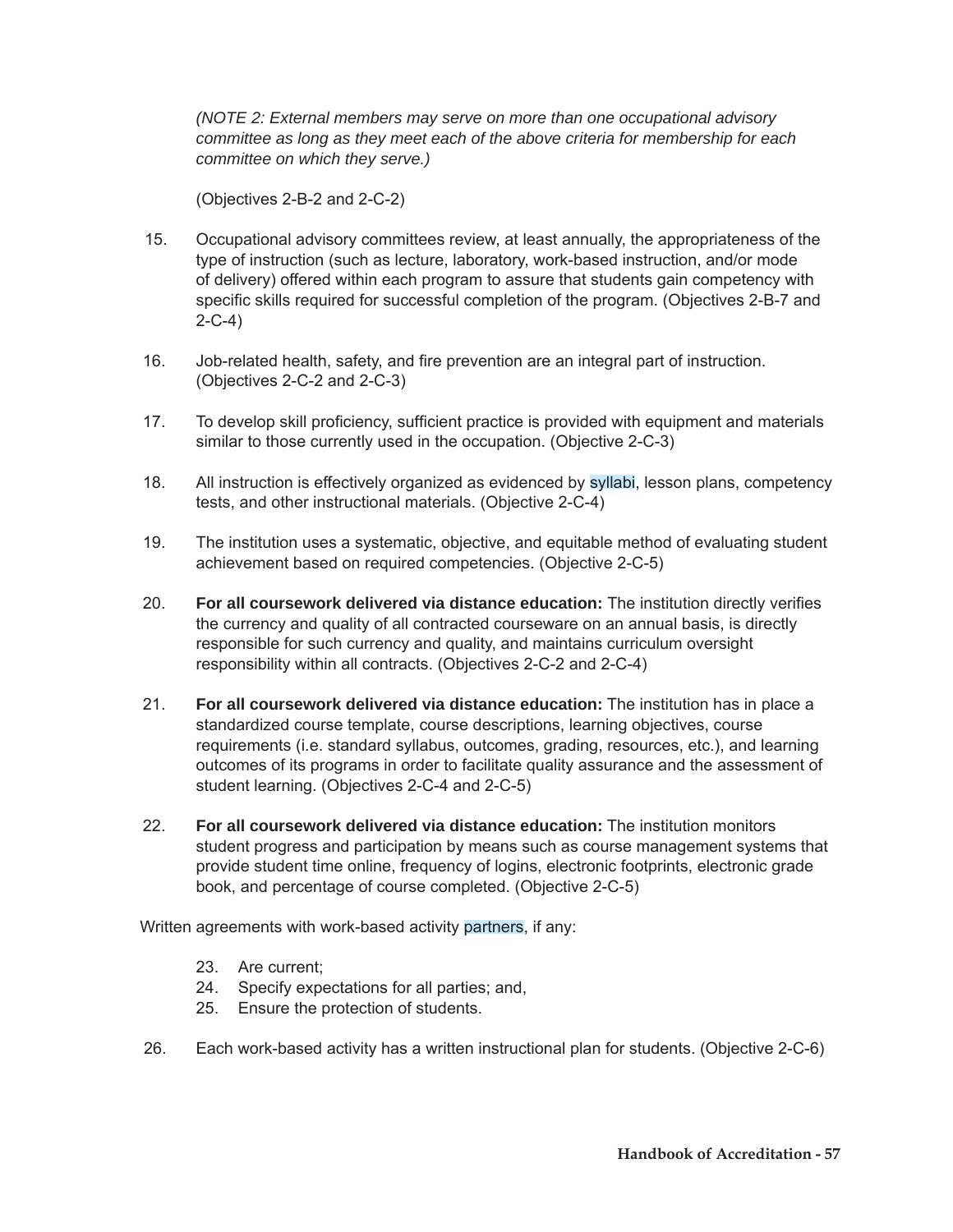*(NOTE 2: External members may serve on more than one occupational advisory committee as long as they meet each of the above criteria for membership for each committee on which they serve.)*

(Objectives 2-B-2 and 2-C-2)

15. Occupational advisory committees review, at least annually, the appropriateness of the type of instruction (such as lecture, laboratory, work-based instruction, and/or mode of delivery) offered within each program to assure that students gain competency with specific skills required for successful completion of the program. (Objectives 2-B-7 and 2-C-4)

16. Job-related health, safety, and fire prevention are an integral part of instruction. (Objectives 2-C-2 and 2-C-3)

17. To develop skill proficiency, sufficient practice is provided with equipment and materials similar to those currently used in the occupation. (Objective 2-C-3)

18. All instruction is effectively organized as evidenced by syllabi, lesson plans, competency tests, and other instructional materials. (Objective 2-C-4)

19. The institution uses a systematic, objective, and equitable method of evaluating student achievement based on required competencies. (Objective 2-C-5)

20. **For all coursework delivered via distance education:** The institution directly verifies the currency and quality of all contracted courseware on an annual basis, is directly responsible for such currency and quality, and maintains curriculum oversight responsibility within all contracts. (Objectives 2-C-2 and 2-C-4)

21. **For all coursework delivered via distance education:** The institution has in place a standardized course template, course descriptions, learning objectives, course requirements (i.e. standard syllabus, outcomes, grading, resources, etc.), and learning outcomes of its programs in order to facilitate quality assurance and the assessment of student learning. (Objectives 2-C-4 and 2-C-5)

22. **For all coursework delivered via distance education:** The institution monitors student progress and participation by means such as course management systems that provide student time online, frequency of logins, electronic footprints, electronic grade book, and percentage of course completed. (Objective 2-C-5)

Written agreements with work-based activity partners, if any:

23. Are current;
24. Specify expectations for all parties; and,
25. Ensure the protection of students.

26. Each work-based activity has a written instructional plan for students. (Objective 2-C-6)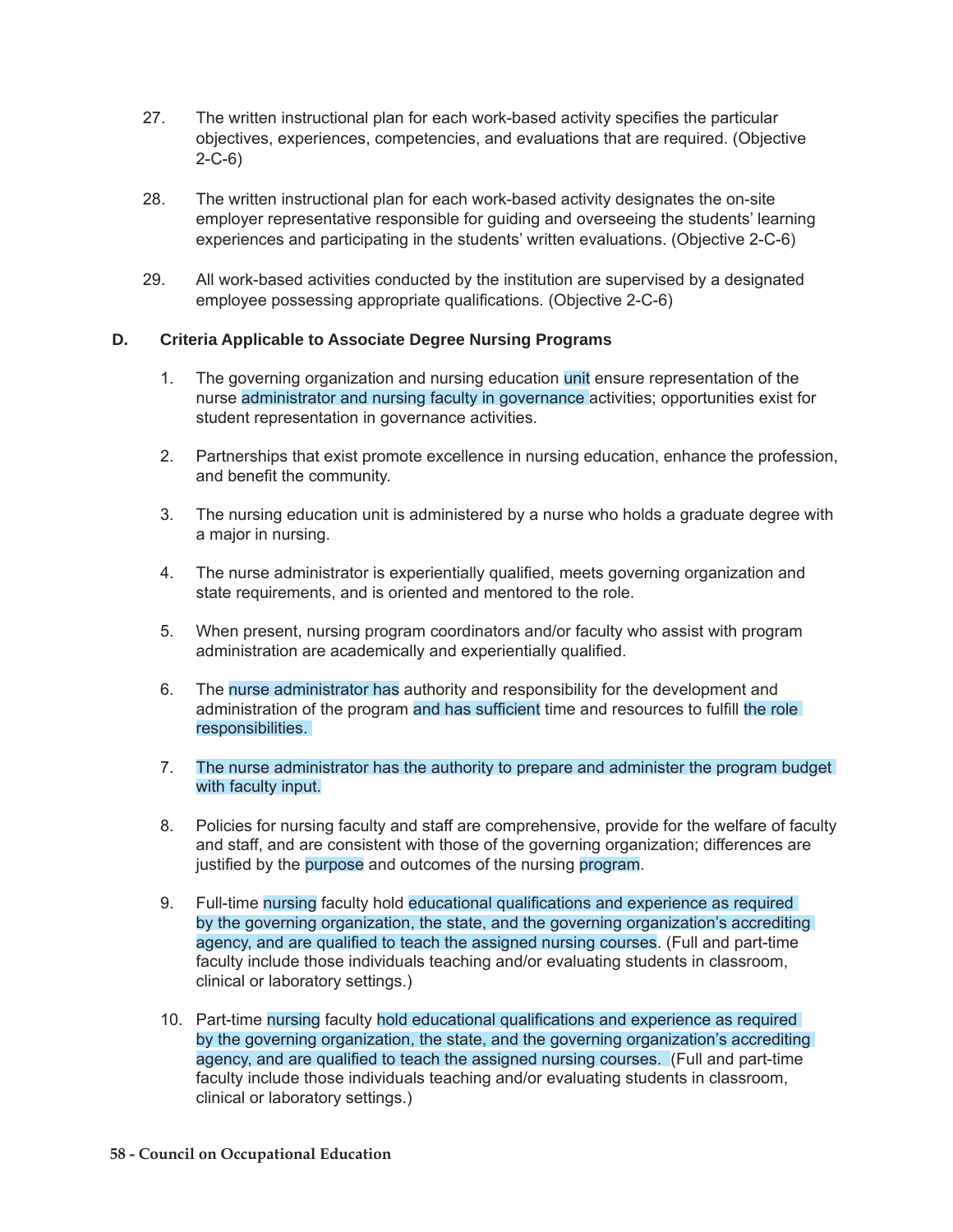27. The written instructional plan for each work-based activity specifies the particular objectives, experiences, competencies, and evaluations that are required. (Objective 2-C-6)

28. The written instructional plan for each work-based activity designates the on-site employer representative responsible for guiding and overseeing the students' learning experiences and participating in the students' written evaluations. (Objective 2-C-6)

29. All work-based activities conducted by the institution are supervised by a designated employee possessing appropriate qualifications. (Objective 2-C-6)

**D. Criteria Applicable to Associate Degree Nursing Programs**

1. The governing organization and nursing education unit ensure representation of the nurse administrator and nursing faculty in governance activities; opportunities exist for student representation in governance activities.

2. Partnerships that exist promote excellence in nursing education, enhance the profession, and benefit the community.

3. The nursing education unit is administered by a nurse who holds a graduate degree with a major in nursing.

4. The nurse administrator is experientially qualified, meets governing organization and state requirements, and is oriented and mentored to the role.

5. When present, nursing program coordinators and/or faculty who assist with program administration are academically and experientially qualified.

6. The nurse administrator has authority and responsibility for the development and administration of the program and has sufficient time and resources to fulfill the role responsibilities.

7. The nurse administrator has the authority to prepare and administer the program budget with faculty input.

8. Policies for nursing faculty and staff are comprehensive, provide for the welfare of faculty and staff, and are consistent with those of the governing organization; differences are justified by the purpose and outcomes of the nursing program.

9. Full-time nursing faculty hold educational qualifications and experience as required by the governing organization, the state, and the governing organization's accrediting agency, and are qualified to teach the assigned nursing courses. (Full and part-time faculty include those individuals teaching and/or evaluating students in classroom, clinical or laboratory settings.)

10. Part-time nursing faculty hold educational qualifications and experience as required by the governing organization, the state, and the governing organization's accrediting agency, and are qualified to teach the assigned nursing courses. (Full and part-time faculty include those individuals teaching and/or evaluating students in classroom, clinical or laboratory settings.)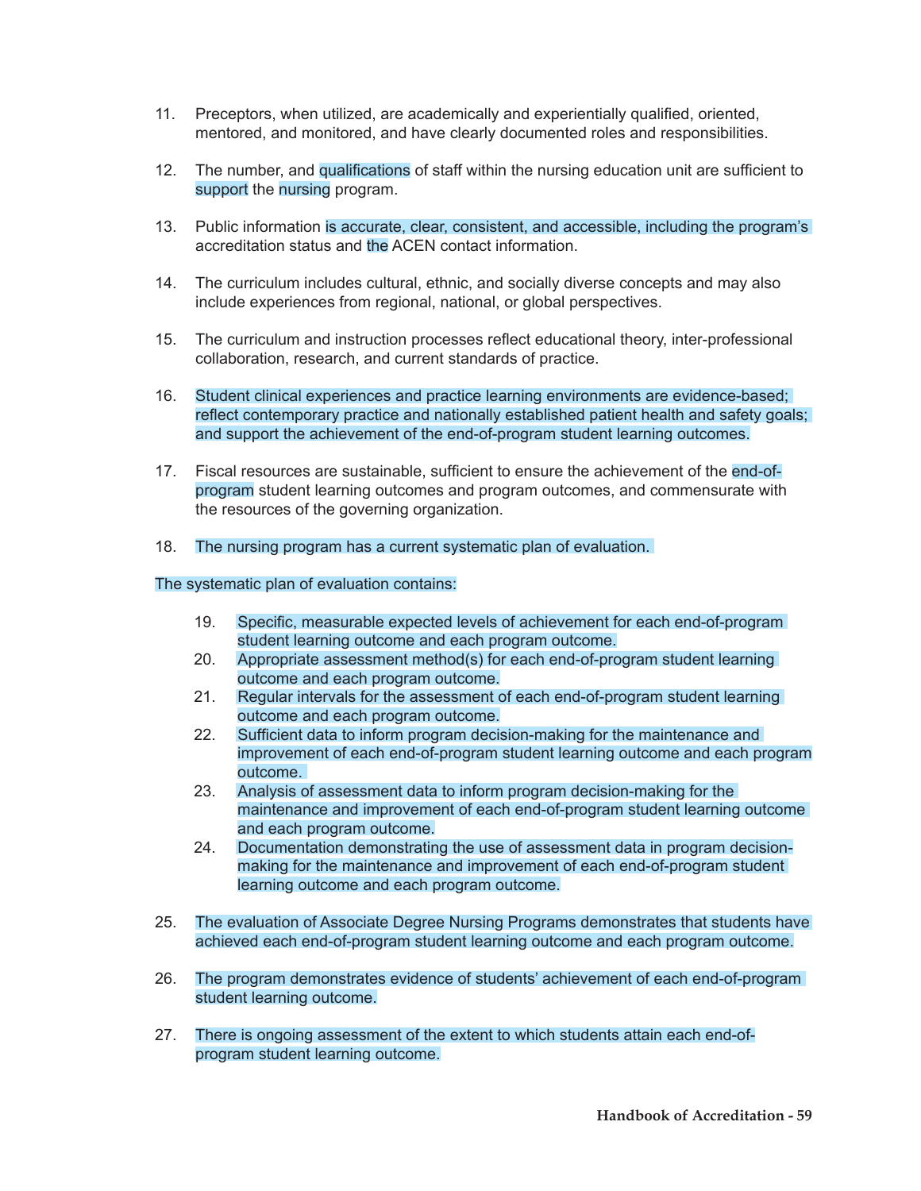11. Preceptors, when utilized, are academically and experientially qualified, oriented, mentored, and monitored, and have clearly documented roles and responsibilities.

12. The number, and qualifications of staff within the nursing education unit are sufficient to support the nursing program.

13. Public information is accurate, clear, consistent, and accessible, including the program's accreditation status and the ACEN contact information.

14. The curriculum includes cultural, ethnic, and socially diverse concepts and may also include experiences from regional, national, or global perspectives.

15. The curriculum and instruction processes reflect educational theory, inter-professional collaboration, research, and current standards of practice.

16. Student clinical experiences and practice learning environments are evidence-based; reflect contemporary practice and nationally established patient health and safety goals; and support the achievement of the end-of-program student learning outcomes.

17. Fiscal resources are sustainable, sufficient to ensure the achievement of the end-of-program student learning outcomes and program outcomes, and commensurate with the resources of the governing organization.

18. The nursing program has a current systematic plan of evaluation.

The systematic plan of evaluation contains:

19. Specific, measurable expected levels of achievement for each end-of-program student learning outcome and each program outcome.
20. Appropriate assessment method(s) for each end-of-program student learning outcome and each program outcome.
21. Regular intervals for the assessment of each end-of-program student learning outcome and each program outcome.
22. Sufficient data to inform program decision-making for the maintenance and improvement of each end-of-program student learning outcome and each program outcome.
23. Analysis of assessment data to inform program decision-making for the maintenance and improvement of each end-of-program student learning outcome and each program outcome.
24. Documentation demonstrating the use of assessment data in program decision-making for the maintenance and improvement of each end-of-program student learning outcome and each program outcome.

25. The evaluation of Associate Degree Nursing Programs demonstrates that students have achieved each end-of-program student learning outcome and each program outcome.

26. The program demonstrates evidence of students' achievement of each end-of-program student learning outcome.

27. There is ongoing assessment of the extent to which students attain each end-of-program student learning outcome.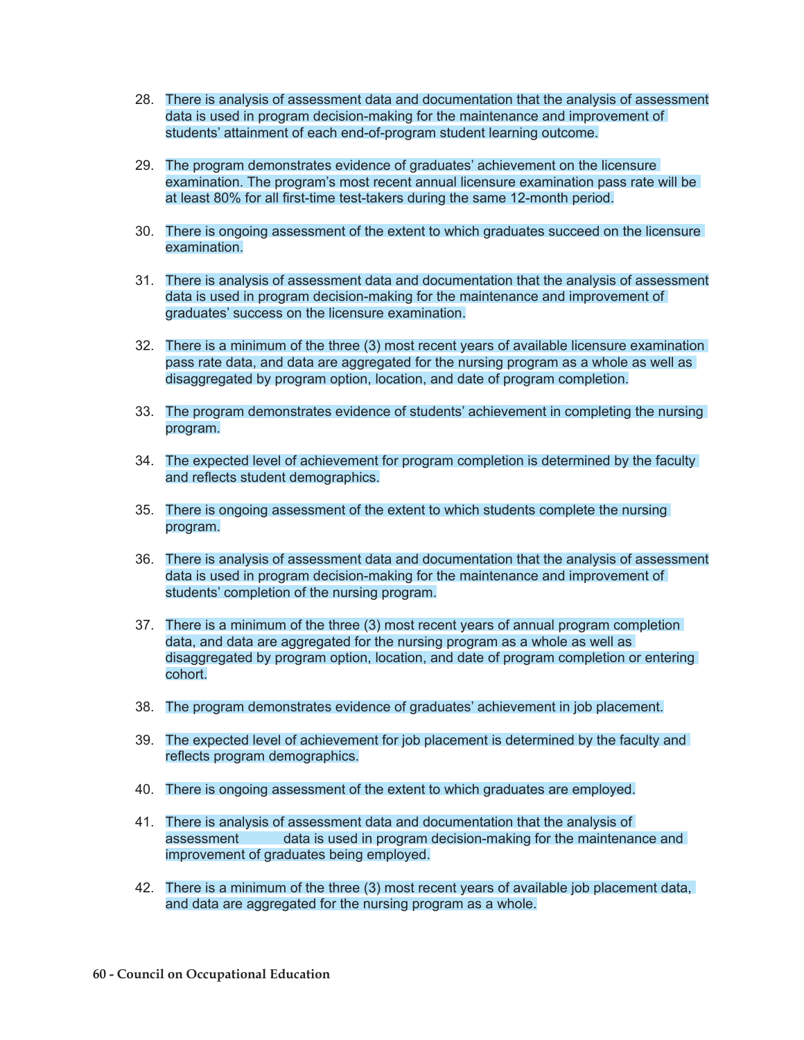28. There is analysis of assessment data and documentation that the analysis of assessment data is used in program decision-making for the maintenance and improvement of students' attainment of each end-of-program student learning outcome.

29. The program demonstrates evidence of graduates' achievement on the licensure examination. The program's most recent annual licensure examination pass rate will be at least 80% for all first-time test-takers during the same 12-month period.

30. There is ongoing assessment of the extent to which graduates succeed on the licensure examination.

31. There is analysis of assessment data and documentation that the analysis of assessment data is used in program decision-making for the maintenance and improvement of graduates' success on the licensure examination.

32. There is a minimum of the three (3) most recent years of available licensure examination pass rate data, and data are aggregated for the nursing program as a whole as well as disaggregated by program option, location, and date of program completion.

33. The program demonstrates evidence of students' achievement in completing the nursing program.

34. The expected level of achievement for program completion is determined by the faculty and reflects student demographics.

35. There is ongoing assessment of the extent to which students complete the nursing program.

36. There is analysis of assessment data and documentation that the analysis of assessment data is used in program decision-making for the maintenance and improvement of students' completion of the nursing program.

37. There is a minimum of the three (3) most recent years of annual program completion data, and data are aggregated for the nursing program as a whole as well as disaggregated by program option, location, and date of program completion or entering cohort.

38. The program demonstrates evidence of graduates' achievement in job placement.

39. The expected level of achievement for job placement is determined by the faculty and reflects program demographics.

40. There is ongoing assessment of the extent to which graduates are employed.

41. There is analysis of assessment data and documentation that the analysis of assessment data is used in program decision-making for the maintenance and improvement of graduates being employed.

42. There is a minimum of the three (3) most recent years of available job placement data, and data are aggregated for the nursing program as a whole.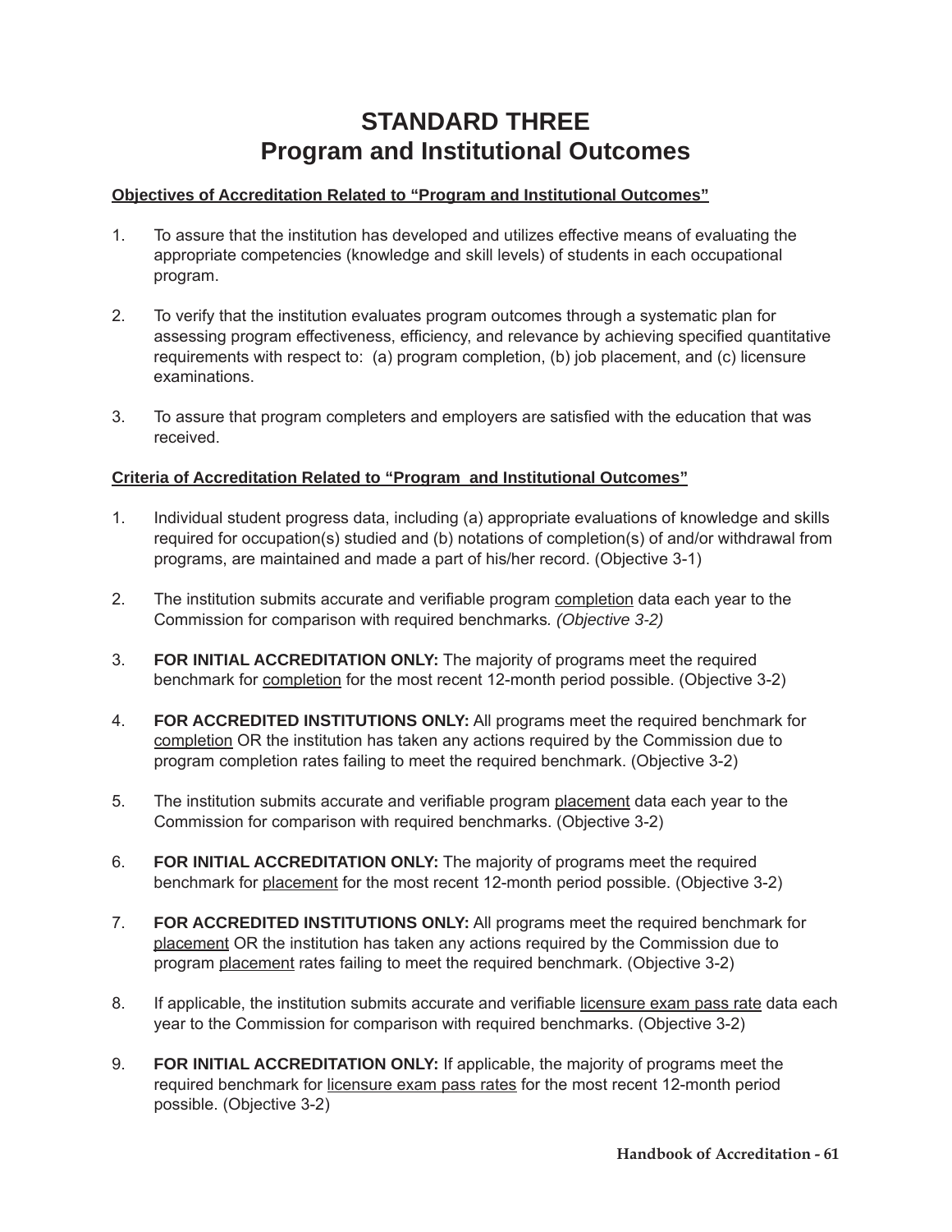# STANDARD THREE
# Program and Institutional Outcomes

**Objectives of Accreditation Related to "Program and Institutional Outcomes"**

1. To assure that the institution has developed and utilizes effective means of evaluating the appropriate competencies (knowledge and skill levels) of students in each occupational program.

2. To verify that the institution evaluates program outcomes through a systematic plan for assessing program effectiveness, efficiency, and relevance by achieving specified quantitative requirements with respect to: (a) program completion, (b) job placement, and (c) licensure examinations.

3. To assure that program completers and employers are satisfied with the education that was received.

**Criteria of Accreditation Related to "Program and Institutional Outcomes"**

1. Individual student progress data, including (a) appropriate evaluations of knowledge and skills required for occupation(s) studied and (b) notations of completion(s) of and/or withdrawal from programs, are maintained and made a part of his/her record. (Objective 3-1)

2. The institution submits accurate and verifiable program completion data each year to the Commission for comparison with required benchmarks. *(Objective 3-2)*

3. **FOR INITIAL ACCREDITATION ONLY:** The majority of programs meet the required benchmark for completion for the most recent 12-month period possible. (Objective 3-2)

4. **FOR ACCREDITED INSTITUTIONS ONLY:** All programs meet the required benchmark for completion OR the institution has taken any actions required by the Commission due to program completion rates failing to meet the required benchmark. (Objective 3-2)

5. The institution submits accurate and verifiable program placement data each year to the Commission for comparison with required benchmarks. (Objective 3-2)

6. **FOR INITIAL ACCREDITATION ONLY:** The majority of programs meet the required benchmark for placement for the most recent 12-month period possible. (Objective 3-2)

7. **FOR ACCREDITED INSTITUTIONS ONLY:** All programs meet the required benchmark for placement OR the institution has taken any actions required by the Commission due to program placement rates failing to meet the required benchmark. (Objective 3-2)

8. If applicable, the institution submits accurate and verifiable licensure exam pass rate data each year to the Commission for comparison with required benchmarks. (Objective 3-2)

9. **FOR INITIAL ACCREDITATION ONLY:** If applicable, the majority of programs meet the required benchmark for licensure exam pass rates for the most recent 12-month period possible. (Objective 3-2)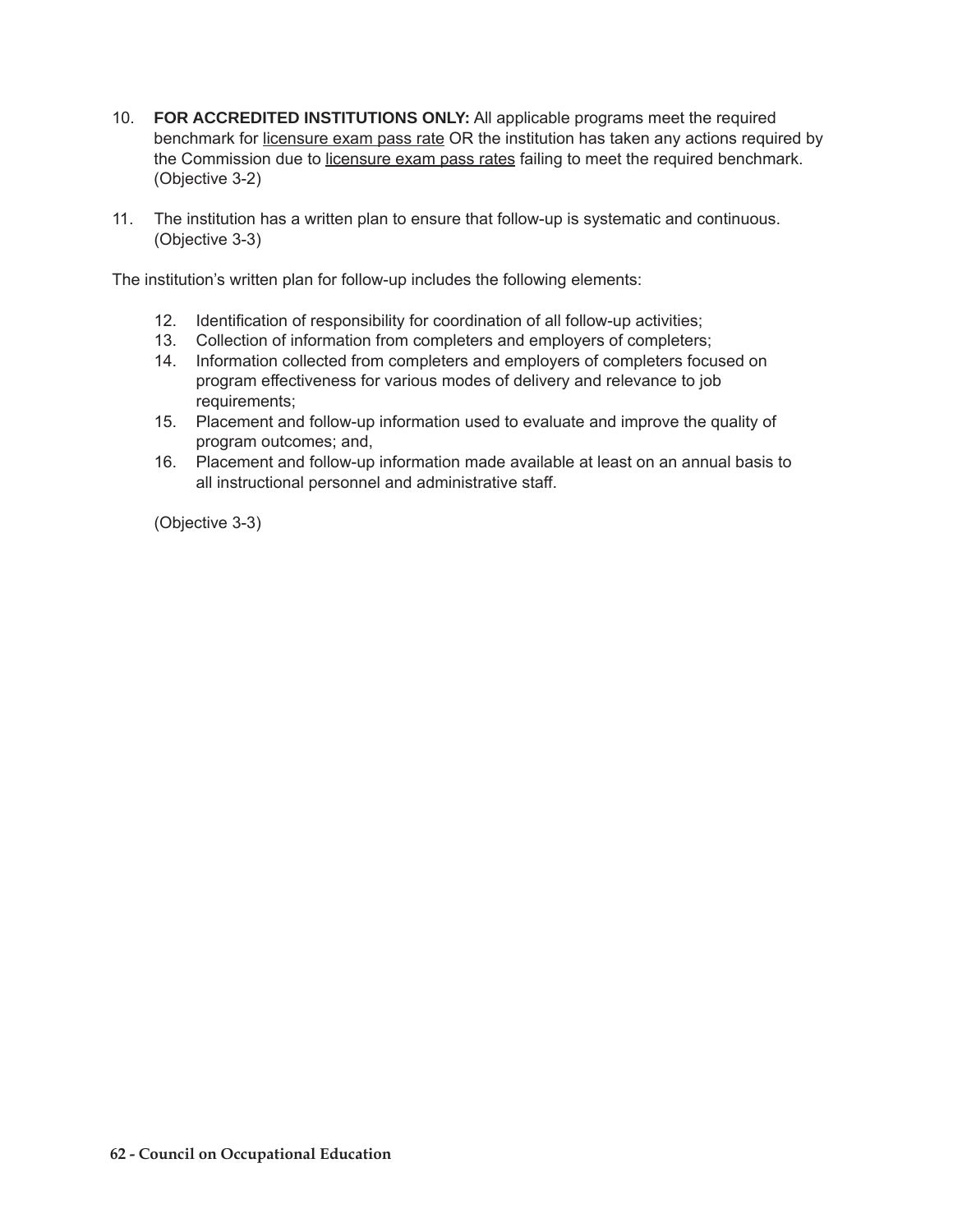10. **FOR ACCREDITED INSTITUTIONS ONLY:** All applicable programs meet the required benchmark for licensure exam pass rate OR the institution has taken any actions required by the Commission due to licensure exam pass rates failing to meet the required benchmark. (Objective 3-2)

11. The institution has a written plan to ensure that follow-up is systematic and continuous. (Objective 3-3)

The institution's written plan for follow-up includes the following elements:

12. Identification of responsibility for coordination of all follow-up activities;
13. Collection of information from completers and employers of completers;
14. Information collected from completers and employers of completers focused on program effectiveness for various modes of delivery and relevance to job requirements;
15. Placement and follow-up information used to evaluate and improve the quality of program outcomes; and,
16. Placement and follow-up information made available at least on an annual basis to all instructional personnel and administrative staff.

(Objective 3-3)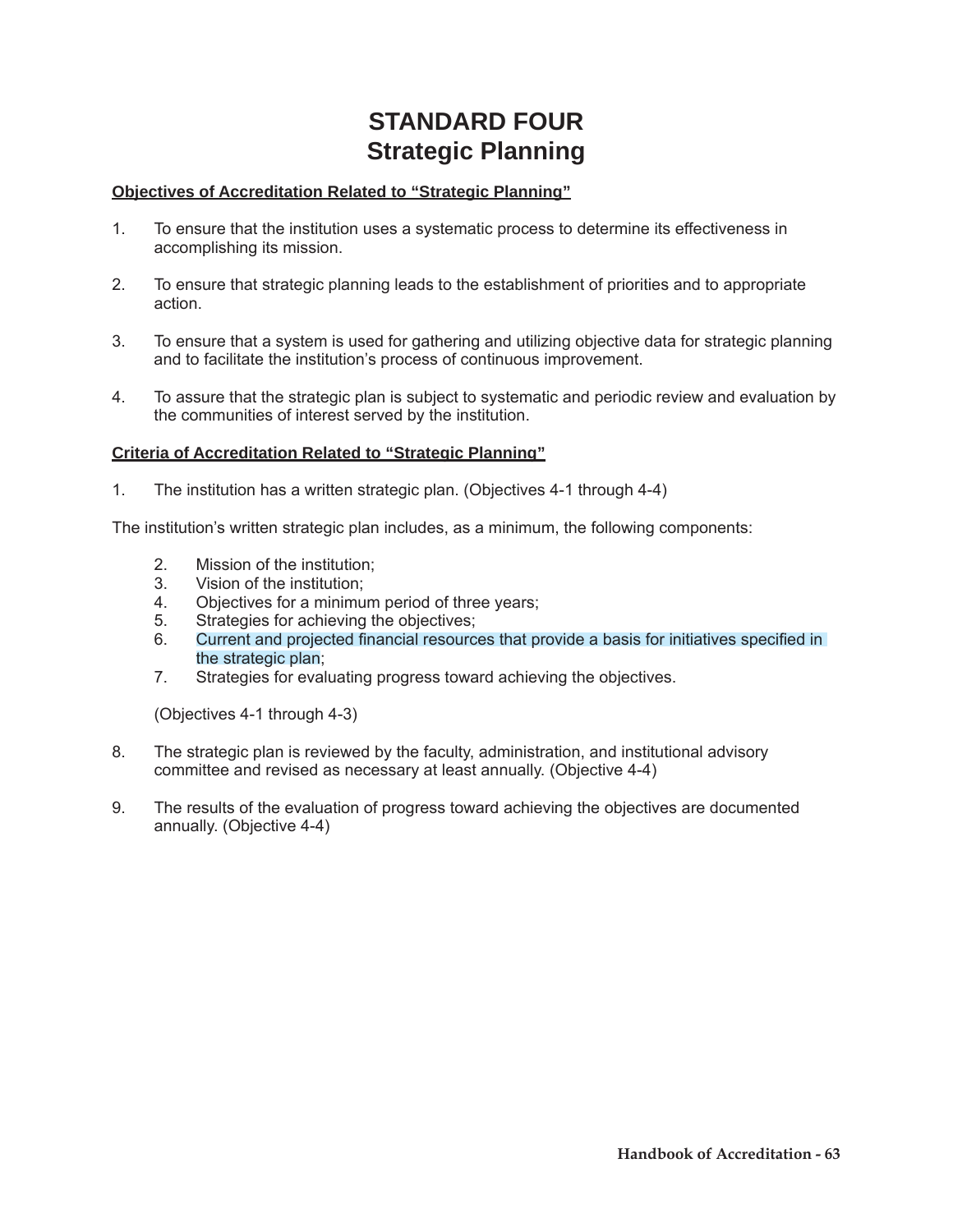# STANDARD FOUR
# Strategic Planning

**Objectives of Accreditation Related to "Strategic Planning"**

1. To ensure that the institution uses a systematic process to determine its effectiveness in accomplishing its mission.

2. To ensure that strategic planning leads to the establishment of priorities and to appropriate action.

3. To ensure that a system is used for gathering and utilizing objective data for strategic planning and to facilitate the institution's process of continuous improvement.

4. To assure that the strategic plan is subject to systematic and periodic review and evaluation by the communities of interest served by the institution.

**Criteria of Accreditation Related to "Strategic Planning"**

1. The institution has a written strategic plan. (Objectives 4-1 through 4-4)

The institution's written strategic plan includes, as a minimum, the following components:

2. Mission of the institution;
3. Vision of the institution;
4. Objectives for a minimum period of three years;
5. Strategies for achieving the objectives;
6. Current and projected financial resources that provide a basis for initiatives specified in the strategic plan;
7. Strategies for evaluating progress toward achieving the objectives.

(Objectives 4-1 through 4-3)

8. The strategic plan is reviewed by the faculty, administration, and institutional advisory committee and revised as necessary at least annually. (Objective 4-4)

9. The results of the evaluation of progress toward achieving the objectives are documented annually. (Objective 4-4)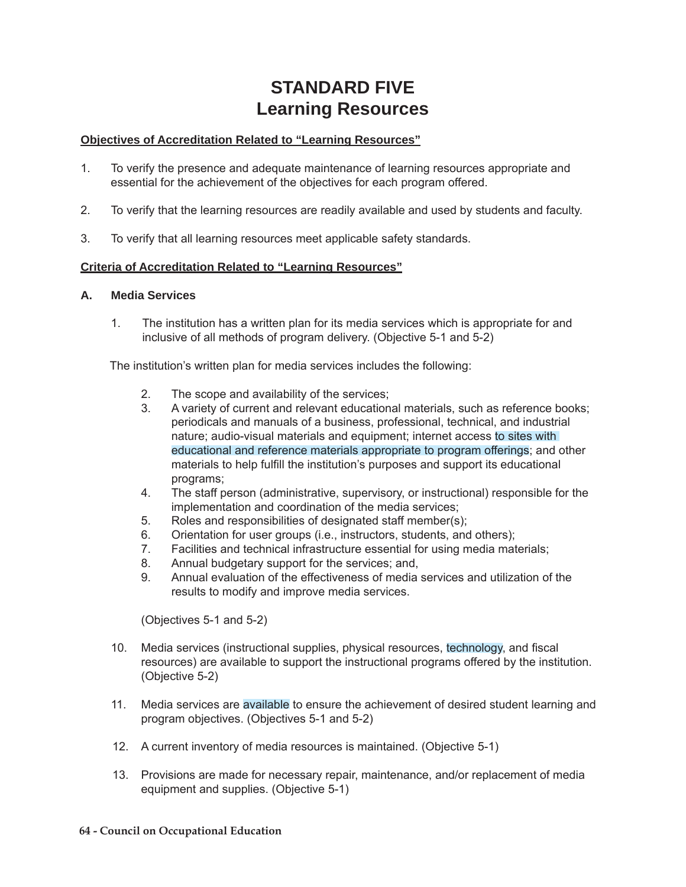# STANDARD FIVE
# Learning Resources

**Objectives of Accreditation Related to "Learning Resources"**

1. To verify the presence and adequate maintenance of learning resources appropriate and essential for the achievement of the objectives for each program offered.

2. To verify that the learning resources are readily available and used by students and faculty.

3. To verify that all learning resources meet applicable safety standards.

**Criteria of Accreditation Related to "Learning Resources"**

**A. Media Services**

1. The institution has a written plan for its media services which is appropriate for and inclusive of all methods of program delivery. (Objective 5-1 and 5-2)

The institution's written plan for media services includes the following:

2. The scope and availability of the services;
3. A variety of current and relevant educational materials, such as reference books; periodicals and manuals of a business, professional, technical, and industrial nature; audio-visual materials and equipment; internet access to sites with educational and reference materials appropriate to program offerings; and other materials to help fulfill the institution's purposes and support its educational programs;
4. The staff person (administrative, supervisory, or instructional) responsible for the implementation and coordination of the media services;
5. Roles and responsibilities of designated staff member(s);
6. Orientation for user groups (i.e., instructors, students, and others);
7. Facilities and technical infrastructure essential for using media materials;
8. Annual budgetary support for the services; and,
9. Annual evaluation of the effectiveness of media services and utilization of the results to modify and improve media services.

(Objectives 5-1 and 5-2)

10. Media services (instructional supplies, physical resources, technology, and fiscal resources) are available to support the instructional programs offered by the institution. (Objective 5-2)

11. Media services are available to ensure the achievement of desired student learning and program objectives. (Objectives 5-1 and 5-2)

12. A current inventory of media resources is maintained. (Objective 5-1)

13. Provisions are made for necessary repair, maintenance, and/or replacement of media equipment and supplies. (Objective 5-1)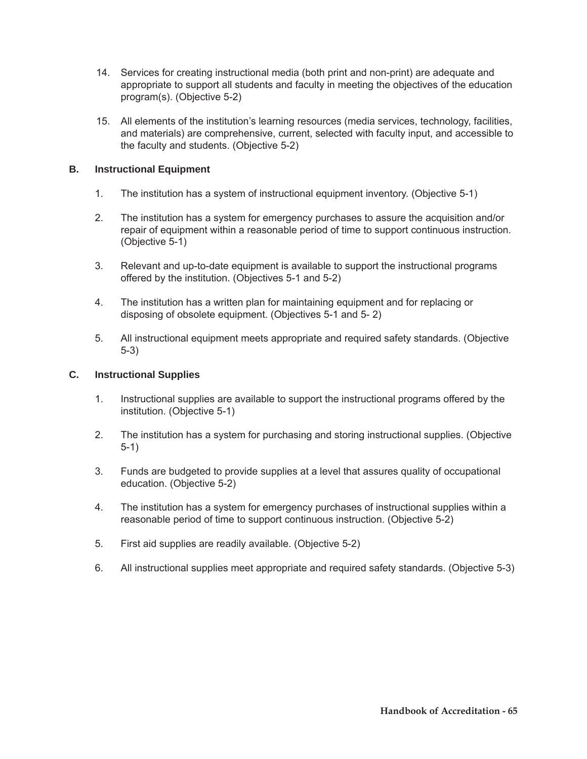14. Services for creating instructional media (both print and non-print) are adequate and appropriate to support all students and faculty in meeting the objectives of the education program(s). (Objective 5-2)

15. All elements of the institution's learning resources (media services, technology, facilities, and materials) are comprehensive, current, selected with faculty input, and accessible to the faculty and students. (Objective 5-2)

### B. Instructional Equipment

1. The institution has a system of instructional equipment inventory. (Objective 5-1)

2. The institution has a system for emergency purchases to assure the acquisition and/or repair of equipment within a reasonable period of time to support continuous instruction. (Objective 5-1)

3. Relevant and up-to-date equipment is available to support the instructional programs offered by the institution. (Objectives 5-1 and 5-2)

4. The institution has a written plan for maintaining equipment and for replacing or disposing of obsolete equipment. (Objectives 5-1 and 5- 2)

5. All instructional equipment meets appropriate and required safety standards. (Objective 5-3)

### C. Instructional Supplies

1. Instructional supplies are available to support the instructional programs offered by the institution. (Objective 5-1)

2. The institution has a system for purchasing and storing instructional supplies. (Objective 5-1)

3. Funds are budgeted to provide supplies at a level that assures quality of occupational education. (Objective 5-2)

4. The institution has a system for emergency purchases of instructional supplies within a reasonable period of time to support continuous instruction. (Objective 5-2)

5. First aid supplies are readily available. (Objective 5-2)

6. All instructional supplies meet appropriate and required safety standards. (Objective 5-3)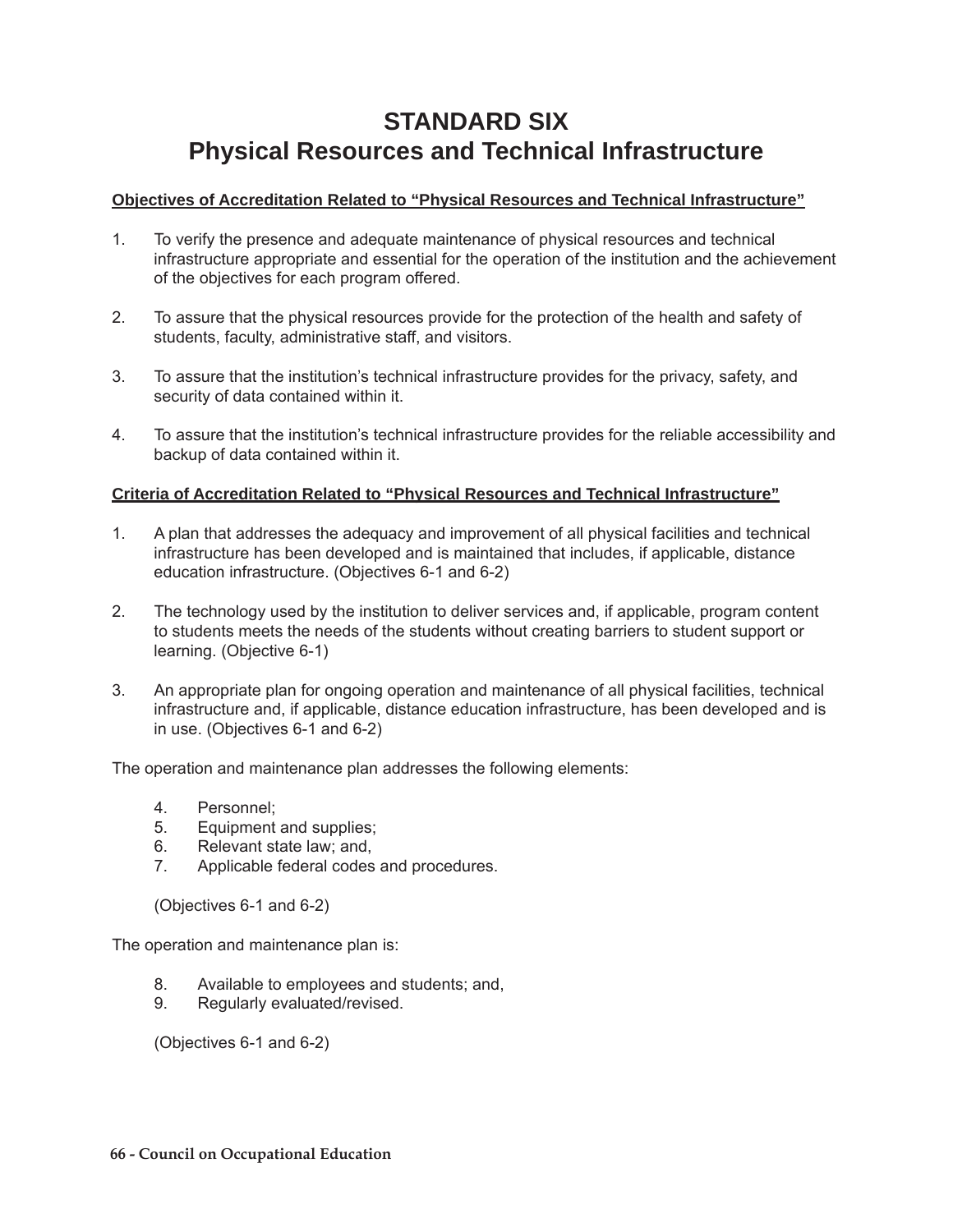# STANDARD SIX
# Physical Resources and Technical Infrastructure

**Objectives of Accreditation Related to "Physical Resources and Technical Infrastructure"**

1. To verify the presence and adequate maintenance of physical resources and technical infrastructure appropriate and essential for the operation of the institution and the achievement of the objectives for each program offered.

2. To assure that the physical resources provide for the protection of the health and safety of students, faculty, administrative staff, and visitors.

3. To assure that the institution's technical infrastructure provides for the privacy, safety, and security of data contained within it.

4. To assure that the institution's technical infrastructure provides for the reliable accessibility and backup of data contained within it.

**Criteria of Accreditation Related to "Physical Resources and Technical Infrastructure"**

1. A plan that addresses the adequacy and improvement of all physical facilities and technical infrastructure has been developed and is maintained that includes, if applicable, distance education infrastructure. (Objectives 6-1 and 6-2)

2. The technology used by the institution to deliver services and, if applicable, program content to students meets the needs of the students without creating barriers to student support or learning. (Objective 6-1)

3. An appropriate plan for ongoing operation and maintenance of all physical facilities, technical infrastructure and, if applicable, distance education infrastructure, has been developed and is in use. (Objectives 6-1 and 6-2)

The operation and maintenance plan addresses the following elements:

4. Personnel;
5. Equipment and supplies;
6. Relevant state law; and,
7. Applicable federal codes and procedures.

(Objectives 6-1 and 6-2)

The operation and maintenance plan is:

8. Available to employees and students; and,
9. Regularly evaluated/revised.

(Objectives 6-1 and 6-2)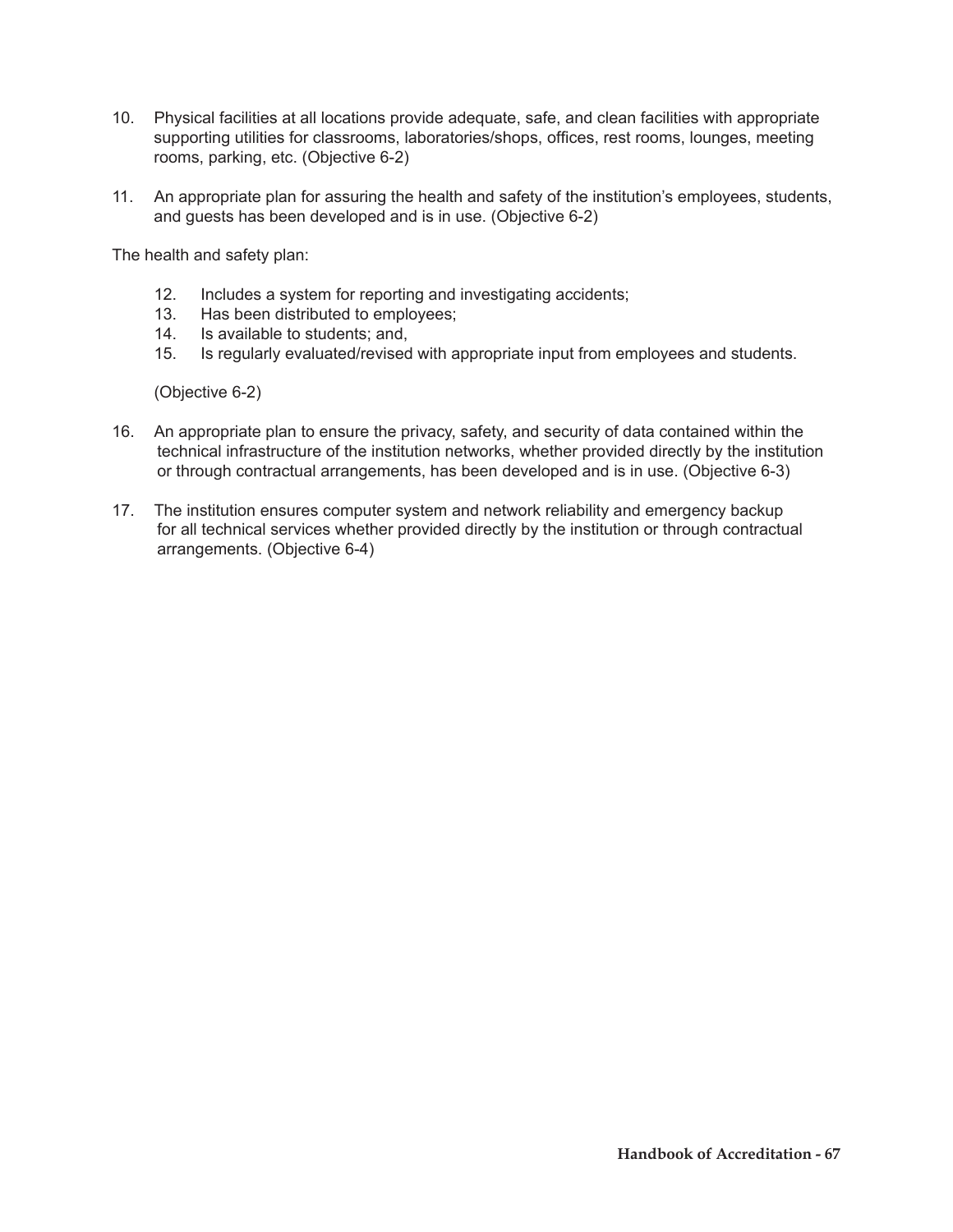10. Physical facilities at all locations provide adequate, safe, and clean facilities with appropriate supporting utilities for classrooms, laboratories/shops, offices, rest rooms, lounges, meeting rooms, parking, etc. (Objective 6-2)

11. An appropriate plan for assuring the health and safety of the institution's employees, students, and guests has been developed and is in use. (Objective 6-2)

The health and safety plan:

12. Includes a system for reporting and investigating accidents;
13. Has been distributed to employees;
14. Is available to students; and,
15. Is regularly evaluated/revised with appropriate input from employees and students.

(Objective 6-2)

16. An appropriate plan to ensure the privacy, safety, and security of data contained within the technical infrastructure of the institution networks, whether provided directly by the institution or through contractual arrangements, has been developed and is in use. (Objective 6-3)

17. The institution ensures computer system and network reliability and emergency backup for all technical services whether provided directly by the institution or through contractual arrangements. (Objective 6-4)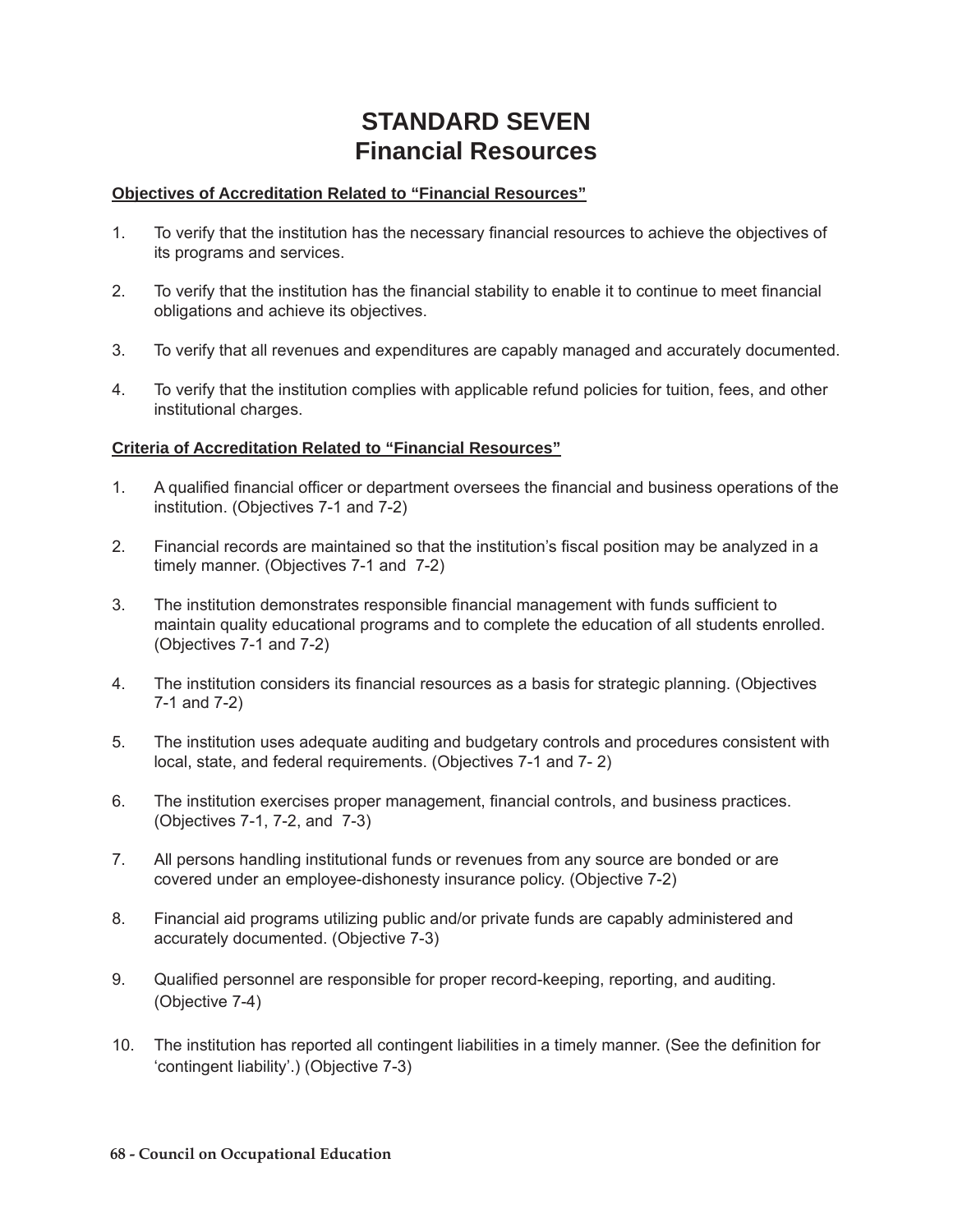# STANDARD SEVEN
# Financial Resources

**Objectives of Accreditation Related to "Financial Resources"**

1. To verify that the institution has the necessary financial resources to achieve the objectives of its programs and services.

2. To verify that the institution has the financial stability to enable it to continue to meet financial obligations and achieve its objectives.

3. To verify that all revenues and expenditures are capably managed and accurately documented.

4. To verify that the institution complies with applicable refund policies for tuition, fees, and other institutional charges.

**Criteria of Accreditation Related to "Financial Resources"**

1. A qualified financial officer or department oversees the financial and business operations of the institution. (Objectives 7-1 and 7-2)

2. Financial records are maintained so that the institution's fiscal position may be analyzed in a timely manner. (Objectives 7-1 and 7-2)

3. The institution demonstrates responsible financial management with funds sufficient to maintain quality educational programs and to complete the education of all students enrolled. (Objectives 7-1 and 7-2)

4. The institution considers its financial resources as a basis for strategic planning. (Objectives 7-1 and 7-2)

5. The institution uses adequate auditing and budgetary controls and procedures consistent with local, state, and federal requirements. (Objectives 7-1 and 7- 2)

6. The institution exercises proper management, financial controls, and business practices. (Objectives 7-1, 7-2, and 7-3)

7. All persons handling institutional funds or revenues from any source are bonded or are covered under an employee-dishonesty insurance policy. (Objective 7-2)

8. Financial aid programs utilizing public and/or private funds are capably administered and accurately documented. (Objective 7-3)

9. Qualified personnel are responsible for proper record-keeping, reporting, and auditing. (Objective 7-4)

10. The institution has reported all contingent liabilities in a timely manner. (See the definition for 'contingent liability'.) (Objective 7-3)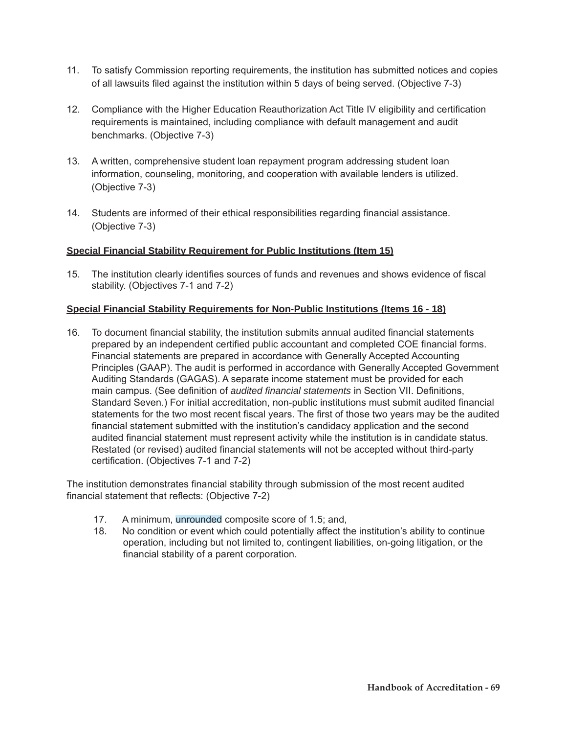11. To satisfy Commission reporting requirements, the institution has submitted notices and copies of all lawsuits filed against the institution within 5 days of being served. (Objective 7-3)

12. Compliance with the Higher Education Reauthorization Act Title IV eligibility and certification requirements is maintained, including compliance with default management and audit benchmarks. (Objective 7-3)

13. A written, comprehensive student loan repayment program addressing student loan information, counseling, monitoring, and cooperation with available lenders is utilized. (Objective 7-3)

14. Students are informed of their ethical responsibilities regarding financial assistance. (Objective 7-3)

**Special Financial Stability Requirement for Public Institutions (Item 15)**

15. The institution clearly identifies sources of funds and revenues and shows evidence of fiscal stability. (Objectives 7-1 and 7-2)

**Special Financial Stability Requirements for Non-Public Institutions (Items 16 - 18)**

16. To document financial stability, the institution submits annual audited financial statements prepared by an independent certified public accountant and completed COE financial forms. Financial statements are prepared in accordance with Generally Accepted Accounting Principles (GAAP). The audit is performed in accordance with Generally Accepted Government Auditing Standards (GAGAS). A separate income statement must be provided for each main campus. (See definition of *audited financial statements* in Section VII. Definitions, Standard Seven.) For initial accreditation, non-public institutions must submit audited financial statements for the two most recent fiscal years. The first of those two years may be the audited financial statement submitted with the institution's candidacy application and the second audited financial statement must represent activity while the institution is in candidate status. Restated (or revised) audited financial statements will not be accepted without third-party certification. (Objectives 7-1 and 7-2)

The institution demonstrates financial stability through submission of the most recent audited financial statement that reflects: (Objective 7-2)

17. A minimum, unrounded composite score of 1.5; and,
18. No condition or event which could potentially affect the institution's ability to continue operation, including but not limited to, contingent liabilities, on-going litigation, or the financial stability of a parent corporation.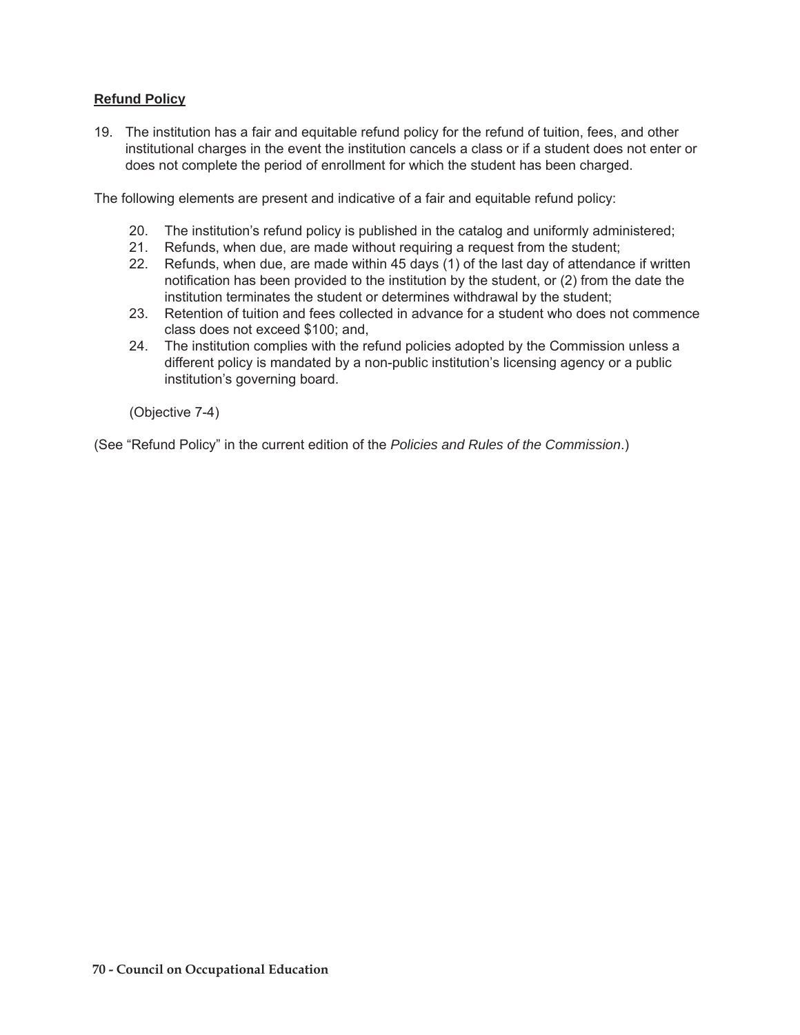**Refund Policy**

19. The institution has a fair and equitable refund policy for the refund of tuition, fees, and other institutional charges in the event the institution cancels a class or if a student does not enter or does not complete the period of enrollment for which the student has been charged.

The following elements are present and indicative of a fair and equitable refund policy:

20. The institution's refund policy is published in the catalog and uniformly administered;
21. Refunds, when due, are made without requiring a request from the student;
22. Refunds, when due, are made within 45 days (1) of the last day of attendance if written notification has been provided to the institution by the student, or (2) from the date the institution terminates the student or determines withdrawal by the student;
23. Retention of tuition and fees collected in advance for a student who does not commence class does not exceed $100; and,
24. The institution complies with the refund policies adopted by the Commission unless a different policy is mandated by a non-public institution's licensing agency or a public institution's governing board.

(Objective 7-4)

(See "Refund Policy" in the current edition of the *Policies and Rules of the Commission*.)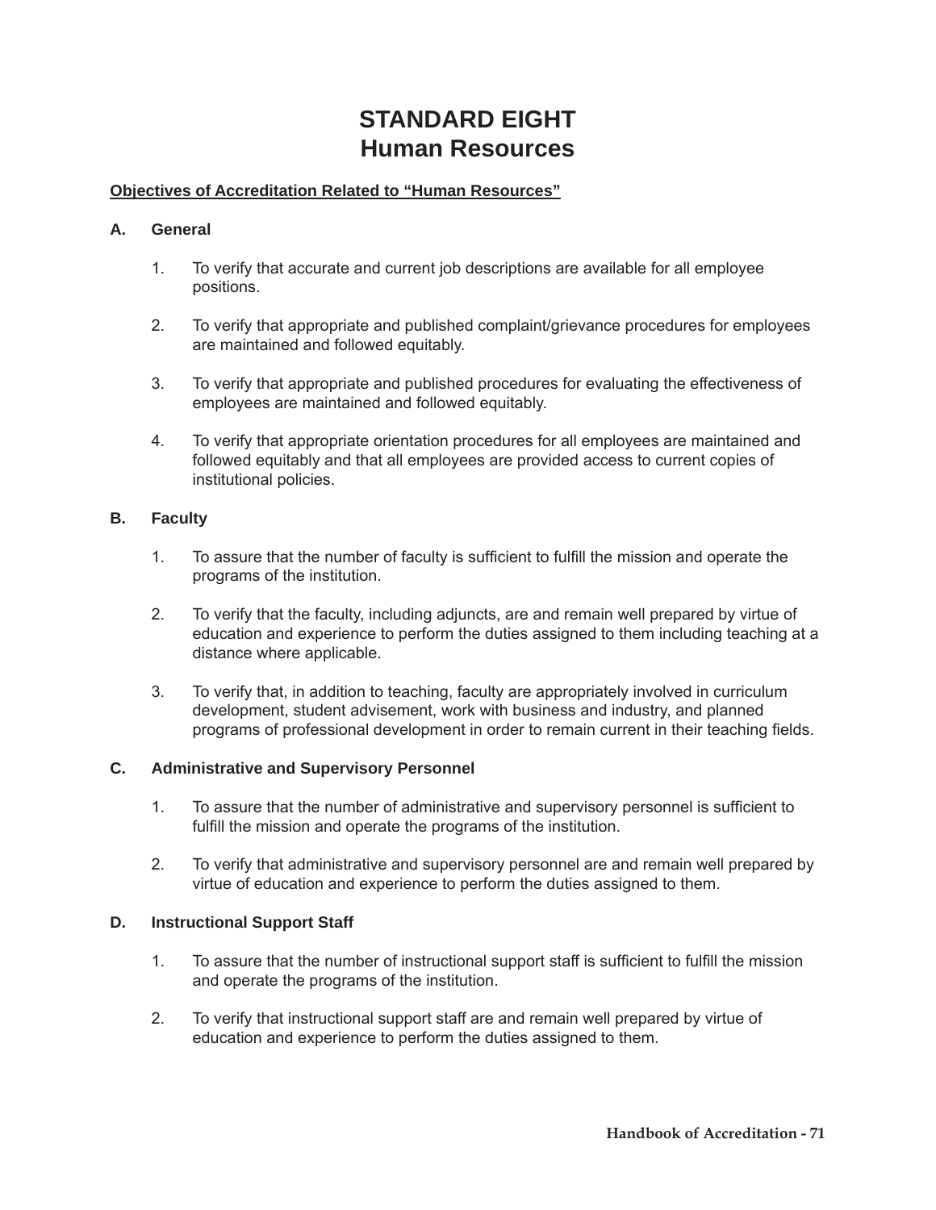# STANDARD EIGHT
# Human Resources

**Objectives of Accreditation Related to "Human Resources"**

**A. General**

1. To verify that accurate and current job descriptions are available for all employee positions.

2. To verify that appropriate and published complaint/grievance procedures for employees are maintained and followed equitably.

3. To verify that appropriate and published procedures for evaluating the effectiveness of employees are maintained and followed equitably.

4. To verify that appropriate orientation procedures for all employees are maintained and followed equitably and that all employees are provided access to current copies of institutional policies.

**B. Faculty**

1. To assure that the number of faculty is sufficient to fulfill the mission and operate the programs of the institution.

2. To verify that the faculty, including adjuncts, are and remain well prepared by virtue of education and experience to perform the duties assigned to them including teaching at a distance where applicable.

3. To verify that, in addition to teaching, faculty are appropriately involved in curriculum development, student advisement, work with business and industry, and planned programs of professional development in order to remain current in their teaching fields.

**C. Administrative and Supervisory Personnel**

1. To assure that the number of administrative and supervisory personnel is sufficient to fulfill the mission and operate the programs of the institution.

2. To verify that administrative and supervisory personnel are and remain well prepared by virtue of education and experience to perform the duties assigned to them.

**D. Instructional Support Staff**

1. To assure that the number of instructional support staff is sufficient to fulfill the mission and operate the programs of the institution.

2. To verify that instructional support staff are and remain well prepared by virtue of education and experience to perform the duties assigned to them.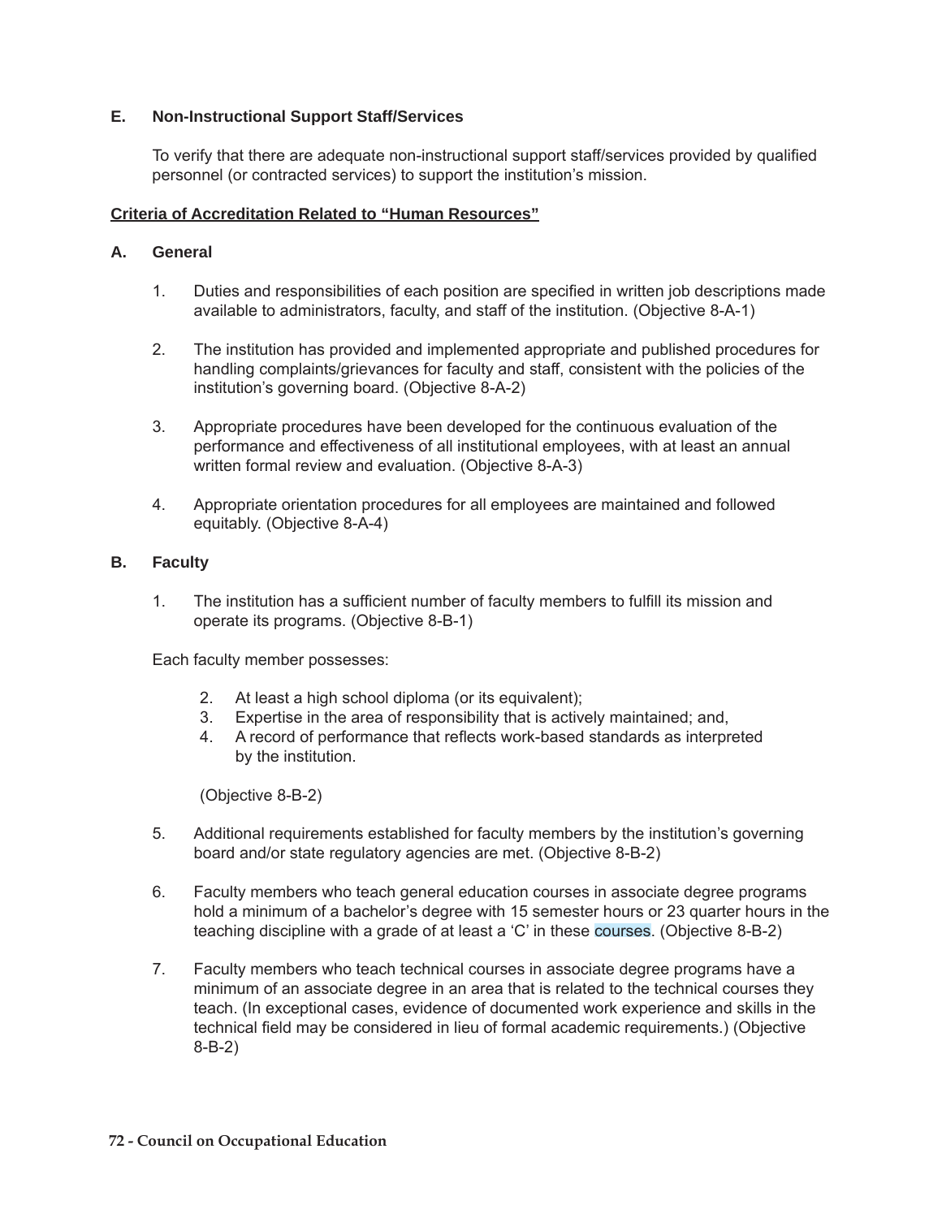**E. Non-Instructional Support Staff/Services**

To verify that there are adequate non-instructional support staff/services provided by qualified personnel (or contracted services) to support the institution's mission.

**Criteria of Accreditation Related to "Human Resources"**

**A. General**

1. Duties and responsibilities of each position are specified in written job descriptions made available to administrators, faculty, and staff of the institution. (Objective 8-A-1)

2. The institution has provided and implemented appropriate and published procedures for handling complaints/grievances for faculty and staff, consistent with the policies of the institution's governing board. (Objective 8-A-2)

3. Appropriate procedures have been developed for the continuous evaluation of the performance and effectiveness of all institutional employees, with at least an annual written formal review and evaluation. (Objective 8-A-3)

4. Appropriate orientation procedures for all employees are maintained and followed equitably. (Objective 8-A-4)

**B. Faculty**

1. The institution has a sufficient number of faculty members to fulfill its mission and operate its programs. (Objective 8-B-1)

Each faculty member possesses:

2. At least a high school diploma (or its equivalent);
3. Expertise in the area of responsibility that is actively maintained; and,
4. A record of performance that reflects work-based standards as interpreted by the institution.

(Objective 8-B-2)

5. Additional requirements established for faculty members by the institution's governing board and/or state regulatory agencies are met. (Objective 8-B-2)

6. Faculty members who teach general education courses in associate degree programs hold a minimum of a bachelor's degree with 15 semester hours or 23 quarter hours in the teaching discipline with a grade of at least a 'C' in these courses. (Objective 8-B-2)

7. Faculty members who teach technical courses in associate degree programs have a minimum of an associate degree in an area that is related to the technical courses they teach. (In exceptional cases, evidence of documented work experience and skills in the technical field may be considered in lieu of formal academic requirements.) (Objective 8-B-2)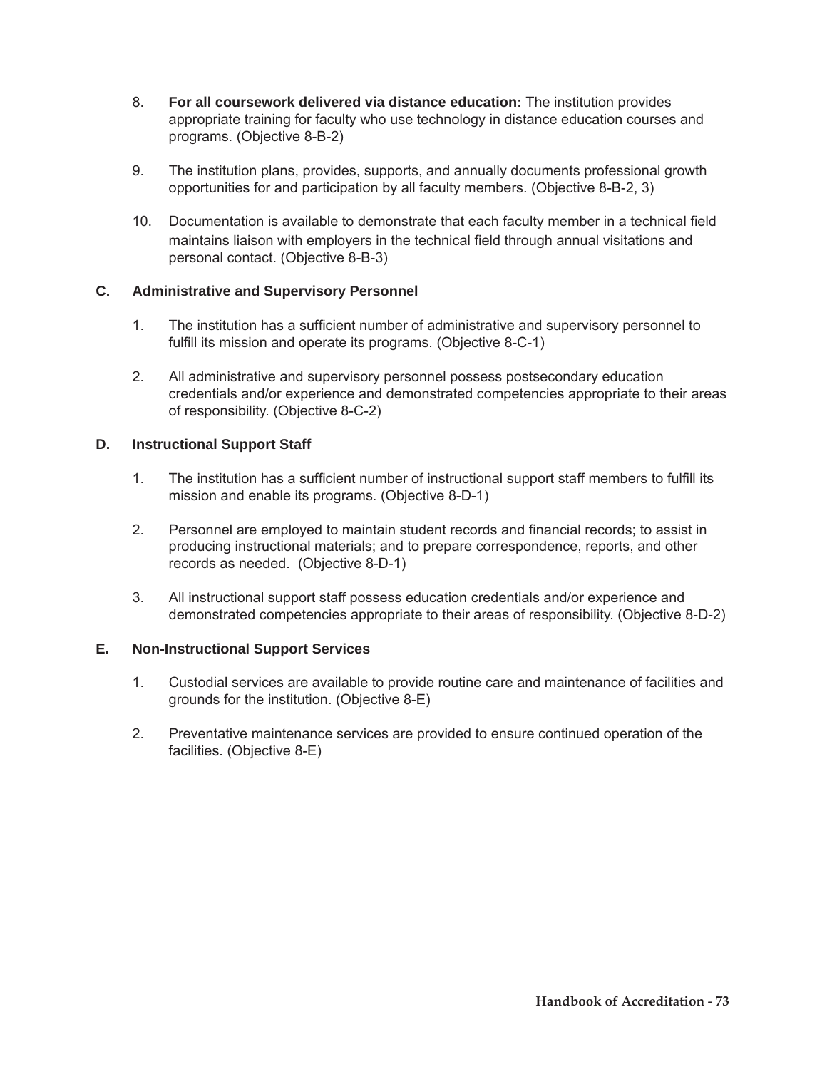8. **For all coursework delivered via distance education:** The institution provides appropriate training for faculty who use technology in distance education courses and programs. (Objective 8-B-2)

9. The institution plans, provides, supports, and annually documents professional growth opportunities for and participation by all faculty members. (Objective 8-B-2, 3)

10. Documentation is available to demonstrate that each faculty member in a technical field maintains liaison with employers in the technical field through annual visitations and personal contact. (Objective 8-B-3)

### C. Administrative and Supervisory Personnel

1. The institution has a sufficient number of administrative and supervisory personnel to fulfill its mission and operate its programs. (Objective 8-C-1)

2. All administrative and supervisory personnel possess postsecondary education credentials and/or experience and demonstrated competencies appropriate to their areas of responsibility. (Objective 8-C-2)

### D. Instructional Support Staff

1. The institution has a sufficient number of instructional support staff members to fulfill its mission and enable its programs. (Objective 8-D-1)

2. Personnel are employed to maintain student records and financial records; to assist in producing instructional materials; and to prepare correspondence, reports, and other records as needed. (Objective 8-D-1)

3. All instructional support staff possess education credentials and/or experience and demonstrated competencies appropriate to their areas of responsibility. (Objective 8-D-2)

### E. Non-Instructional Support Services

1. Custodial services are available to provide routine care and maintenance of facilities and grounds for the institution. (Objective 8-E)

2. Preventative maintenance services are provided to ensure continued operation of the facilities. (Objective 8-E)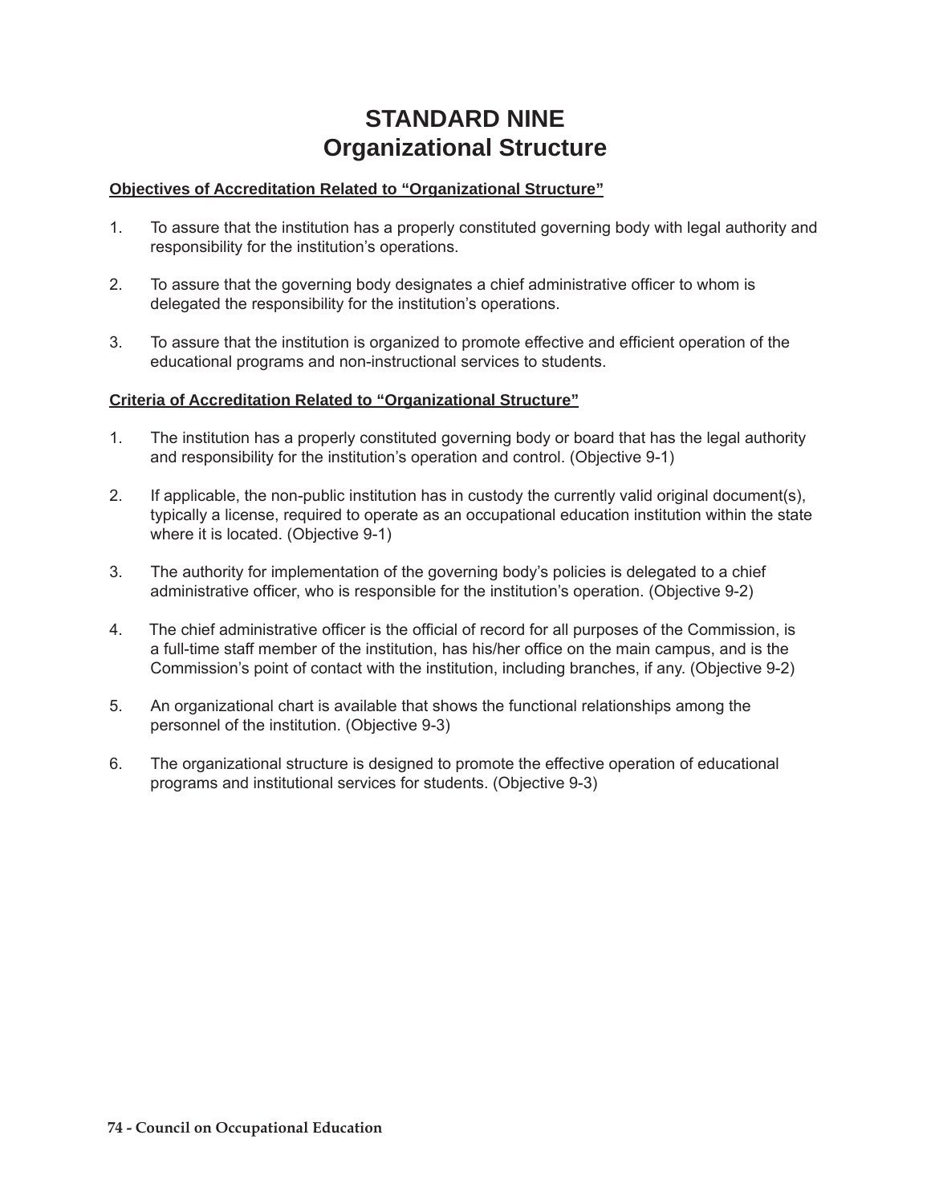# STANDARD NINE
# Organizational Structure

**Objectives of Accreditation Related to "Organizational Structure"**

1. To assure that the institution has a properly constituted governing body with legal authority and responsibility for the institution's operations.

2. To assure that the governing body designates a chief administrative officer to whom is delegated the responsibility for the institution's operations.

3. To assure that the institution is organized to promote effective and efficient operation of the educational programs and non-instructional services to students.

**Criteria of Accreditation Related to "Organizational Structure"**

1. The institution has a properly constituted governing body or board that has the legal authority and responsibility for the institution's operation and control. (Objective 9-1)

2. If applicable, the non-public institution has in custody the currently valid original document(s), typically a license, required to operate as an occupational education institution within the state where it is located. (Objective 9-1)

3. The authority for implementation of the governing body's policies is delegated to a chief administrative officer, who is responsible for the institution's operation. (Objective 9-2)

4. The chief administrative officer is the official of record for all purposes of the Commission, is a full-time staff member of the institution, has his/her office on the main campus, and is the Commission's point of contact with the institution, including branches, if any. (Objective 9-2)

5. An organizational chart is available that shows the functional relationships among the personnel of the institution. (Objective 9-3)

6. The organizational structure is designed to promote the effective operation of educational programs and institutional services for students. (Objective 9-3)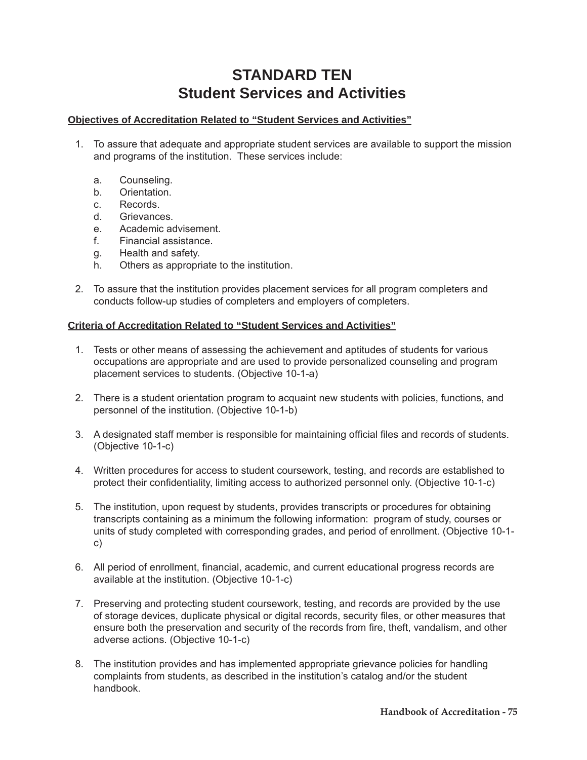# STANDARD TEN
# Student Services and Activities

**Objectives of Accreditation Related to "Student Services and Activities"**

1. To assure that adequate and appropriate student services are available to support the mission and programs of the institution. These services include:

   a. Counseling.
   b. Orientation.
   c. Records.
   d. Grievances.
   e. Academic advisement.
   f. Financial assistance.
   g. Health and safety.
   h. Others as appropriate to the institution.

2. To assure that the institution provides placement services for all program completers and conducts follow-up studies of completers and employers of completers.

**Criteria of Accreditation Related to "Student Services and Activities"**

1. Tests or other means of assessing the achievement and aptitudes of students for various occupations are appropriate and are used to provide personalized counseling and program placement services to students. (Objective 10-1-a)

2. There is a student orientation program to acquaint new students with policies, functions, and personnel of the institution. (Objective 10-1-b)

3. A designated staff member is responsible for maintaining official files and records of students. (Objective 10-1-c)

4. Written procedures for access to student coursework, testing, and records are established to protect their confidentiality, limiting access to authorized personnel only. (Objective 10-1-c)

5. The institution, upon request by students, provides transcripts or procedures for obtaining transcripts containing as a minimum the following information: program of study, courses or units of study completed with corresponding grades, and period of enrollment. (Objective 10-1-c)

6. All period of enrollment, financial, academic, and current educational progress records are available at the institution. (Objective 10-1-c)

7. Preserving and protecting student coursework, testing, and records are provided by the use of storage devices, duplicate physical or digital records, security files, or other measures that ensure both the preservation and security of the records from fire, theft, vandalism, and other adverse actions. (Objective 10-1-c)

8. The institution provides and has implemented appropriate grievance policies for handling complaints from students, as described in the institution's catalog and/or the student handbook.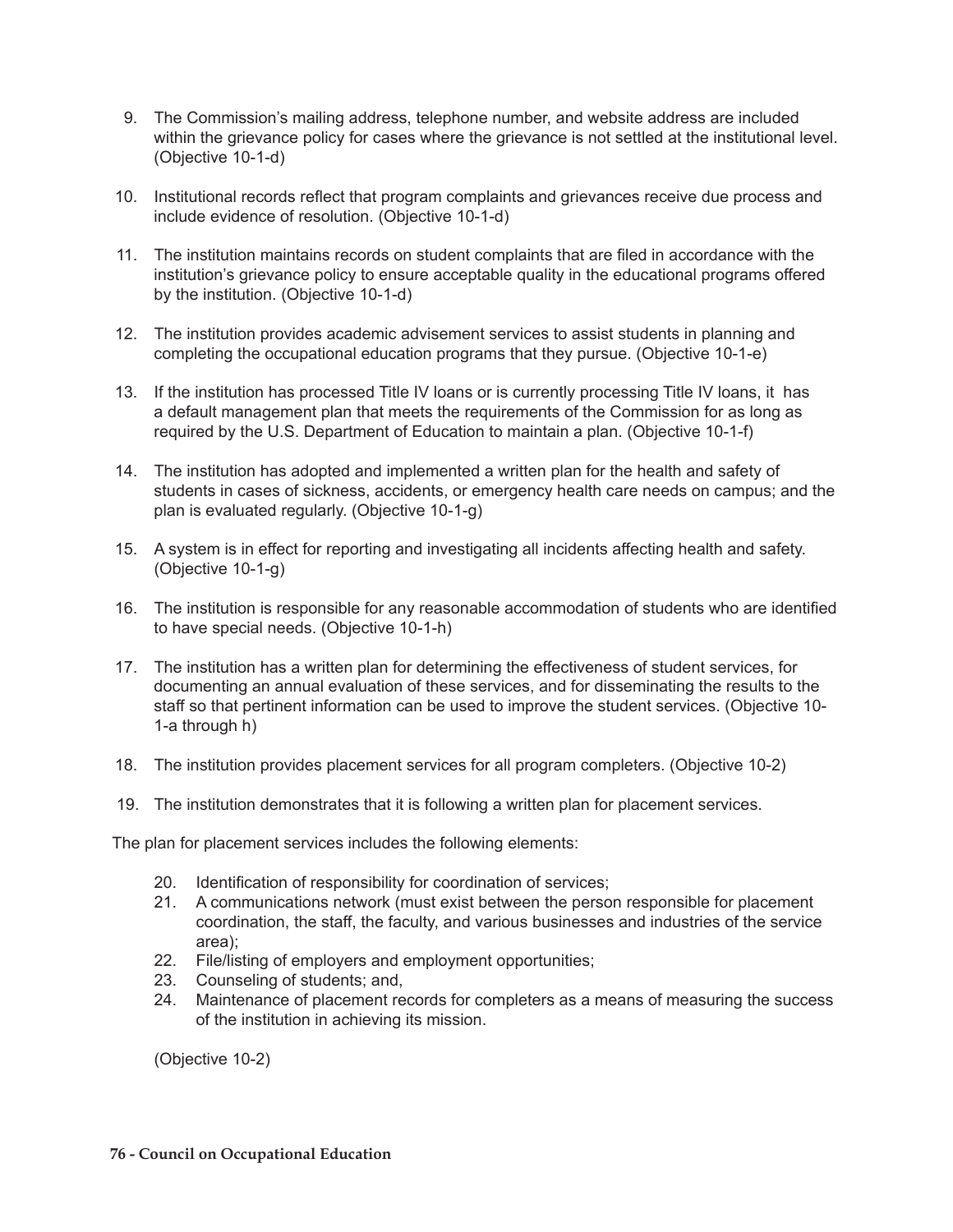9. The Commission's mailing address, telephone number, and website address are included within the grievance policy for cases where the grievance is not settled at the institutional level. (Objective 10-1-d)

10. Institutional records reflect that program complaints and grievances receive due process and include evidence of resolution. (Objective 10-1-d)

11. The institution maintains records on student complaints that are filed in accordance with the institution's grievance policy to ensure acceptable quality in the educational programs offered by the institution. (Objective 10-1-d)

12. The institution provides academic advisement services to assist students in planning and completing the occupational education programs that they pursue. (Objective 10-1-e)

13. If the institution has processed Title IV loans or is currently processing Title IV loans, it has a default management plan that meets the requirements of the Commission for as long as required by the U.S. Department of Education to maintain a plan. (Objective 10-1-f)

14. The institution has adopted and implemented a written plan for the health and safety of students in cases of sickness, accidents, or emergency health care needs on campus; and the plan is evaluated regularly. (Objective 10-1-g)

15. A system is in effect for reporting and investigating all incidents affecting health and safety. (Objective 10-1-g)

16. The institution is responsible for any reasonable accommodation of students who are identified to have special needs. (Objective 10-1-h)

17. The institution has a written plan for determining the effectiveness of student services, for documenting an annual evaluation of these services, and for disseminating the results to the staff so that pertinent information can be used to improve the student services. (Objective 10-1-a through h)

18. The institution provides placement services for all program completers. (Objective 10-2)

19. The institution demonstrates that it is following a written plan for placement services.

The plan for placement services includes the following elements:

20. Identification of responsibility for coordination of services;
21. A communications network (must exist between the person responsible for placement coordination, the staff, the faculty, and various businesses and industries of the service area);
22. File/listing of employers and employment opportunities;
23. Counseling of students; and,
24. Maintenance of placement records for completers as a means of measuring the success of the institution in achieving its mission.

(Objective 10-2)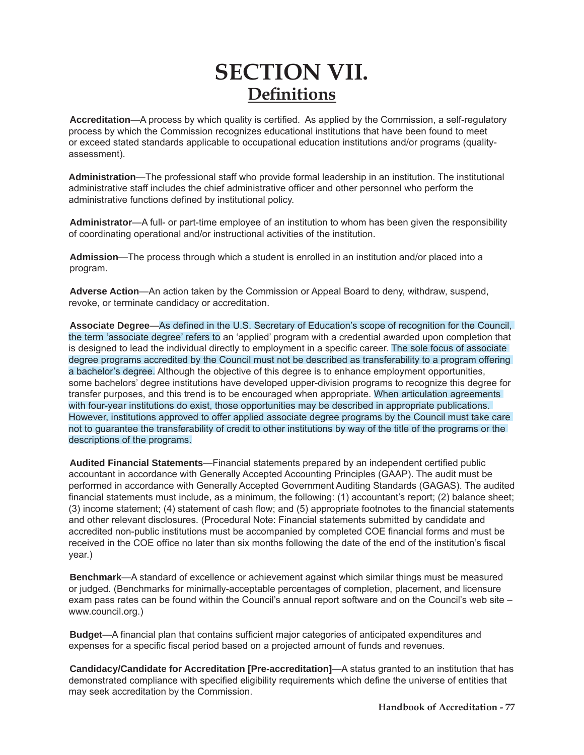# SECTION VII.

## Definitions

**Accreditation**—A process by which quality is certified. As applied by the Commission, a self-regulatory process by which the Commission recognizes educational institutions that have been found to meet or exceed stated standards applicable to occupational education institutions and/or programs (quality-assessment).

**Administration**—The professional staff who provide formal leadership in an institution. The institutional administrative staff includes the chief administrative officer and other personnel who perform the administrative functions defined by institutional policy.

**Administrator**—A full- or part-time employee of an institution to whom has been given the responsibility of coordinating operational and/or instructional activities of the institution.

**Admission**—The process through which a student is enrolled in an institution and/or placed into a program.

**Adverse Action**—An action taken by the Commission or Appeal Board to deny, withdraw, suspend, revoke, or terminate candidacy or accreditation.

**Associate Degree**—As defined in the U.S. Secretary of Education's scope of recognition for the Council, the term 'associate degree' refers to an 'applied' program with a credential awarded upon completion that is designed to lead the individual directly to employment in a specific career. The sole focus of associate degree programs accredited by the Council must not be described as transferability to a program offering a bachelor's degree. Although the objective of this degree is to enhance employment opportunities, some bachelors' degree institutions have developed upper-division programs to recognize this degree for transfer purposes, and this trend is to be encouraged when appropriate. When articulation agreements with four-year institutions do exist, those opportunities may be described in appropriate publications. However, institutions approved to offer applied associate degree programs by the Council must take care not to guarantee the transferability of credit to other institutions by way of the title of the programs or the descriptions of the programs.

**Audited Financial Statements**—Financial statements prepared by an independent certified public accountant in accordance with Generally Accepted Accounting Principles (GAAP). The audit must be performed in accordance with Generally Accepted Government Auditing Standards (GAGAS). The audited financial statements must include, as a minimum, the following: (1) accountant's report; (2) balance sheet; (3) income statement; (4) statement of cash flow; and (5) appropriate footnotes to the financial statements and other relevant disclosures. (Procedural Note: Financial statements submitted by candidate and accredited non-public institutions must be accompanied by completed COE financial forms and must be received in the COE office no later than six months following the date of the end of the institution's fiscal year.)

**Benchmark**—A standard of excellence or achievement against which similar things must be measured or judged. (Benchmarks for minimally-acceptable percentages of completion, placement, and licensure exam pass rates can be found within the Council's annual report software and on the Council's web site – www.council.org.)

**Budget**—A financial plan that contains sufficient major categories of anticipated expenditures and expenses for a specific fiscal period based on a projected amount of funds and revenues.

**Candidacy/Candidate for Accreditation [Pre-accreditation]**—A status granted to an institution that has demonstrated compliance with specified eligibility requirements which define the universe of entities that may seek accreditation by the Commission.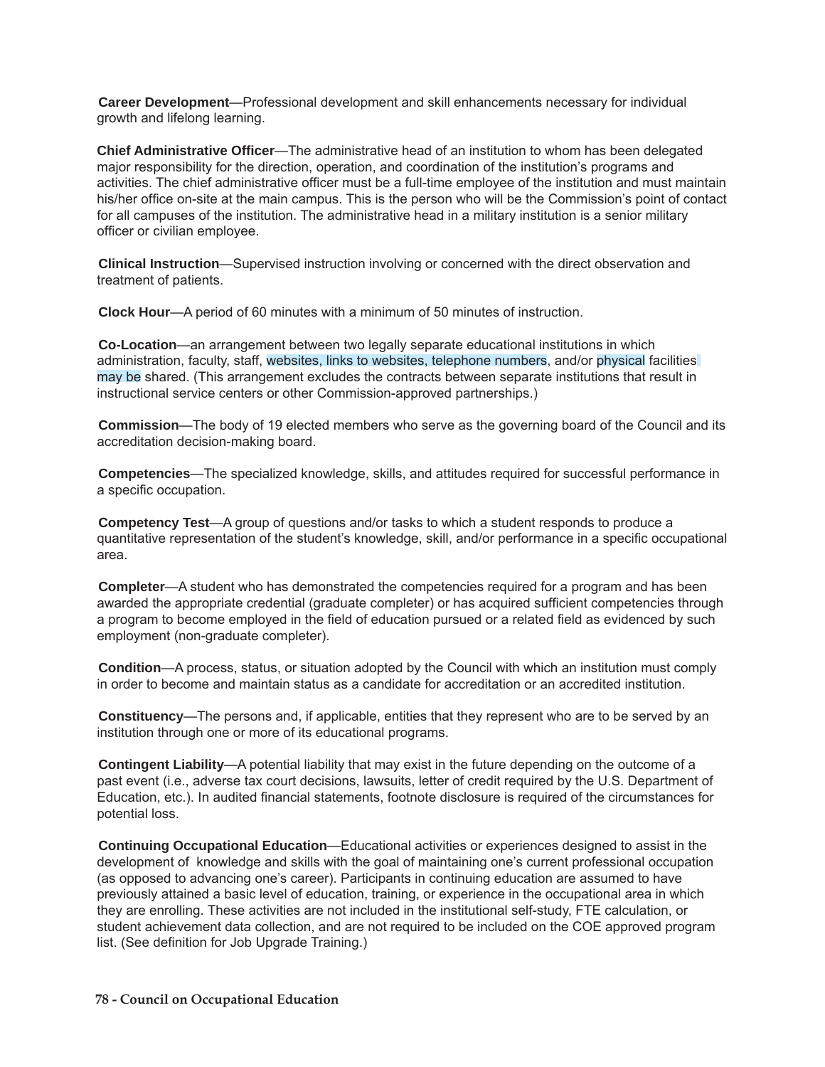**Career Development**—Professional development and skill enhancements necessary for individual growth and lifelong learning.

**Chief Administrative Officer**—The administrative head of an institution to whom has been delegated major responsibility for the direction, operation, and coordination of the institution's programs and activities. The chief administrative officer must be a full-time employee of the institution and must maintain his/her office on-site at the main campus. This is the person who will be the Commission's point of contact for all campuses of the institution. The administrative head in a military institution is a senior military officer or civilian employee.

**Clinical Instruction**—Supervised instruction involving or concerned with the direct observation and treatment of patients.

**Clock Hour**—A period of 60 minutes with a minimum of 50 minutes of instruction.

**Co-Location**—an arrangement between two legally separate educational institutions in which administration, faculty, staff, websites, links to websites, telephone numbers, and/or physical facilities may be shared. (This arrangement excludes the contracts between separate institutions that result in instructional service centers or other Commission-approved partnerships.)

**Commission**—The body of 19 elected members who serve as the governing board of the Council and its accreditation decision-making board.

**Competencies**—The specialized knowledge, skills, and attitudes required for successful performance in a specific occupation.

**Competency Test**—A group of questions and/or tasks to which a student responds to produce a quantitative representation of the student's knowledge, skill, and/or performance in a specific occupational area.

**Completer**—A student who has demonstrated the competencies required for a program and has been awarded the appropriate credential (graduate completer) or has acquired sufficient competencies through a program to become employed in the field of education pursued or a related field as evidenced by such employment (non-graduate completer).

**Condition**—A process, status, or situation adopted by the Council with which an institution must comply in order to become and maintain status as a candidate for accreditation or an accredited institution.

**Constituency**—The persons and, if applicable, entities that they represent who are to be served by an institution through one or more of its educational programs.

**Contingent Liability**—A potential liability that may exist in the future depending on the outcome of a past event (i.e., adverse tax court decisions, lawsuits, letter of credit required by the U.S. Department of Education, etc.). In audited financial statements, footnote disclosure is required of the circumstances for potential loss.

**Continuing Occupational Education**—Educational activities or experiences designed to assist in the development of knowledge and skills with the goal of maintaining one's current professional occupation (as opposed to advancing one's career). Participants in continuing education are assumed to have previously attained a basic level of education, training, or experience in the occupational area in which they are enrolling. These activities are not included in the institutional self-study, FTE calculation, or student achievement data collection, and are not required to be included on the COE approved program list. (See definition for Job Upgrade Training.)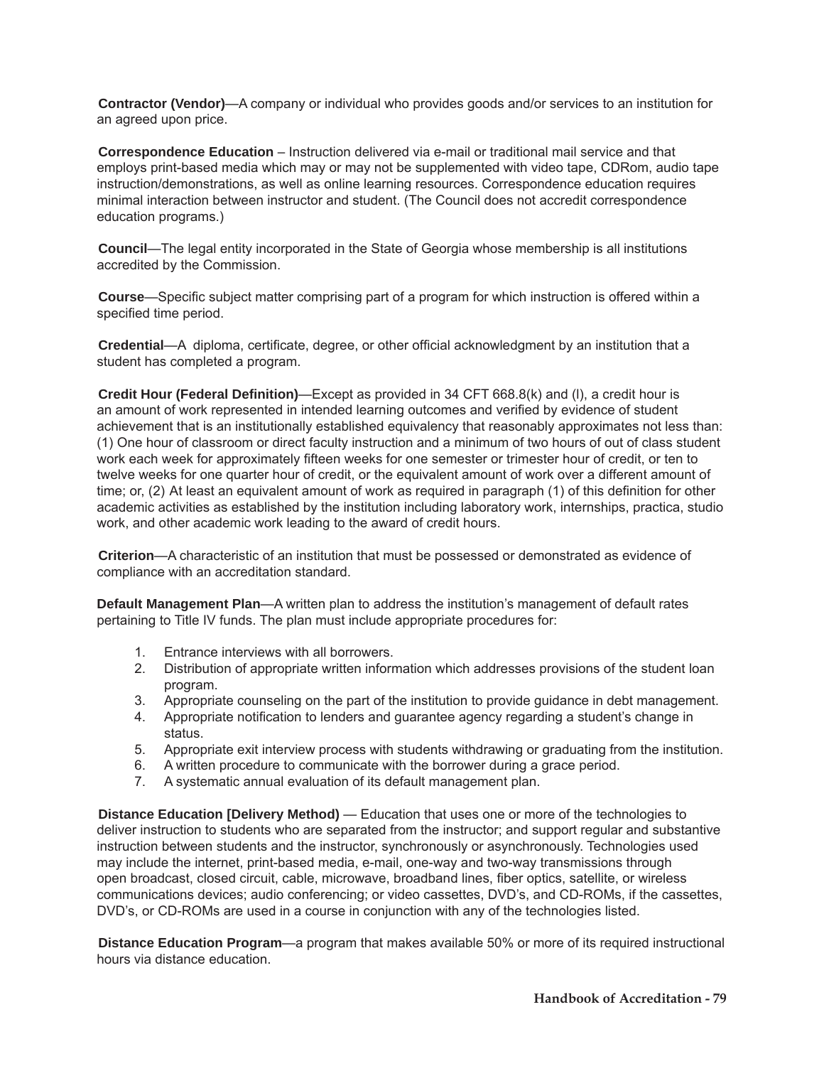**Contractor (Vendor)**—A company or individual who provides goods and/or services to an institution for an agreed upon price.

**Correspondence Education** – Instruction delivered via e-mail or traditional mail service and that employs print-based media which may or may not be supplemented with video tape, CDRom, audio tape instruction/demonstrations, as well as online learning resources. Correspondence education requires minimal interaction between instructor and student. (The Council does not accredit correspondence education programs.)

**Council**—The legal entity incorporated in the State of Georgia whose membership is all institutions accredited by the Commission.

**Course**—Specific subject matter comprising part of a program for which instruction is offered within a specified time period.

**Credential**—A diploma, certificate, degree, or other official acknowledgment by an institution that a student has completed a program.

**Credit Hour (Federal Definition)**—Except as provided in 34 CFT 668.8(k) and (l), a credit hour is an amount of work represented in intended learning outcomes and verified by evidence of student achievement that is an institutionally established equivalency that reasonably approximates not less than: (1) One hour of classroom or direct faculty instruction and a minimum of two hours of out of class student work each week for approximately fifteen weeks for one semester or trimester hour of credit, or ten to twelve weeks for one quarter hour of credit, or the equivalent amount of work over a different amount of time; or, (2) At least an equivalent amount of work as required in paragraph (1) of this definition for other academic activities as established by the institution including laboratory work, internships, practica, studio work, and other academic work leading to the award of credit hours.

**Criterion**—A characteristic of an institution that must be possessed or demonstrated as evidence of compliance with an accreditation standard.

**Default Management Plan**—A written plan to address the institution's management of default rates pertaining to Title IV funds. The plan must include appropriate procedures for:

1. Entrance interviews with all borrowers.
2. Distribution of appropriate written information which addresses provisions of the student loan program.
3. Appropriate counseling on the part of the institution to provide guidance in debt management.
4. Appropriate notification to lenders and guarantee agency regarding a student's change in status.
5. Appropriate exit interview process with students withdrawing or graduating from the institution.
6. A written procedure to communicate with the borrower during a grace period.
7. A systematic annual evaluation of its default management plan.

**Distance Education [Delivery Method)** — Education that uses one or more of the technologies to deliver instruction to students who are separated from the instructor; and support regular and substantive instruction between students and the instructor, synchronously or asynchronously. Technologies used may include the internet, print-based media, e-mail, one-way and two-way transmissions through open broadcast, closed circuit, cable, microwave, broadband lines, fiber optics, satellite, or wireless communications devices; audio conferencing; or video cassettes, DVD's, and CD-ROMs, if the cassettes, DVD's, or CD-ROMs are used in a course in conjunction with any of the technologies listed.

**Distance Education Program**—a program that makes available 50% or more of its required instructional hours via distance education.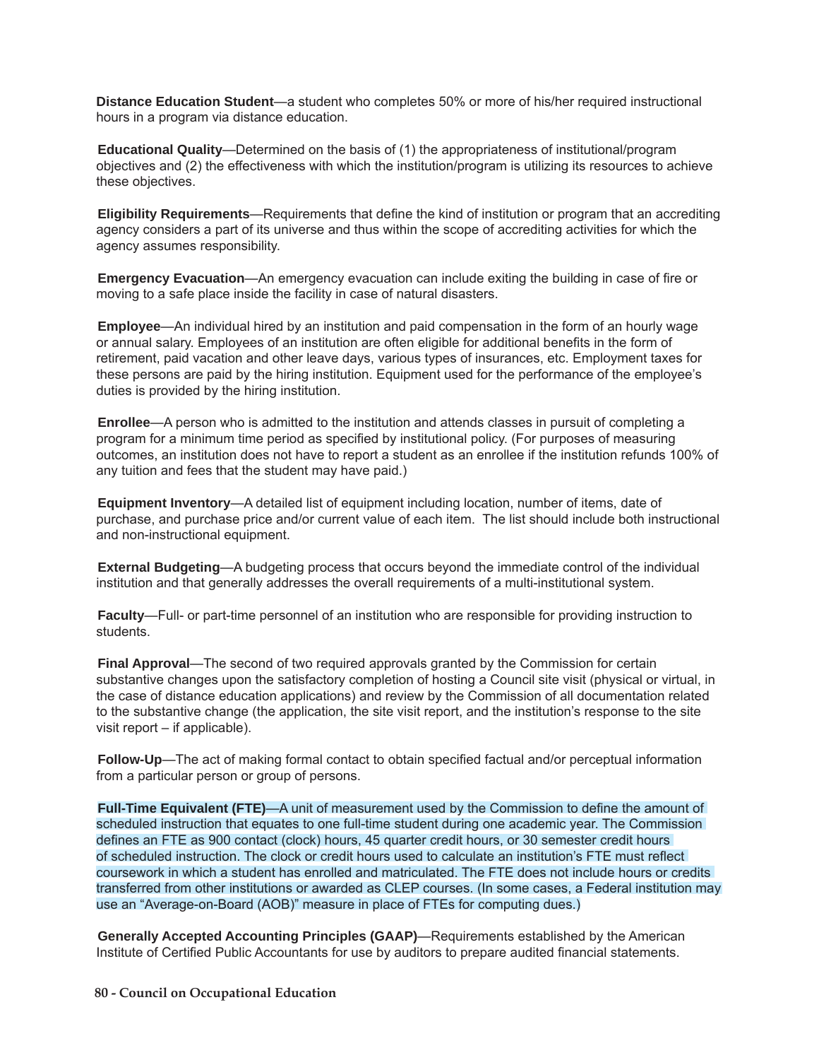**Distance Education Student**—a student who completes 50% or more of his/her required instructional hours in a program via distance education.

**Educational Quality**—Determined on the basis of (1) the appropriateness of institutional/program objectives and (2) the effectiveness with which the institution/program is utilizing its resources to achieve these objectives.

**Eligibility Requirements**—Requirements that define the kind of institution or program that an accrediting agency considers a part of its universe and thus within the scope of accrediting activities for which the agency assumes responsibility.

**Emergency Evacuation**—An emergency evacuation can include exiting the building in case of fire or moving to a safe place inside the facility in case of natural disasters.

**Employee**—An individual hired by an institution and paid compensation in the form of an hourly wage or annual salary. Employees of an institution are often eligible for additional benefits in the form of retirement, paid vacation and other leave days, various types of insurances, etc. Employment taxes for these persons are paid by the hiring institution. Equipment used for the performance of the employee's duties is provided by the hiring institution.

**Enrollee**—A person who is admitted to the institution and attends classes in pursuit of completing a program for a minimum time period as specified by institutional policy. (For purposes of measuring outcomes, an institution does not have to report a student as an enrollee if the institution refunds 100% of any tuition and fees that the student may have paid.)

**Equipment Inventory**—A detailed list of equipment including location, number of items, date of purchase, and purchase price and/or current value of each item. The list should include both instructional and non-instructional equipment.

**External Budgeting**—A budgeting process that occurs beyond the immediate control of the individual institution and that generally addresses the overall requirements of a multi-institutional system.

**Faculty**—Full- or part-time personnel of an institution who are responsible for providing instruction to students.

**Final Approval**—The second of two required approvals granted by the Commission for certain substantive changes upon the satisfactory completion of hosting a Council site visit (physical or virtual, in the case of distance education applications) and review by the Commission of all documentation related to the substantive change (the application, the site visit report, and the institution's response to the site visit report – if applicable).

**Follow-Up**—The act of making formal contact to obtain specified factual and/or perceptual information from a particular person or group of persons.

**Full-Time Equivalent (FTE)**—A unit of measurement used by the Commission to define the amount of scheduled instruction that equates to one full-time student during one academic year. The Commission defines an FTE as 900 contact (clock) hours, 45 quarter credit hours, or 30 semester credit hours of scheduled instruction. The clock or credit hours used to calculate an institution's FTE must reflect coursework in which a student has enrolled and matriculated. The FTE does not include hours or credits transferred from other institutions or awarded as CLEP courses. (In some cases, a Federal institution may use an "Average-on-Board (AOB)" measure in place of FTEs for computing dues.)

**Generally Accepted Accounting Principles (GAAP)**—Requirements established by the American Institute of Certified Public Accountants for use by auditors to prepare audited financial statements.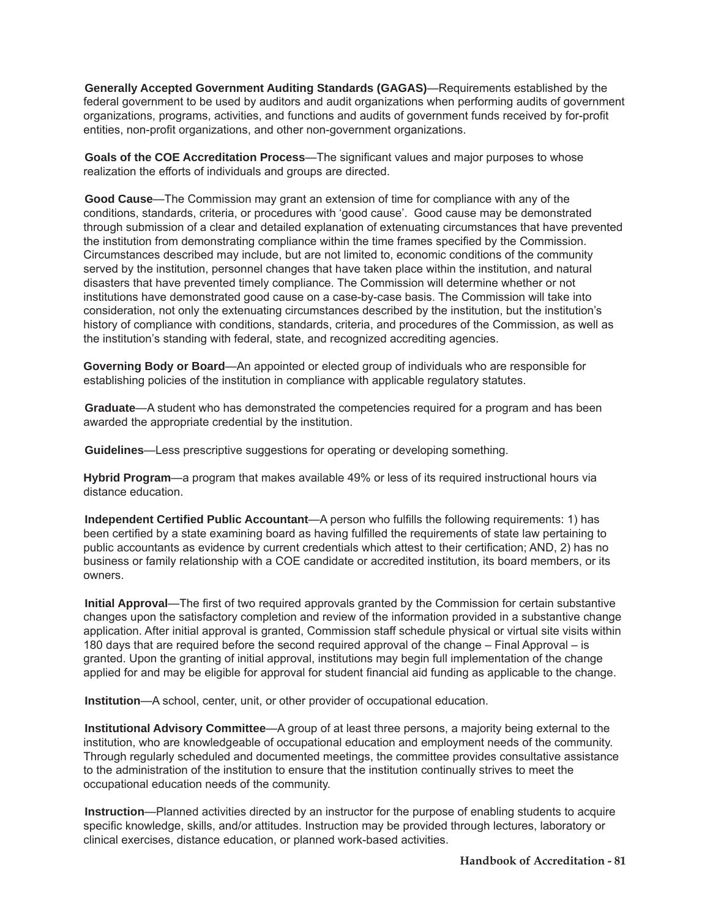**Generally Accepted Government Auditing Standards (GAGAS)**—Requirements established by the federal government to be used by auditors and audit organizations when performing audits of government organizations, programs, activities, and functions and audits of government funds received by for-profit entities, non-profit organizations, and other non-government organizations.

**Goals of the COE Accreditation Process**—The significant values and major purposes to whose realization the efforts of individuals and groups are directed.

**Good Cause**—The Commission may grant an extension of time for compliance with any of the conditions, standards, criteria, or procedures with 'good cause'. Good cause may be demonstrated through submission of a clear and detailed explanation of extenuating circumstances that have prevented the institution from demonstrating compliance within the time frames specified by the Commission. Circumstances described may include, but are not limited to, economic conditions of the community served by the institution, personnel changes that have taken place within the institution, and natural disasters that have prevented timely compliance. The Commission will determine whether or not institutions have demonstrated good cause on a case-by-case basis. The Commission will take into consideration, not only the extenuating circumstances described by the institution, but the institution's history of compliance with conditions, standards, criteria, and procedures of the Commission, as well as the institution's standing with federal, state, and recognized accrediting agencies.

**Governing Body or Board**—An appointed or elected group of individuals who are responsible for establishing policies of the institution in compliance with applicable regulatory statutes.

**Graduate**—A student who has demonstrated the competencies required for a program and has been awarded the appropriate credential by the institution.

**Guidelines**—Less prescriptive suggestions for operating or developing something.

**Hybrid Program**—a program that makes available 49% or less of its required instructional hours via distance education.

**Independent Certified Public Accountant**—A person who fulfills the following requirements: 1) has been certified by a state examining board as having fulfilled the requirements of state law pertaining to public accountants as evidence by current credentials which attest to their certification; AND, 2) has no business or family relationship with a COE candidate or accredited institution, its board members, or its owners.

**Initial Approval**—The first of two required approvals granted by the Commission for certain substantive changes upon the satisfactory completion and review of the information provided in a substantive change application. After initial approval is granted, Commission staff schedule physical or virtual site visits within 180 days that are required before the second required approval of the change – Final Approval – is granted. Upon the granting of initial approval, institutions may begin full implementation of the change applied for and may be eligible for approval for student financial aid funding as applicable to the change.

**Institution**—A school, center, unit, or other provider of occupational education.

**Institutional Advisory Committee**—A group of at least three persons, a majority being external to the institution, who are knowledgeable of occupational education and employment needs of the community. Through regularly scheduled and documented meetings, the committee provides consultative assistance to the administration of the institution to ensure that the institution continually strives to meet the occupational education needs of the community.

**Instruction**—Planned activities directed by an instructor for the purpose of enabling students to acquire specific knowledge, skills, and/or attitudes. Instruction may be provided through lectures, laboratory or clinical exercises, distance education, or planned work-based activities.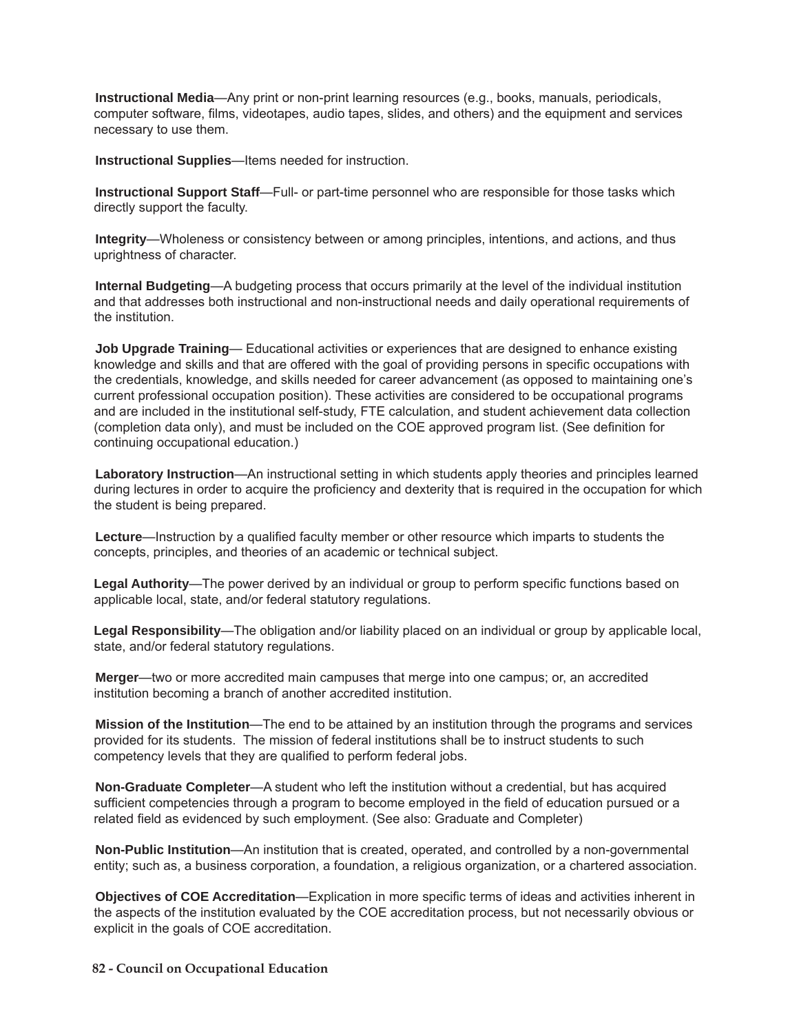**Instructional Media**—Any print or non-print learning resources (e.g., books, manuals, periodicals, computer software, films, videotapes, audio tapes, slides, and others) and the equipment and services necessary to use them.

**Instructional Supplies**—Items needed for instruction.

**Instructional Support Staff**—Full- or part-time personnel who are responsible for those tasks which directly support the faculty.

**Integrity**—Wholeness or consistency between or among principles, intentions, and actions, and thus uprightness of character.

**Internal Budgeting**—A budgeting process that occurs primarily at the level of the individual institution and that addresses both instructional and non-instructional needs and daily operational requirements of the institution.

**Job Upgrade Training**— Educational activities or experiences that are designed to enhance existing knowledge and skills and that are offered with the goal of providing persons in specific occupations with the credentials, knowledge, and skills needed for career advancement (as opposed to maintaining one's current professional occupation position). These activities are considered to be occupational programs and are included in the institutional self-study, FTE calculation, and student achievement data collection (completion data only), and must be included on the COE approved program list. (See definition for continuing occupational education.)

**Laboratory Instruction**—An instructional setting in which students apply theories and principles learned during lectures in order to acquire the proficiency and dexterity that is required in the occupation for which the student is being prepared.

**Lecture**—Instruction by a qualified faculty member or other resource which imparts to students the concepts, principles, and theories of an academic or technical subject.

**Legal Authority**—The power derived by an individual or group to perform specific functions based on applicable local, state, and/or federal statutory regulations.

**Legal Responsibility**—The obligation and/or liability placed on an individual or group by applicable local, state, and/or federal statutory regulations.

**Merger**—two or more accredited main campuses that merge into one campus; or, an accredited institution becoming a branch of another accredited institution.

**Mission of the Institution**—The end to be attained by an institution through the programs and services provided for its students. The mission of federal institutions shall be to instruct students to such competency levels that they are qualified to perform federal jobs.

**Non-Graduate Completer**—A student who left the institution without a credential, but has acquired sufficient competencies through a program to become employed in the field of education pursued or a related field as evidenced by such employment. (See also: Graduate and Completer)

**Non-Public Institution**—An institution that is created, operated, and controlled by a non-governmental entity; such as, a business corporation, a foundation, a religious organization, or a chartered association.

**Objectives of COE Accreditation**—Explication in more specific terms of ideas and activities inherent in the aspects of the institution evaluated by the COE accreditation process, but not necessarily obvious or explicit in the goals of COE accreditation.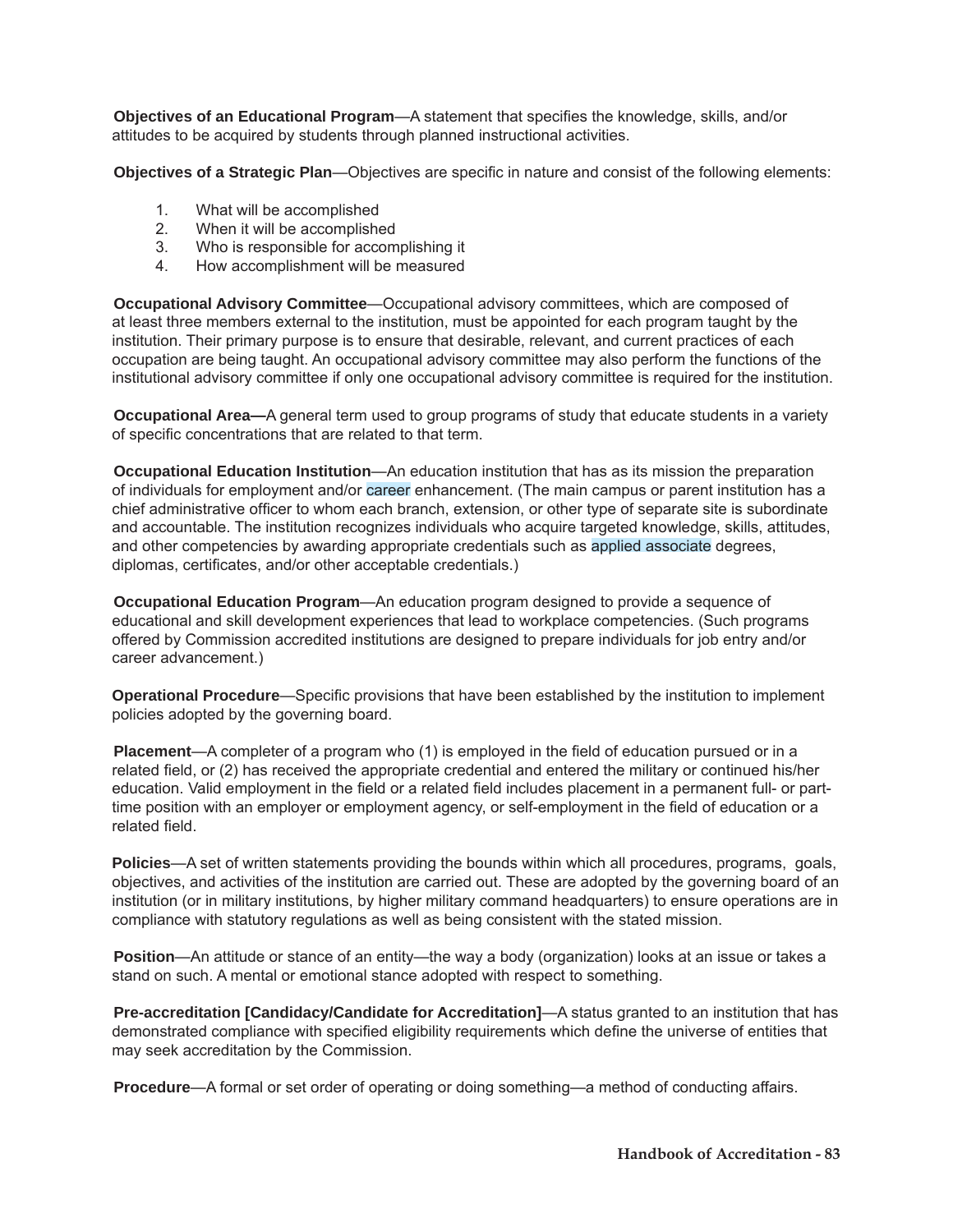**Objectives of an Educational Program**—A statement that specifies the knowledge, skills, and/or attitudes to be acquired by students through planned instructional activities.

**Objectives of a Strategic Plan**—Objectives are specific in nature and consist of the following elements:

1. What will be accomplished
2. When it will be accomplished
3. Who is responsible for accomplishing it
4. How accomplishment will be measured

**Occupational Advisory Committee**—Occupational advisory committees, which are composed of at least three members external to the institution, must be appointed for each program taught by the institution. Their primary purpose is to ensure that desirable, relevant, and current practices of each occupation are being taught. An occupational advisory committee may also perform the functions of the institutional advisory committee if only one occupational advisory committee is required for the institution.

**Occupational Area—**A general term used to group programs of study that educate students in a variety of specific concentrations that are related to that term.

**Occupational Education Institution**—An education institution that has as its mission the preparation of individuals for employment and/or career enhancement. (The main campus or parent institution has a chief administrative officer to whom each branch, extension, or other type of separate site is subordinate and accountable. The institution recognizes individuals who acquire targeted knowledge, skills, attitudes, and other competencies by awarding appropriate credentials such as applied associate degrees, diplomas, certificates, and/or other acceptable credentials.)

**Occupational Education Program**—An education program designed to provide a sequence of educational and skill development experiences that lead to workplace competencies. (Such programs offered by Commission accredited institutions are designed to prepare individuals for job entry and/or career advancement.)

**Operational Procedure**—Specific provisions that have been established by the institution to implement policies adopted by the governing board.

**Placement**—A completer of a program who (1) is employed in the field of education pursued or in a related field, or (2) has received the appropriate credential and entered the military or continued his/her education. Valid employment in the field or a related field includes placement in a permanent full- or part-time position with an employer or employment agency, or self-employment in the field of education or a related field.

**Policies**—A set of written statements providing the bounds within which all procedures, programs, goals, objectives, and activities of the institution are carried out. These are adopted by the governing board of an institution (or in military institutions, by higher military command headquarters) to ensure operations are in compliance with statutory regulations as well as being consistent with the stated mission.

**Position**—An attitude or stance of an entity—the way a body (organization) looks at an issue or takes a stand on such. A mental or emotional stance adopted with respect to something.

**Pre-accreditation [Candidacy/Candidate for Accreditation]**—A status granted to an institution that has demonstrated compliance with specified eligibility requirements which define the universe of entities that may seek accreditation by the Commission.

**Procedure**—A formal or set order of operating or doing something—a method of conducting affairs.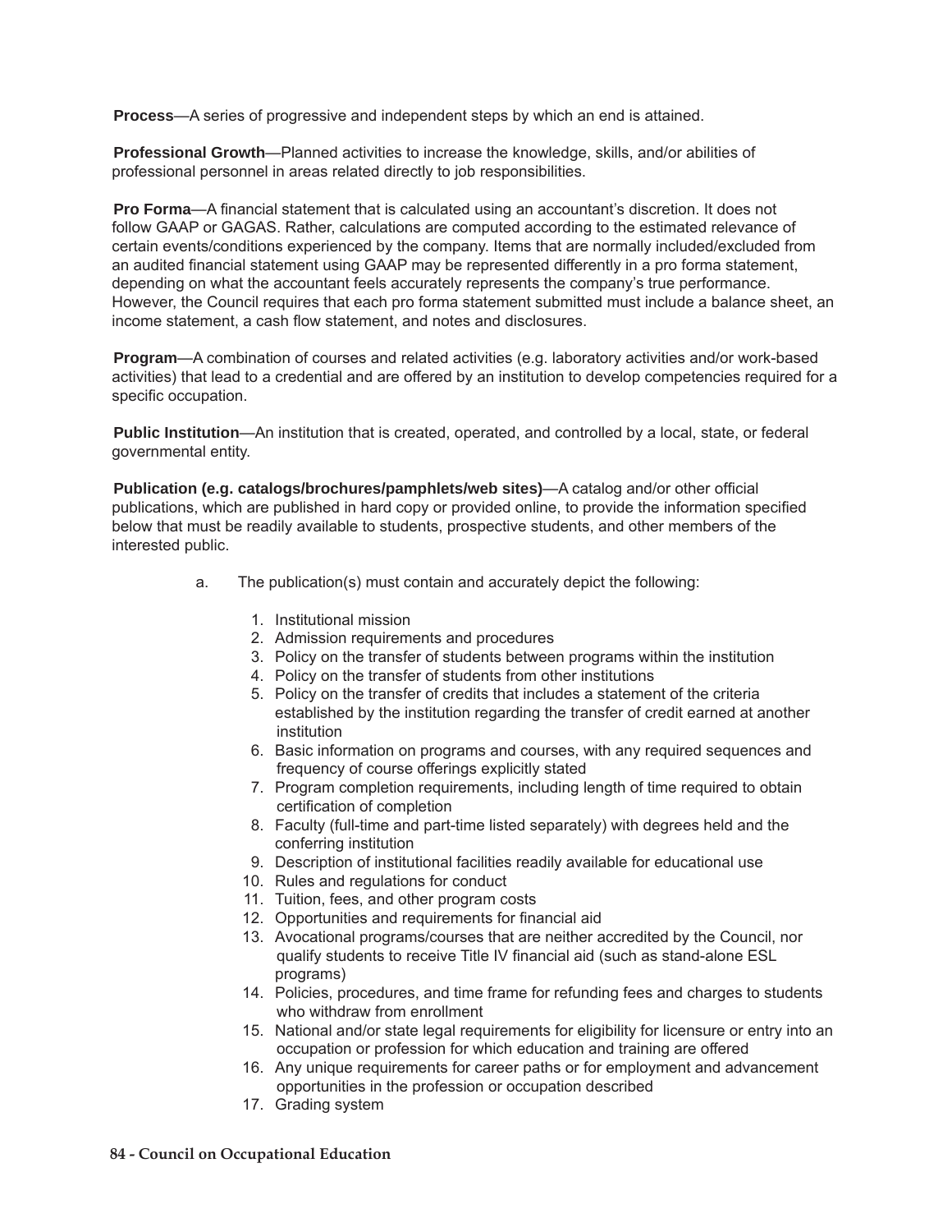**Process**—A series of progressive and independent steps by which an end is attained.

**Professional Growth**—Planned activities to increase the knowledge, skills, and/or abilities of professional personnel in areas related directly to job responsibilities.

**Pro Forma**—A financial statement that is calculated using an accountant's discretion. It does not follow GAAP or GAGAS. Rather, calculations are computed according to the estimated relevance of certain events/conditions experienced by the company. Items that are normally included/excluded from an audited financial statement using GAAP may be represented differently in a pro forma statement, depending on what the accountant feels accurately represents the company's true performance. However, the Council requires that each pro forma statement submitted must include a balance sheet, an income statement, a cash flow statement, and notes and disclosures.

**Program**—A combination of courses and related activities (e.g. laboratory activities and/or work-based activities) that lead to a credential and are offered by an institution to develop competencies required for a specific occupation.

**Public Institution**—An institution that is created, operated, and controlled by a local, state, or federal governmental entity.

**Publication (e.g. catalogs/brochures/pamphlets/web sites)**—A catalog and/or other official publications, which are published in hard copy or provided online, to provide the information specified below that must be readily available to students, prospective students, and other members of the interested public.

a. The publication(s) must contain and accurately depict the following:

1. Institutional mission
2. Admission requirements and procedures
3. Policy on the transfer of students between programs within the institution
4. Policy on the transfer of students from other institutions
5. Policy on the transfer of credits that includes a statement of the criteria established by the institution regarding the transfer of credit earned at another institution
6. Basic information on programs and courses, with any required sequences and frequency of course offerings explicitly stated
7. Program completion requirements, including length of time required to obtain certification of completion
8. Faculty (full-time and part-time listed separately) with degrees held and the conferring institution
9. Description of institutional facilities readily available for educational use
10. Rules and regulations for conduct
11. Tuition, fees, and other program costs
12. Opportunities and requirements for financial aid
13. Avocational programs/courses that are neither accredited by the Council, nor qualify students to receive Title IV financial aid (such as stand-alone ESL programs)
14. Policies, procedures, and time frame for refunding fees and charges to students who withdraw from enrollment
15. National and/or state legal requirements for eligibility for licensure or entry into an occupation or profession for which education and training are offered
16. Any unique requirements for career paths or for employment and advancement opportunities in the profession or occupation described
17. Grading system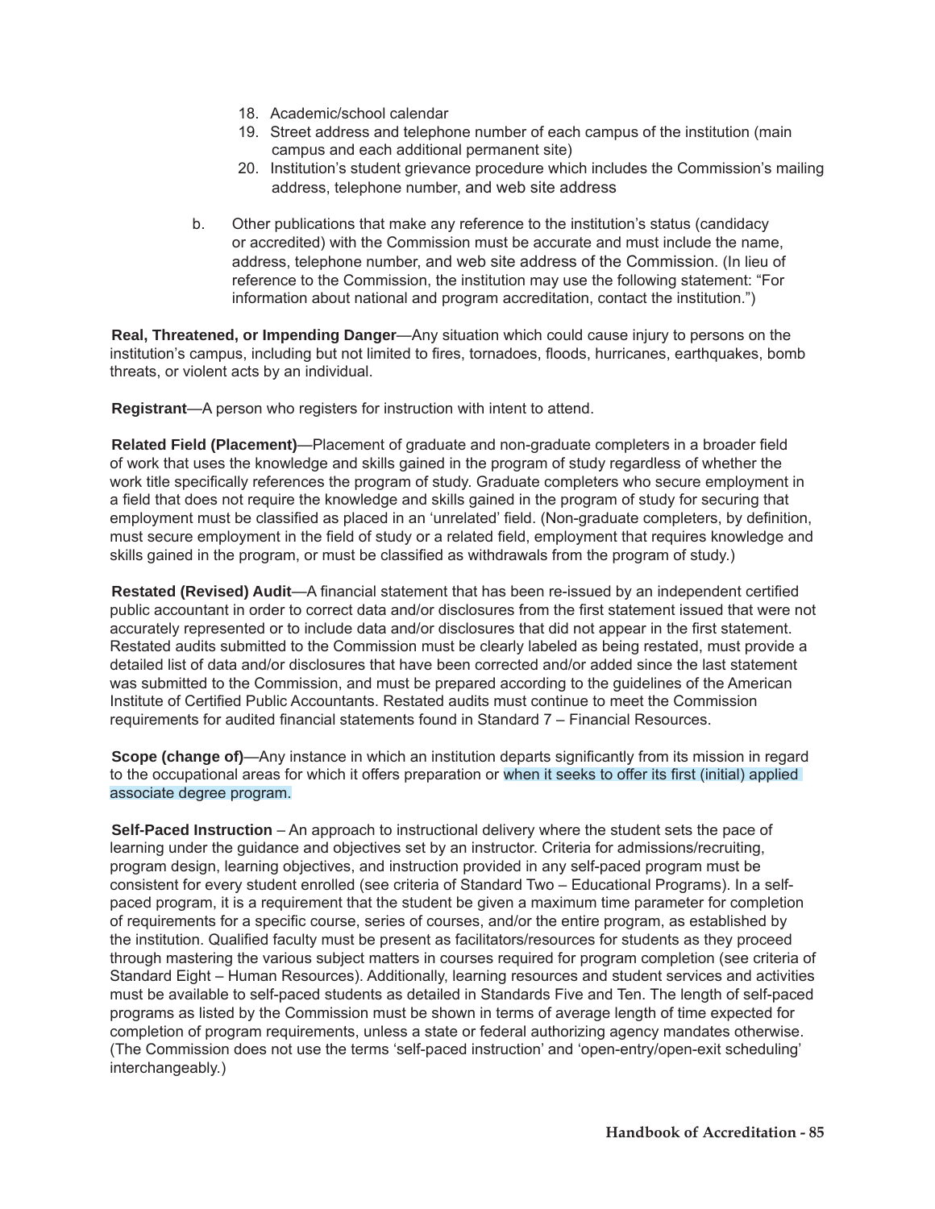18. Academic/school calendar
19. Street address and telephone number of each campus of the institution (main campus and each additional permanent site)
20. Institution's student grievance procedure which includes the Commission's mailing address, telephone number, and web site address

b. Other publications that make any reference to the institution's status (candidacy or accredited) with the Commission must be accurate and must include the name, address, telephone number, and web site address of the Commission. (In lieu of reference to the Commission, the institution may use the following statement: "For information about national and program accreditation, contact the institution.")

**Real, Threatened, or Impending Danger**—Any situation which could cause injury to persons on the institution's campus, including but not limited to fires, tornadoes, floods, hurricanes, earthquakes, bomb threats, or violent acts by an individual.

**Registrant**—A person who registers for instruction with intent to attend.

**Related Field (Placement)**—Placement of graduate and non-graduate completers in a broader field of work that uses the knowledge and skills gained in the program of study regardless of whether the work title specifically references the program of study. Graduate completers who secure employment in a field that does not require the knowledge and skills gained in the program of study for securing that employment must be classified as placed in an 'unrelated' field. (Non-graduate completers, by definition, must secure employment in the field of study or a related field, employment that requires knowledge and skills gained in the program, or must be classified as withdrawals from the program of study.)

**Restated (Revised) Audit**—A financial statement that has been re-issued by an independent certified public accountant in order to correct data and/or disclosures from the first statement issued that were not accurately represented or to include data and/or disclosures that did not appear in the first statement. Restated audits submitted to the Commission must be clearly labeled as being restated, must provide a detailed list of data and/or disclosures that have been corrected and/or added since the last statement was submitted to the Commission, and must be prepared according to the guidelines of the American Institute of Certified Public Accountants. Restated audits must continue to meet the Commission requirements for audited financial statements found in Standard 7 – Financial Resources.

**Scope (change of)**—Any instance in which an institution departs significantly from its mission in regard to the occupational areas for which it offers preparation or when it seeks to offer its first (initial) applied associate degree program.

**Self-Paced Instruction** – An approach to instructional delivery where the student sets the pace of learning under the guidance and objectives set by an instructor. Criteria for admissions/recruiting, program design, learning objectives, and instruction provided in any self-paced program must be consistent for every student enrolled (see criteria of Standard Two – Educational Programs). In a self-paced program, it is a requirement that the student be given a maximum time parameter for completion of requirements for a specific course, series of courses, and/or the entire program, as established by the institution. Qualified faculty must be present as facilitators/resources for students as they proceed through mastering the various subject matters in courses required for program completion (see criteria of Standard Eight – Human Resources). Additionally, learning resources and student services and activities must be available to self-paced students as detailed in Standards Five and Ten. The length of self-paced programs as listed by the Commission must be shown in terms of average length of time expected for completion of program requirements, unless a state or federal authorizing agency mandates otherwise. (The Commission does not use the terms 'self-paced instruction' and 'open-entry/open-exit scheduling' interchangeably.)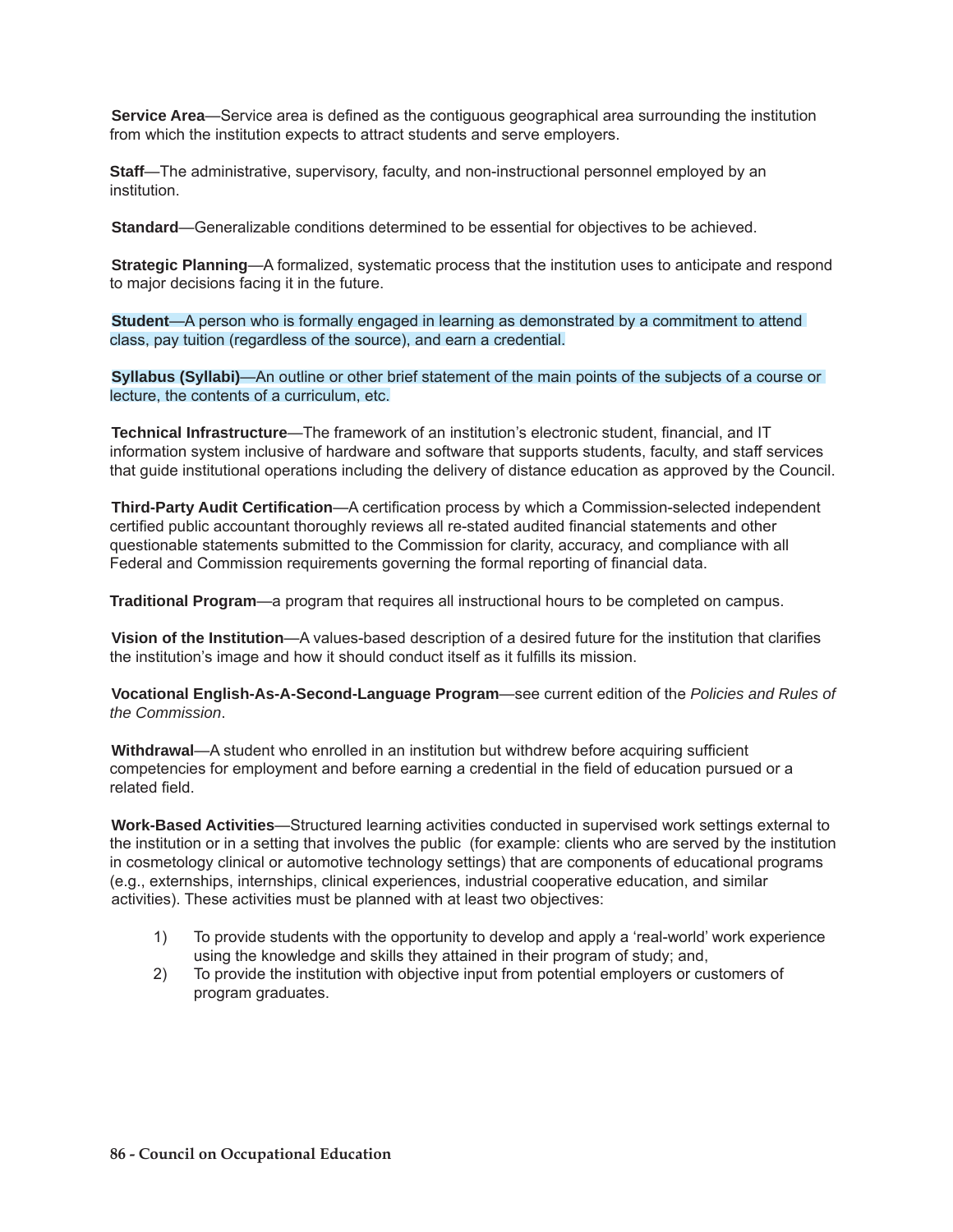**Service Area**—Service area is defined as the contiguous geographical area surrounding the institution from which the institution expects to attract students and serve employers.

**Staff**—The administrative, supervisory, faculty, and non-instructional personnel employed by an institution.

**Standard**—Generalizable conditions determined to be essential for objectives to be achieved.

**Strategic Planning**—A formalized, systematic process that the institution uses to anticipate and respond to major decisions facing it in the future.

**Student**—A person who is formally engaged in learning as demonstrated by a commitment to attend class, pay tuition (regardless of the source), and earn a credential.

**Syllabus (Syllabi)**—An outline or other brief statement of the main points of the subjects of a course or lecture, the contents of a curriculum, etc.

**Technical Infrastructure**—The framework of an institution's electronic student, financial, and IT information system inclusive of hardware and software that supports students, faculty, and staff services that guide institutional operations including the delivery of distance education as approved by the Council.

**Third-Party Audit Certification**—A certification process by which a Commission-selected independent certified public accountant thoroughly reviews all re-stated audited financial statements and other questionable statements submitted to the Commission for clarity, accuracy, and compliance with all Federal and Commission requirements governing the formal reporting of financial data.

**Traditional Program**—a program that requires all instructional hours to be completed on campus.

**Vision of the Institution**—A values-based description of a desired future for the institution that clarifies the institution's image and how it should conduct itself as it fulfills its mission.

**Vocational English-As-A-Second-Language Program**—see current edition of the *Policies and Rules of the Commission*.

**Withdrawal**—A student who enrolled in an institution but withdrew before acquiring sufficient competencies for employment and before earning a credential in the field of education pursued or a related field.

**Work-Based Activities**—Structured learning activities conducted in supervised work settings external to the institution or in a setting that involves the public (for example: clients who are served by the institution in cosmetology clinical or automotive technology settings) that are components of educational programs (e.g., externships, internships, clinical experiences, industrial cooperative education, and similar activities). These activities must be planned with at least two objectives:

1) To provide students with the opportunity to develop and apply a 'real-world' work experience using the knowledge and skills they attained in their program of study; and,
2) To provide the institution with objective input from potential employers or customers of program graduates.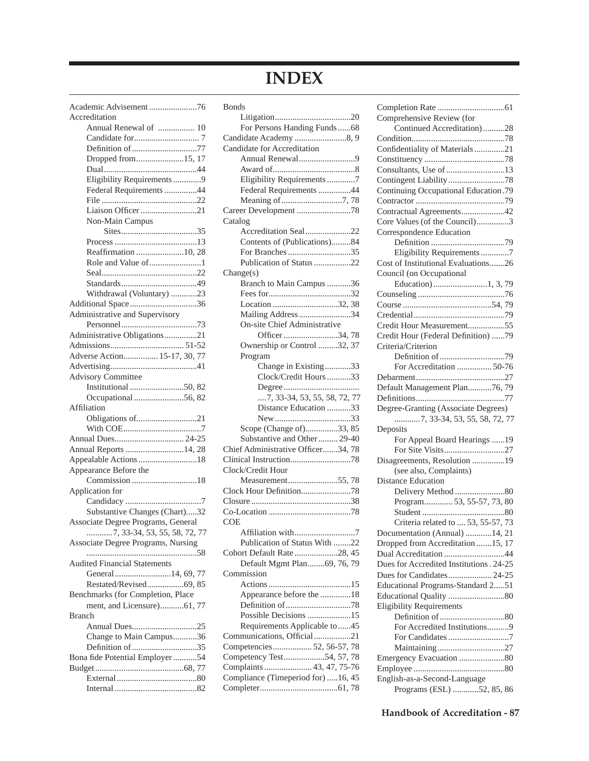# INDEX

Academic Advisement......................76
Accreditation
- Annual Renewal of ................. 10
- Candidate for.............................. 7
- Definition of..............................77
- Dropped from......................15, 17
- Dual...........................................44
- Eligibility Requirements.............9
- Federal Requirements ...............44
- File ............................................22
- Liaison Officer ..........................21
- Non-Main Campus Sites...................................35
- Process ......................................13
- Reaffirmation ......................10, 28
- Role and Value of........................1
- Seal............................................22
- Standards...................................49
- Withdrawal (Voluntary) ............23

Additional Space...............................36
Administrative and Supervisory Personnel...................................73
Administrative Obligations...............21
Admissions................................. 51-52
Adverse Action................ 15-17, 30, 77
Advertising........................................41
Advisory Committee
- Institutional .........................50, 82
- Occupational .......................56, 82

Affiliation
- Obligations of............................21
- With COE....................................7

Annual Dues................................ 24-25
Annual Reports ...........................14, 28
Appealable Actions...........................18
Appearance Before the Commission ..............................18
Application for
- Candidacy ...................................7
- Substantive Changes (Chart).....32

Associate Degree Programs, General ...........7, 33-34, 53, 55, 58, 72, 77
Associate Degree Programs, Nursing ...................................................58
Audited Financial Statements
- General..........................14, 69, 77
- Restated/Revised.................69, 85

Benchmarks (for Completion, Placement, and Licensure)...........61, 77
Branch
- Annual Dues..............................25
- Change to Main Campus...........36
- Definition of..............................35

Bona fide Potential Employer...........54
Budget.........................................68, 77
- External.....................................80
- Internal......................................82

Bonds
- Litigation...................................20
- For Persons Handing Funds......68

Candidate Academy ........................8, 9
Candidate for Accreditation
- Annual Renewal..........................9
- Award of.....................................8
- Eligibility Requirements.............7
- Federal Requirements ...............44
- Meaning of...........................7, 78

Career Development .........................78
Catalog
- Accreditation Seal.....................22
- Contents of (Publications).........84
- For Branches.............................35
- Publication of Status .................22

Change(s)
- Branch to Main Campus ...........36
- Fees for......................................32
- Location ..............................32, 38
- Mailing Address........................34
- On-site Chief Administrative Officer .........................34, 78
- Ownership or Control .........32, 37
- Program
  - Change in Existing............33
  - Clock/Credit Hours...........33
  - Degree ....7, 33-34, 53, 55, 58, 72, 77
  - Distance Education ...........33
  - New...................................33
- Scope (Change of)...............33, 85
- Substantive and Other......... 29-40

Chief Administrative Officer.......34, 78
Clinical Instruction............................78
Clock/Credit Hour Measurement.......................55, 78
Clock Hour Definition.......................78
Closure..............................................38
Co-Location ......................................78
COE
- Affiliation with............................7
- Publication of Status With ........22

Cohort Default Rate ....................28, 45
- Default Mgmt Plan........69, 76, 79

Commission
- Actions......................................15
- Appearance before the ..............18
- Definition of..............................78
- Possible Decisions ....................15
- Requirements Applicable to......45

Communications, Official.................21
Competencies.................. 52, 56-57, 78
Competency Test...................54, 57, 78
Complaints...................... 43, 47, 75-76
Compliance (Timeperiod for) .....16, 45
Completer....................................61, 78

Completion Rate ...............................61
Comprehensive Review (for Continued Accreditation)..........28
Condition...........................................78
Confidentiality of Materials..............21
Constituency .....................................78
Consultants, Use of ...........................13
Contingent Liability..........................78
Continuing Occupational Education.79
Contractor .........................................79
Contractual Agreements....................42
Core Values (of the Council)...............3
Correspondence Education
- Definition ..................................79
- Eligibility Requirements .............7

Cost of Institutional Evaluations.......26
Council (on Occupational Education).........................1, 3, 79
Counseling ........................................76
Course .........................................54, 79
Credential..........................................79
Credit Hour Measurement.................55
Credit Hour (Federal Definition) ......79
Criteria/Criterion
- Definition of..............................79
- For Accreditation ................ 50-76

Debarment.........................................27
Default Management Plan...........76, 79
Definitions.........................................77
Degree-Granting (Associate Degrees) ...........7, 33-34, 53, 55, 58, 72, 77
Deposits
- For Appeal Board Hearings ......19
- For Site Visits............................27

Disagreements, Resolution ...............19 (see also, Complaints)
Distance Education
- Delivery Method.......................80
- Program............. 53, 55-57, 73, 80
- Student ......................................80
- Criteria related to .... 53, 55-57, 73

Documentation (Annual) ............14, 21
Dropped from Accreditation.......15, 17
Dual Accreditation ............................44
Dues for Accredited Institutions . 24-25
Dues for Candidates.................... 24-25
Educational Programs-Standard 2.....51
Educational Quality ..........................80
Eligibility Requirements
- Definition of..............................80
- For Accredited Institutions..........9
- For Candidates ............................7
- Maintaining...............................27

Emergency Evacuation .....................80
Employee ..........................................80
English-as-a-Second-Language Programs (ESL) ............52, 85, 86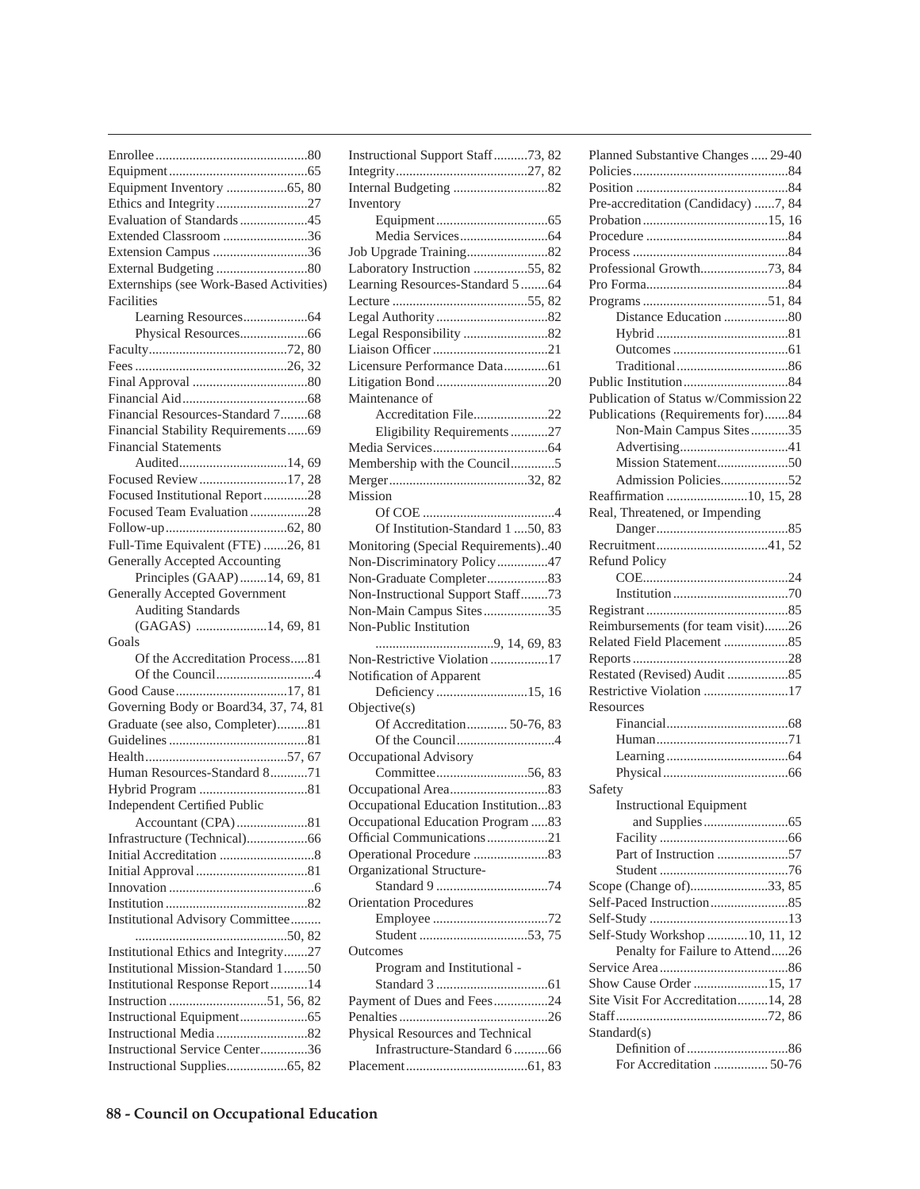Enrollee ............................................80
Equipment ........................................65
Equipment Inventory ..................65, 80
Ethics and Integrity ...........................27
Evaluation of Standards ....................45
Extended Classroom .........................36
Extension Campus ............................36
External Budgeting ...........................80
Externships (see Work-Based Activities)
Facilities
  Learning Resources...................64
  Physical Resources....................66
Faculty.........................................72, 80
Fees ............................................26, 32
Final Approval .................................80
Financial Aid .....................................68
Financial Resources-Standard 7........68
Financial Stability Requirements......69
Financial Statements
  Audited................................14, 69
Focused Review ..........................17, 28
Focused Institutional Report .............28
Focused Team Evaluation .................28
Follow-up ....................................62, 80
Full-Time Equivalent (FTE) .......26, 81
Generally Accepted Accounting
  Principles (GAAP) ........14, 69, 81
Generally Accepted Government
  Auditing Standards
  (GAGAS) .....................14, 69, 81
Goals
  Of the Accreditation Process.....81
  Of the Council.............................4
Good Cause .................................17, 81
Governing Body or Board34, 37, 74, 81
Graduate (see also, Completer).........81
Guidelines .........................................81
Health..........................................57, 67
Human Resources-Standard 8...........71
Hybrid Program ................................81
Independent Certified Public
  Accountant (CPA) .....................81
Infrastructure (Technical)..................66
Initial Accreditation ............................8
Initial Approval .................................81
Innovation ...........................................6
Institution ..........................................82
Institutional Advisory Committee.........
  ...........................................50, 82
Institutional Ethics and Integrity.......27
Institutional Mission-Standard 1.......50
Institutional Response Report...........14
Instruction ............................51, 56, 82
Instructional Equipment....................65
Instructional Media ...........................82
Instructional Service Center..............36
Instructional Supplies..................65, 82
Instructional Support Staff..........73, 82
Integrity.......................................27, 82
Internal Budgeting ............................82
Inventory
  Equipment.................................65
  Media Services..........................64
Job Upgrade Training........................82
Laboratory Instruction ................55, 82
Learning Resources-Standard 5 ........64
Lecture ........................................55, 82
Legal Authority .................................82
Legal Responsibility .........................82
Liaison Officer ..................................21
Licensure Performance Data.............61
Litigation Bond .................................20
Maintenance of
  Accreditation File......................22
  Eligibility Requirements ...........27
Media Services..................................64
Membership with the Council............5
Merger.........................................32, 82
Mission
  Of COE .......................................4
  Of Institution-Standard 1 ....50, 83
Monitoring (Special Requirements)..40
Non-Discriminatory Policy ...............47
Non-Graduate Completer..................83
Non-Instructional Support Staff........73
Non-Main Campus Sites ...................35
Non-Public Institution
  ...................................9, 14, 69, 83
Non-Restrictive Violation .................17
Notification of Apparent
  Deficiency ...........................15, 16
Objective(s)
  Of Accreditation............ 50-76, 83
  Of the Council.............................4
Occupational Advisory
  Committee...........................56, 83
Occupational Area............................83
Occupational Education Institution...83
Occupational Education Program .....83
Official Communications..................21
Operational Procedure ......................83
Organizational Structure-
  Standard 9 .................................74
Orientation Procedures
  Employee ..................................72
  Student ................................53, 75
Outcomes
  Program and Institutional -
  Standard 3 .................................61
Payment of Dues and Fees................24
Penalties ............................................26
Physical Resources and Technical
  Infrastructure-Standard 6 ..........66
Placement....................................61, 83
Planned Substantive Changes ..... 29-40
Policies..............................................84
Position .............................................84
Pre-accreditation (Candidacy) ......7, 84
Probation .....................................15, 16
Procedure ..........................................84
Process ..............................................84
Professional Growth....................73, 84
Pro Forma..........................................84
Programs .....................................51, 84
  Distance Education ...................80
  Hybrid .......................................81
  Outcomes ..................................61
  Traditional .................................86
Public Institution ...............................84
Publication of Status w/Commission 22
Publications (Requirements for).......84
  Non-Main Campus Sites ...........35
  Advertising................................41
  Mission Statement.....................50
  Admission Policies....................52
Reaffirmation ........................10, 15, 28
Real, Threatened, or Impending
  Danger.......................................85
Recruitment.................................41, 52
Refund Policy
  COE...........................................24
  Institution ..................................70
Registrant ..........................................85
Reimbursements (for team visit).......26
Related Field Placement ...................85
Reports ..............................................28
Restated (Revised) Audit ..................85
Restrictive Violation .........................17
Resources
  Financial....................................68
  Human.......................................71
  Learning ....................................64
  Physical .....................................66
Safety
  Instructional Equipment
    and Supplies .........................65
  Facility ......................................66
  Part of Instruction .....................57
  Student ......................................76
Scope (Change of).......................33, 85
Self-Paced Instruction.......................85
Self-Study .........................................13
Self-Study Workshop ............10, 11, 12
  Penalty for Failure to Attend.....26
Service Area ......................................86
Show Cause Order ......................15, 17
Site Visit For Accreditation.........14, 28
Staff............................................72, 86
Standard(s)
  Definition of..............................86
  For Accreditation ................ 50-76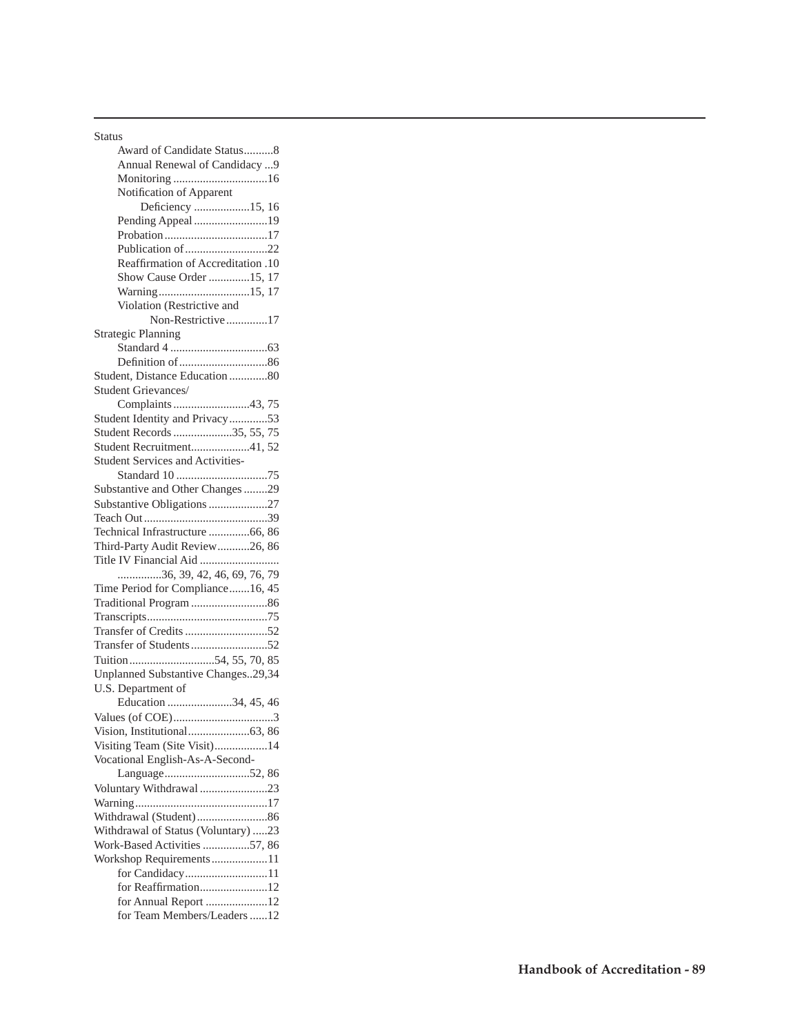Status
- Award of Candidate Status..........8
- Annual Renewal of Candidacy ...9
- Monitoring ................................16
- Notification of Apparent
  - Deficiency ...................15, 16
- Pending Appeal .........................19
- Probation ...................................17
- Publication of............................22
- Reaffirmation of Accreditation .10
- Show Cause Order ..............15, 17
- Warning...............................15, 17
- Violation (Restrictive and
  - Non-Restrictive .............17

Strategic Planning
- Standard 4 .................................63
- Definition of ..............................86

Student, Distance Education .............80

Student Grievances/
- Complaints ..........................43, 75

Student Identity and Privacy.............53

Student Records ....................35, 55, 75

Student Recruitment....................41, 52

Student Services and Activities-
- Standard 10 ...............................75

Substantive and Other Changes ........29

Substantive Obligations ....................27

Teach Out ..........................................39

Technical Infrastructure ..............66, 86

Third-Party Audit Review...........26, 86

Title IV Financial Aid ..........................
- ...............36, 39, 42, 46, 69, 76, 79

Time Period for Compliance.......16, 45

Traditional Program ..........................86

Transcripts.........................................75

Transfer of Credits ............................52

Transfer of Students ..........................52

Tuition.............................54, 55, 70, 85

Unplanned Substantive Changes..29,34

U.S. Department of
- Education ......................34, 45, 46

Values (of COE)..................................3

Vision, Institutional.....................63, 86

Visiting Team (Site Visit)..................14

Vocational English-As-A-Second-
- Language.............................52, 86

Voluntary Withdrawal .......................23

Warning............................................17

Withdrawal (Student)........................86

Withdrawal of Status (Voluntary) .....23

Work-Based Activities ................57, 86

Workshop Requirements...................11
- for Candidacy............................11
- for Reaffirmation.......................12
- for Annual Report .....................12
- for Team Members/Leaders ......12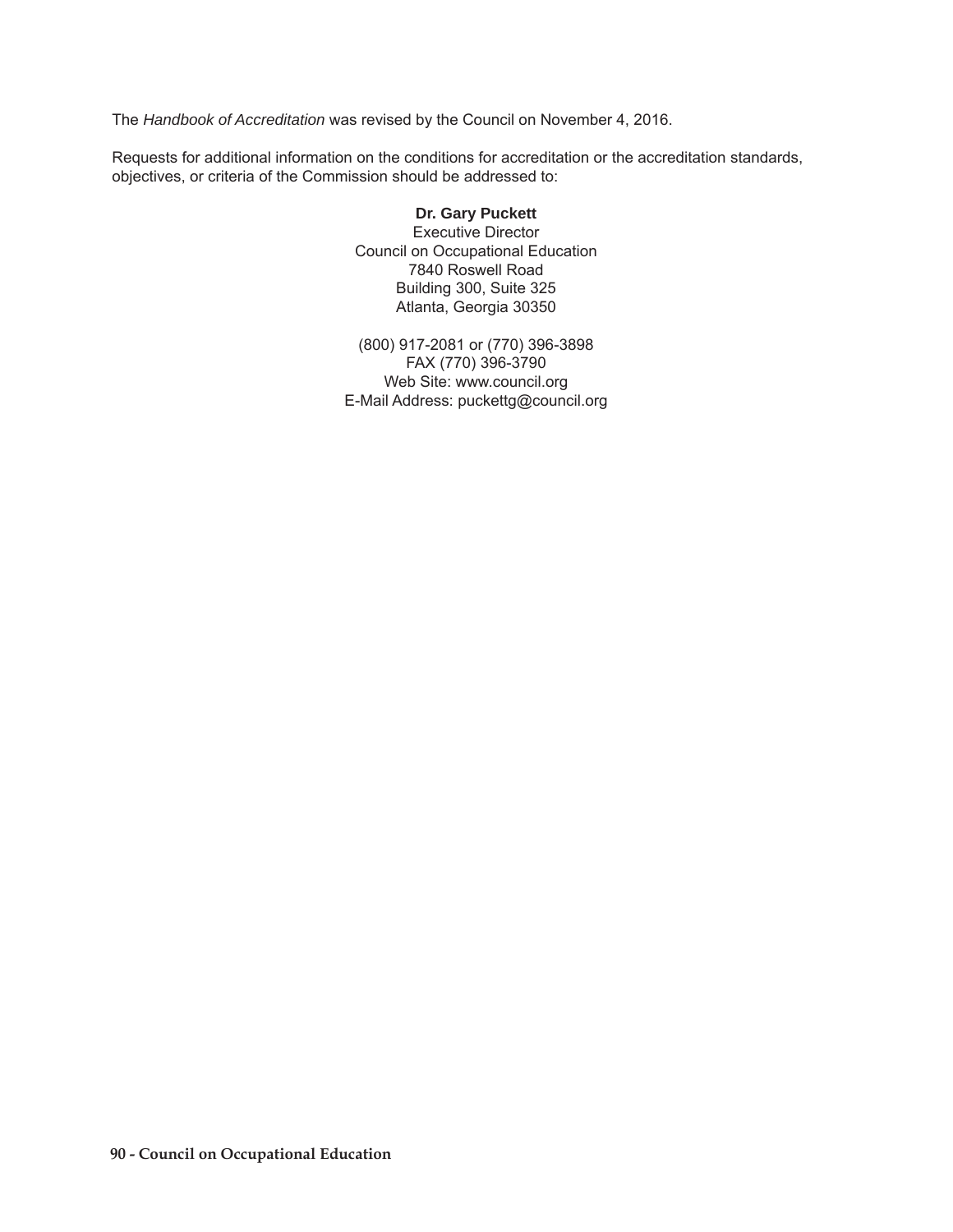The *Handbook of Accreditation* was revised by the Council on November 4, 2016.

Requests for additional information on the conditions for accreditation or the accreditation standards, objectives, or criteria of the Commission should be addressed to:

**Dr. Gary Puckett**
Executive Director
Council on Occupational Education
7840 Roswell Road
Building 300, Suite 325
Atlanta, Georgia 30350

(800) 917-2081 or (770) 396-3898
FAX (770) 396-3790
Web Site: www.council.org
E-Mail Address: puckettg@council.org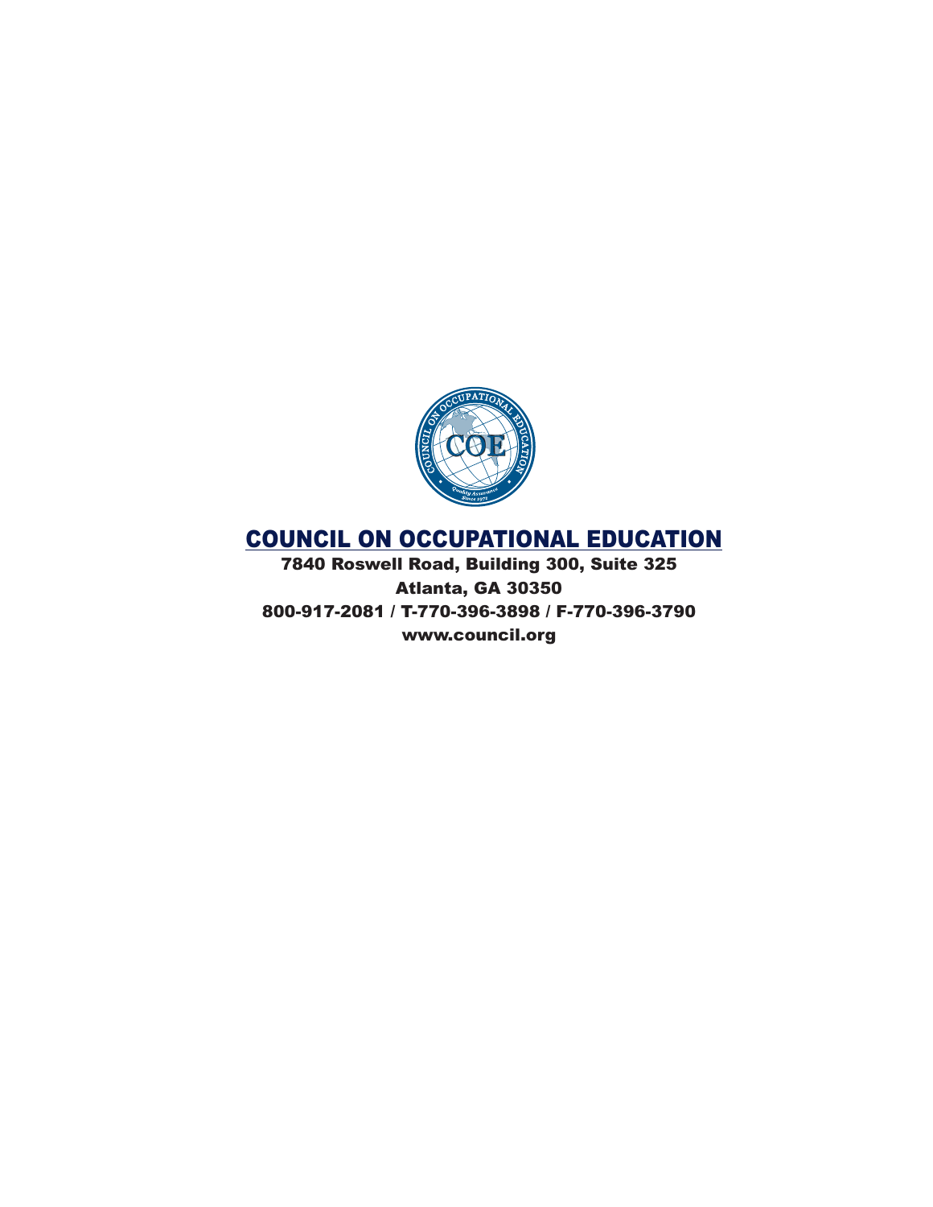# COUNCIL ON OCCUPATIONAL EDUCATION

**7840 Roswell Road, Building 300, Suite 325**

**Atlanta, GA 30350**

**800-917-2081 / T-770-396-3898 / F-770-396-3790**

**www.council.org**